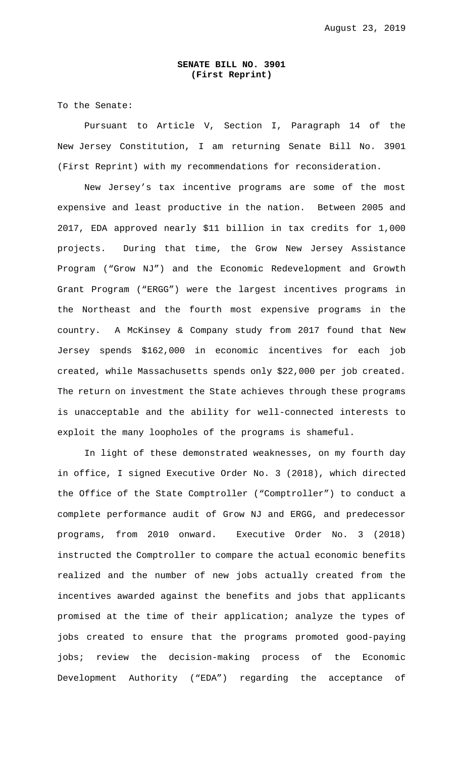August 23, 2019

**SENATE BILL NO. 3901**
**(First Reprint)**

To the Senate:

Pursuant to Article V, Section I, Paragraph 14 of the New Jersey Constitution, I am returning Senate Bill No. 3901 (First Reprint) with my recommendations for reconsideration.

New Jersey's tax incentive programs are some of the most expensive and least productive in the nation. Between 2005 and 2017, EDA approved nearly $11 billion in tax credits for 1,000 projects. During that time, the Grow New Jersey Assistance Program ("Grow NJ") and the Economic Redevelopment and Growth Grant Program ("ERGG") were the largest incentives programs in the Northeast and the fourth most expensive programs in the country. A McKinsey & Company study from 2017 found that New Jersey spends $162,000 in economic incentives for each job created, while Massachusetts spends only $22,000 per job created. The return on investment the State achieves through these programs is unacceptable and the ability for well-connected interests to exploit the many loopholes of the programs is shameful.

In light of these demonstrated weaknesses, on my fourth day in office, I signed Executive Order No. 3 (2018), which directed the Office of the State Comptroller ("Comptroller") to conduct a complete performance audit of Grow NJ and ERGG, and predecessor programs, from 2010 onward. Executive Order No. 3 (2018) instructed the Comptroller to compare the actual economic benefits realized and the number of new jobs actually created from the incentives awarded against the benefits and jobs that applicants promised at the time of their application; analyze the types of jobs created to ensure that the programs promoted good-paying jobs; review the decision-making process of the Economic Development Authority ("EDA") regarding the acceptance of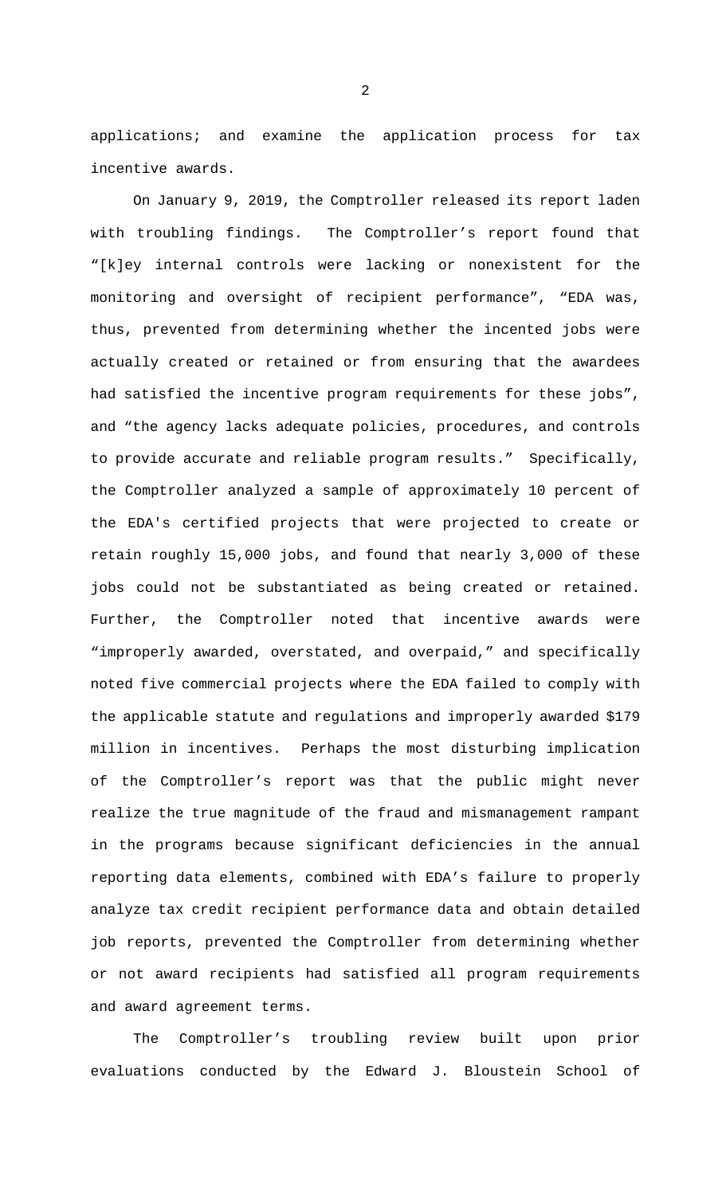applications; and examine the application process for tax incentive awards.

On January 9, 2019, the Comptroller released its report laden with troubling findings. The Comptroller's report found that "[k]ey internal controls were lacking or nonexistent for the monitoring and oversight of recipient performance", "EDA was, thus, prevented from determining whether the incented jobs were actually created or retained or from ensuring that the awardees had satisfied the incentive program requirements for these jobs", and "the agency lacks adequate policies, procedures, and controls to provide accurate and reliable program results." Specifically, the Comptroller analyzed a sample of approximately 10 percent of the EDA's certified projects that were projected to create or retain roughly 15,000 jobs, and found that nearly 3,000 of these jobs could not be substantiated as being created or retained. Further, the Comptroller noted that incentive awards were "improperly awarded, overstated, and overpaid," and specifically noted five commercial projects where the EDA failed to comply with the applicable statute and regulations and improperly awarded $179 million in incentives. Perhaps the most disturbing implication of the Comptroller's report was that the public might never realize the true magnitude of the fraud and mismanagement rampant in the programs because significant deficiencies in the annual reporting data elements, combined with EDA's failure to properly analyze tax credit recipient performance data and obtain detailed job reports, prevented the Comptroller from determining whether or not award recipients had satisfied all program requirements and award agreement terms.

The Comptroller's troubling review built upon prior evaluations conducted by the Edward J. Bloustein School of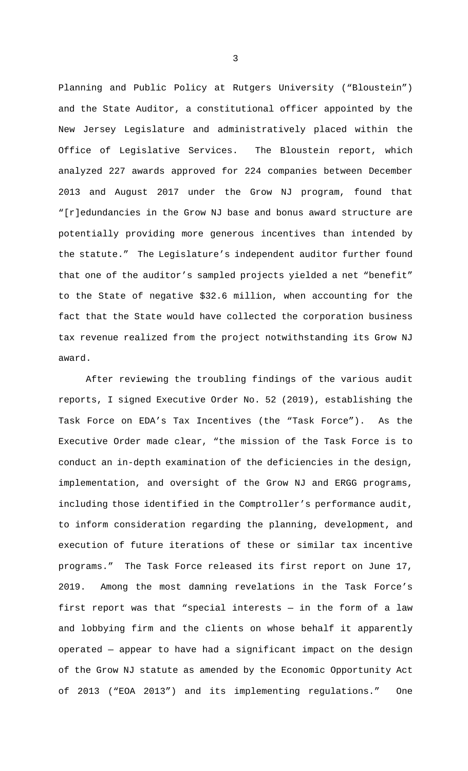Planning and Public Policy at Rutgers University ("Bloustein") and the State Auditor, a constitutional officer appointed by the New Jersey Legislature and administratively placed within the Office of Legislative Services. The Bloustein report, which analyzed 227 awards approved for 224 companies between December 2013 and August 2017 under the Grow NJ program, found that "[r]edundancies in the Grow NJ base and bonus award structure are potentially providing more generous incentives than intended by the statute." The Legislature's independent auditor further found that one of the auditor's sampled projects yielded a net "benefit" to the State of negative $32.6 million, when accounting for the fact that the State would have collected the corporation business tax revenue realized from the project notwithstanding its Grow NJ award.

After reviewing the troubling findings of the various audit reports, I signed Executive Order No. 52 (2019), establishing the Task Force on EDA's Tax Incentives (the "Task Force"). As the Executive Order made clear, "the mission of the Task Force is to conduct an in-depth examination of the deficiencies in the design, implementation, and oversight of the Grow NJ and ERGG programs, including those identified in the Comptroller's performance audit, to inform consideration regarding the planning, development, and execution of future iterations of these or similar tax incentive programs." The Task Force released its first report on June 17, 2019. Among the most damning revelations in the Task Force's first report was that "special interests — in the form of a law and lobbying firm and the clients on whose behalf it apparently operated — appear to have had a significant impact on the design of the Grow NJ statute as amended by the Economic Opportunity Act of 2013 ("EOA 2013") and its implementing regulations." One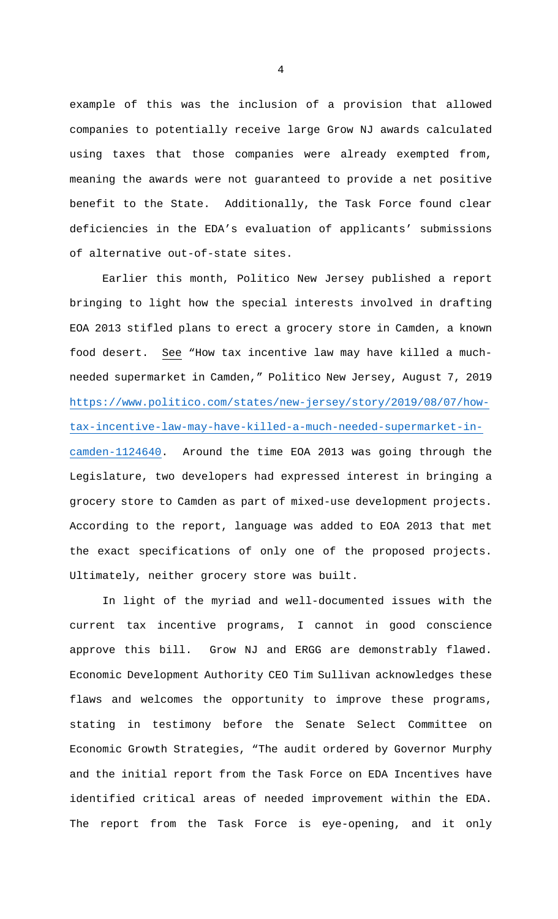example of this was the inclusion of a provision that allowed companies to potentially receive large Grow NJ awards calculated using taxes that those companies were already exempted from, meaning the awards were not guaranteed to provide a net positive benefit to the State. Additionally, the Task Force found clear deficiencies in the EDA's evaluation of applicants' submissions of alternative out-of-state sites.

Earlier this month, Politico New Jersey published a report bringing to light how the special interests involved in drafting EOA 2013 stifled plans to erect a grocery store in Camden, a known food desert. See "How tax incentive law may have killed a much-needed supermarket in Camden," Politico New Jersey, August 7, 2019 [https://www.politico.com/states/new-jersey/story/2019/08/07/how-tax-incentive-law-may-have-killed-a-much-needed-supermarket-in-camden-1124640](https://www.politico.com/states/new-jersey/story/2019/08/07/how-tax-incentive-law-may-have-killed-a-much-needed-supermarket-in-camden-1124640). Around the time EOA 2013 was going through the Legislature, two developers had expressed interest in bringing a grocery store to Camden as part of mixed-use development projects. According to the report, language was added to EOA 2013 that met the exact specifications of only one of the proposed projects. Ultimately, neither grocery store was built.

In light of the myriad and well-documented issues with the current tax incentive programs, I cannot in good conscience approve this bill. Grow NJ and ERGG are demonstrably flawed. Economic Development Authority CEO Tim Sullivan acknowledges these flaws and welcomes the opportunity to improve these programs, stating in testimony before the Senate Select Committee on Economic Growth Strategies, "The audit ordered by Governor Murphy and the initial report from the Task Force on EDA Incentives have identified critical areas of needed improvement within the EDA. The report from the Task Force is eye-opening, and it only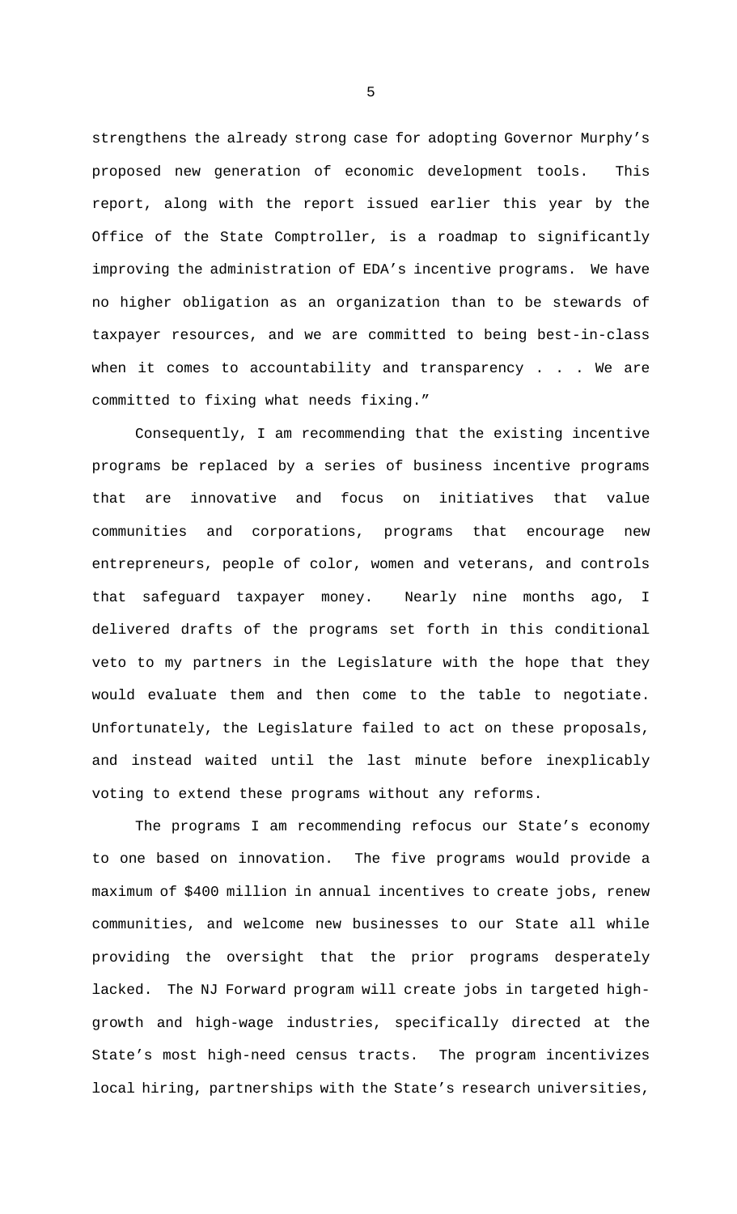strengthens the already strong case for adopting Governor Murphy's proposed new generation of economic development tools. This report, along with the report issued earlier this year by the Office of the State Comptroller, is a roadmap to significantly improving the administration of EDA's incentive programs. We have no higher obligation as an organization than to be stewards of taxpayer resources, and we are committed to being best-in-class when it comes to accountability and transparency . . . We are committed to fixing what needs fixing."

Consequently, I am recommending that the existing incentive programs be replaced by a series of business incentive programs that are innovative and focus on initiatives that value communities and corporations, programs that encourage new entrepreneurs, people of color, women and veterans, and controls that safeguard taxpayer money. Nearly nine months ago, I delivered drafts of the programs set forth in this conditional veto to my partners in the Legislature with the hope that they would evaluate them and then come to the table to negotiate. Unfortunately, the Legislature failed to act on these proposals, and instead waited until the last minute before inexplicably voting to extend these programs without any reforms.

The programs I am recommending refocus our State's economy to one based on innovation. The five programs would provide a maximum of $400 million in annual incentives to create jobs, renew communities, and welcome new businesses to our State all while providing the oversight that the prior programs desperately lacked. The NJ Forward program will create jobs in targeted high-growth and high-wage industries, specifically directed at the State's most high-need census tracts. The program incentivizes local hiring, partnerships with the State's research universities,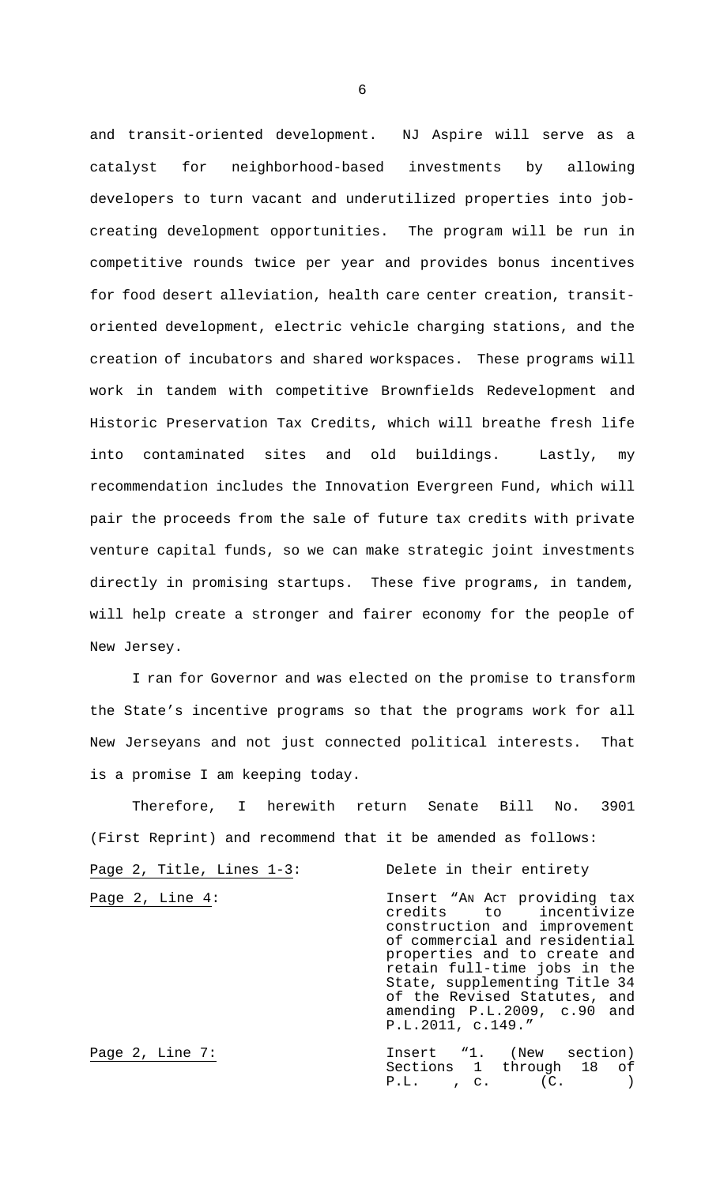and transit-oriented development. NJ Aspire will serve as a catalyst for neighborhood-based investments by allowing developers to turn vacant and underutilized properties into job-creating development opportunities. The program will be run in competitive rounds twice per year and provides bonus incentives for food desert alleviation, health care center creation, transit-oriented development, electric vehicle charging stations, and the creation of incubators and shared workspaces. These programs will work in tandem with competitive Brownfields Redevelopment and Historic Preservation Tax Credits, which will breathe fresh life into contaminated sites and old buildings. Lastly, my recommendation includes the Innovation Evergreen Fund, which will pair the proceeds from the sale of future tax credits with private venture capital funds, so we can make strategic joint investments directly in promising startups. These five programs, in tandem, will help create a stronger and fairer economy for the people of New Jersey.

I ran for Governor and was elected on the promise to transform the State's incentive programs so that the programs work for all New Jerseyans and not just connected political interests. That is a promise I am keeping today.

Therefore, I herewith return Senate Bill No. 3901 (First Reprint) and recommend that it be amended as follows:

| | |
|---|---|
| Page 2, Title, Lines 1-3: | Delete in their entirety |
| Page 2, Line 4: | Insert "AN ACT providing tax credits to incentivize construction and improvement of commercial and residential properties and to create and retain full-time jobs in the State, supplementing Title 34 of the Revised Statutes, and amending P.L.2009, c.90 and P.L.2011, c.149." |
| Page 2, Line 7: | Insert "1. (New section) Sections 1 through 18 of P.L. , c. (C. ) |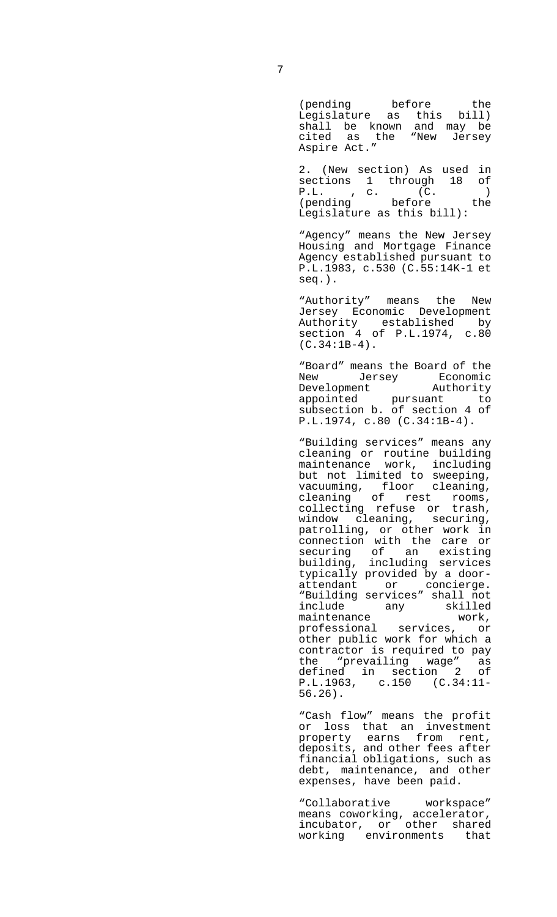(pending before the Legislature as this bill) shall be known and may be cited as the "New Jersey Aspire Act."

2. (New section) As used in sections 1 through 18 of P.L. , c. (C. ) (pending before the Legislature as this bill):

"Agency" means the New Jersey Housing and Mortgage Finance Agency established pursuant to P.L.1983, c.530 (C.55:14K-1 et seq.).

"Authority" means the New Jersey Economic Development Authority established by section 4 of P.L.1974, c.80 (C.34:1B-4).

"Board" means the Board of the New Jersey Economic Development Authority appointed pursuant to subsection b. of section 4 of P.L.1974, c.80 (C.34:1B-4).

"Building services" means any cleaning or routine building maintenance work, including but not limited to sweeping, vacuuming, floor cleaning, cleaning of rest rooms, collecting refuse or trash, window cleaning, securing, patrolling, or other work in connection with the care or securing of an existing building, including services typically provided by a door-attendant or concierge. "Building services" shall not include any skilled maintenance work, professional services, or other public work for which a contractor is required to pay the "prevailing wage" as defined in section 2 of P.L.1963, c.150 (C.34:11-56.26).

"Cash flow" means the profit or loss that an investment property earns from rent, deposits, and other fees after financial obligations, such as debt, maintenance, and other expenses, have been paid.

"Collaborative workspace" means coworking, accelerator, incubator, or other shared working environments that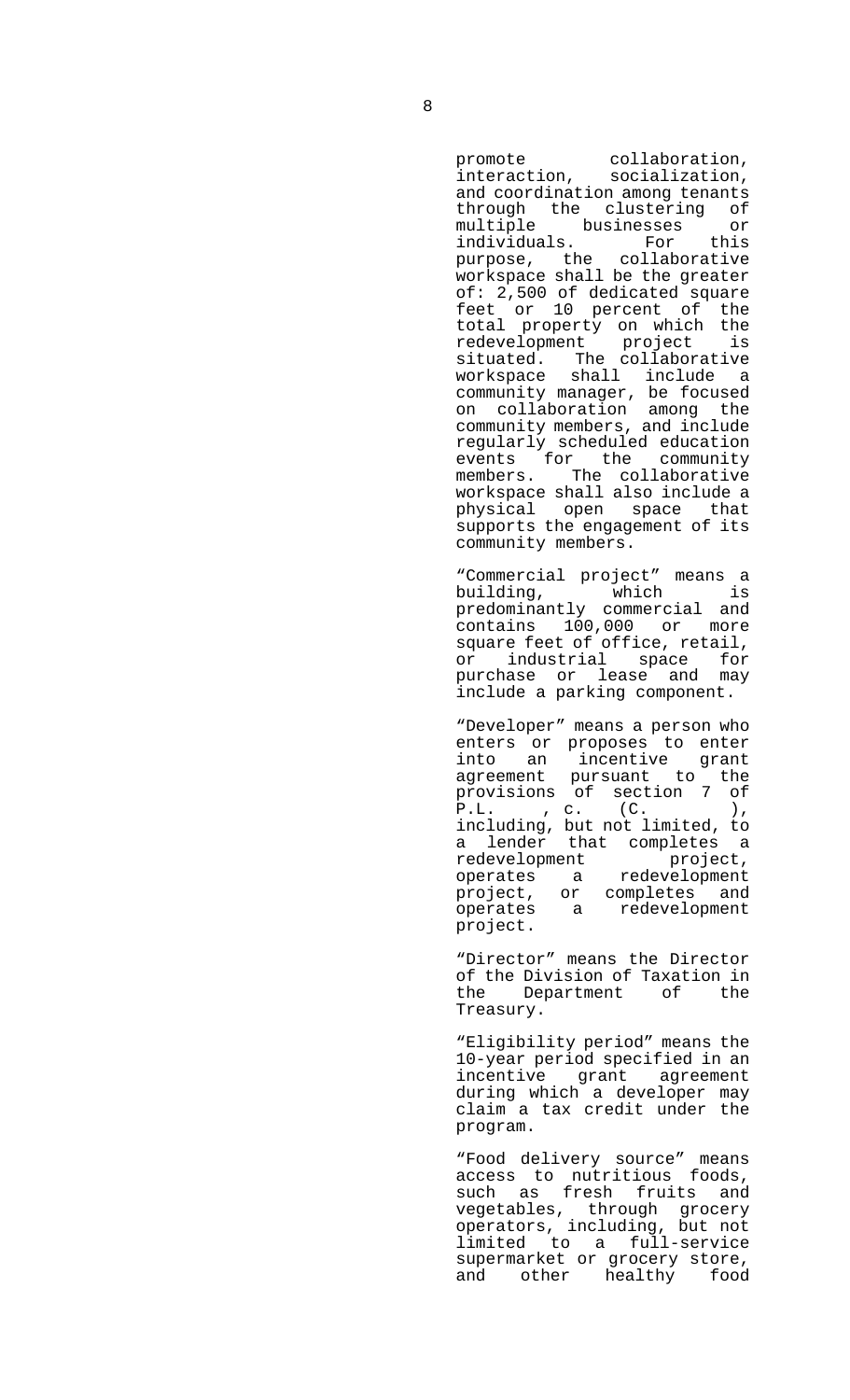promote collaboration, interaction, socialization, and coordination among tenants through the clustering of multiple businesses or individuals. For this purpose, the collaborative workspace shall be the greater of: 2,500 of dedicated square feet or 10 percent of the total property on which the redevelopment project is situated. The collaborative workspace shall include a community manager, be focused on collaboration among the community members, and include regularly scheduled education events for the community members. The collaborative workspace shall also include a physical open space that supports the engagement of its community members.

"Commercial project" means a building, which is predominantly commercial and contains 100,000 or more square feet of office, retail, or industrial space for purchase or lease and may include a parking component.

"Developer" means a person who enters or proposes to enter into an incentive grant agreement pursuant to the provisions of section 7 of P.L. , c. (C. ), including, but not limited, to a lender that completes a redevelopment project, operates a redevelopment project, or completes and operates a redevelopment project.

"Director" means the Director of the Division of Taxation in the Department of the Treasury.

"Eligibility period" means the 10-year period specified in an incentive grant agreement during which a developer may claim a tax credit under the program.

"Food delivery source" means access to nutritious foods, such as fresh fruits and vegetables, through grocery operators, including, but not limited to a full-service supermarket or grocery store, and other healthy food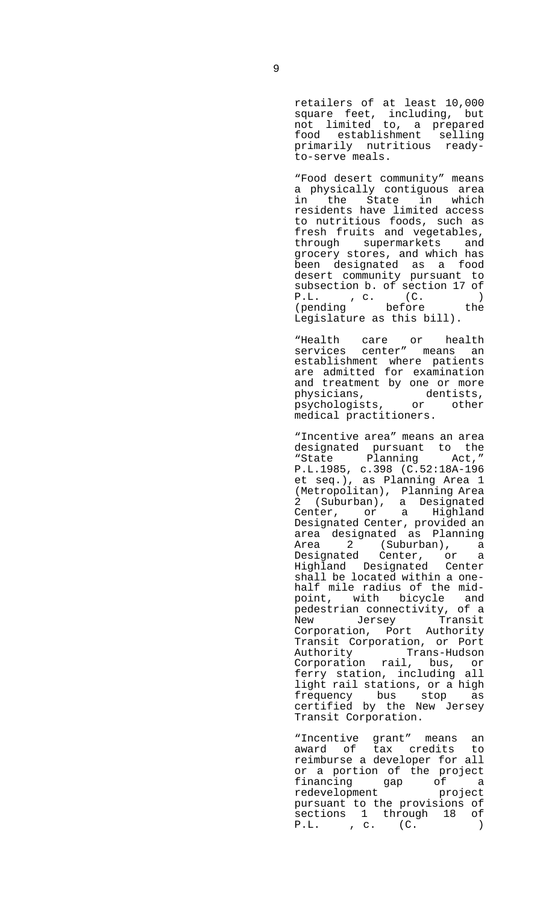retailers of at least 10,000 square feet, including, but not limited to, a prepared food establishment selling primarily nutritious ready-to-serve meals.

"Food desert community" means a physically contiguous area in the State in which residents have limited access to nutritious foods, such as fresh fruits and vegetables, through supermarkets and grocery stores, and which has been designated as a food desert community pursuant to subsection b. of section 17 of P.L. , c. (C. ) (pending before the Legislature as this bill).

"Health care or health services center" means an establishment where patients are admitted for examination and treatment by one or more physicians, dentists, psychologists, or other medical practitioners.

"Incentive area" means an area designated pursuant to the "State Planning Act," P.L.1985, c.398 (C.52:18A-196 et seq.), as Planning Area 1 (Metropolitan), Planning Area 2 (Suburban), a Designated Center, or a Highland Designated Center, provided an area designated as Planning Area 2 (Suburban), a Designated Center, or a Highland Designated Center shall be located within a one-half mile radius of the mid-point, with bicycle and pedestrian connectivity, of a New Jersey Transit Corporation, Port Authority Transit Corporation, or Port Authority Trans-Hudson Corporation rail, bus, or ferry station, including all light rail stations, or a high frequency bus stop as certified by the New Jersey Transit Corporation.

"Incentive grant" means an award of tax credits to reimburse a developer for all or a portion of the project financing gap of a redevelopment project pursuant to the provisions of sections 1 through 18 of P.L. , c. (C. )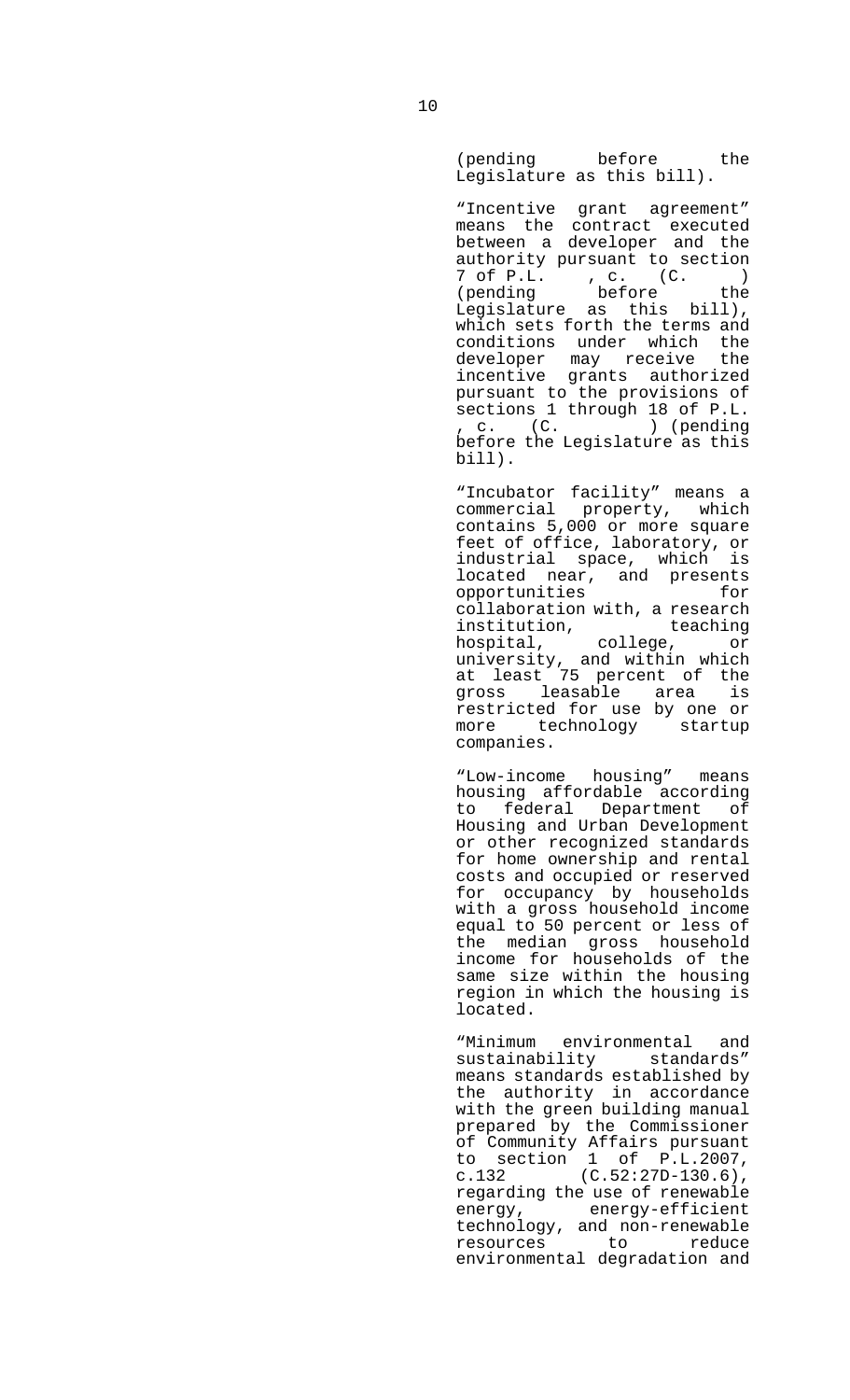(pending before the Legislature as this bill).

"Incentive grant agreement" means the contract executed between a developer and the authority pursuant to section 7 of P.L. , c. (C. ) (pending before the Legislature as this bill), which sets forth the terms and conditions under which the developer may receive the incentive grants authorized pursuant to the provisions of sections 1 through 18 of P.L. , c. (C. ) (pending before the Legislature as this bill).

"Incubator facility" means a commercial property, which contains 5,000 or more square feet of office, laboratory, or industrial space, which is located near, and presents opportunities for collaboration with, a research institution, teaching hospital, college, or university, and within which at least 75 percent of the gross leasable area is restricted for use by one or more technology startup companies.

"Low-income housing" means housing affordable according to federal Department of Housing and Urban Development or other recognized standards for home ownership and rental costs and occupied or reserved for occupancy by households with a gross household income equal to 50 percent or less of the median gross household income for households of the same size within the housing region in which the housing is located.

"Minimum environmental and sustainability standards" means standards established by the authority in accordance with the green building manual prepared by the Commissioner of Community Affairs pursuant to section 1 of P.L.2007, c.132 (C.52:27D-130.6), regarding the use of renewable energy, energy-efficient technology, and non-renewable resources to reduce environmental degradation and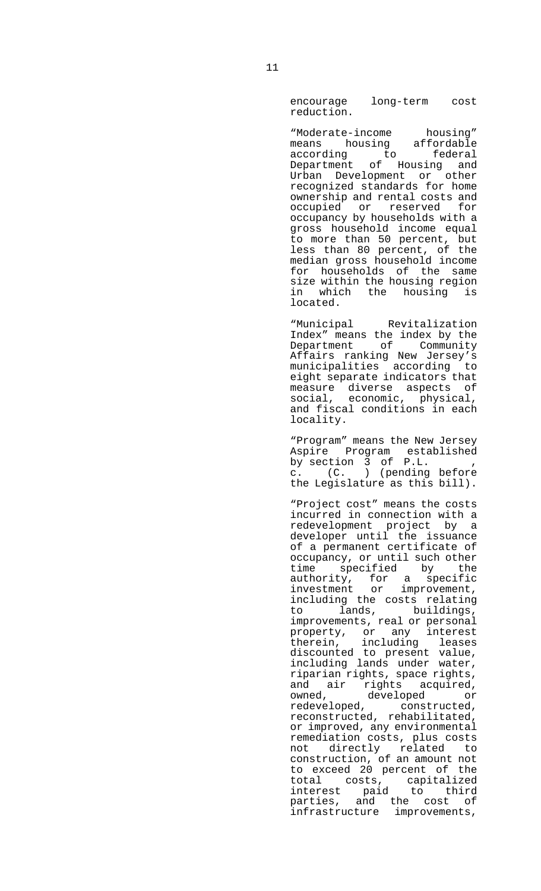encourage long-term cost reduction.

"Moderate-income housing" means housing affordable according to federal Department of Housing and Urban Development or other recognized standards for home ownership and rental costs and occupied or reserved for occupancy by households with a gross household income equal to more than 50 percent, but less than 80 percent, of the median gross household income for households of the same size within the housing region in which the housing is located.

"Municipal Revitalization Index" means the index by the Department of Community Affairs ranking New Jersey's municipalities according to eight separate indicators that measure diverse aspects of social, economic, physical, and fiscal conditions in each locality.

"Program" means the New Jersey Aspire Program established by section 3 of P.L. , c. (C. ) (pending before the Legislature as this bill).

"Project cost" means the costs incurred in connection with a redevelopment project by a developer until the issuance of a permanent certificate of occupancy, or until such other time specified by the authority, for a specific investment or improvement, including the costs relating to lands, buildings, improvements, real or personal property, or any interest therein, including leases discounted to present value, including lands under water, riparian rights, space rights, and air rights acquired, owned, developed or redeveloped, constructed, reconstructed, rehabilitated, or improved, any environmental remediation costs, plus costs not directly related to construction, of an amount not to exceed 20 percent of the total costs, capitalized interest paid to third parties, and the cost of infrastructure improvements,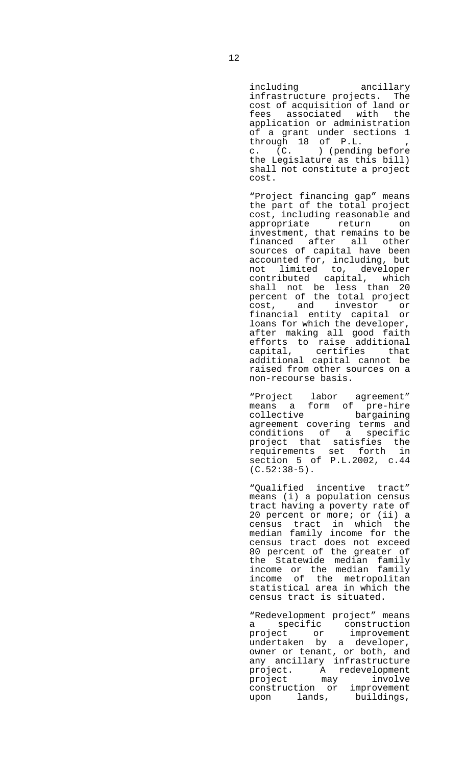including ancillary infrastructure projects. The cost of acquisition of land or fees associated with the application or administration of a grant under sections 1 through 18 of P.L. , c. (C. ) (pending before the Legislature as this bill) shall not constitute a project cost.

"Project financing gap" means the part of the total project cost, including reasonable and appropriate return on investment, that remains to be financed after all other sources of capital have been accounted for, including, but not limited to, developer contributed capital, which shall not be less than 20 percent of the total project cost, and investor or financial entity capital or loans for which the developer, after making all good faith efforts to raise additional capital, certifies that additional capital cannot be raised from other sources on a non-recourse basis.

"Project labor agreement" means a form of pre-hire collective bargaining agreement covering terms and conditions of a specific project that satisfies the requirements set forth in section 5 of P.L.2002, c.44 (C.52:38-5).

"Qualified incentive tract" means (i) a population census tract having a poverty rate of 20 percent or more; or (ii) a census tract in which the median family income for the census tract does not exceed 80 percent of the greater of the Statewide median family income or the median family income of the metropolitan statistical area in which the census tract is situated.

"Redevelopment project" means a specific construction project or improvement undertaken by a developer, owner or tenant, or both, and any ancillary infrastructure project. A redevelopment project may involve construction or improvement upon lands, buildings,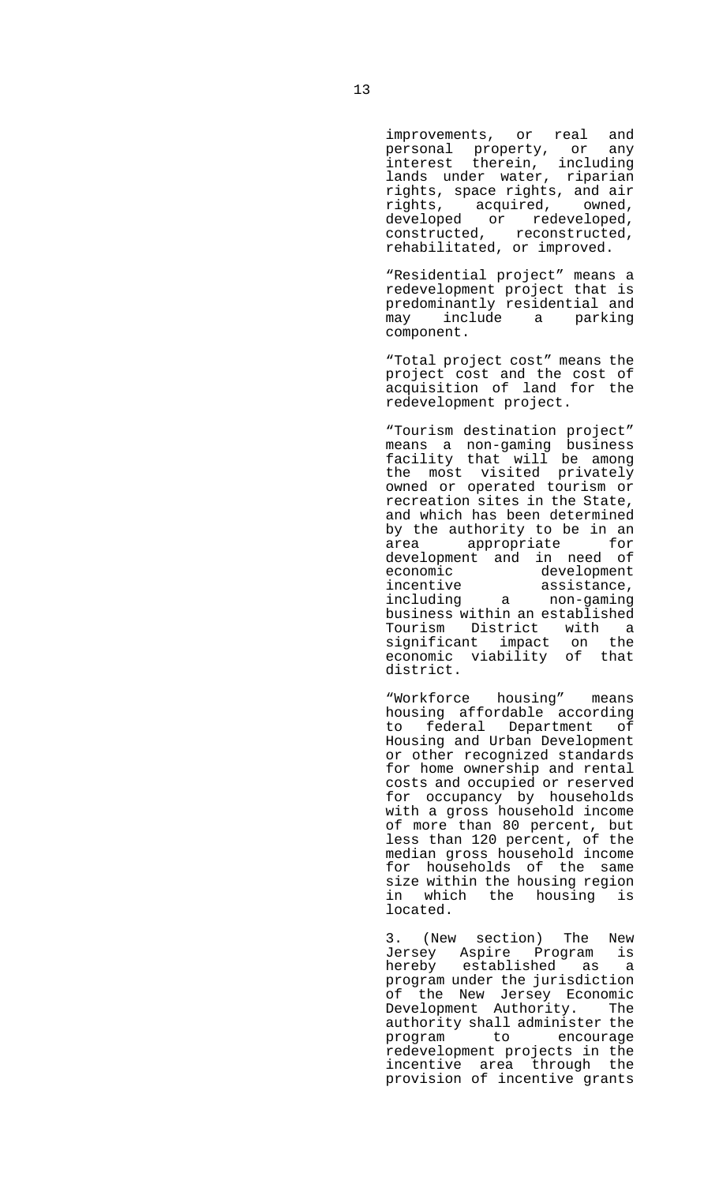improvements, or real and personal property, or any interest therein, including lands under water, riparian rights, space rights, and air rights, acquired, owned, developed or redeveloped, constructed, reconstructed, rehabilitated, or improved.

"Residential project" means a redevelopment project that is predominantly residential and may include a parking component.

"Total project cost" means the project cost and the cost of acquisition of land for the redevelopment project.

"Tourism destination project" means a non-gaming business facility that will be among the most visited privately owned or operated tourism or recreation sites in the State, and which has been determined by the authority to be in an area appropriate for development and in need of economic development incentive assistance, including a non-gaming business within an established Tourism District with a significant impact on the economic viability of that district.

"Workforce housing" means housing affordable according to federal Department of Housing and Urban Development or other recognized standards for home ownership and rental costs and occupied or reserved for occupancy by households with a gross household income of more than 80 percent, but less than 120 percent, of the median gross household income for households of the same size within the housing region in which the housing is located.

3. (New section) The New Jersey Aspire Program is hereby established as a program under the jurisdiction of the New Jersey Economic Development Authority. The authority shall administer the program to encourage redevelopment projects in the incentive area through the provision of incentive grants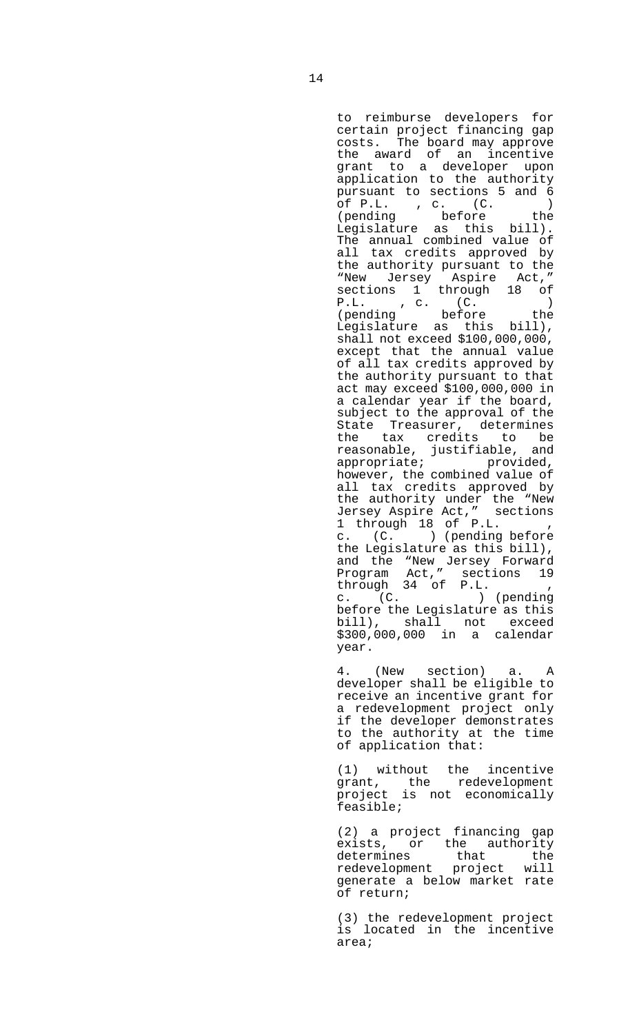to reimburse developers for certain project financing gap costs. The board may approve the award of an incentive grant to a developer upon application to the authority pursuant to sections 5 and 6 of P.L. , c. (C. ) (pending before the Legislature as this bill). The annual combined value of all tax credits approved by the authority pursuant to the "New Jersey Aspire Act," sections 1 through 18 of P.L. , c. (C. ) (pending before the Legislature as this bill), shall not exceed $100,000,000, except that the annual value of all tax credits approved by the authority pursuant to that act may exceed $100,000,000 in a calendar year if the board, subject to the approval of the State Treasurer, determines the tax credits to be reasonable, justifiable, and appropriate; provided, however, the combined value of all tax credits approved by the authority under the "New Jersey Aspire Act," sections 1 through 18 of P.L. , c. (C. ) (pending before the Legislature as this bill), and the "New Jersey Forward Program Act," sections 19 through 34 of P.L. , c. (C. ) (pending before the Legislature as this bill), shall not exceed $300,000,000 in a calendar year.

4. (New section) a. A developer shall be eligible to receive an incentive grant for a redevelopment project only if the developer demonstrates to the authority at the time of application that:

(1) without the incentive grant, the redevelopment project is not economically feasible;

(2) a project financing gap exists, or the authority determines that the redevelopment project will generate a below market rate of return;

(3) the redevelopment project is located in the incentive area;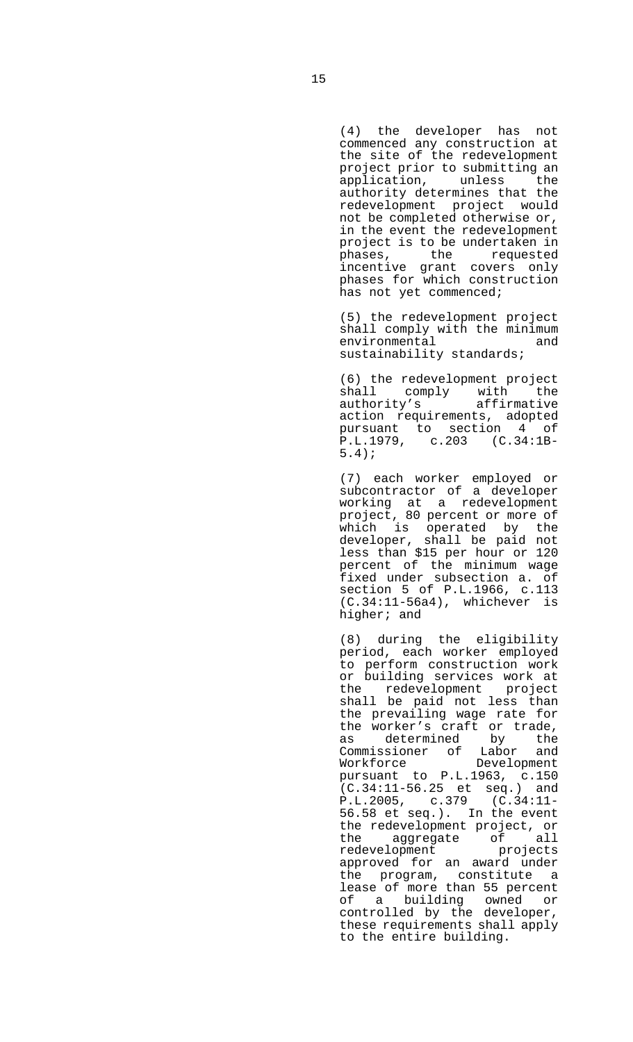(4) the developer has not commenced any construction at the site of the redevelopment project prior to submitting an application, unless the authority determines that the redevelopment project would not be completed otherwise or, in the event the redevelopment project is to be undertaken in phases, the requested incentive grant covers only phases for which construction has not yet commenced;

(5) the redevelopment project shall comply with the minimum environmental and sustainability standards;

(6) the redevelopment project shall comply with the authority's affirmative action requirements, adopted pursuant to section 4 of P.L.1979, c.203 (C.34:1B-5.4);

(7) each worker employed or subcontractor of a developer working at a redevelopment project, 80 percent or more of which is operated by the developer, shall be paid not less than $15 per hour or 120 percent of the minimum wage fixed under subsection a. of section 5 of P.L.1966, c.113 (C.34:11-56a4), whichever is higher; and

(8) during the eligibility period, each worker employed to perform construction work or building services work at the redevelopment project shall be paid not less than the prevailing wage rate for the worker's craft or trade, as determined by the Commissioner of Labor and Workforce Development pursuant to P.L.1963, c.150 (C.34:11-56.25 et seq.) and P.L.2005, c.379 (C.34:11-56.58 et seq.). In the event the redevelopment project, or the aggregate of all redevelopment projects approved for an award under the program, constitute a lease of more than 55 percent of a building owned or controlled by the developer, these requirements shall apply to the entire building.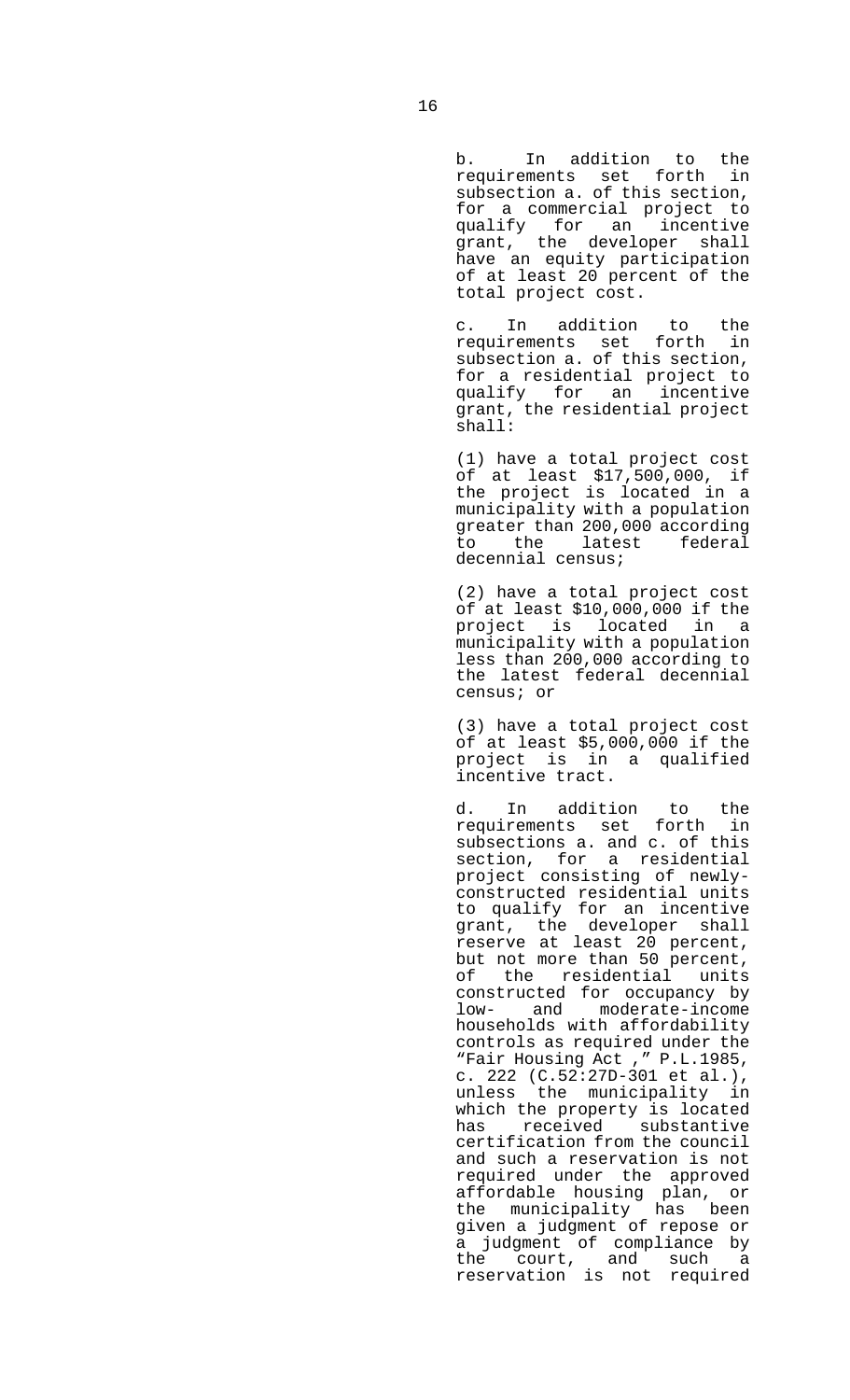b. In addition to the requirements set forth in subsection a. of this section, for a commercial project to qualify for an incentive grant, the developer shall have an equity participation of at least 20 percent of the total project cost.

c. In addition to the requirements set forth in subsection a. of this section, for a residential project to qualify for an incentive grant, the residential project shall:

(1) have a total project cost of at least $17,500,000, if the project is located in a municipality with a population greater than 200,000 according to the latest federal decennial census;

(2) have a total project cost of at least $10,000,000 if the project is located in a municipality with a population less than 200,000 according to the latest federal decennial census; or

(3) have a total project cost of at least $5,000,000 if the project is in a qualified incentive tract.

d. In addition to the requirements set forth in subsections a. and c. of this section, for a residential project consisting of newly-constructed residential units to qualify for an incentive grant, the developer shall reserve at least 20 percent, but not more than 50 percent, of the residential units constructed for occupancy by low- and moderate-income households with affordability controls as required under the "Fair Housing Act ," P.L.1985, c. 222 (C.52:27D-301 et al.), unless the municipality in which the property is located has received substantive certification from the council and such a reservation is not required under the approved affordable housing plan, or the municipality has been given a judgment of repose or a judgment of compliance by the court, and such a reservation is not required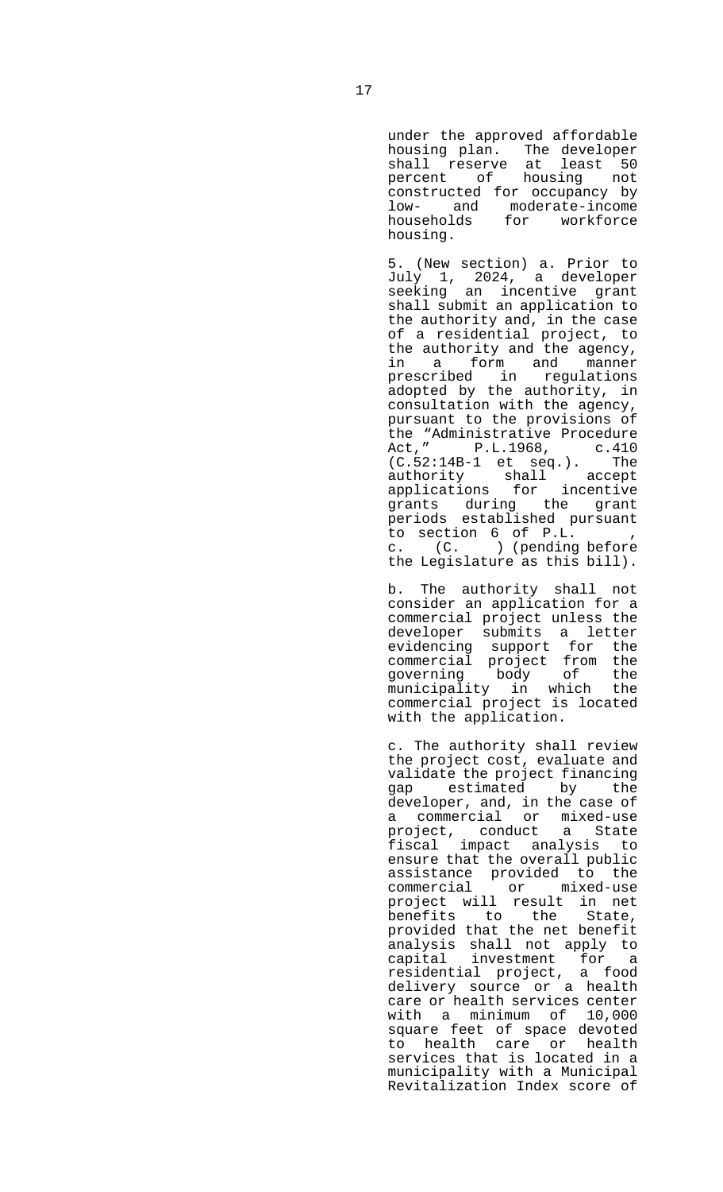under the approved affordable housing plan. The developer shall reserve at least 50 percent of housing not constructed for occupancy by low- and moderate-income households for workforce housing.

5. (New section) a. Prior to July 1, 2024, a developer seeking an incentive grant shall submit an application to the authority and, in the case of a residential project, to the authority and the agency, in a form and manner prescribed in regulations adopted by the authority, in consultation with the agency, pursuant to the provisions of the "Administrative Procedure Act," P.L.1968, c.410 (C.52:14B-1 et seq.). The authority shall accept applications for incentive grants during the grant periods established pursuant to section 6 of P.L. , c. (C. ) (pending before the Legislature as this bill).

b. The authority shall not consider an application for a commercial project unless the developer submits a letter evidencing support for the commercial project from the governing body of the municipality in which the commercial project is located with the application.

c. The authority shall review the project cost, evaluate and validate the project financing gap estimated by the developer, and, in the case of a commercial or mixed-use project, conduct a State fiscal impact analysis to ensure that the overall public assistance provided to the commercial or mixed-use project will result in net benefits to the State, provided that the net benefit analysis shall not apply to capital investment for a residential project, a food delivery source or a health care or health services center with a minimum of 10,000 square feet of space devoted to health care or health services that is located in a municipality with a Municipal Revitalization Index score of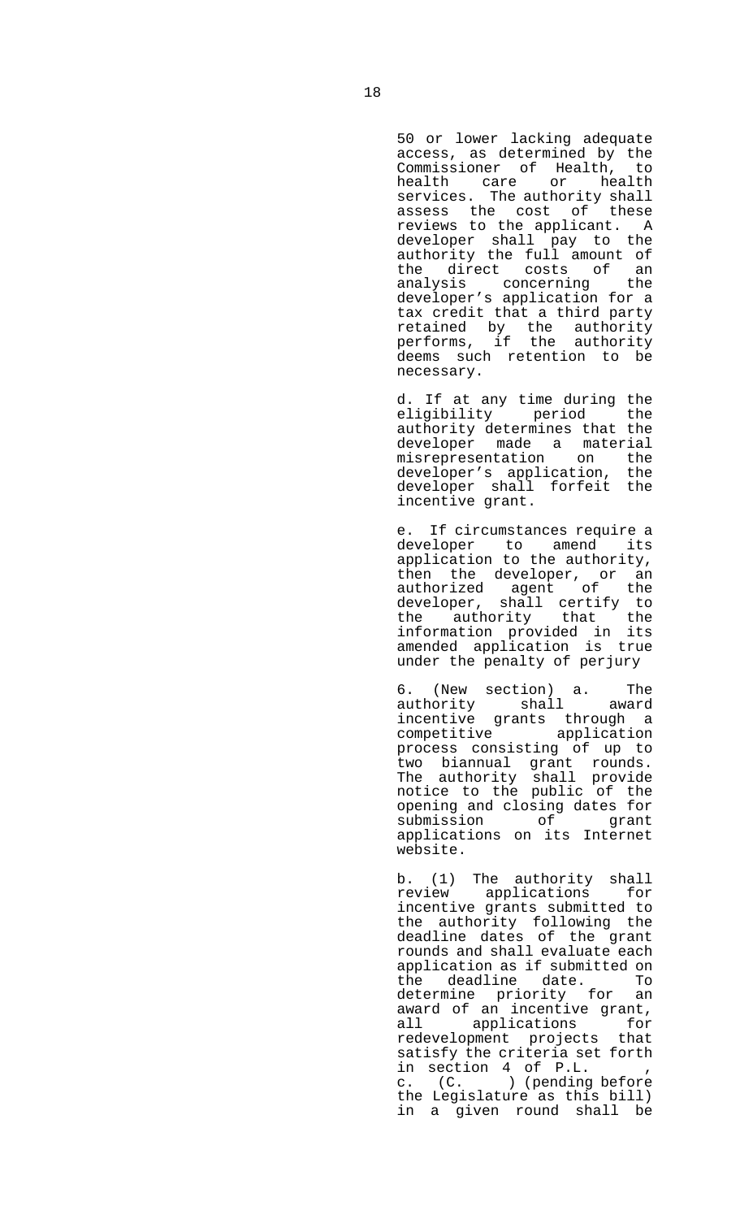50 or lower lacking adequate access, as determined by the Commissioner of Health, to health care or health services. The authority shall assess the cost of these reviews to the applicant. A developer shall pay to the authority the full amount of the direct costs of an analysis concerning the developer's application for a tax credit that a third party retained by the authority performs, if the authority deems such retention to be necessary.

d. If at any time during the eligibility period the authority determines that the developer made a material misrepresentation on the developer's application, the developer shall forfeit the incentive grant.

e. If circumstances require a developer to amend its application to the authority, then the developer, or an authorized agent of the developer, shall certify to the authority that the information provided in its amended application is true under the penalty of perjury

6. (New section) a. The authority shall award incentive grants through a competitive application process consisting of up to two biannual grant rounds. The authority shall provide notice to the public of the opening and closing dates for submission of grant applications on its Internet website.

b. (1) The authority shall review applications for incentive grants submitted to the authority following the deadline dates of the grant rounds and shall evaluate each application as if submitted on the deadline date. To determine priority for an award of an incentive grant, all applications for redevelopment projects that satisfy the criteria set forth in section 4 of P.L. , c. (C. ) (pending before the Legislature as this bill) in a given round shall be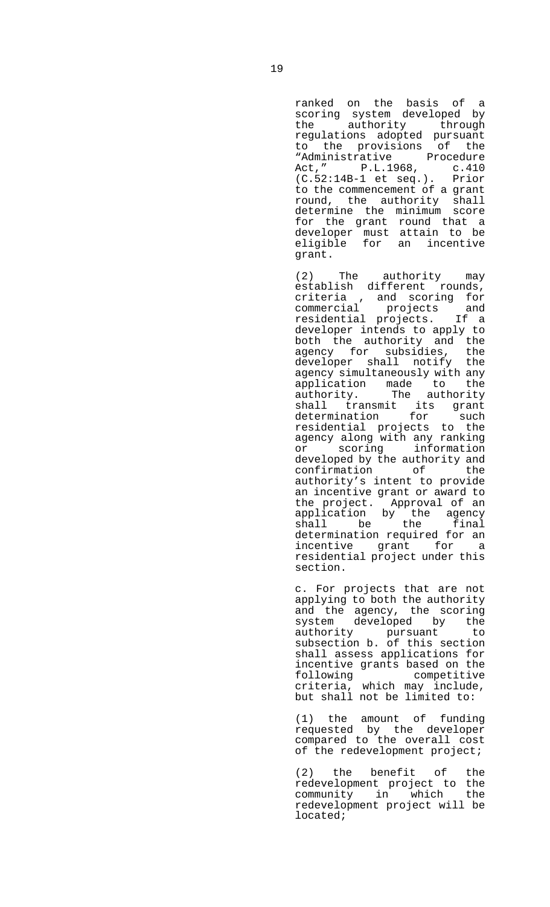ranked on the basis of a scoring system developed by the authority through regulations adopted pursuant to the provisions of the "Administrative Procedure Act," P.L.1968, c.410 (C.52:14B-1 et seq.). Prior to the commencement of a grant round, the authority shall determine the minimum score for the grant round that a developer must attain to be eligible for an incentive grant.

(2) The authority may establish different rounds, criteria , and scoring for commercial projects and residential projects. If a developer intends to apply to both the authority and the agency for subsidies, the developer shall notify the agency simultaneously with any application made to the authority. The authority shall transmit its grant determination for such residential projects to the agency along with any ranking or scoring information developed by the authority and confirmation of the authority's intent to provide an incentive grant or award to the project. Approval of an application by the agency shall be the final determination required for an incentive grant for a residential project under this section.

c. For projects that are not applying to both the authority and the agency, the scoring system developed by the authority pursuant to subsection b. of this section shall assess applications for incentive grants based on the following competitive criteria, which may include, but shall not be limited to:

(1) the amount of funding requested by the developer compared to the overall cost of the redevelopment project;

(2) the benefit of the redevelopment project to the community in which the redevelopment project will be located;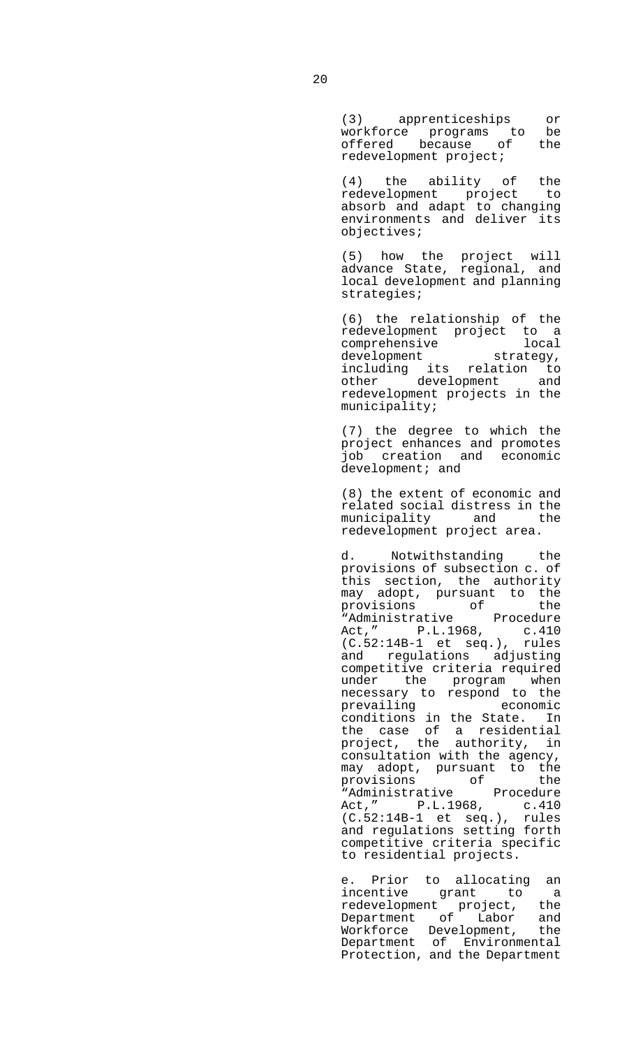(3) apprenticeships or workforce programs to be offered because of the redevelopment project;

(4) the ability of the redevelopment project to absorb and adapt to changing environments and deliver its objectives;

(5) how the project will advance State, regional, and local development and planning strategies;

(6) the relationship of the redevelopment project to a comprehensive local development strategy, including its relation to other development and redevelopment projects in the municipality;

(7) the degree to which the project enhances and promotes job creation and economic development; and

(8) the extent of economic and related social distress in the municipality and the redevelopment project area.

d. Notwithstanding the provisions of subsection c. of this section, the authority may adopt, pursuant to the provisions of the "Administrative Procedure Act," P.L.1968, c.410 (C.52:14B-1 et seq.), rules and regulations adjusting competitive criteria required under the program when necessary to respond to the prevailing economic conditions in the State. In the case of a residential project, the authority, in consultation with the agency, may adopt, pursuant to the provisions of the "Administrative Procedure Act," P.L.1968, c.410 (C.52:14B-1 et seq.), rules and regulations setting forth competitive criteria specific to residential projects.

e. Prior to allocating an incentive grant to a redevelopment project, the Department of Labor and Workforce Development, the Department of Environmental Protection, and the Department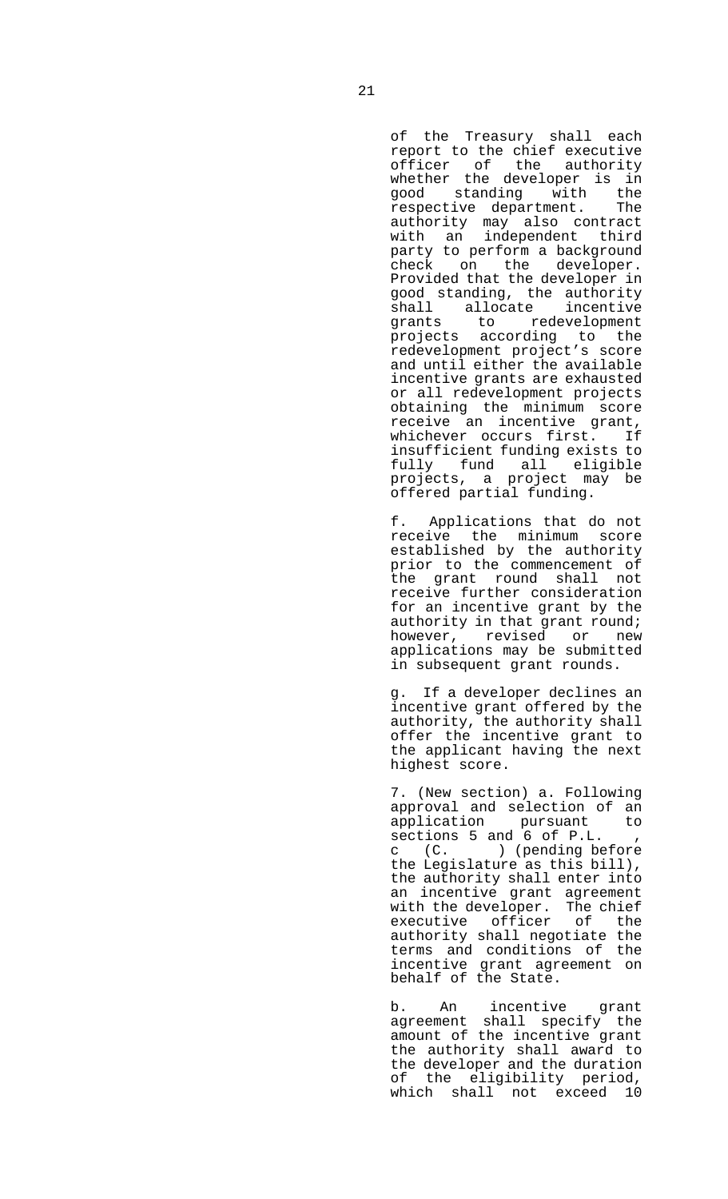of the Treasury shall each report to the chief executive officer of the authority whether the developer is in good standing with the respective department. The authority may also contract with an independent third party to perform a background check on the developer. Provided that the developer in good standing, the authority shall allocate incentive grants to redevelopment projects according to the redevelopment project's score and until either the available incentive grants are exhausted or all redevelopment projects obtaining the minimum score receive an incentive grant, whichever occurs first. If insufficient funding exists to fully fund all eligible projects, a project may be offered partial funding.

f. Applications that do not receive the minimum score established by the authority prior to the commencement of the grant round shall not receive further consideration for an incentive grant by the authority in that grant round; however, revised or new applications may be submitted in subsequent grant rounds.

g. If a developer declines an incentive grant offered by the authority, the authority shall offer the incentive grant to the applicant having the next highest score.

7. (New section) a. Following approval and selection of an application pursuant to sections 5 and 6 of P.L. , c (C. ) (pending before the Legislature as this bill), the authority shall enter into an incentive grant agreement with the developer. The chief executive officer of the authority shall negotiate the terms and conditions of the incentive grant agreement on behalf of the State.

b. An incentive grant agreement shall specify the amount of the incentive grant the authority shall award to the developer and the duration of the eligibility period, which shall not exceed 10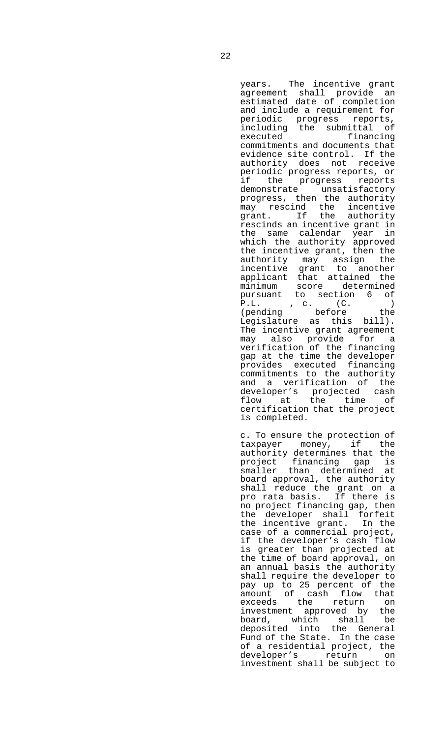years. The incentive grant agreement shall provide an estimated date of completion and include a requirement for periodic progress reports, including the submittal of executed financing commitments and documents that evidence site control. If the authority does not receive periodic progress reports, or if the progress reports demonstrate unsatisfactory progress, then the authority may rescind the incentive grant. If the authority rescinds an incentive grant in the same calendar year in which the authority approved the incentive grant, then the authority may assign the incentive grant to another applicant that attained the minimum score determined pursuant to section 6 of P.L. , c. (C. ) (pending before the Legislature as this bill). The incentive grant agreement may also provide for a verification of the financing gap at the time the developer provides executed financing commitments to the authority and a verification of the developer's projected cash flow at the time of certification that the project is completed.

c. To ensure the protection of taxpayer money, if the authority determines that the project financing gap is smaller than determined at board approval, the authority shall reduce the grant on a pro rata basis. If there is no project financing gap, then the developer shall forfeit the incentive grant. In the case of a commercial project, if the developer's cash flow is greater than projected at the time of board approval, on an annual basis the authority shall require the developer to pay up to 25 percent of the amount of cash flow that exceeds the return on investment approved by the board, which shall be deposited into the General Fund of the State. In the case of a residential project, the developer's return on investment shall be subject to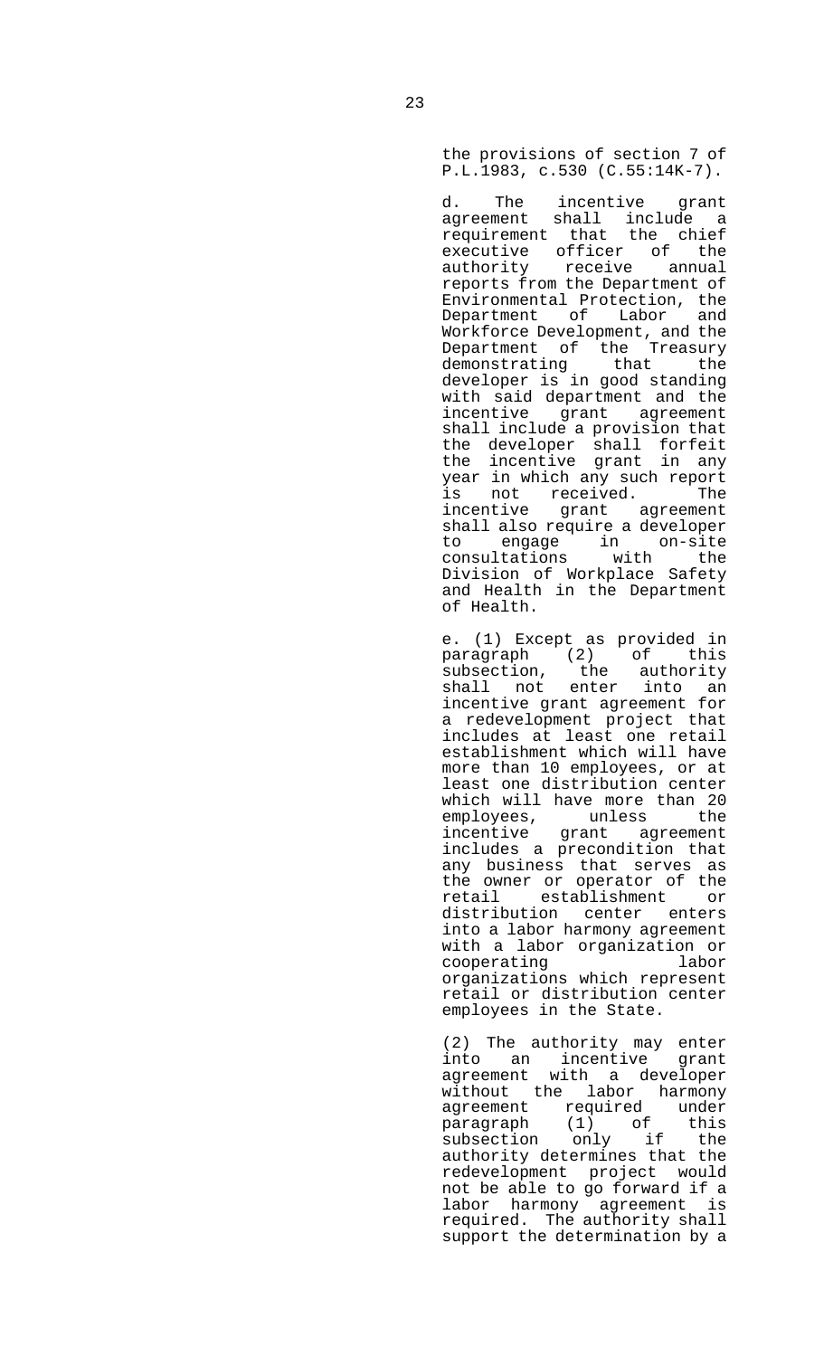the provisions of section 7 of P.L.1983, c.530 (C.55:14K-7).

d. The incentive grant agreement shall include a requirement that the chief executive officer of the authority receive annual reports from the Department of Environmental Protection, the Department of Labor and Workforce Development, and the Department of the Treasury demonstrating that the developer is in good standing with said department and the incentive grant agreement shall include a provision that the developer shall forfeit the incentive grant in any year in which any such report is not received. The incentive grant agreement shall also require a developer to engage in on-site consultations with the Division of Workplace Safety and Health in the Department of Health.

e. (1) Except as provided in paragraph (2) of this subsection, the authority shall not enter into an incentive grant agreement for a redevelopment project that includes at least one retail establishment which will have more than 10 employees, or at least one distribution center which will have more than 20 employees, unless the incentive grant agreement includes a precondition that any business that serves as the owner or operator of the retail establishment or distribution center enters into a labor harmony agreement with a labor organization or cooperating labor organizations which represent retail or distribution center employees in the State.

(2) The authority may enter into an incentive grant agreement with a developer without the labor harmony agreement required under paragraph (1) of this subsection only if the authority determines that the redevelopment project would not be able to go forward if a labor harmony agreement is required. The authority shall support the determination by a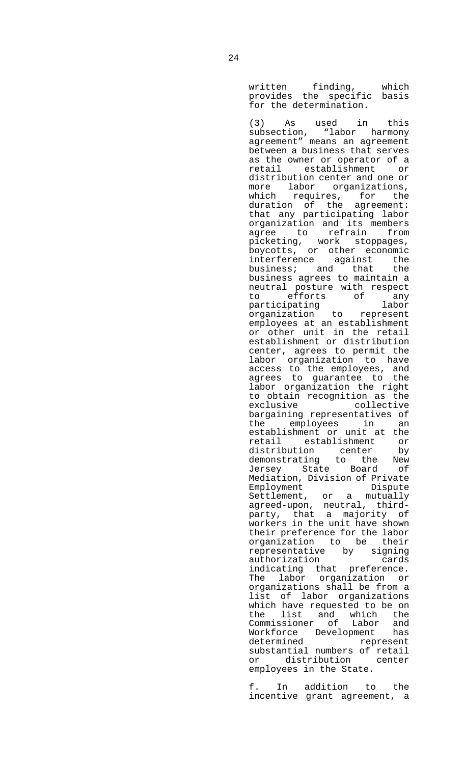written finding, which provides the specific basis for the determination.

(3) As used in this subsection, "labor harmony agreement" means an agreement between a business that serves as the owner or operator of a retail establishment or distribution center and one or more labor organizations, which requires, for the duration of the agreement: that any participating labor organization and its members agree to refrain from picketing, work stoppages, boycotts, or other economic interference against the business; and that the business agrees to maintain a neutral posture with respect to efforts of any participating labor organization to represent employees at an establishment or other unit in the retail establishment or distribution center, agrees to permit the labor organization to have access to the employees, and agrees to guarantee to the labor organization the right to obtain recognition as the exclusive collective bargaining representatives of the employees in an establishment or unit at the retail establishment or distribution center by demonstrating to the New Jersey State Board of Mediation, Division of Private Employment Dispute Settlement, or a mutually agreed-upon, neutral, third-party, that a majority of workers in the unit have shown their preference for the labor organization to be their representative by signing authorization cards indicating that preference. The labor organization or organizations shall be from a list of labor organizations which have requested to be on the list and which the Commissioner of Labor and Workforce Development has determined represent substantial numbers of retail or distribution center employees in the State.

f. In addition to the incentive grant agreement, a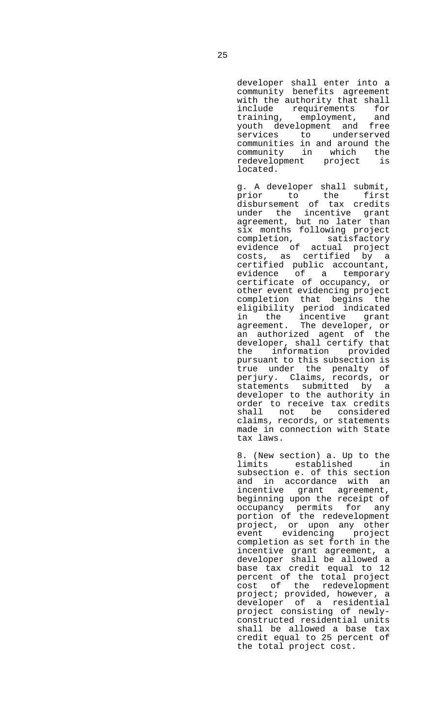developer shall enter into a community benefits agreement with the authority that shall include requirements for training, employment, and youth development and free services to underserved communities in and around the community in which the redevelopment project is located.

g. A developer shall submit, prior to the first disbursement of tax credits under the incentive grant agreement, but no later than six months following project completion, satisfactory evidence of actual project costs, as certified by a certified public accountant, evidence of a temporary certificate of occupancy, or other event evidencing project completion that begins the eligibility period indicated in the incentive grant agreement. The developer, or an authorized agent of the developer, shall certify that the information provided pursuant to this subsection is true under the penalty of perjury. Claims, records, or statements submitted by a developer to the authority in order to receive tax credits shall not be considered claims, records, or statements made in connection with State tax laws.

8. (New section) a. Up to the limits established in subsection e. of this section and in accordance with an incentive grant agreement, beginning upon the receipt of occupancy permits for any portion of the redevelopment project, or upon any other event evidencing project completion as set forth in the incentive grant agreement, a developer shall be allowed a base tax credit equal to 12 percent of the total project cost of the redevelopment project; provided, however, a developer of a residential project consisting of newly-constructed residential units shall be allowed a base tax credit equal to 25 percent of the total project cost.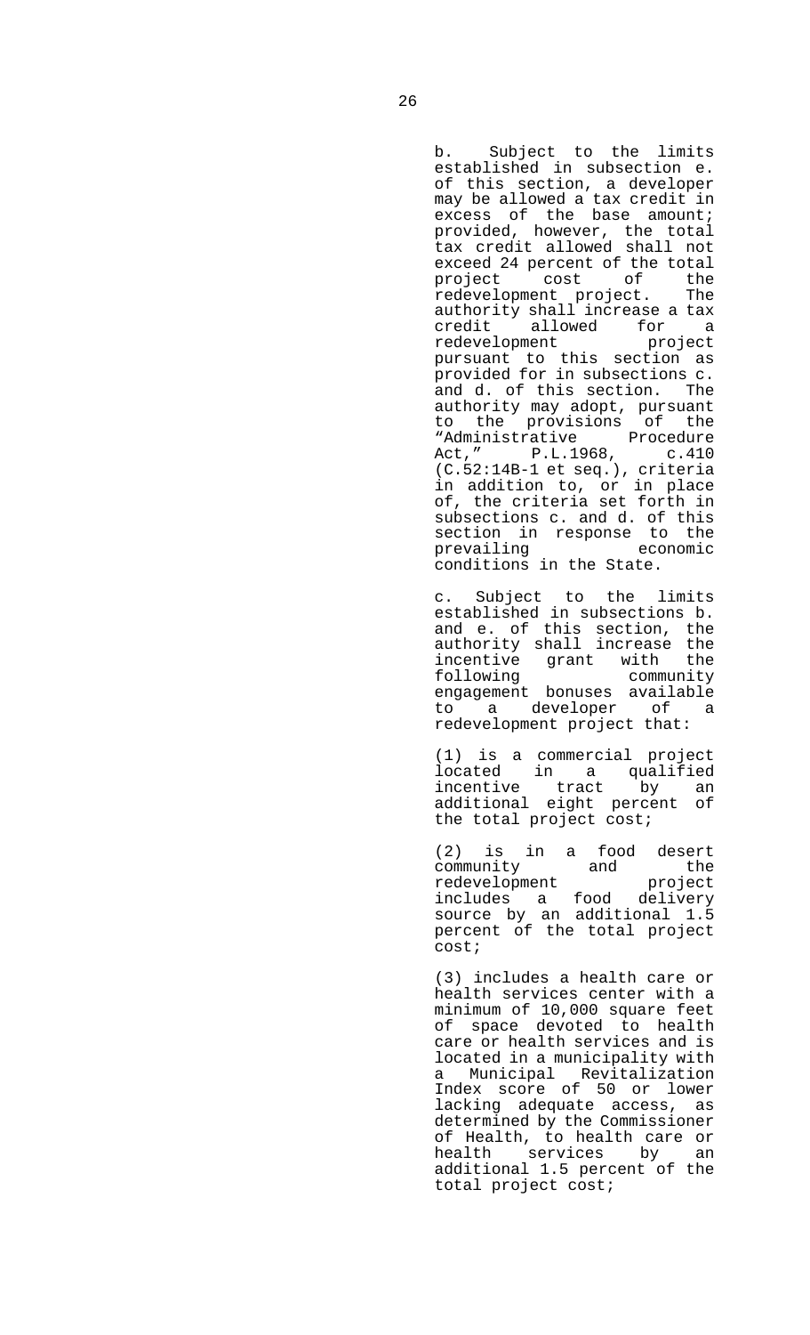b. Subject to the limits established in subsection e. of this section, a developer may be allowed a tax credit in excess of the base amount; provided, however, the total tax credit allowed shall not exceed 24 percent of the total project cost of the redevelopment project. The authority shall increase a tax credit allowed for a redevelopment project pursuant to this section as provided for in subsections c. and d. of this section. The authority may adopt, pursuant to the provisions of the "Administrative Procedure Act," P.L.1968, c.410 (C.52:14B-1 et seq.), criteria in addition to, or in place of, the criteria set forth in subsections c. and d. of this section in response to the prevailing economic conditions in the State.

c. Subject to the limits established in subsections b. and e. of this section, the authority shall increase the incentive grant with the following community engagement bonuses available to a developer of a redevelopment project that:

(1) is a commercial project located in a qualified incentive tract by an additional eight percent of the total project cost;

(2) is in a food desert community and the redevelopment project includes a food delivery source by an additional 1.5 percent of the total project cost;

(3) includes a health care or health services center with a minimum of 10,000 square feet of space devoted to health care or health services and is located in a municipality with a Municipal Revitalization Index score of 50 or lower lacking adequate access, as determined by the Commissioner of Health, to health care or health services by an additional 1.5 percent of the total project cost;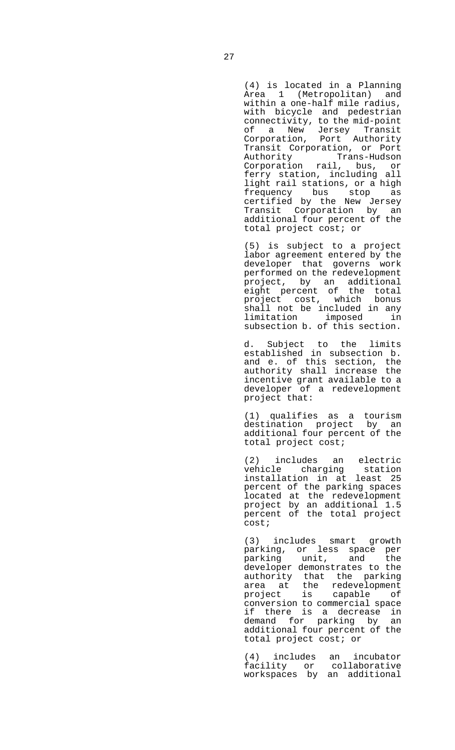(4) is located in a Planning Area 1 (Metropolitan) and within a one-half mile radius, with bicycle and pedestrian connectivity, to the mid-point of a New Jersey Transit Corporation, Port Authority Transit Corporation, or Port Authority Trans-Hudson Corporation rail, bus, or ferry station, including all light rail stations, or a high frequency bus stop as certified by the New Jersey Transit Corporation by an additional four percent of the total project cost; or

(5) is subject to a project labor agreement entered by the developer that governs work performed on the redevelopment project, by an additional eight percent of the total project cost, which bonus shall not be included in any limitation imposed in subsection b. of this section.

d. Subject to the limits established in subsection b. and e. of this section, the authority shall increase the incentive grant available to a developer of a redevelopment project that:

(1) qualifies as a tourism destination project by an additional four percent of the total project cost;

(2) includes an electric vehicle charging station installation in at least 25 percent of the parking spaces located at the redevelopment project by an additional 1.5 percent of the total project cost;

(3) includes smart growth parking, or less space per parking unit, and the developer demonstrates to the authority that the parking area at the redevelopment project is capable of conversion to commercial space if there is a decrease in demand for parking by an additional four percent of the total project cost; or

(4) includes an incubator facility or collaborative workspaces by an additional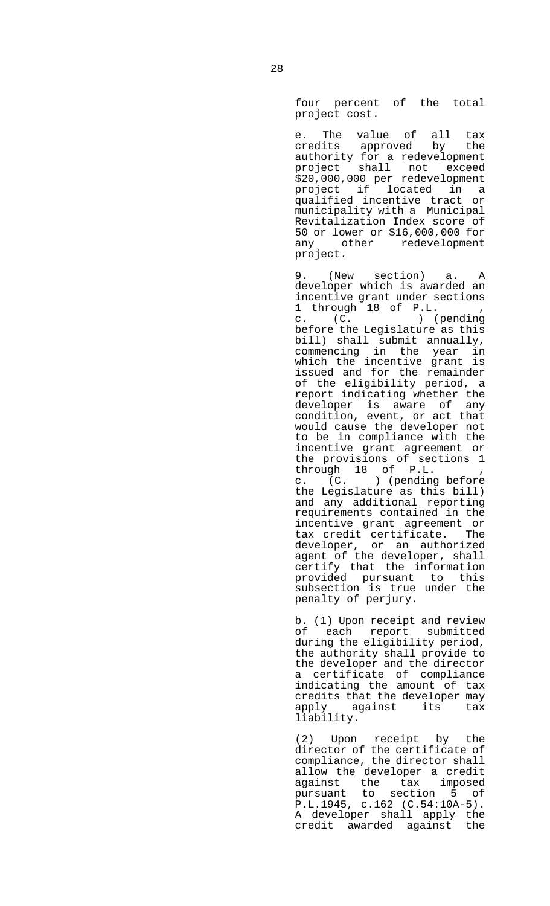four percent of the total project cost.

e. The value of all tax credits approved by the authority for a redevelopment project shall not exceed $20,000,000 per redevelopment project if located in a qualified incentive tract or municipality with a Municipal Revitalization Index score of 50 or lower or $16,000,000 for any other redevelopment project.

9. (New section) a. A developer which is awarded an incentive grant under sections 1 through 18 of P.L. , c. (C. ) (pending before the Legislature as this bill) shall submit annually, commencing in the year in which the incentive grant is issued and for the remainder of the eligibility period, a report indicating whether the developer is aware of any condition, event, or act that would cause the developer not to be in compliance with the incentive grant agreement or the provisions of sections 1 through 18 of P.L. , c. (C. ) (pending before the Legislature as this bill) and any additional reporting requirements contained in the incentive grant agreement or tax credit certificate. The developer, or an authorized agent of the developer, shall certify that the information provided pursuant to this subsection is true under the penalty of perjury.

b. (1) Upon receipt and review of each report submitted during the eligibility period, the authority shall provide to the developer and the director a certificate of compliance indicating the amount of tax credits that the developer may apply against its tax liability.

(2) Upon receipt by the director of the certificate of compliance, the director shall allow the developer a credit against the tax imposed pursuant to section 5 of P.L.1945, c.162 (C.54:10A-5). A developer shall apply the credit awarded against the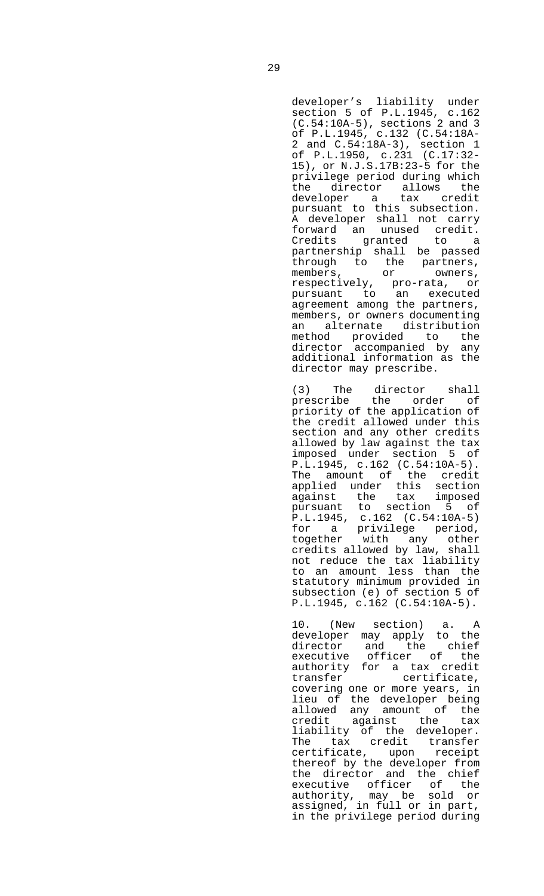developer's liability under section 5 of P.L.1945, c.162 (C.54:10A-5), sections 2 and 3 of P.L.1945, c.132 (C.54:18A-2 and C.54:18A-3), section 1 of P.L.1950, c.231 (C.17:32-15), or N.J.S.17B:23-5 for the privilege period during which the director allows the developer a tax credit pursuant to this subsection. A developer shall not carry forward an unused credit. Credits granted to a partnership shall be passed through to the partners, members, or owners, respectively, pro-rata, or pursuant to an executed agreement among the partners, members, or owners documenting an alternate distribution method provided to the director accompanied by any additional information as the director may prescribe.

(3) The director shall prescribe the order of priority of the application of the credit allowed under this section and any other credits allowed by law against the tax imposed under section 5 of P.L.1945, c.162 (C.54:10A-5). The amount of the credit applied under this section against the tax imposed pursuant to section 5 of P.L.1945, c.162 (C.54:10A-5) for a privilege period, together with any other credits allowed by law, shall not reduce the tax liability to an amount less than the statutory minimum provided in subsection (e) of section 5 of P.L.1945, c.162 (C.54:10A-5).

10. (New section) a. A developer may apply to the director and the chief executive officer of the authority for a tax credit transfer certificate, covering one or more years, in lieu of the developer being allowed any amount of the credit against the tax liability of the developer. The tax credit transfer certificate, upon receipt thereof by the developer from the director and the chief executive officer of the authority, may be sold or assigned, in full or in part, in the privilege period during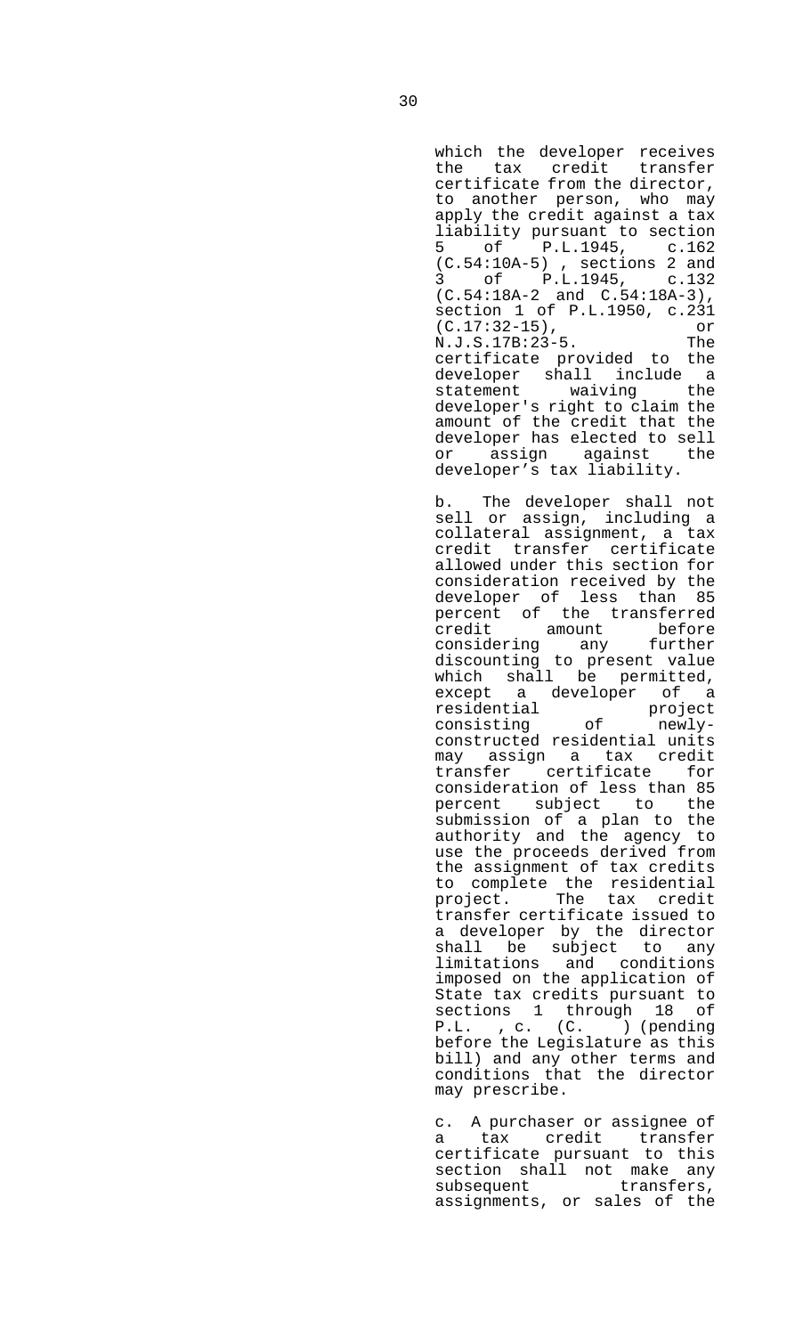which the developer receives the tax credit transfer certificate from the director, to another person, who may apply the credit against a tax liability pursuant to section 5 of P.L.1945, c.162 (C.54:10A-5) , sections 2 and 3 of P.L.1945, c.132 (C.54:18A-2 and C.54:18A-3), section 1 of P.L.1950, c.231 (C.17:32-15), or N.J.S.17B:23-5. The certificate provided to the developer shall include a statement waiving the developer's right to claim the amount of the credit that the developer has elected to sell or assign against the developer's tax liability.

b. The developer shall not sell or assign, including a collateral assignment, a tax credit transfer certificate allowed under this section for consideration received by the developer of less than 85 percent of the transferred credit amount before considering any further discounting to present value which shall be permitted, except a developer of a residential project consisting of newly-constructed residential units may assign a tax credit transfer certificate for consideration of less than 85 percent subject to the submission of a plan to the authority and the agency to use the proceeds derived from the assignment of tax credits to complete the residential project. The tax credit transfer certificate issued to a developer by the director shall be subject to any limitations and conditions imposed on the application of State tax credits pursuant to sections 1 through 18 of P.L. , c. (C. ) (pending before the Legislature as this bill) and any other terms and conditions that the director may prescribe.

c. A purchaser or assignee of a tax credit transfer certificate pursuant to this section shall not make any subsequent transfers, assignments, or sales of the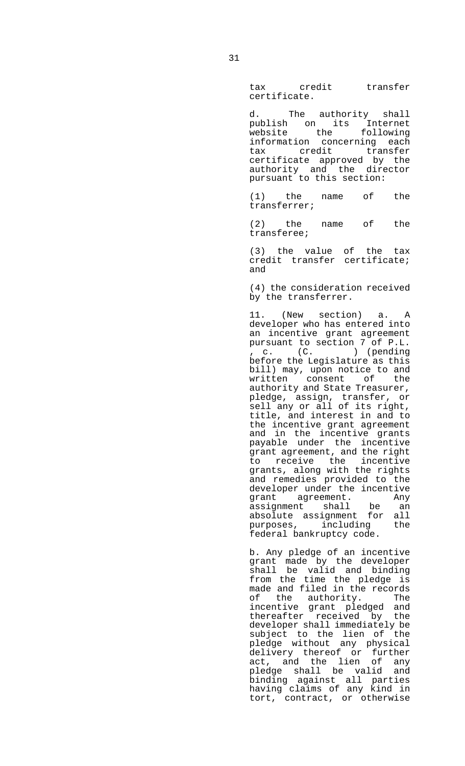tax credit transfer certificate.

d. The authority shall publish on its Internet website the following information concerning each tax credit transfer certificate approved by the authority and the director pursuant to this section:

(1) the name of the transferrer;

(2) the name of the transferee;

(3) the value of the tax credit transfer certificate; and

(4) the consideration received by the transferrer.

11. (New section) a. A developer who has entered into an incentive grant agreement pursuant to section 7 of P.L. , c. (C. ) (pending before the Legislature as this bill) may, upon notice to and written consent of the authority and State Treasurer, pledge, assign, transfer, or sell any or all of its right, title, and interest in and to the incentive grant agreement and in the incentive grants payable under the incentive grant agreement, and the right to receive the incentive grants, along with the rights and remedies provided to the developer under the incentive grant agreement. Any assignment shall be an absolute assignment for all purposes, including the federal bankruptcy code.

b. Any pledge of an incentive grant made by the developer shall be valid and binding from the time the pledge is made and filed in the records of the authority. The incentive grant pledged and thereafter received by the developer shall immediately be subject to the lien of the pledge without any physical delivery thereof or further act, and the lien of any pledge shall be valid and binding against all parties having claims of any kind in tort, contract, or otherwise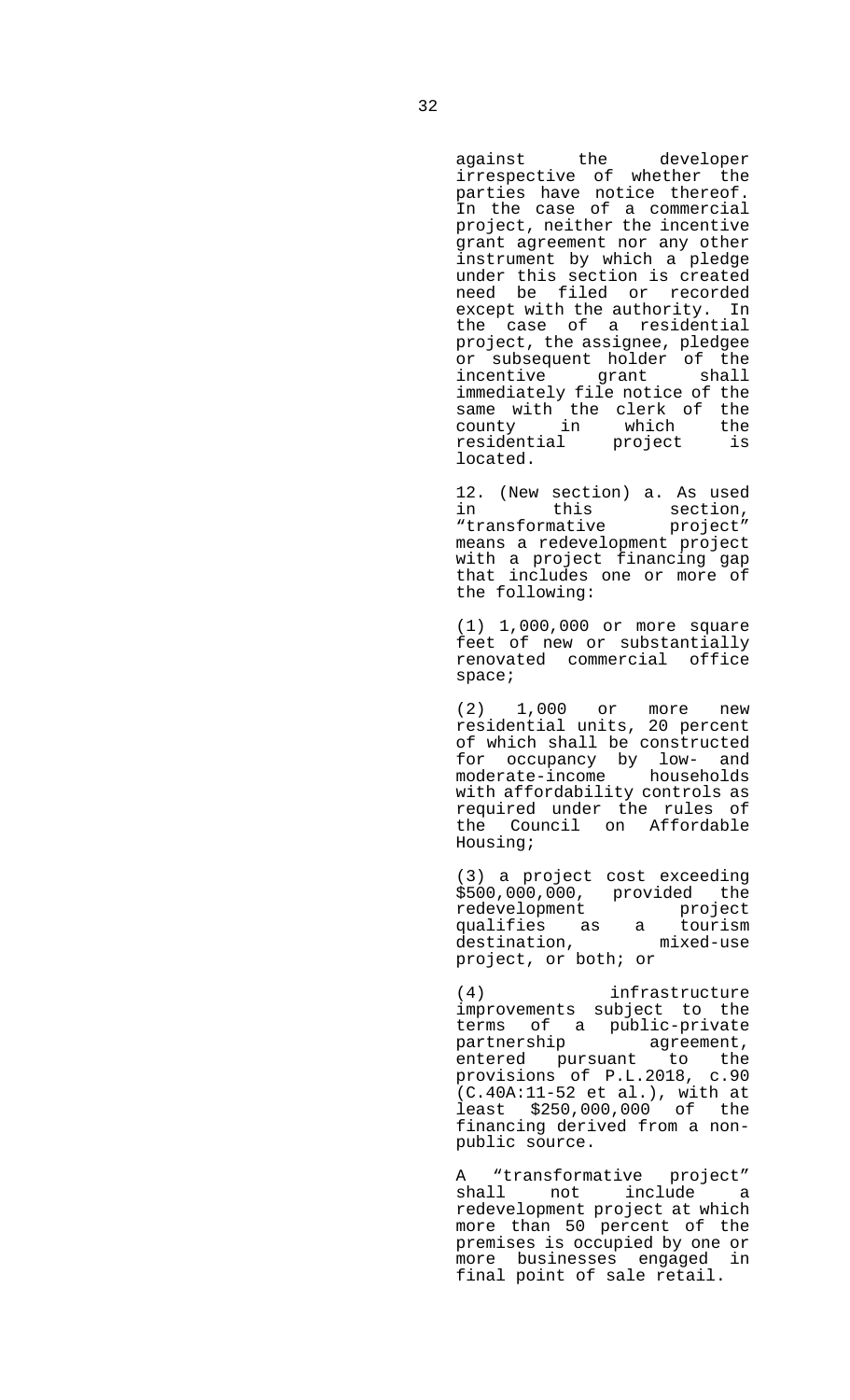against the developer irrespective of whether the parties have notice thereof. In the case of a commercial project, neither the incentive grant agreement nor any other instrument by which a pledge under this section is created need be filed or recorded except with the authority. In the case of a residential project, the assignee, pledgee or subsequent holder of the incentive grant shall immediately file notice of the same with the clerk of the county in which the residential project is located.

12. (New section) a. As used in this section, "transformative project" means a redevelopment project with a project financing gap that includes one or more of the following:

(1) 1,000,000 or more square feet of new or substantially renovated commercial office space;

(2) 1,000 or more new residential units, 20 percent of which shall be constructed for occupancy by low- and moderate-income households with affordability controls as required under the rules of the Council on Affordable Housing;

(3) a project cost exceeding $500,000,000, provided the redevelopment project qualifies as a tourism destination, mixed-use project, or both; or

(4) infrastructure improvements subject to the terms of a public-private partnership agreement, entered pursuant to the provisions of P.L.2018, c.90 (C.40A:11-52 et al.), with at least $250,000,000 of the financing derived from a non-public source.

A "transformative project" shall not include a redevelopment project at which more than 50 percent of the premises is occupied by one or more businesses engaged in final point of sale retail.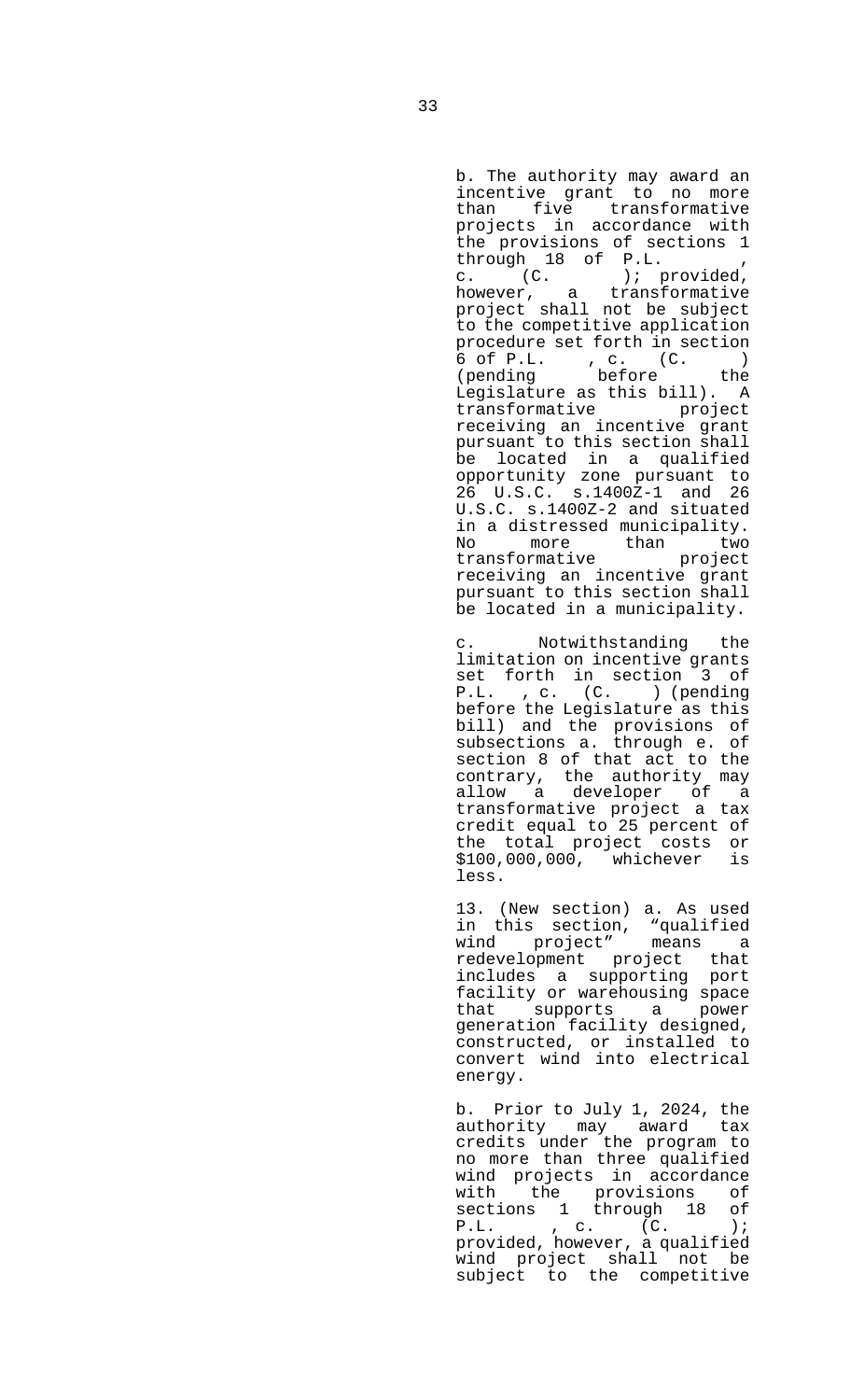b. The authority may award an incentive grant to no more than five transformative projects in accordance with the provisions of sections 1 through 18 of P.L. , c. (C. ); provided, however, a transformative project shall not be subject to the competitive application procedure set forth in section 6 of P.L. , c. (C. ) (pending before the Legislature as this bill). A transformative project receiving an incentive grant pursuant to this section shall be located in a qualified opportunity zone pursuant to 26 U.S.C. s.1400Z-1 and 26 U.S.C. s.1400Z-2 and situated in a distressed municipality. No more than two transformative project receiving an incentive grant pursuant to this section shall be located in a municipality.

c. Notwithstanding the limitation on incentive grants set forth in section 3 of P.L. , c. (C. ) (pending before the Legislature as this bill) and the provisions of subsections a. through e. of section 8 of that act to the contrary, the authority may allow a developer of a transformative project a tax credit equal to 25 percent of the total project costs or $100,000,000, whichever is less.

13. (New section) a. As used in this section, “qualified wind project” means a redevelopment project that includes a supporting port facility or warehousing space that supports a power generation facility designed, constructed, or installed to convert wind into electrical energy.

b. Prior to July 1, 2024, the authority may award tax credits under the program to no more than three qualified wind projects in accordance with the provisions of sections 1 through 18 of P.L. , c. (C. ); provided, however, a qualified wind project shall not be subject to the competitive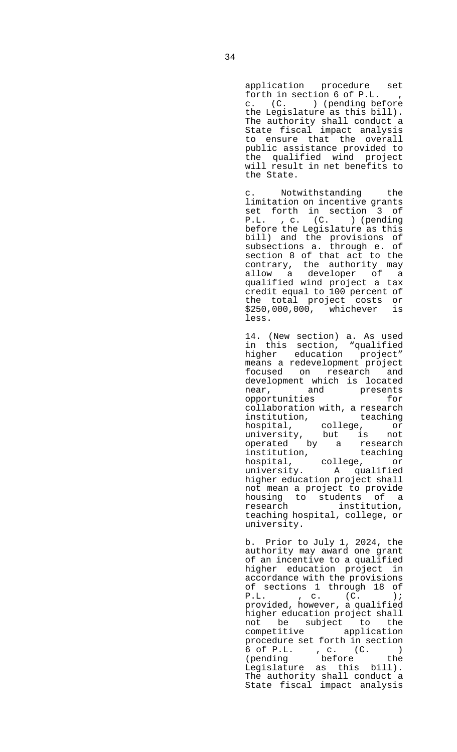application procedure set forth in section 6 of P.L. , c. (C. ) (pending before the Legislature as this bill). The authority shall conduct a State fiscal impact analysis to ensure that the overall public assistance provided to the qualified wind project will result in net benefits to the State.

c. Notwithstanding the limitation on incentive grants set forth in section 3 of P.L. , c. (C. ) (pending before the Legislature as this bill) and the provisions of subsections a. through e. of section 8 of that act to the contrary, the authority may allow a developer of a qualified wind project a tax credit equal to 100 percent of the total project costs or $250,000,000, whichever is less.

14. (New section) a. As used in this section, "qualified higher education project" means a redevelopment project focused on research and development which is located near, and presents opportunities for collaboration with, a research institution, teaching hospital, college, or university, but is not operated by a research institution, teaching hospital, college, or university. A qualified higher education project shall not mean a project to provide housing to students of a research institution, teaching hospital, college, or university.

b. Prior to July 1, 2024, the authority may award one grant of an incentive to a qualified higher education project in accordance with the provisions of sections 1 through 18 of P.L. , c. (C. ); provided, however, a qualified higher education project shall not be subject to the competitive application procedure set forth in section 6 of P.L. , c. (C. ) (pending before the Legislature as this bill). The authority shall conduct a State fiscal impact analysis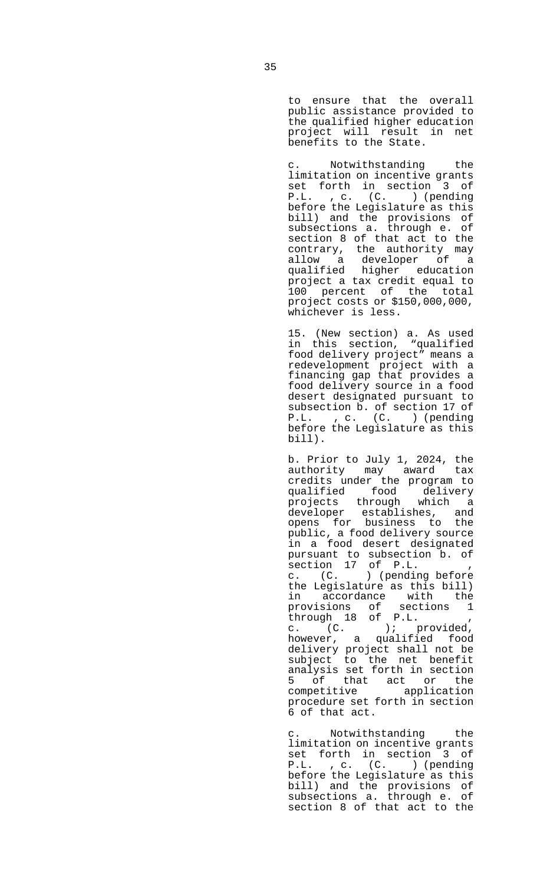to ensure that the overall public assistance provided to the qualified higher education project will result in net benefits to the State.

c. Notwithstanding the limitation on incentive grants set forth in section 3 of P.L. , c. (C. ) (pending before the Legislature as this bill) and the provisions of subsections a. through e. of section 8 of that act to the contrary, the authority may allow a developer of a qualified higher education project a tax credit equal to 100 percent of the total project costs or $150,000,000, whichever is less.

15. (New section) a. As used in this section, "qualified food delivery project" means a redevelopment project with a financing gap that provides a food delivery source in a food desert designated pursuant to subsection b. of section 17 of P.L. , c. (C. ) (pending before the Legislature as this bill).

b. Prior to July 1, 2024, the authority may award tax credits under the program to qualified food delivery projects through which a developer establishes, and opens for business to the public, a food delivery source in a food desert designated pursuant to subsection b. of section 17 of P.L. , c. (C. ) (pending before the Legislature as this bill) in accordance with the provisions of sections 1 through 18 of P.L. , c. (C. ); provided, however, a qualified food delivery project shall not be subject to the net benefit analysis set forth in section 5 of that act or the competitive application procedure set forth in section 6 of that act.

c. Notwithstanding the limitation on incentive grants set forth in section 3 of P.L. , c. (C. ) (pending before the Legislature as this bill) and the provisions of subsections a. through e. of section 8 of that act to the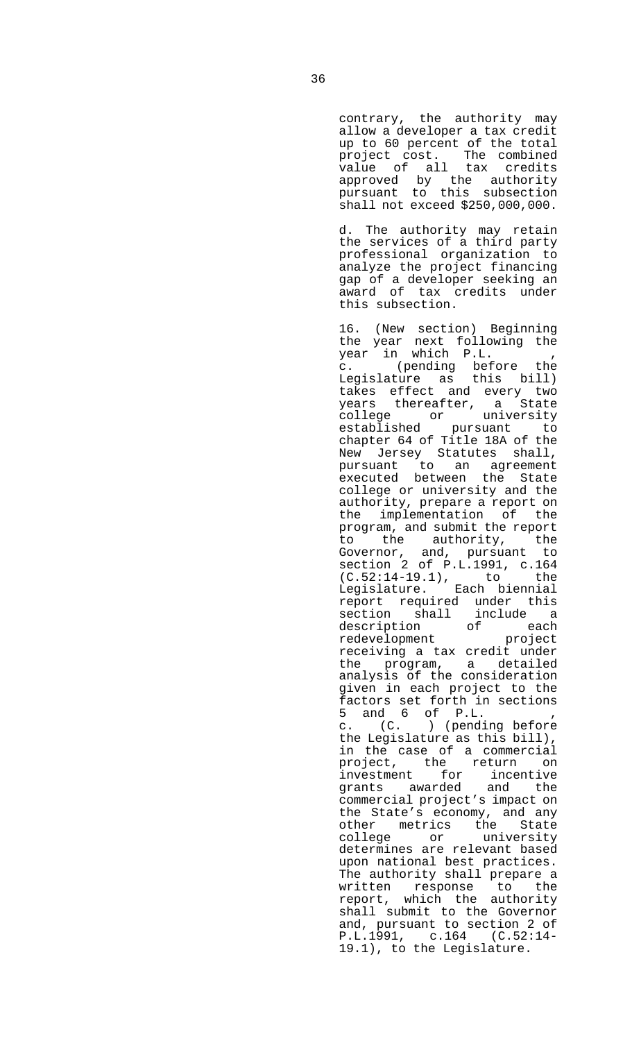contrary, the authority may allow a developer a tax credit up to 60 percent of the total project cost. The combined value of all tax credits approved by the authority pursuant to this subsection shall not exceed $250,000,000.

d. The authority may retain the services of a third party professional organization to analyze the project financing gap of a developer seeking an award of tax credits under this subsection.

16. (New section) Beginning the year next following the year in which P.L. , c. (pending before the Legislature as this bill) takes effect and every two years thereafter, a State college or university established pursuant to chapter 64 of Title 18A of the New Jersey Statutes shall, pursuant to an agreement executed between the State college or university and the authority, prepare a report on the implementation of the program, and submit the report to the authority, the Governor, and, pursuant to section 2 of P.L.1991, c.164 (C.52:14-19.1), to the Legislature. Each biennial report required under this section shall include a description of each redevelopment project receiving a tax credit under the program, a detailed analysis of the consideration given in each project to the factors set forth in sections 5 and 6 of P.L. , c. (C. ) (pending before the Legislature as this bill), in the case of a commercial project, the return on investment for incentive grants awarded and the commercial project's impact on the State's economy, and any other metrics the State college or university determines are relevant based upon national best practices. The authority shall prepare a written response to the report, which the authority shall submit to the Governor and, pursuant to section 2 of P.L.1991, c.164 (C.52:14-19.1), to the Legislature.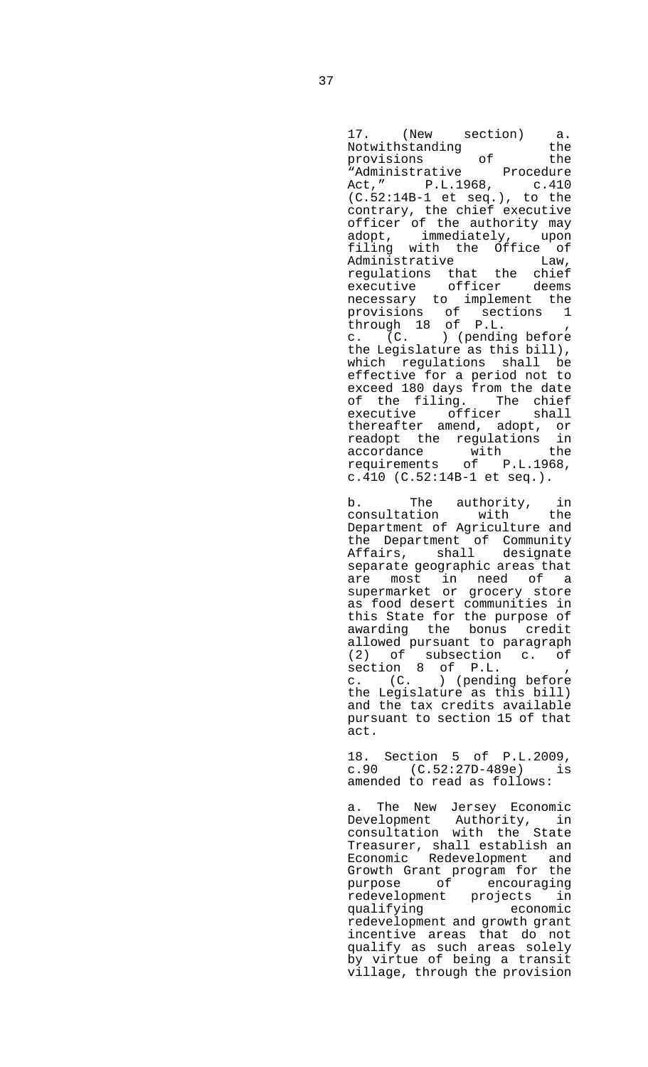17. (New section) a. Notwithstanding the provisions of the "Administrative Procedure Act," P.L.1968, c.410 (C.52:14B-1 et seq.), to the contrary, the chief executive officer of the authority may adopt, immediately, upon filing with the Office of Administrative Law, regulations that the chief executive officer deems necessary to implement the provisions of sections 1 through 18 of P.L. , c. (C. ) (pending before the Legislature as this bill), which regulations shall be effective for a period not to exceed 180 days from the date of the filing. The chief executive officer shall thereafter amend, adopt, or readopt the regulations in accordance with the requirements of P.L.1968, c.410 (C.52:14B-1 et seq.).

b. The authority, in consultation with the Department of Agriculture and the Department of Community Affairs, shall designate separate geographic areas that are most in need of a supermarket or grocery store as food desert communities in this State for the purpose of awarding the bonus credit allowed pursuant to paragraph (2) of subsection c. of section 8 of P.L. , c. (C. ) (pending before the Legislature as this bill) and the tax credits available pursuant to section 15 of that act.

18. Section 5 of P.L.2009, c.90 (C.52:27D-489e) is amended to read as follows:

a. The New Jersey Economic Development Authority, in consultation with the State Treasurer, shall establish an Economic Redevelopment and Growth Grant program for the purpose of encouraging redevelopment projects in qualifying economic redevelopment and growth grant incentive areas that do not qualify as such areas solely by virtue of being a transit village, through the provision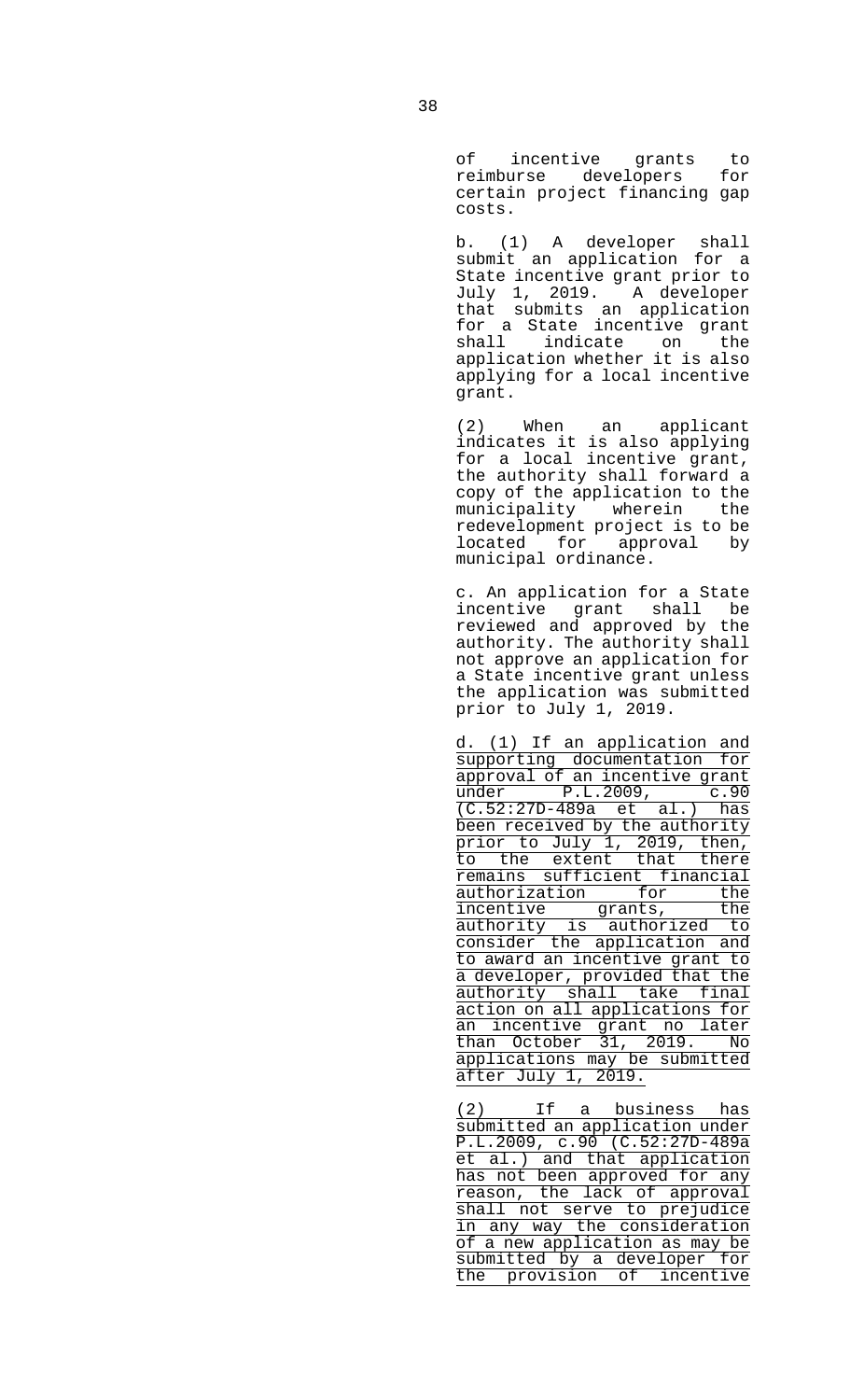of incentive grants to reimburse developers for certain project financing gap costs.

b. (1) A developer shall submit an application for a State incentive grant prior to July 1, 2019. A developer that submits an application for a State incentive grant shall indicate on the application whether it is also applying for a local incentive grant.

(2) When an applicant indicates it is also applying for a local incentive grant, the authority shall forward a copy of the application to the municipality wherein the redevelopment project is to be located for approval by municipal ordinance.

c. An application for a State incentive grant shall be reviewed and approved by the authority. The authority shall not approve an application for a State incentive grant unless the application was submitted prior to July 1, 2019.

<u>d. (1) If an application and supporting documentation for approval of an incentive grant under P.L.2009, c.90 (C.52:27D-489a et al.) has been received by the authority prior to July 1, 2019, then, to the extent that there remains sufficient financial authorization for the incentive grants, the authority is authorized to consider the application and to award an incentive grant to a developer, provided that the authority shall take final action on all applications for an incentive grant no later than October 31, 2019. No applications may be submitted after July 1, 2019.</u>

<u>(2) If a business has submitted an application under P.L.2009, c.90 (C.52:27D-489a et al.) and that application has not been approved for any reason, the lack of approval shall not serve to prejudice in any way the consideration of a new application as may be submitted by a developer for the provision of incentive</u>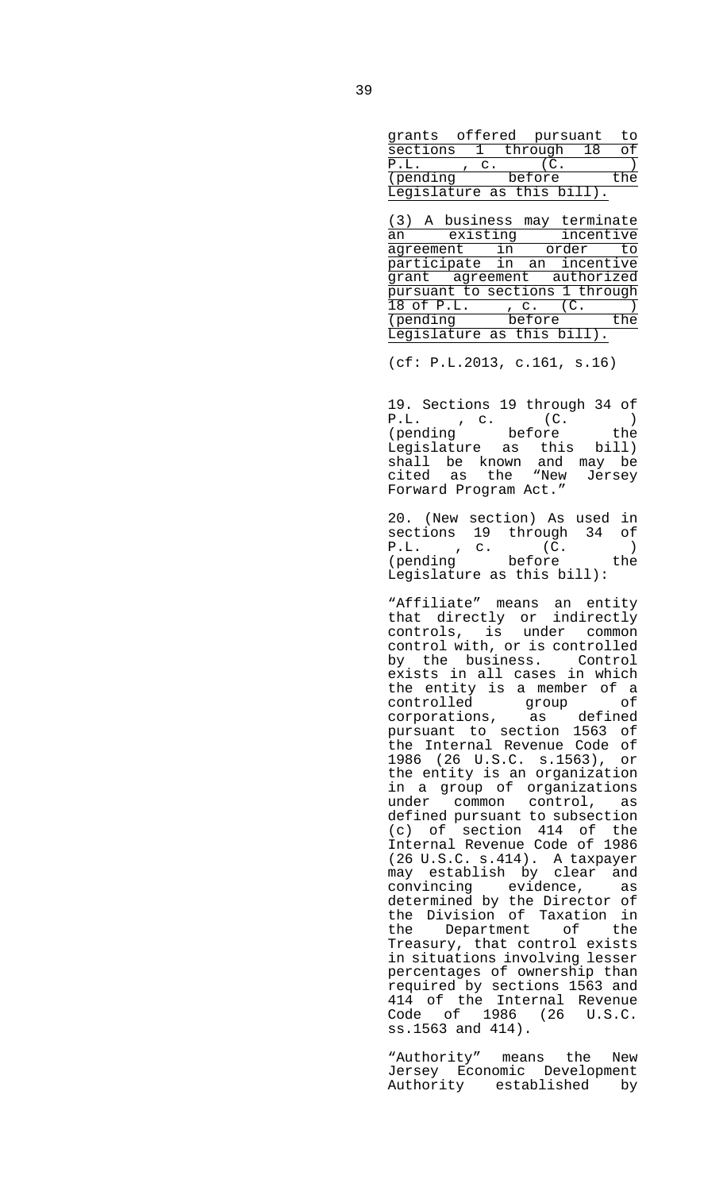grants offered pursuant to sections 1 through 18 of P.L. , c. (C. ) (pending before the Legislature as this bill).

(3) A business may terminate an existing incentive agreement in order to participate in an incentive grant agreement authorized pursuant to sections 1 through 18 of P.L. , c. (C. ) (pending before the Legislature as this bill).

(cf: P.L.2013, c.161, s.16)

19. Sections 19 through 34 of P.L. , c. (C. ) (pending before the Legislature as this bill) shall be known and may be cited as the "New Jersey Forward Program Act."

20. (New section) As used in sections 19 through 34 of P.L. , c. (C. ) (pending before the Legislature as this bill):

"Affiliate" means an entity that directly or indirectly controls, is under common control with, or is controlled by the business. Control exists in all cases in which the entity is a member of a controlled group of corporations, as defined pursuant to section 1563 of the Internal Revenue Code of 1986 (26 U.S.C. s.1563), or the entity is an organization in a group of organizations under common control, as defined pursuant to subsection (c) of section 414 of the Internal Revenue Code of 1986 (26 U.S.C. s.414). A taxpayer may establish by clear and convincing evidence, as determined by the Director of the Division of Taxation in the Department of the Treasury, that control exists in situations involving lesser percentages of ownership than required by sections 1563 and 414 of the Internal Revenue Code of 1986 (26 U.S.C. ss.1563 and 414).

"Authority" means the New Jersey Economic Development Authority established by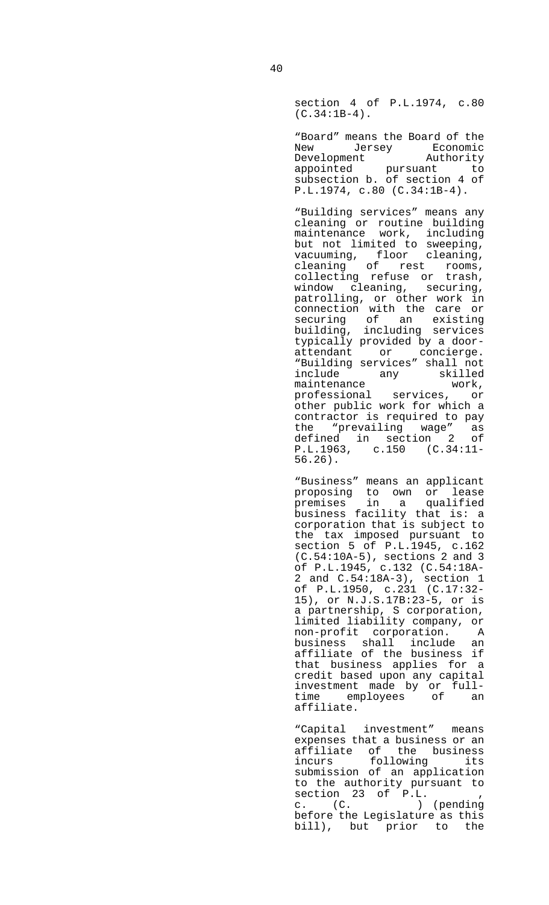section 4 of P.L.1974, c.80 (C.34:1B-4).

"Board" means the Board of the New Jersey Economic Development Authority appointed pursuant to subsection b. of section 4 of P.L.1974, c.80 (C.34:1B-4).

"Building services" means any cleaning or routine building maintenance work, including but not limited to sweeping, vacuuming, floor cleaning, cleaning of rest rooms, collecting refuse or trash, window cleaning, securing, patrolling, or other work in connection with the care or securing of an existing building, including services typically provided by a door-attendant or concierge. "Building services" shall not include any skilled maintenance work, professional services, or other public work for which a contractor is required to pay the "prevailing wage" as defined in section 2 of P.L.1963, c.150 (C.34:11-56.26).

"Business" means an applicant proposing to own or lease premises in a qualified business facility that is: a corporation that is subject to the tax imposed pursuant to section 5 of P.L.1945, c.162 (C.54:10A-5), sections 2 and 3 of P.L.1945, c.132 (C.54:18A-2 and C.54:18A-3), section 1 of P.L.1950, c.231 (C.17:32-15), or N.J.S.17B:23-5, or is a partnership, S corporation, limited liability company, or non-profit corporation. A business shall include an affiliate of the business if that business applies for a credit based upon any capital investment made by or full-time employees of an affiliate.

"Capital investment" means expenses that a business or an affiliate of the business incurs following its submission of an application to the authority pursuant to section 23 of P.L. , c. (C. ) (pending before the Legislature as this bill), but prior to the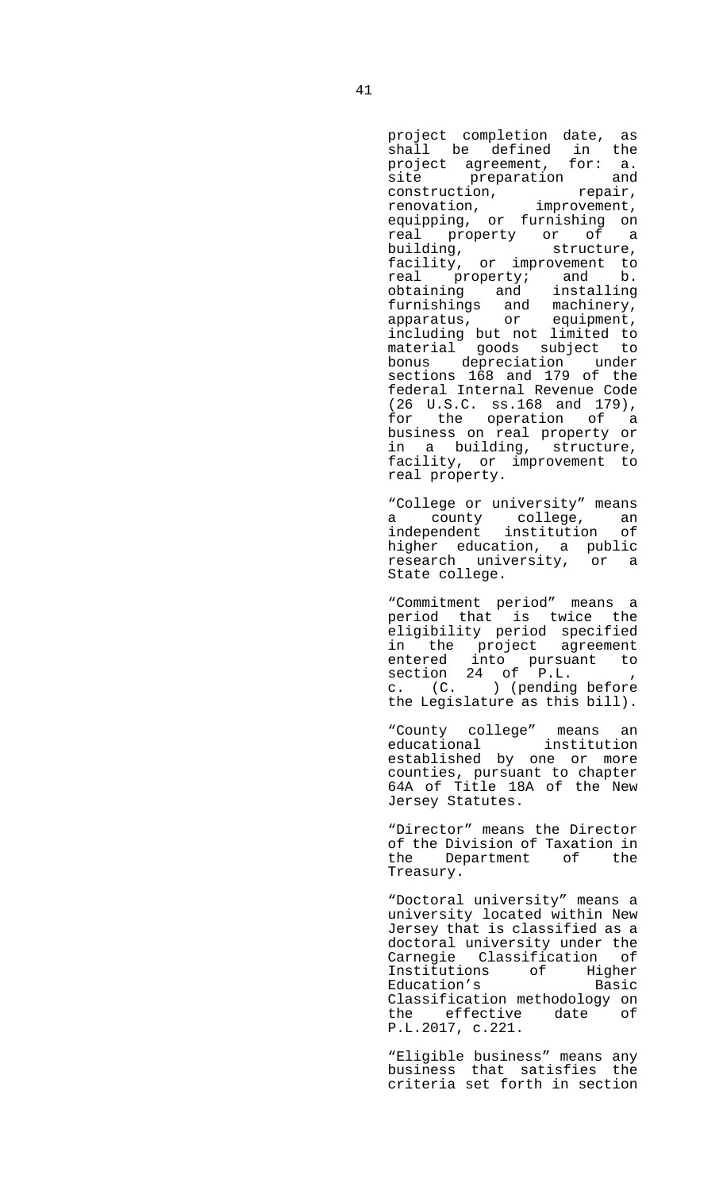project completion date, as shall be defined in the project agreement, for: a. site preparation and construction, repair, renovation, improvement, equipping, or furnishing on real property or of a building, structure, facility, or improvement to real property; and b. obtaining and installing furnishings and machinery, apparatus, or equipment, including but not limited to material goods subject to bonus depreciation under sections 168 and 179 of the federal Internal Revenue Code (26 U.S.C. ss.168 and 179), for the operation of a business on real property or in a building, structure, facility, or improvement to real property.

"College or university" means a county college, an independent institution of higher education, a public research university, or a State college.

"Commitment period" means a period that is twice the eligibility period specified in the project agreement entered into pursuant to section 24 of P.L. , c. (C. ) (pending before the Legislature as this bill).

"County college" means an educational institution established by one or more counties, pursuant to chapter 64A of Title 18A of the New Jersey Statutes.

"Director" means the Director of the Division of Taxation in the Department of the Treasury.

"Doctoral university" means a university located within New Jersey that is classified as a doctoral university under the Carnegie Classification of Institutions of Higher Education's Basic Classification methodology on the effective date of P.L.2017, c.221.

"Eligible business" means any business that satisfies the criteria set forth in section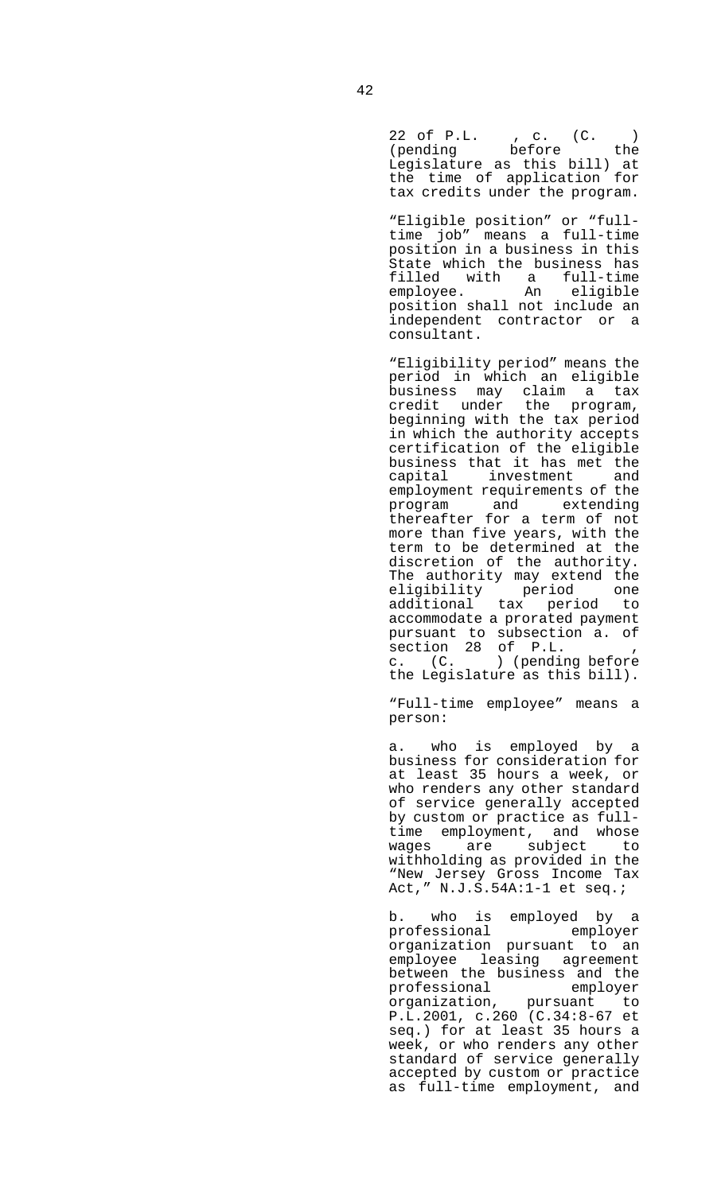22 of P.L. , c. (C. ) (pending before the Legislature as this bill) at the time of application for tax credits under the program.

"Eligible position" or "full-time job" means a full-time position in a business in this State which the business has filled with a full-time employee. An eligible position shall not include an independent contractor or a consultant.

"Eligibility period" means the period in which an eligible business may claim a tax credit under the program, beginning with the tax period in which the authority accepts certification of the eligible business that it has met the capital investment and employment requirements of the program and extending thereafter for a term of not more than five years, with the term to be determined at the discretion of the authority. The authority may extend the eligibility period one additional tax period to accommodate a prorated payment pursuant to subsection a. of section 28 of P.L. , c. (C. ) (pending before the Legislature as this bill).

"Full-time employee" means a person:

a. who is employed by a business for consideration for at least 35 hours a week, or who renders any other standard of service generally accepted by custom or practice as full-time employment, and whose wages are subject to withholding as provided in the "New Jersey Gross Income Tax Act," N.J.S.54A:1-1 et seq.;

b. who is employed by a professional employer organization pursuant to an employee leasing agreement between the business and the professional employer organization, pursuant to P.L.2001, c.260 (C.34:8-67 et seq.) for at least 35 hours a week, or who renders any other standard of service generally accepted by custom or practice as full-time employment, and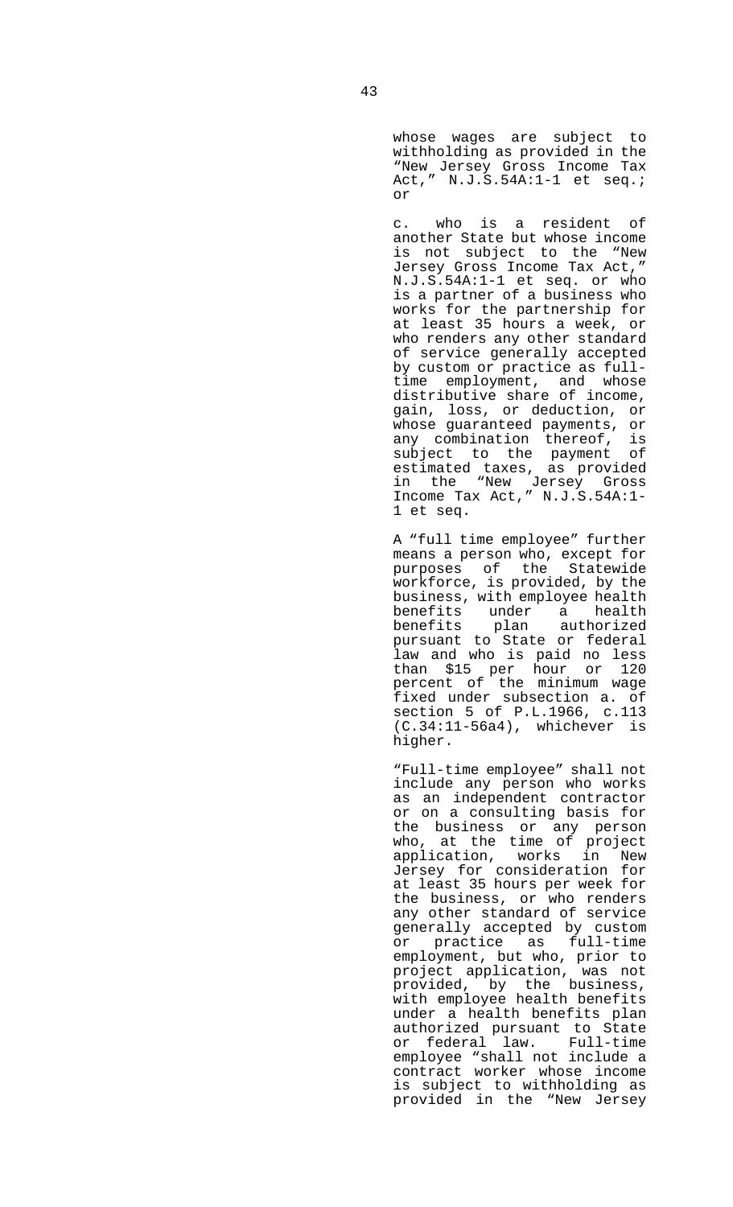whose wages are subject to withholding as provided in the "New Jersey Gross Income Tax Act," N.J.S.54A:1-1 et seq.; or

c. who is a resident of another State but whose income is not subject to the "New Jersey Gross Income Tax Act," N.J.S.54A:1-1 et seq. or who is a partner of a business who works for the partnership for at least 35 hours a week, or who renders any other standard of service generally accepted by custom or practice as full-time employment, and whose distributive share of income, gain, loss, or deduction, or whose guaranteed payments, or any combination thereof, is subject to the payment of estimated taxes, as provided in the "New Jersey Gross Income Tax Act," N.J.S.54A:1-1 et seq.

A "full time employee" further means a person who, except for purposes of the Statewide workforce, is provided, by the business, with employee health benefits under a health benefits plan authorized pursuant to State or federal law and who is paid no less than $15 per hour or 120 percent of the minimum wage fixed under subsection a. of section 5 of P.L.1966, c.113 (C.34:11-56a4), whichever is higher.

"Full-time employee" shall not include any person who works as an independent contractor or on a consulting basis for the business or any person who, at the time of project application, works in New Jersey for consideration for at least 35 hours per week for the business, or who renders any other standard of service generally accepted by custom or practice as full-time employment, but who, prior to project application, was not provided, by the business, with employee health benefits under a health benefits plan authorized pursuant to State or federal law. Full-time employee "shall not include a contract worker whose income is subject to withholding as provided in the "New Jersey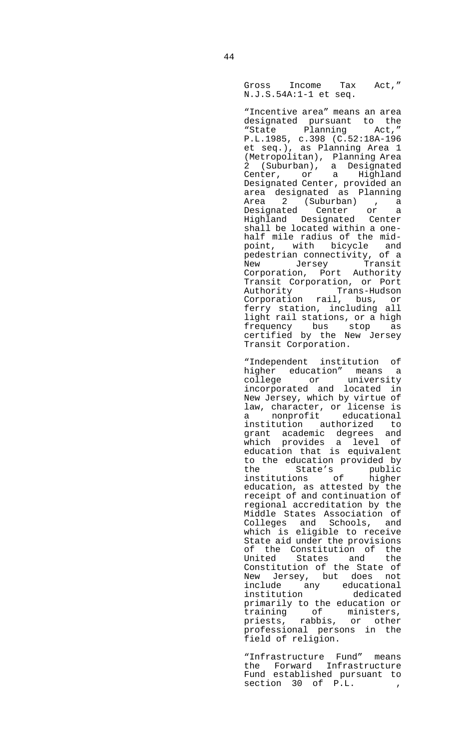Gross Income Tax Act," N.J.S.54A:1-1 et seq.

"Incentive area" means an area designated pursuant to the "State Planning Act," P.L.1985, c.398 (C.52:18A-196 et seq.), as Planning Area 1 (Metropolitan), Planning Area 2 (Suburban), a Designated Center, or a Highland Designated Center, provided an area designated as Planning Area 2 (Suburban) , a Designated Center or a Highland Designated Center shall be located within a one-half mile radius of the mid-point, with bicycle and pedestrian connectivity, of a New Jersey Transit Corporation, Port Authority Transit Corporation, or Port Authority Trans-Hudson Corporation rail, bus, or ferry station, including all light rail stations, or a high frequency bus stop as certified by the New Jersey Transit Corporation.

"Independent institution of higher education" means a college or university incorporated and located in New Jersey, which by virtue of law, character, or license is a nonprofit educational institution authorized to grant academic degrees and which provides a level of education that is equivalent to the education provided by the State's public institutions of higher education, as attested by the receipt of and continuation of regional accreditation by the Middle States Association of Colleges and Schools, and which is eligible to receive State aid under the provisions of the Constitution of the United States and the Constitution of the State of New Jersey, but does not include any educational institution dedicated primarily to the education or training of ministers, priests, rabbis, or other professional persons in the field of religion.

"Infrastructure Fund" means the Forward Infrastructure Fund established pursuant to section 30 of P.L. ,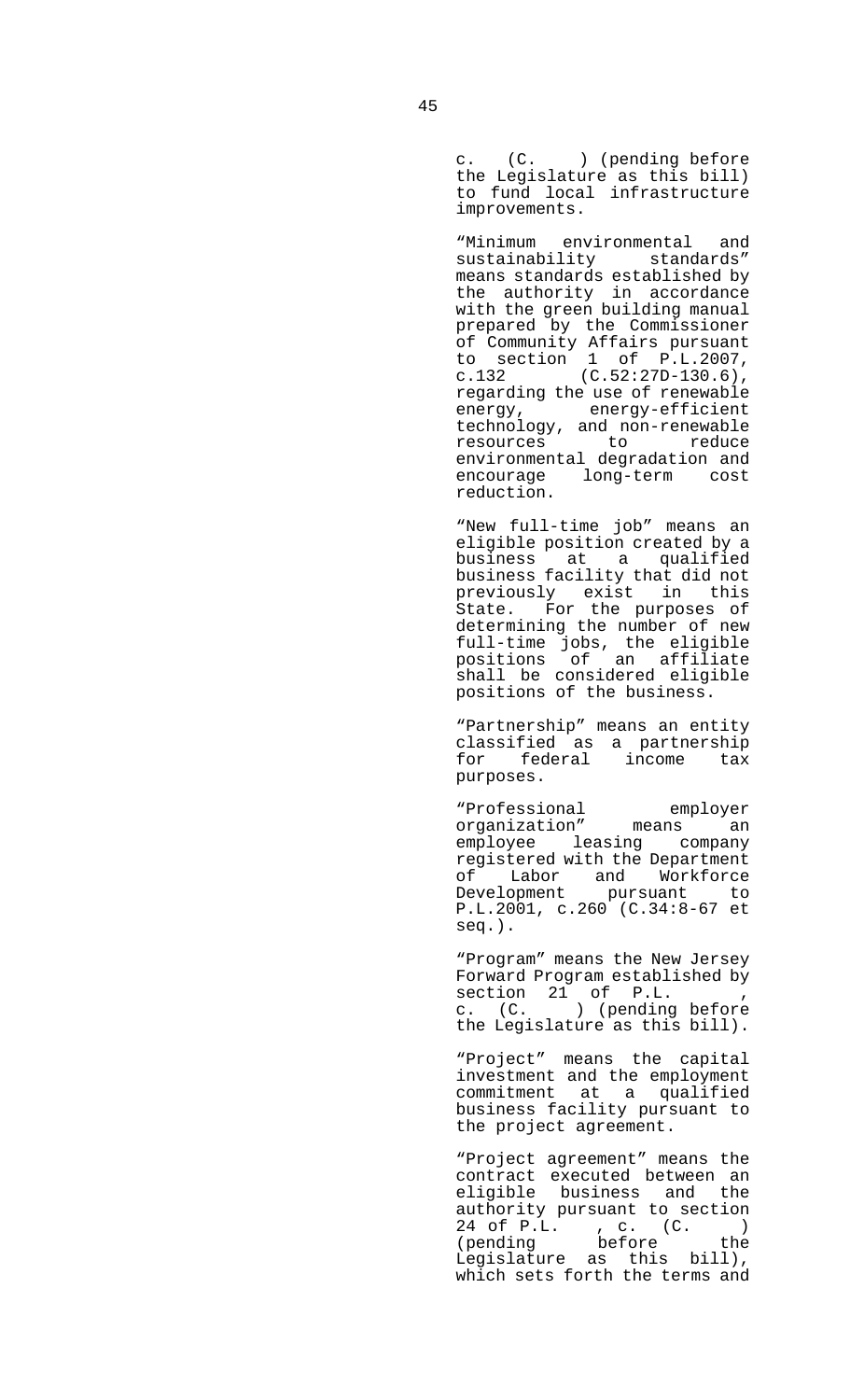c. (C. ) (pending before the Legislature as this bill) to fund local infrastructure improvements.

"Minimum environmental and sustainability standards" means standards established by the authority in accordance with the green building manual prepared by the Commissioner of Community Affairs pursuant to section 1 of P.L.2007, c.132 (C.52:27D-130.6), regarding the use of renewable energy, energy-efficient technology, and non-renewable resources to reduce environmental degradation and encourage long-term cost reduction.

"New full-time job" means an eligible position created by a business at a qualified business facility that did not previously exist in this State. For the purposes of determining the number of new full-time jobs, the eligible positions of an affiliate shall be considered eligible positions of the business.

"Partnership" means an entity classified as a partnership for federal income tax purposes.

"Professional employer organization" means an employee leasing company registered with the Department of Labor and Workforce Development pursuant to P.L.2001, c.260 (C.34:8-67 et seq.).

"Program" means the New Jersey Forward Program established by section 21 of P.L. , c. (C. ) (pending before the Legislature as this bill).

"Project" means the capital investment and the employment commitment at a qualified business facility pursuant to the project agreement.

"Project agreement" means the contract executed between an eligible business and the authority pursuant to section 24 of P.L. , c. (C. ) (pending before the Legislature as this bill), which sets forth the terms and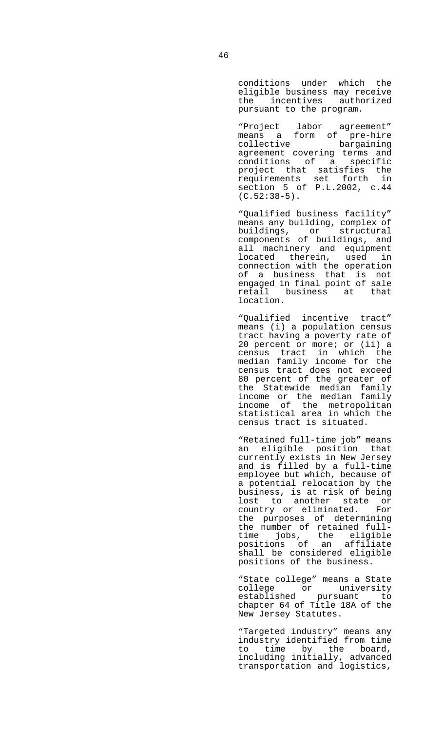conditions under which the eligible business may receive the incentives authorized pursuant to the program.

"Project labor agreement" means a form of pre-hire collective bargaining agreement covering terms and conditions of a specific project that satisfies the requirements set forth in section 5 of P.L.2002, c.44 (C.52:38-5).

"Qualified business facility" means any building, complex of buildings, or structural components of buildings, and all machinery and equipment located therein, used in connection with the operation of a business that is not engaged in final point of sale retail business at that location.

"Qualified incentive tract" means (i) a population census tract having a poverty rate of 20 percent or more; or (ii) a census tract in which the median family income for the census tract does not exceed 80 percent of the greater of the Statewide median family income or the median family income of the metropolitan statistical area in which the census tract is situated.

"Retained full-time job" means an eligible position that currently exists in New Jersey and is filled by a full-time employee but which, because of a potential relocation by the business, is at risk of being lost to another state or country or eliminated. For the purposes of determining the number of retained full-time jobs, the eligible positions of an affiliate shall be considered eligible positions of the business.

"State college" means a State college or university established pursuant to chapter 64 of Title 18A of the New Jersey Statutes.

"Targeted industry" means any industry identified from time to time by the board, including initially, advanced transportation and logistics,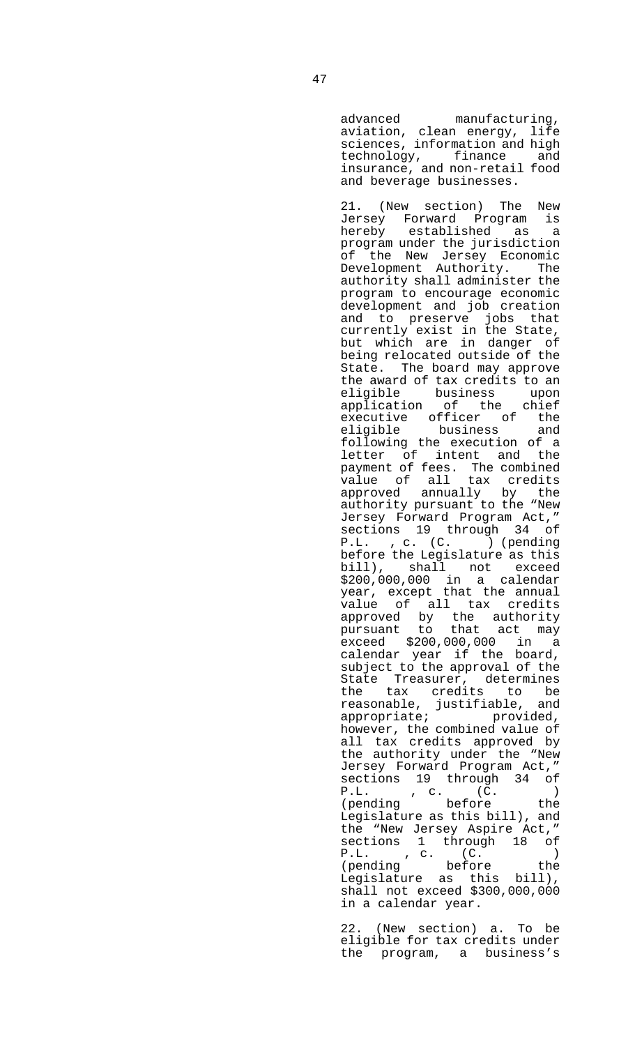advanced manufacturing, aviation, clean energy, life sciences, information and high technology, finance and insurance, and non-retail food and beverage businesses.

21. (New section) The New Jersey Forward Program is hereby established as a program under the jurisdiction of the New Jersey Economic Development Authority. The authority shall administer the program to encourage economic development and job creation and to preserve jobs that currently exist in the State, but which are in danger of being relocated outside of the State. The board may approve the award of tax credits to an eligible business upon application of the chief executive officer of the eligible business and following the execution of a letter of intent and the payment of fees. The combined value of all tax credits approved annually by the authority pursuant to the "New Jersey Forward Program Act," sections 19 through 34 of P.L. , c. (C. ) (pending before the Legislature as this bill), shall not exceed $200,000,000 in a calendar year, except that the annual value of all tax credits approved by the authority pursuant to that act may exceed $200,000,000 in a calendar year if the board, subject to the approval of the State Treasurer, determines the tax credits to be reasonable, justifiable, and appropriate; provided, however, the combined value of all tax credits approved by the authority under the "New Jersey Forward Program Act," sections 19 through 34 of P.L. , c. (C. ) (pending before the Legislature as this bill), and the "New Jersey Aspire Act," sections 1 through 18 of P.L. , c. (C. ) (pending before the Legislature as this bill), shall not exceed $300,000,000 in a calendar year.

22. (New section) a. To be eligible for tax credits under the program, a business's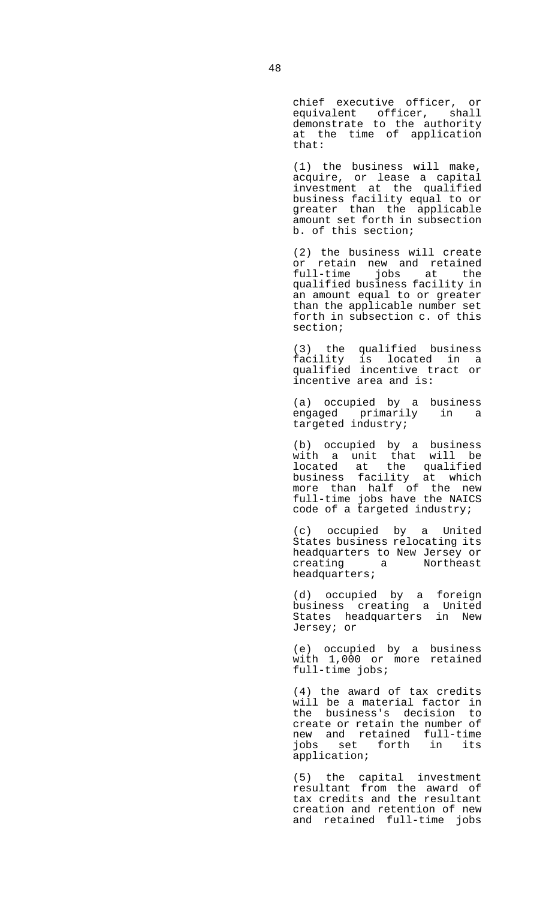chief executive officer, or equivalent officer, shall demonstrate to the authority at the time of application that:

(1) the business will make, acquire, or lease a capital investment at the qualified business facility equal to or greater than the applicable amount set forth in subsection b. of this section;

(2) the business will create or retain new and retained full-time jobs at the qualified business facility in an amount equal to or greater than the applicable number set forth in subsection c. of this section;

(3) the qualified business facility is located in a qualified incentive tract or incentive area and is:

(a) occupied by a business engaged primarily in a targeted industry;

(b) occupied by a business with a unit that will be located at the qualified business facility at which more than half of the new full-time jobs have the NAICS code of a targeted industry;

(c) occupied by a United States business relocating its headquarters to New Jersey or creating a Northeast headquarters;

(d) occupied by a foreign business creating a United States headquarters in New Jersey; or

(e) occupied by a business with 1,000 or more retained full-time jobs;

(4) the award of tax credits will be a material factor in the business's decision to create or retain the number of new and retained full-time jobs set forth in its application;

(5) the capital investment resultant from the award of tax credits and the resultant creation and retention of new and retained full-time jobs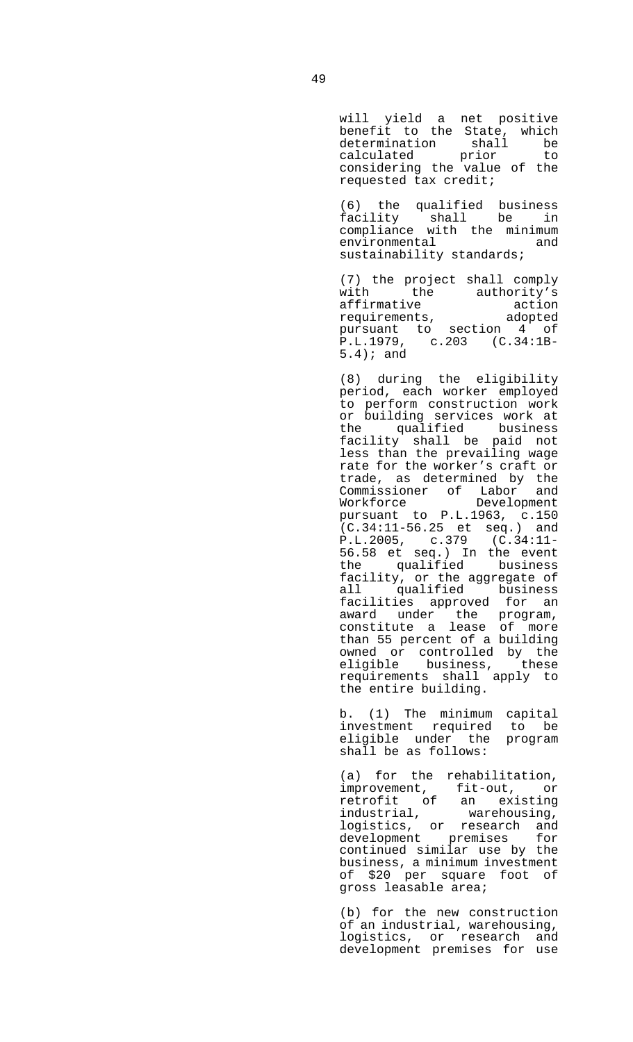will yield a net positive benefit to the State, which determination shall be calculated prior to considering the value of the requested tax credit;

(6) the qualified business facility shall be in compliance with the minimum environmental and sustainability standards;

(7) the project shall comply with the authority's affirmative action requirements, adopted pursuant to section 4 of P.L.1979, c.203 (C.34:1B-5.4); and

(8) during the eligibility period, each worker employed to perform construction work or building services work at the qualified business facility shall be paid not less than the prevailing wage rate for the worker's craft or trade, as determined by the Commissioner of Labor and Workforce Development pursuant to P.L.1963, c.150 (C.34:11-56.25 et seq.) and P.L.2005, c.379 (C.34:11-56.58 et seq.) In the event the qualified business facility, or the aggregate of all qualified business facilities approved for an award under the program, constitute a lease of more than 55 percent of a building owned or controlled by the eligible business, these requirements shall apply to the entire building.

b. (1) The minimum capital investment required to be eligible under the program shall be as follows:

(a) for the rehabilitation, improvement, fit-out, or retrofit of an existing industrial, warehousing, logistics, or research and development premises for continued similar use by the business, a minimum investment of $20 per square foot of gross leasable area;

(b) for the new construction of an industrial, warehousing, logistics, or research and development premises for use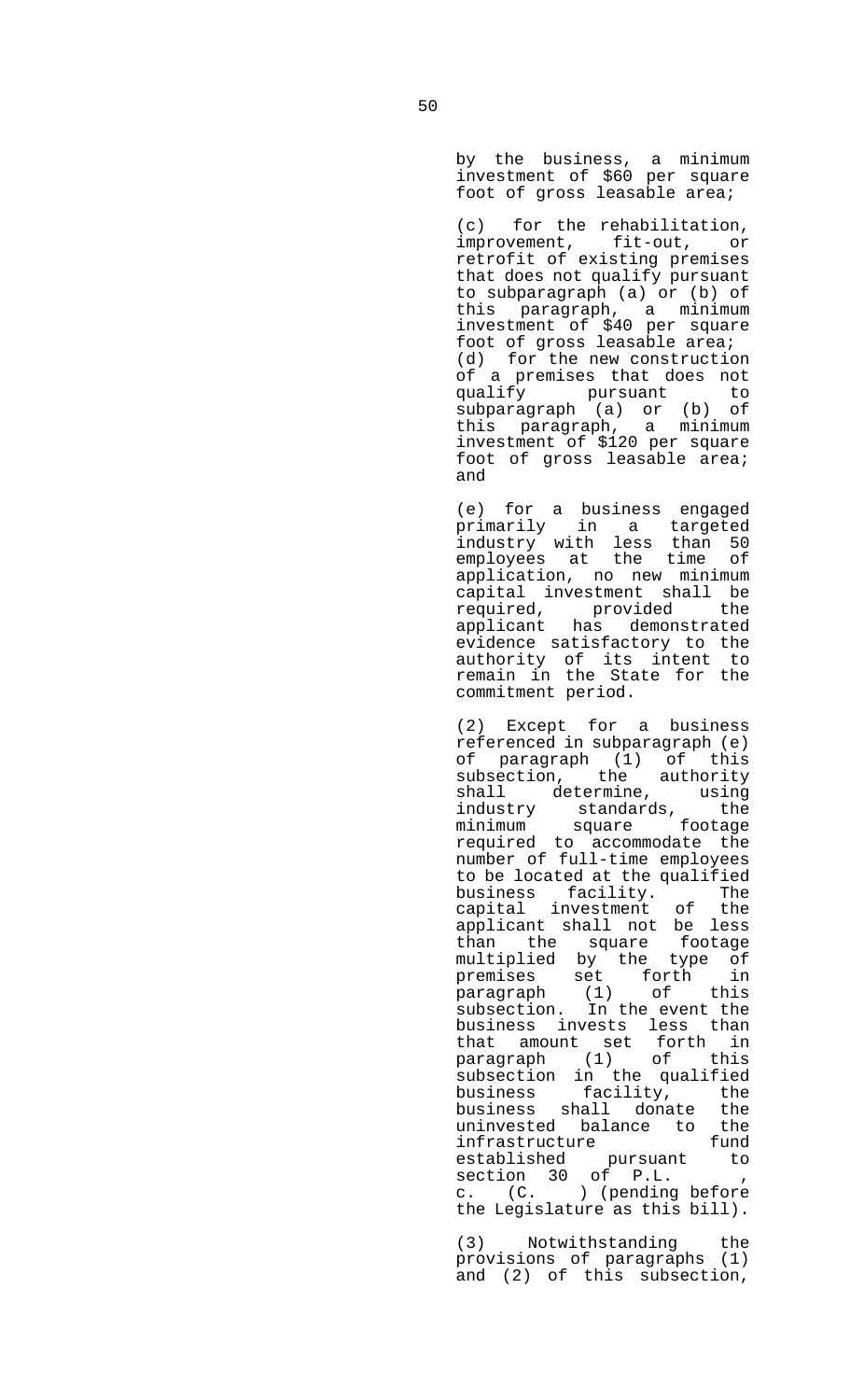by the business, a minimum investment of $60 per square foot of gross leasable area;

(c) for the rehabilitation, improvement, fit-out, or retrofit of existing premises that does not qualify pursuant to subparagraph (a) or (b) of this paragraph, a minimum investment of $40 per square foot of gross leasable area;

(d) for the new construction of a premises that does not qualify pursuant to subparagraph (a) or (b) of this paragraph, a minimum investment of $120 per square foot of gross leasable area; and

(e) for a business engaged primarily in a targeted industry with less than 50 employees at the time of application, no new minimum capital investment shall be required, provided the applicant has demonstrated evidence satisfactory to the authority of its intent to remain in the State for the commitment period.

(2) Except for a business referenced in subparagraph (e) of paragraph (1) of this subsection, the authority shall determine, using industry standards, the minimum square footage required to accommodate the number of full-time employees to be located at the qualified business facility. The capital investment of the applicant shall not be less than the square footage multiplied by the type of premises set forth in paragraph (1) of this subsection. In the event the business invests less than that amount set forth in paragraph (1) of this subsection in the qualified business facility, the business shall donate the uninvested balance to the infrastructure fund established pursuant to section 30 of P.L. , c. (C. ) (pending before the Legislature as this bill).

(3) Notwithstanding the provisions of paragraphs (1) and (2) of this subsection,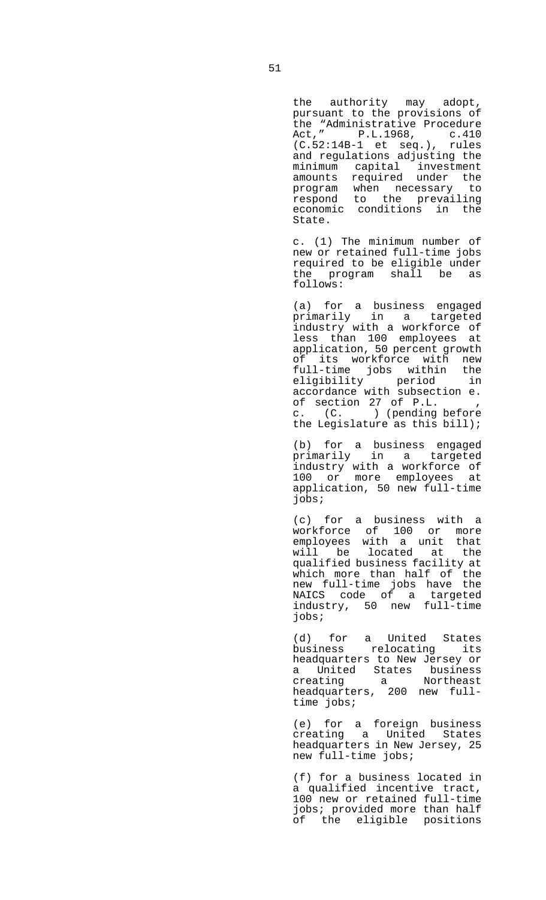the authority may adopt, pursuant to the provisions of the "Administrative Procedure Act," P.L.1968, c.410 (C.52:14B-1 et seq.), rules and regulations adjusting the minimum capital investment amounts required under the program when necessary to respond to the prevailing economic conditions in the State.

c. (1) The minimum number of new or retained full-time jobs required to be eligible under the program shall be as follows:

(a) for a business engaged primarily in a targeted industry with a workforce of less than 100 employees at application, 50 percent growth of its workforce with new full-time jobs within the eligibility period in accordance with subsection e. of section 27 of P.L. , c. (C. ) (pending before the Legislature as this bill);

(b) for a business engaged primarily in a targeted industry with a workforce of 100 or more employees at application, 50 new full-time jobs;

(c) for a business with a workforce of 100 or more employees with a unit that will be located at the qualified business facility at which more than half of the new full-time jobs have the NAICS code of a targeted industry, 50 new full-time jobs;

(d) for a United States business relocating its headquarters to New Jersey or a United States business creating a Northeast headquarters, 200 new full-time jobs;

(e) for a foreign business creating a United States headquarters in New Jersey, 25 new full-time jobs;

(f) for a business located in a qualified incentive tract, 100 new or retained full-time jobs; provided more than half of the eligible positions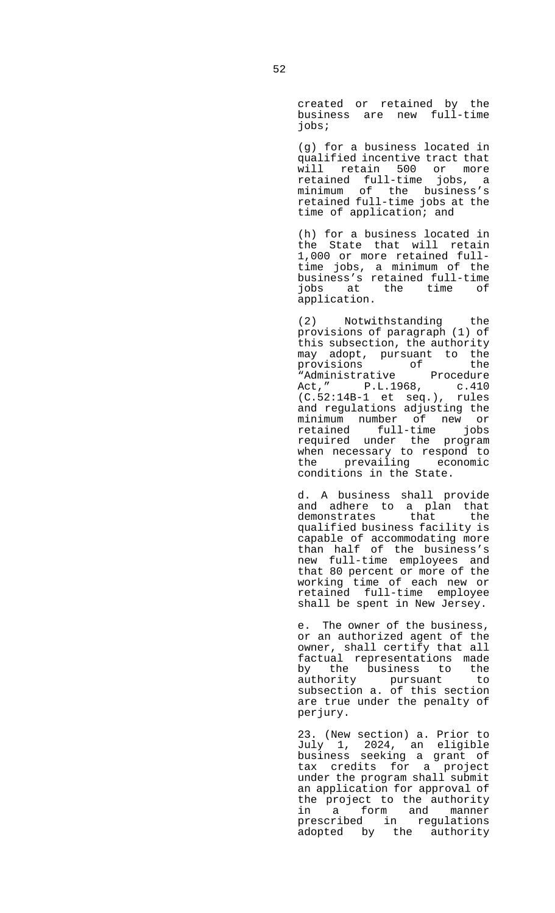created or retained by the business are new full-time jobs;

(g) for a business located in qualified incentive tract that will retain 500 or more retained full-time jobs, a minimum of the business's retained full-time jobs at the time of application; and

(h) for a business located in the State that will retain 1,000 or more retained full-time jobs, a minimum of the business's retained full-time jobs at the time of application.

(2) Notwithstanding the provisions of paragraph (1) of this subsection, the authority may adopt, pursuant to the provisions of the "Administrative Procedure Act," P.L.1968, c.410 (C.52:14B-1 et seq.), rules and regulations adjusting the minimum number of new or retained full-time jobs required under the program when necessary to respond to the prevailing economic conditions in the State.

d. A business shall provide and adhere to a plan that demonstrates that the qualified business facility is capable of accommodating more than half of the business's new full-time employees and that 80 percent or more of the working time of each new or retained full-time employee shall be spent in New Jersey.

e. The owner of the business, or an authorized agent of the owner, shall certify that all factual representations made by the business to the authority pursuant to subsection a. of this section are true under the penalty of perjury.

23. (New section) a. Prior to July 1, 2024, an eligible business seeking a grant of tax credits for a project under the program shall submit an application for approval of the project to the authority in a form and manner prescribed in regulations adopted by the authority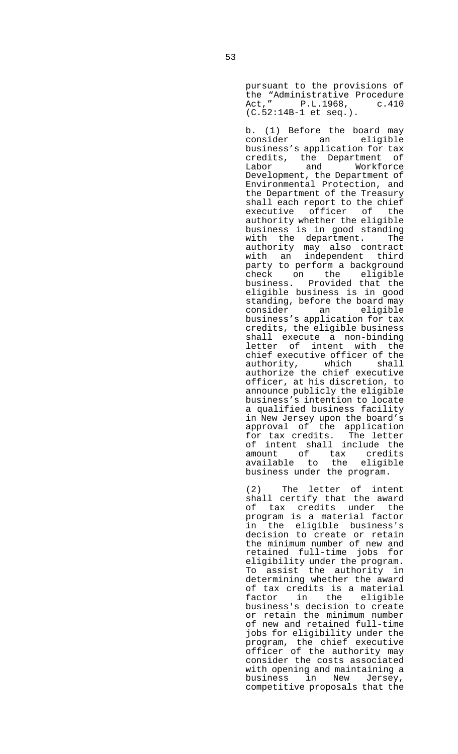pursuant to the provisions of the "Administrative Procedure Act," P.L.1968, c.410 (C.52:14B-1 et seq.).

b. (1) Before the board may consider an eligible business's application for tax credits, the Department of Labor and Workforce Development, the Department of Environmental Protection, and the Department of the Treasury shall each report to the chief executive officer of the authority whether the eligible business is in good standing with the department. The authority may also contract with an independent third party to perform a background check on the eligible business. Provided that the eligible business is in good standing, before the board may consider an eligible business's application for tax credits, the eligible business shall execute a non-binding letter of intent with the chief executive officer of the authority, which shall authorize the chief executive officer, at his discretion, to announce publicly the eligible business's intention to locate a qualified business facility in New Jersey upon the board's approval of the application for tax credits. The letter of intent shall include the amount of tax credits available to the eligible business under the program.

(2) The letter of intent shall certify that the award of tax credits under the program is a material factor in the eligible business's decision to create or retain the minimum number of new and retained full-time jobs for eligibility under the program. To assist the authority in determining whether the award of tax credits is a material factor in the eligible business's decision to create or retain the minimum number of new and retained full-time jobs for eligibility under the program, the chief executive officer of the authority may consider the costs associated with opening and maintaining a business in New Jersey, competitive proposals that the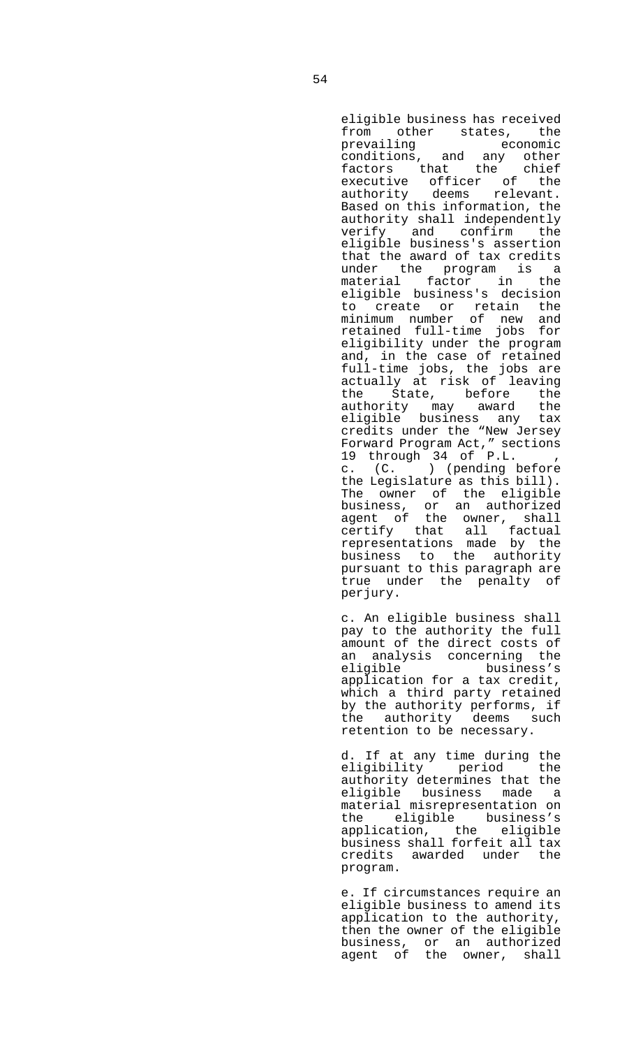eligible business has received from other states, the prevailing economic conditions, and any other factors that the chief executive officer of the authority deems relevant. Based on this information, the authority shall independently verify and confirm the eligible business's assertion that the award of tax credits under the program is a material factor in the eligible business's decision to create or retain the minimum number of new and retained full-time jobs for eligibility under the program and, in the case of retained full-time jobs, the jobs are actually at risk of leaving the State, before the authority may award the eligible business any tax credits under the "New Jersey Forward Program Act," sections 19 through 34 of P.L. , c. (C. ) (pending before the Legislature as this bill). The owner of the eligible business, or an authorized agent of the owner, shall certify that all factual representations made by the business to the authority pursuant to this paragraph are true under the penalty of perjury.

c. An eligible business shall pay to the authority the full amount of the direct costs of an analysis concerning the eligible business's application for a tax credit, which a third party retained by the authority performs, if the authority deems such retention to be necessary.

d. If at any time during the eligibility period the authority determines that the eligible business made a material misrepresentation on the eligible business's application, the eligible business shall forfeit all tax credits awarded under the program.

e. If circumstances require an eligible business to amend its application to the authority, then the owner of the eligible business, or an authorized agent of the owner, shall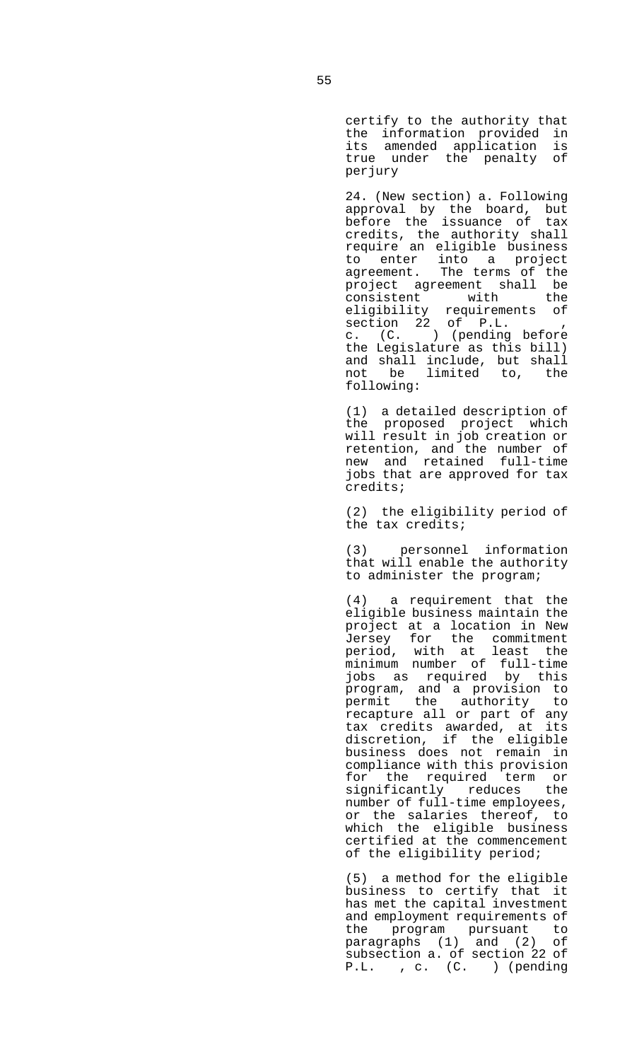certify to the authority that the information provided in its amended application is true under the penalty of perjury

24. (New section) a. Following approval by the board, but before the issuance of tax credits, the authority shall require an eligible business to enter into a project agreement. The terms of the project agreement shall be consistent with the eligibility requirements of section 22 of P.L. , c. (C. ) (pending before the Legislature as this bill) and shall include, but shall not be limited to, the following:

(1) a detailed description of the proposed project which will result in job creation or retention, and the number of new and retained full-time jobs that are approved for tax credits;

(2) the eligibility period of the tax credits;

(3) personnel information that will enable the authority to administer the program;

(4) a requirement that the eligible business maintain the project at a location in New Jersey for the commitment period, with at least the minimum number of full-time jobs as required by this program, and a provision to permit the authority to recapture all or part of any tax credits awarded, at its discretion, if the eligible business does not remain in compliance with this provision for the required term or significantly reduces the number of full-time employees, or the salaries thereof, to which the eligible business certified at the commencement of the eligibility period;

(5) a method for the eligible business to certify that it has met the capital investment and employment requirements of the program pursuant to paragraphs (1) and (2) of subsection a. of section 22 of P.L. , c. (C. ) (pending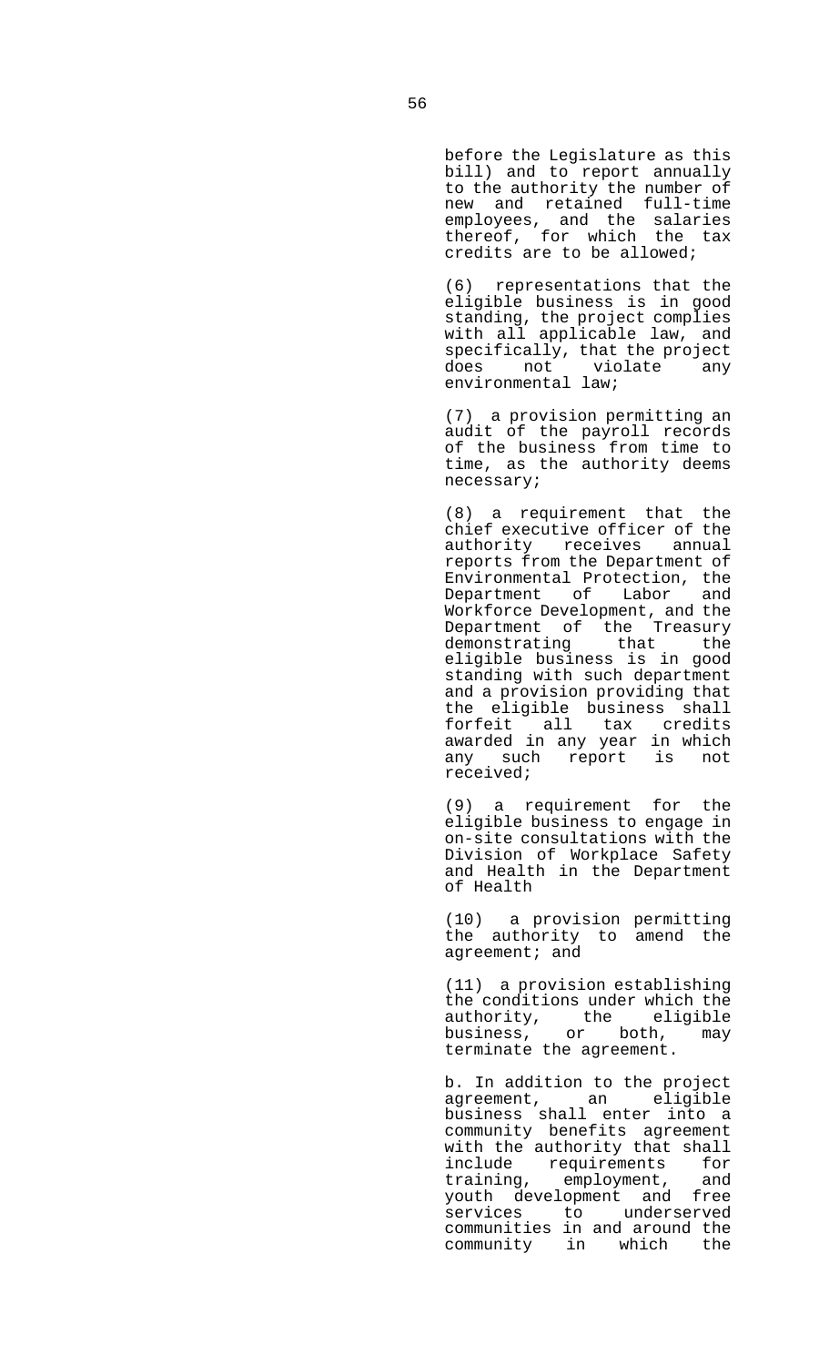before the Legislature as this bill) and to report annually to the authority the number of new and retained full-time employees, and the salaries thereof, for which the tax credits are to be allowed;

(6) representations that the eligible business is in good standing, the project complies with all applicable law, and specifically, that the project does not violate any environmental law;

(7) a provision permitting an audit of the payroll records of the business from time to time, as the authority deems necessary;

(8) a requirement that the chief executive officer of the authority receives annual reports from the Department of Environmental Protection, the Department of Labor and Workforce Development, and the Department of the Treasury demonstrating that the eligible business is in good standing with such department and a provision providing that the eligible business shall forfeit all tax credits awarded in any year in which any such report is not received;

(9) a requirement for the eligible business to engage in on-site consultations with the Division of Workplace Safety and Health in the Department of Health

(10) a provision permitting the authority to amend the agreement; and

(11) a provision establishing the conditions under which the authority, the eligible business, or both, may terminate the agreement.

b. In addition to the project agreement, an eligible business shall enter into a community benefits agreement with the authority that shall include requirements for training, employment, and youth development and free services to underserved communities in and around the community in which the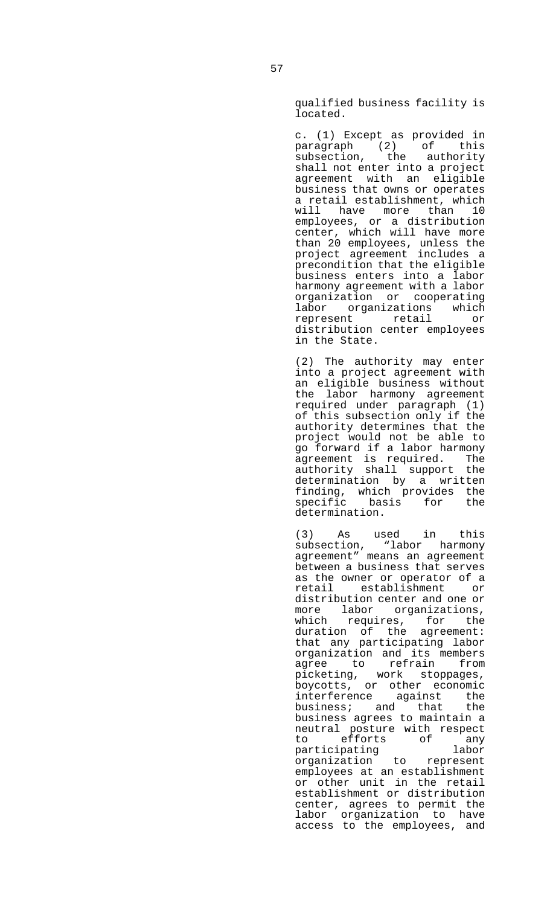qualified business facility is located.

c. (1) Except as provided in paragraph (2) of this subsection, the authority shall not enter into a project agreement with an eligible business that owns or operates a retail establishment, which will have more than 10 employees, or a distribution center, which will have more than 20 employees, unless the project agreement includes a precondition that the eligible business enters into a labor harmony agreement with a labor organization or cooperating labor organizations which represent retail or distribution center employees in the State.

(2) The authority may enter into a project agreement with an eligible business without the labor harmony agreement required under paragraph (1) of this subsection only if the authority determines that the project would not be able to go forward if a labor harmony agreement is required. The authority shall support the determination by a written finding, which provides the specific basis for the determination.

(3) As used in this subsection, "labor harmony agreement" means an agreement between a business that serves as the owner or operator of a retail establishment or distribution center and one or more labor organizations, which requires, for the duration of the agreement: that any participating labor organization and its members agree to refrain from picketing, work stoppages, boycotts, or other economic interference against the business; and that the business agrees to maintain a neutral posture with respect to efforts of any participating labor organization to represent employees at an establishment or other unit in the retail establishment or distribution center, agrees to permit the labor organization to have access to the employees, and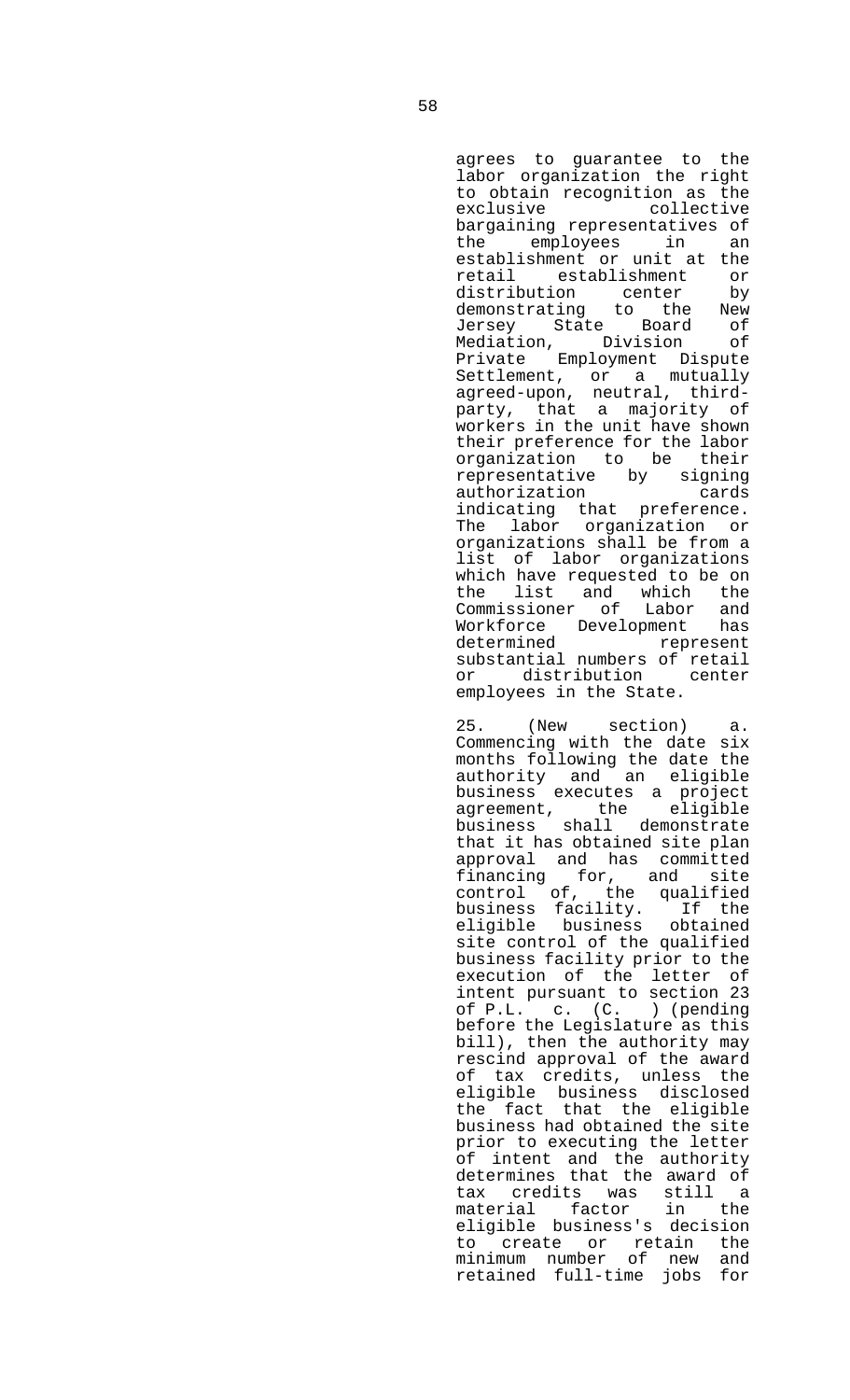agrees to guarantee to the labor organization the right to obtain recognition as the exclusive collective bargaining representatives of the employees in an establishment or unit at the retail establishment or distribution center by demonstrating to the New Jersey State Board of Mediation, Division of Private Employment Dispute Settlement, or a mutually agreed-upon, neutral, third-party, that a majority of workers in the unit have shown their preference for the labor organization to be their representative by signing authorization cards indicating that preference. The labor organization or organizations shall be from a list of labor organizations which have requested to be on the list and which the Commissioner of Labor and Workforce Development has determined represent substantial numbers of retail or distribution center employees in the State.

25. (New section) a. Commencing with the date six months following the date the authority and an eligible business executes a project agreement, the eligible business shall demonstrate that it has obtained site plan approval and has committed financing for, and site control of, the qualified business facility. If the eligible business obtained site control of the qualified business facility prior to the execution of the letter of intent pursuant to section 23 of P.L. c. (C. ) (pending before the Legislature as this bill), then the authority may rescind approval of the award of tax credits, unless the eligible business disclosed the fact that the eligible business had obtained the site prior to executing the letter of intent and the authority determines that the award of tax credits was still a material factor in the eligible business's decision to create or retain the minimum number of new and retained full-time jobs for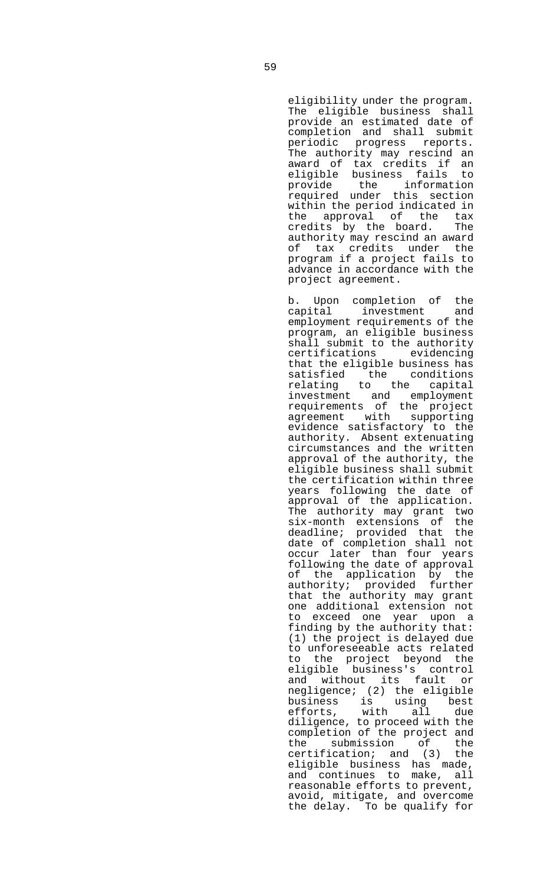eligibility under the program. The eligible business shall provide an estimated date of completion and shall submit periodic progress reports. The authority may rescind an award of tax credits if an eligible business fails to provide the information required under this section within the period indicated in the approval of the tax credits by the board. The authority may rescind an award of tax credits under the program if a project fails to advance in accordance with the project agreement.

b. Upon completion of the capital investment and employment requirements of the program, an eligible business shall submit to the authority certifications evidencing that the eligible business has satisfied the conditions relating to the capital investment and employment requirements of the project agreement with supporting evidence satisfactory to the authority. Absent extenuating circumstances and the written approval of the authority, the eligible business shall submit the certification within three years following the date of approval of the application. The authority may grant two six-month extensions of the deadline; provided that the date of completion shall not occur later than four years following the date of approval of the application by the authority; provided further that the authority may grant one additional extension not to exceed one year upon a finding by the authority that: (1) the project is delayed due to unforeseeable acts related to the project beyond the eligible business's control and without its fault or negligence; (2) the eligible business is using best efforts, with all due diligence, to proceed with the completion of the project and the submission of the certification; and (3) the eligible business has made, and continues to make, all reasonable efforts to prevent, avoid, mitigate, and overcome the delay. To be qualify for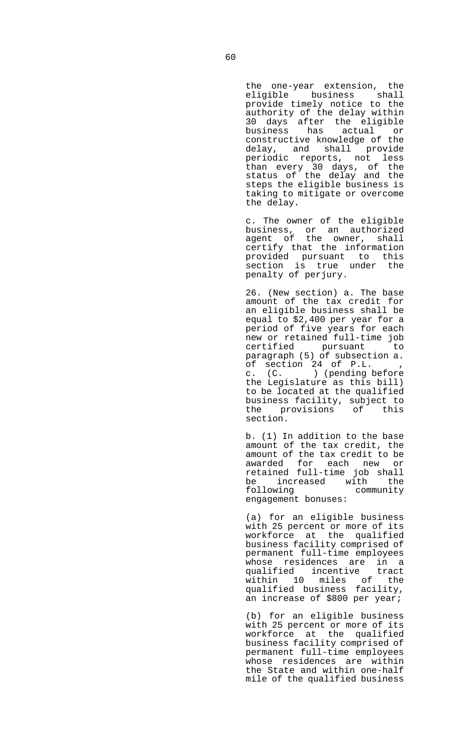the one-year extension, the eligible business shall provide timely notice to the authority of the delay within 30 days after the eligible business has actual or constructive knowledge of the delay, and shall provide periodic reports, not less than every 30 days, of the status of the delay and the steps the eligible business is taking to mitigate or overcome the delay.

c. The owner of the eligible business, or an authorized agent of the owner, shall certify that the information provided pursuant to this section is true under the penalty of perjury.

26. (New section) a. The base amount of the tax credit for an eligible business shall be equal to $2,400 per year for a period of five years for each new or retained full-time job certified pursuant to paragraph (5) of subsection a. of section 24 of P.L. , c. (C. ) (pending before the Legislature as this bill) to be located at the qualified business facility, subject to the provisions of this section.

b. (1) In addition to the base amount of the tax credit, the amount of the tax credit to be awarded for each new or retained full-time job shall be increased with the following community engagement bonuses:

(a) for an eligible business with 25 percent or more of its workforce at the qualified business facility comprised of permanent full-time employees whose residences are in a qualified incentive tract within 10 miles of the qualified business facility, an increase of $800 per year;

(b) for an eligible business with 25 percent or more of its workforce at the qualified business facility comprised of permanent full-time employees whose residences are within the State and within one-half mile of the qualified business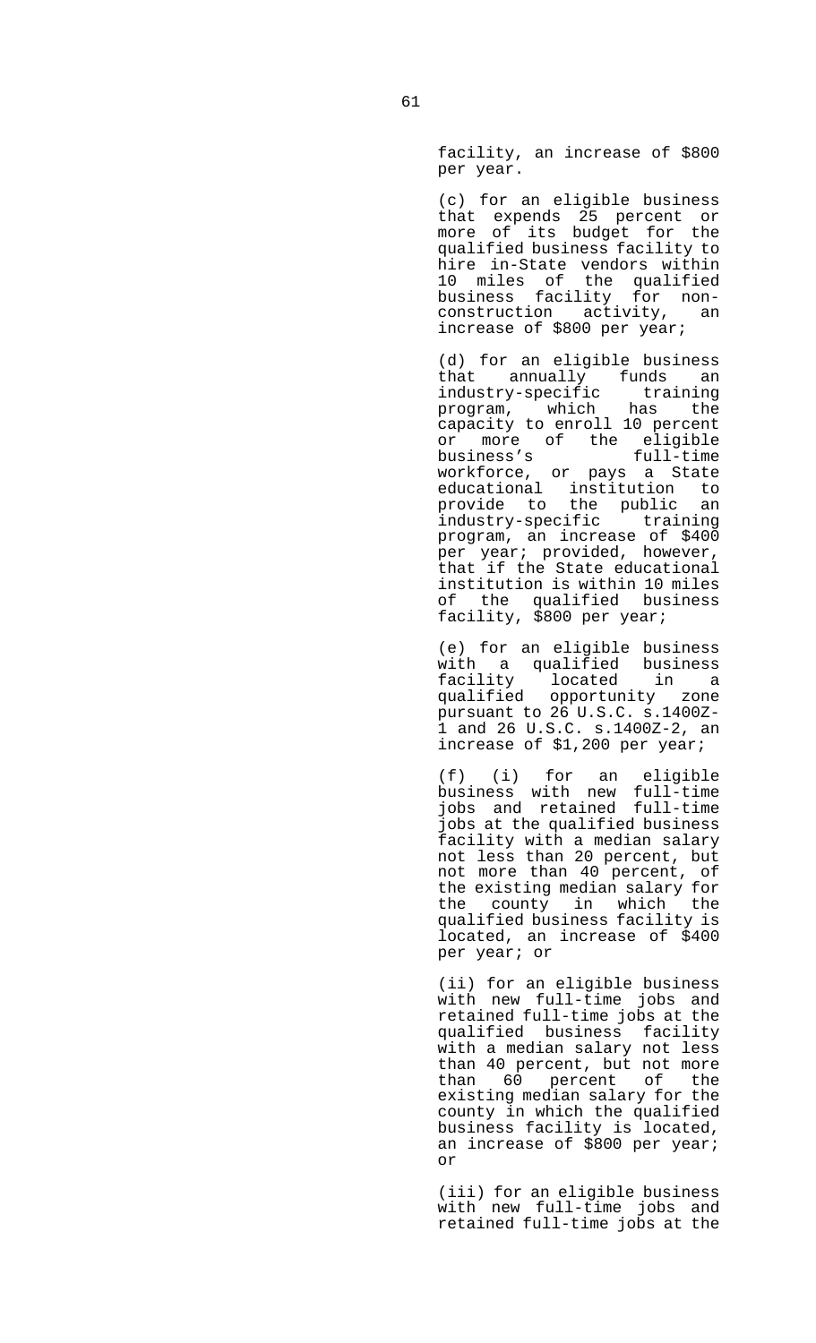facility, an increase of $800 per year.

(c) for an eligible business that expends 25 percent or more of its budget for the qualified business facility to hire in-State vendors within 10 miles of the qualified business facility for non-construction activity, an increase of $800 per year;

(d) for an eligible business that annually funds an industry-specific training program, which has the capacity to enroll 10 percent or more of the eligible business's full-time workforce, or pays a State educational institution to provide to the public an industry-specific training program, an increase of $400 per year; provided, however, that if the State educational institution is within 10 miles of the qualified business facility, $800 per year;

(e) for an eligible business with a qualified business facility located in a qualified opportunity zone pursuant to 26 U.S.C. s.1400Z-1 and 26 U.S.C. s.1400Z-2, an increase of $1,200 per year;

(f) (i) for an eligible business with new full-time jobs and retained full-time jobs at the qualified business facility with a median salary not less than 20 percent, but not more than 40 percent, of the existing median salary for the county in which the qualified business facility is located, an increase of $400 per year; or

(ii) for an eligible business with new full-time jobs and retained full-time jobs at the qualified business facility with a median salary not less than 40 percent, but not more than 60 percent of the existing median salary for the county in which the qualified business facility is located, an increase of $800 per year; or

(iii) for an eligible business with new full-time jobs and retained full-time jobs at the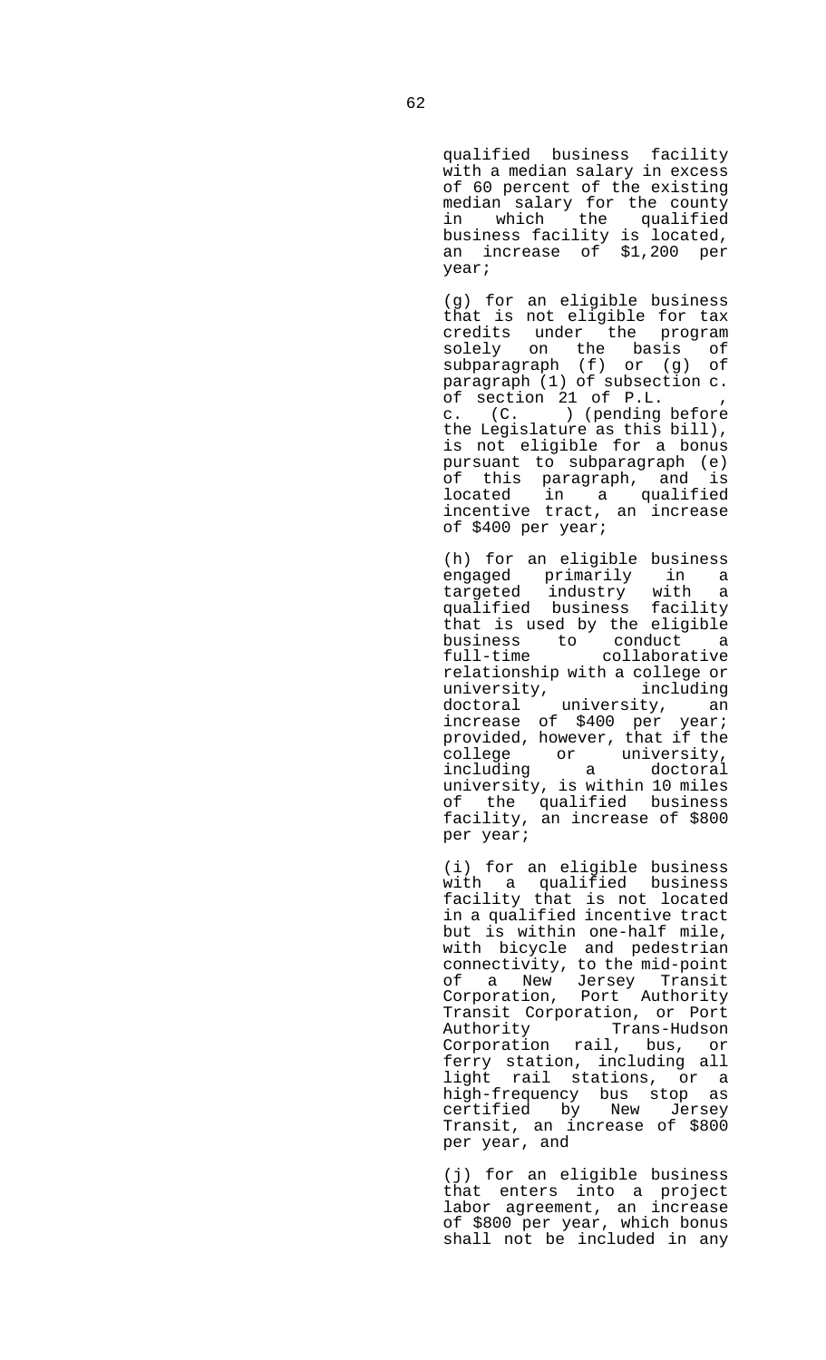qualified business facility with a median salary in excess of 60 percent of the existing median salary for the county in which the qualified business facility is located, an increase of $1,200 per year;

(g) for an eligible business that is not eligible for tax credits under the program solely on the basis of subparagraph (f) or (g) of paragraph (1) of subsection c. of section 21 of P.L. , c. (C. ) (pending before the Legislature as this bill), is not eligible for a bonus pursuant to subparagraph (e) of this paragraph, and is located in a qualified incentive tract, an increase of $400 per year;

(h) for an eligible business engaged primarily in a targeted industry with a qualified business facility that is used by the eligible business to conduct a full-time collaborative relationship with a college or university, including doctoral university, an increase of $400 per year; provided, however, that if the college or university, including a doctoral university, is within 10 miles of the qualified business facility, an increase of $800 per year;

(i) for an eligible business with a qualified business facility that is not located in a qualified incentive tract but is within one-half mile, with bicycle and pedestrian connectivity, to the mid-point of a New Jersey Transit Corporation, Port Authority Transit Corporation, or Port Authority Trans-Hudson Corporation rail, bus, or ferry station, including all light rail stations, or a high-frequency bus stop as certified by New Jersey Transit, an increase of $800 per year, and

(j) for an eligible business that enters into a project labor agreement, an increase of $800 per year, which bonus shall not be included in any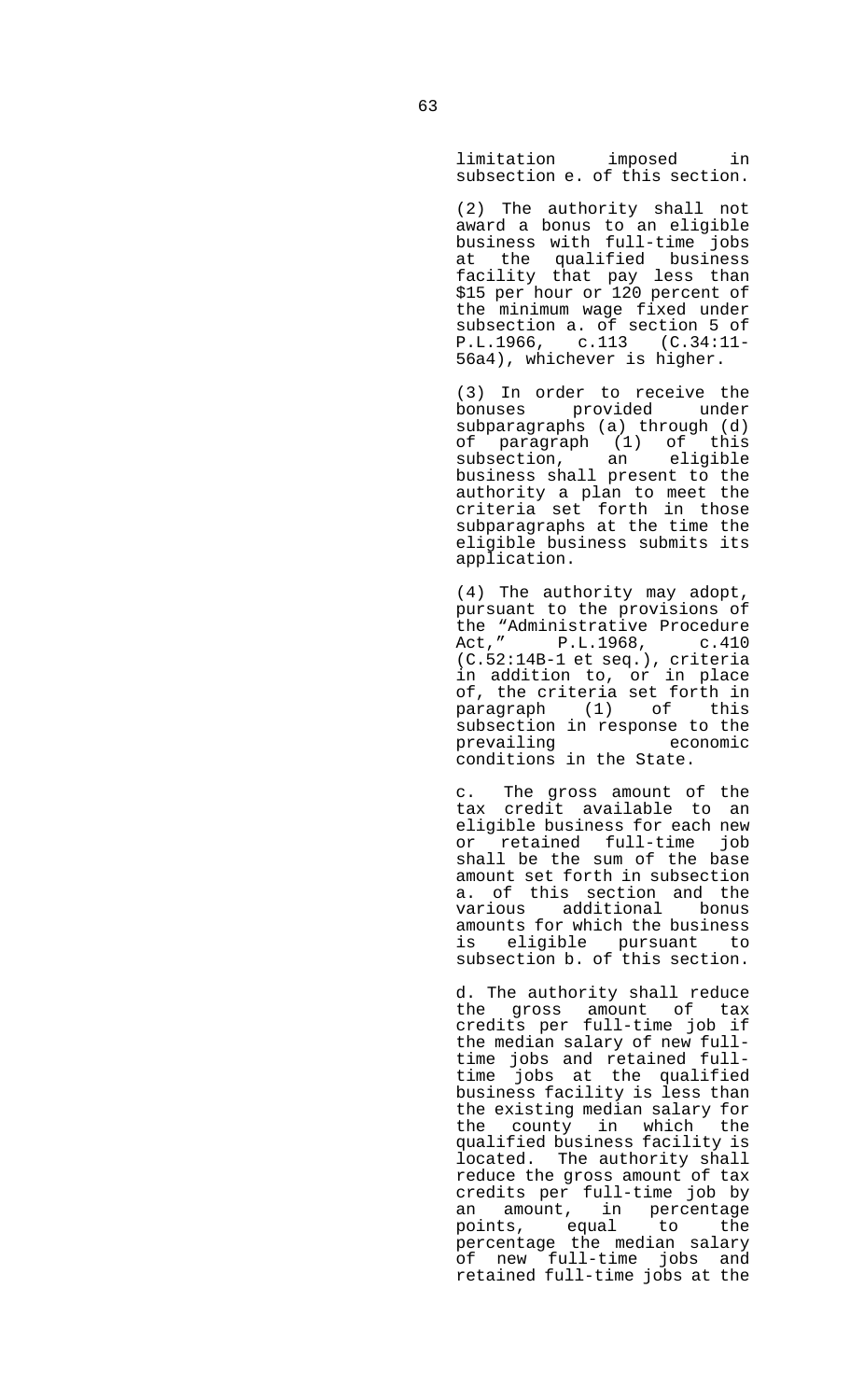limitation imposed in subsection e. of this section.

(2) The authority shall not award a bonus to an eligible business with full-time jobs at the qualified business facility that pay less than $15 per hour or 120 percent of the minimum wage fixed under subsection a. of section 5 of P.L.1966, c.113 (C.34:11-56a4), whichever is higher.

(3) In order to receive the bonuses provided under subparagraphs (a) through (d) of paragraph (1) of this subsection, an eligible business shall present to the authority a plan to meet the criteria set forth in those subparagraphs at the time the eligible business submits its application.

(4) The authority may adopt, pursuant to the provisions of the "Administrative Procedure Act," P.L.1968, c.410 (C.52:14B-1 et seq.), criteria in addition to, or in place of, the criteria set forth in paragraph (1) of this subsection in response to the prevailing economic conditions in the State.

c. The gross amount of the tax credit available to an eligible business for each new or retained full-time job shall be the sum of the base amount set forth in subsection a. of this section and the various additional bonus amounts for which the business is eligible pursuant to subsection b. of this section.

d. The authority shall reduce the gross amount of tax credits per full-time job if the median salary of new full-time jobs and retained full-time jobs at the qualified business facility is less than the existing median salary for the county in which the qualified business facility is located. The authority shall reduce the gross amount of tax credits per full-time job by an amount, in percentage points, equal to the percentage the median salary of new full-time jobs and retained full-time jobs at the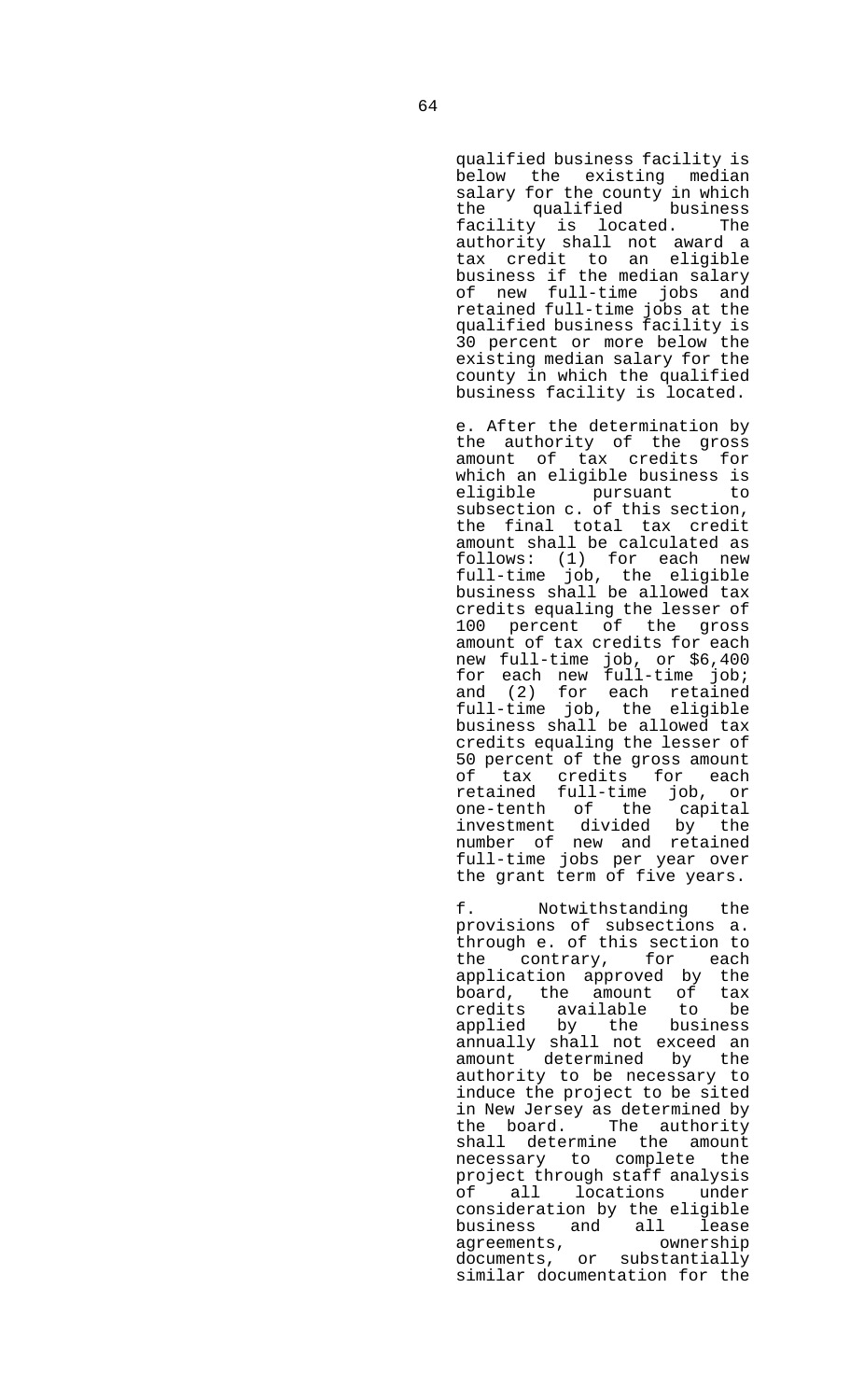qualified business facility is below the existing median salary for the county in which the qualified business facility is located. The authority shall not award a tax credit to an eligible business if the median salary of new full-time jobs and retained full-time jobs at the qualified business facility is 30 percent or more below the existing median salary for the county in which the qualified business facility is located.

e. After the determination by the authority of the gross amount of tax credits for which an eligible business is eligible pursuant to subsection c. of this section, the final total tax credit amount shall be calculated as follows: (1) for each new full-time job, the eligible business shall be allowed tax credits equaling the lesser of 100 percent of the gross amount of tax credits for each new full-time job, or $6,400 for each new full-time job; and (2) for each retained full-time job, the eligible business shall be allowed tax credits equaling the lesser of 50 percent of the gross amount of tax credits for each retained full-time job, or one-tenth of the capital investment divided by the number of new and retained full-time jobs per year over the grant term of five years.

f. Notwithstanding the provisions of subsections a. through e. of this section to the contrary, for each application approved by the board, the amount of tax credits available to be applied by the business annually shall not exceed an amount determined by the authority to be necessary to induce the project to be sited in New Jersey as determined by the board. The authority shall determine the amount necessary to complete the project through staff analysis of all locations under consideration by the eligible business and all lease agreements, ownership documents, or substantially similar documentation for the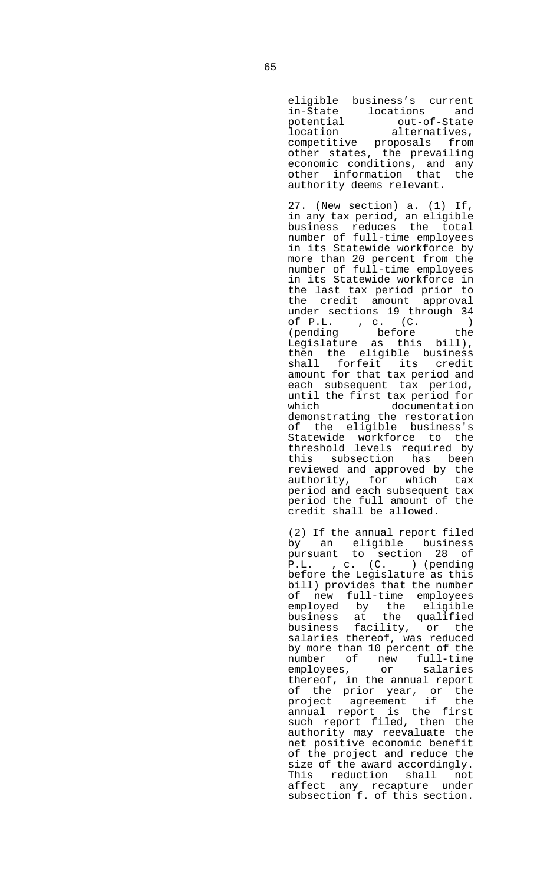eligible business's current in-State locations and potential out-of-State location alternatives, competitive proposals from other states, the prevailing economic conditions, and any other information that the authority deems relevant.

27. (New section) a. (1) If, in any tax period, an eligible business reduces the total number of full-time employees in its Statewide workforce by more than 20 percent from the number of full-time employees in its Statewide workforce in the last tax period prior to the credit amount approval under sections 19 through 34 of P.L. , c. (C. ) (pending before the Legislature as this bill), then the eligible business shall forfeit its credit amount for that tax period and each subsequent tax period, until the first tax period for which documentation demonstrating the restoration of the eligible business's Statewide workforce to the threshold levels required by this subsection has been reviewed and approved by the authority, for which tax period and each subsequent tax period the full amount of the credit shall be allowed.

(2) If the annual report filed by an eligible business pursuant to section 28 of P.L. , c. (C. ) (pending before the Legislature as this bill) provides that the number of new full-time employees employed by the eligible business at the qualified business facility, or the salaries thereof, was reduced by more than 10 percent of the number of new full-time employees, or salaries thereof, in the annual report of the prior year, or the project agreement if the annual report is the first such report filed, then the authority may reevaluate the net positive economic benefit of the project and reduce the size of the award accordingly. This reduction shall not affect any recapture under subsection f. of this section.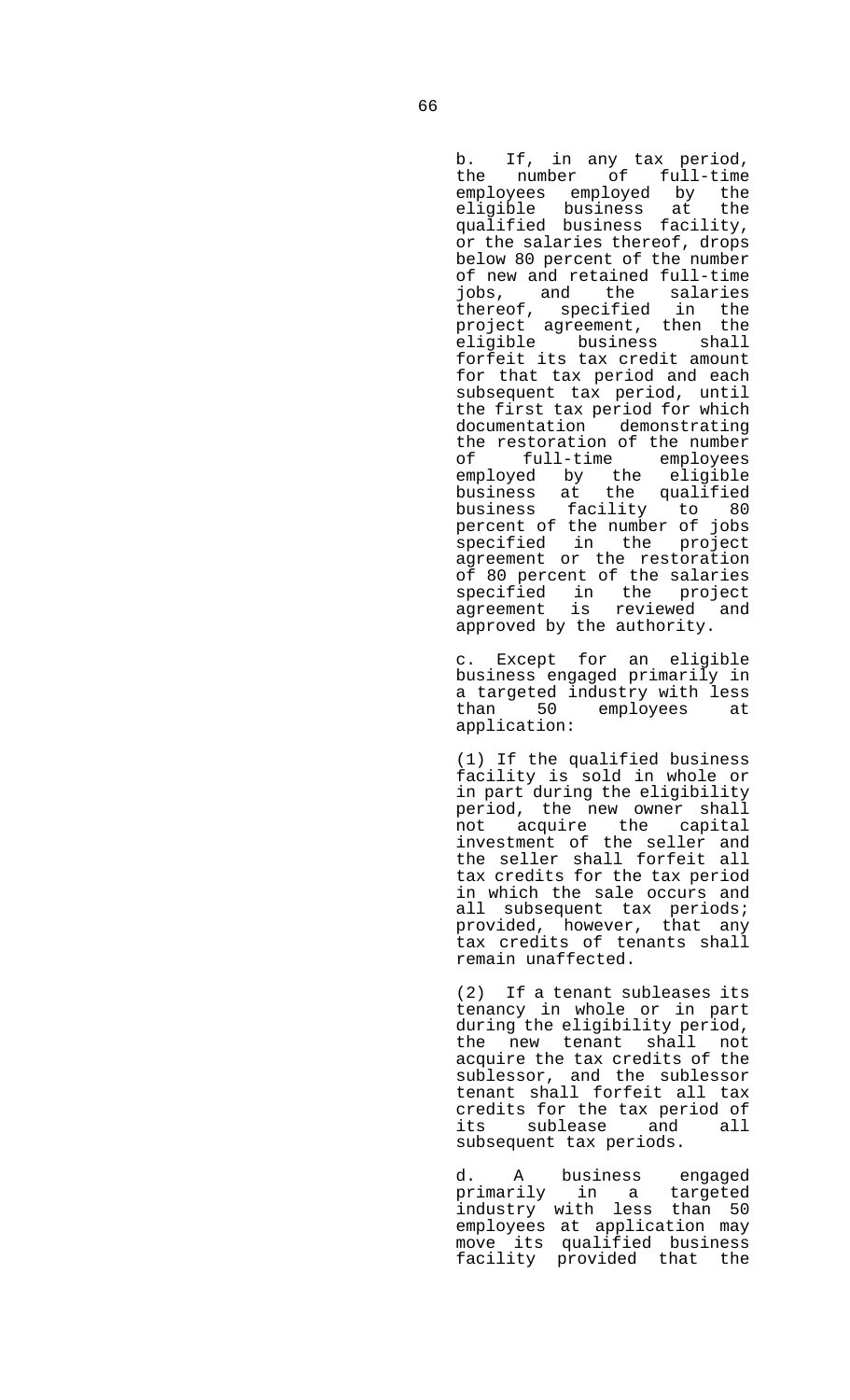b. If, in any tax period, the number of full-time employees employed by the eligible business at the qualified business facility, or the salaries thereof, drops below 80 percent of the number of new and retained full-time jobs, and the salaries thereof, specified in the project agreement, then the eligible business shall forfeit its tax credit amount for that tax period and each subsequent tax period, until the first tax period for which documentation demonstrating the restoration of the number of full-time employees employed by the eligible business at the qualified business facility to 80 percent of the number of jobs specified in the project agreement or the restoration of 80 percent of the salaries specified in the project agreement is reviewed and approved by the authority.

c. Except for an eligible business engaged primarily in a targeted industry with less than 50 employees at application:

(1) If the qualified business facility is sold in whole or in part during the eligibility period, the new owner shall not acquire the capital investment of the seller and the seller shall forfeit all tax credits for the tax period in which the sale occurs and all subsequent tax periods; provided, however, that any tax credits of tenants shall remain unaffected.

(2) If a tenant subleases its tenancy in whole or in part during the eligibility period, the new tenant shall not acquire the tax credits of the sublessor, and the sublessor tenant shall forfeit all tax credits for the tax period of its sublease and all subsequent tax periods.

d. A business engaged primarily in a targeted industry with less than 50 employees at application may move its qualified business facility provided that the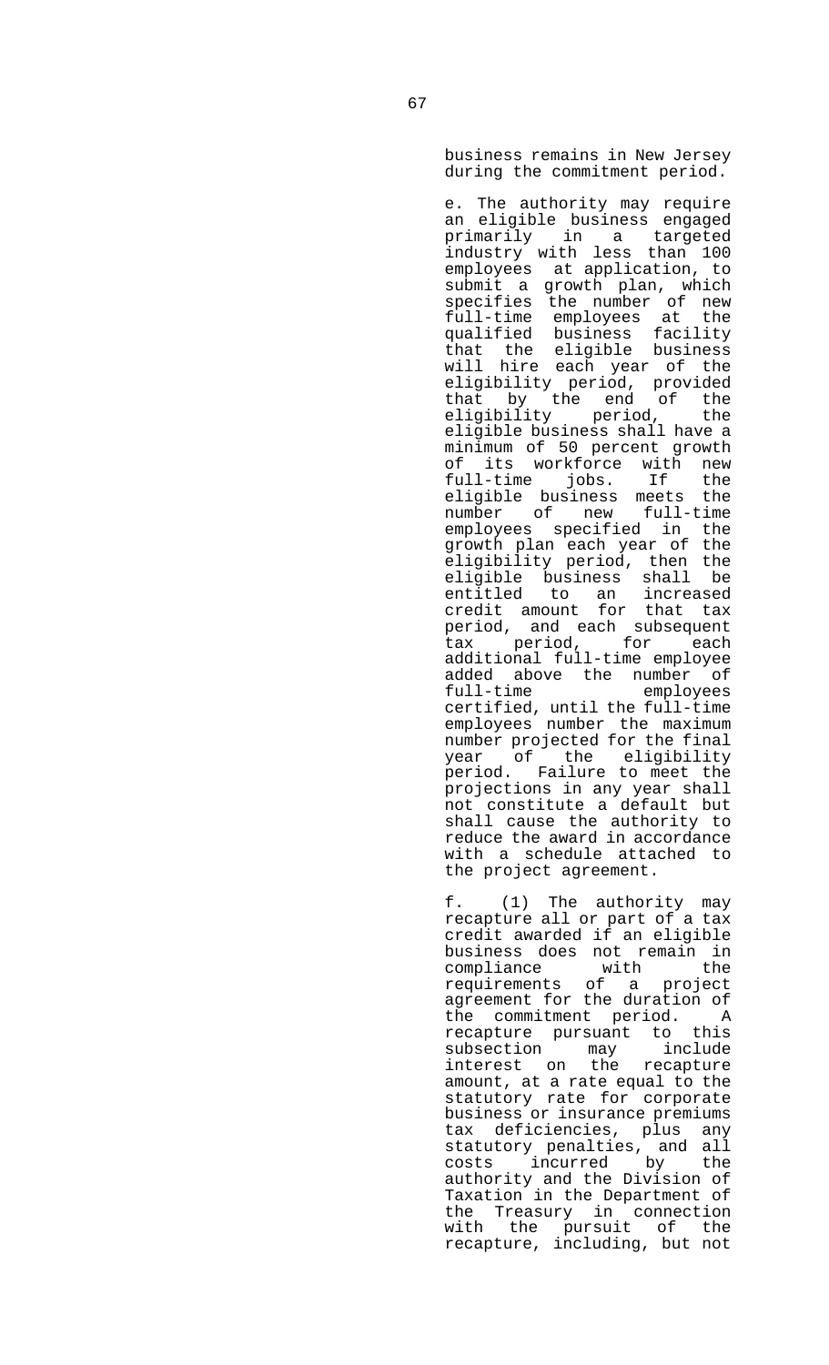business remains in New Jersey during the commitment period.

e. The authority may require an eligible business engaged primarily in a targeted industry with less than 100 employees at application, to submit a growth plan, which specifies the number of new full-time employees at the qualified business facility that the eligible business will hire each year of the eligibility period, provided that by the end of the eligibility period, the eligible business shall have a minimum of 50 percent growth of its workforce with new full-time jobs. If the eligible business meets the number of new full-time employees specified in the growth plan each year of the eligibility period, then the eligible business shall be entitled to an increased credit amount for that tax period, and each subsequent tax period, for each additional full-time employee added above the number of full-time employees certified, until the full-time employees number the maximum number projected for the final year of the eligibility period. Failure to meet the projections in any year shall not constitute a default but shall cause the authority to reduce the award in accordance with a schedule attached to the project agreement.

f. (1) The authority may recapture all or part of a tax credit awarded if an eligible business does not remain in compliance with the requirements of a project agreement for the duration of the commitment period. A recapture pursuant to this subsection may include interest on the recapture amount, at a rate equal to the statutory rate for corporate business or insurance premiums tax deficiencies, plus any statutory penalties, and all costs incurred by the authority and the Division of Taxation in the Department of the Treasury in connection with the pursuit of the recapture, including, but not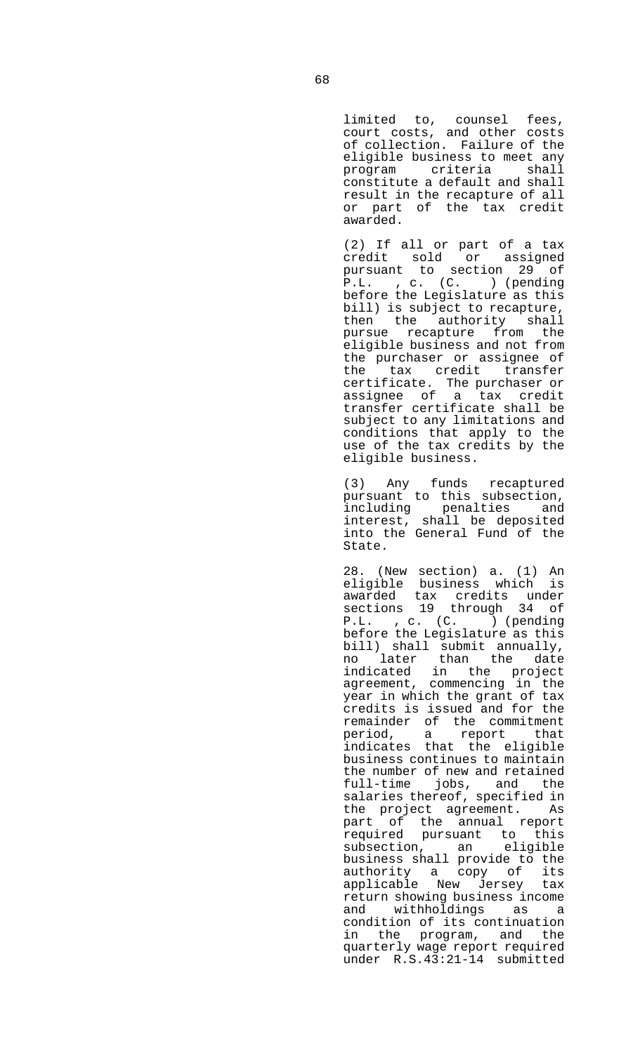limited to, counsel fees, court costs, and other costs of collection. Failure of the eligible business to meet any program criteria shall constitute a default and shall result in the recapture of all or part of the tax credit awarded.

(2) If all or part of a tax credit sold or assigned pursuant to section 29 of P.L. , c. (C. ) (pending before the Legislature as this bill) is subject to recapture, then the authority shall pursue recapture from the eligible business and not from the purchaser or assignee of the tax credit transfer certificate. The purchaser or assignee of a tax credit transfer certificate shall be subject to any limitations and conditions that apply to the use of the tax credits by the eligible business.

(3) Any funds recaptured pursuant to this subsection, including penalties and interest, shall be deposited into the General Fund of the State.

28. (New section) a. (1) An eligible business which is awarded tax credits under sections 19 through 34 of P.L. , c. (C. ) (pending before the Legislature as this bill) shall submit annually, no later than the date indicated in the project agreement, commencing in the year in which the grant of tax credits is issued and for the remainder of the commitment period, a report that indicates that the eligible business continues to maintain the number of new and retained full-time jobs, and the salaries thereof, specified in the project agreement. As part of the annual report required pursuant to this subsection, an eligible business shall provide to the authority a copy of its applicable New Jersey tax return showing business income and withholdings as a condition of its continuation in the program, and the quarterly wage report required under R.S.43:21-14 submitted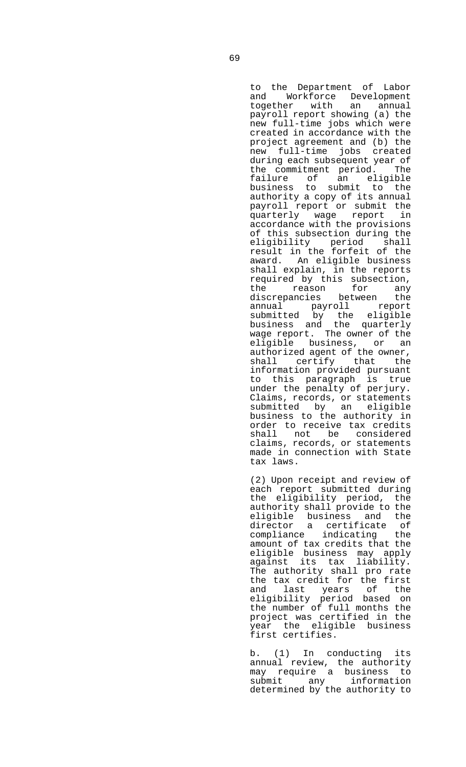to the Department of Labor and Workforce Development together with an annual payroll report showing (a) the new full-time jobs which were created in accordance with the project agreement and (b) the new full-time jobs created during each subsequent year of the commitment period. The failure of an eligible business to submit to the authority a copy of its annual payroll report or submit the quarterly wage report in accordance with the provisions of this subsection during the eligibility period shall result in the forfeit of the award. An eligible business shall explain, in the reports required by this subsection, the reason for any discrepancies between the annual payroll report submitted by the eligible business and the quarterly wage report. The owner of the eligible business, or an authorized agent of the owner, shall certify that the information provided pursuant to this paragraph is true under the penalty of perjury. Claims, records, or statements submitted by an eligible business to the authority in order to receive tax credits shall not be considered claims, records, or statements made in connection with State tax laws.

(2) Upon receipt and review of each report submitted during the eligibility period, the authority shall provide to the eligible business and the director a certificate of compliance indicating the amount of tax credits that the eligible business may apply against its tax liability. The authority shall pro rate the tax credit for the first and last years of the eligibility period based on the number of full months the project was certified in the year the eligible business first certifies.

b. (1) In conducting its annual review, the authority may require a business to submit any information determined by the authority to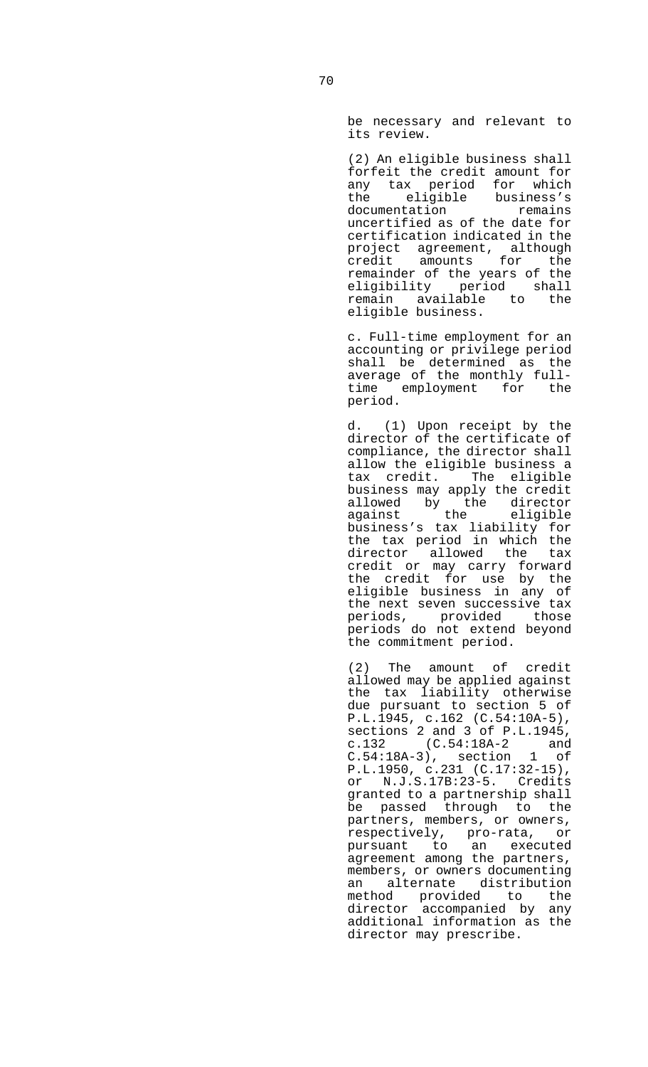be necessary and relevant to its review.

(2) An eligible business shall forfeit the credit amount for any tax period for which the eligible business's documentation remains uncertified as of the date for certification indicated in the project agreement, although credit amounts for the remainder of the years of the eligibility period shall remain available to the eligible business.

c. Full-time employment for an accounting or privilege period shall be determined as the average of the monthly full-time employment for the period.

d. (1) Upon receipt by the director of the certificate of compliance, the director shall allow the eligible business a tax credit. The eligible business may apply the credit allowed by the director against the eligible business's tax liability for the tax period in which the director allowed the tax credit or may carry forward the credit for use by the eligible business in any of the next seven successive tax periods, provided those periods do not extend beyond the commitment period.

(2) The amount of credit allowed may be applied against the tax liability otherwise due pursuant to section 5 of P.L.1945, c.162 (C.54:10A-5), sections 2 and 3 of P.L.1945, c.132 (C.54:18A-2 and C.54:18A-3), section 1 of P.L.1950, c.231 (C.17:32-15), or N.J.S.17B:23-5. Credits granted to a partnership shall be passed through to the partners, members, or owners, respectively, pro-rata, or pursuant to an executed agreement among the partners, members, or owners documenting an alternate distribution method provided to the director accompanied by any additional information as the director may prescribe.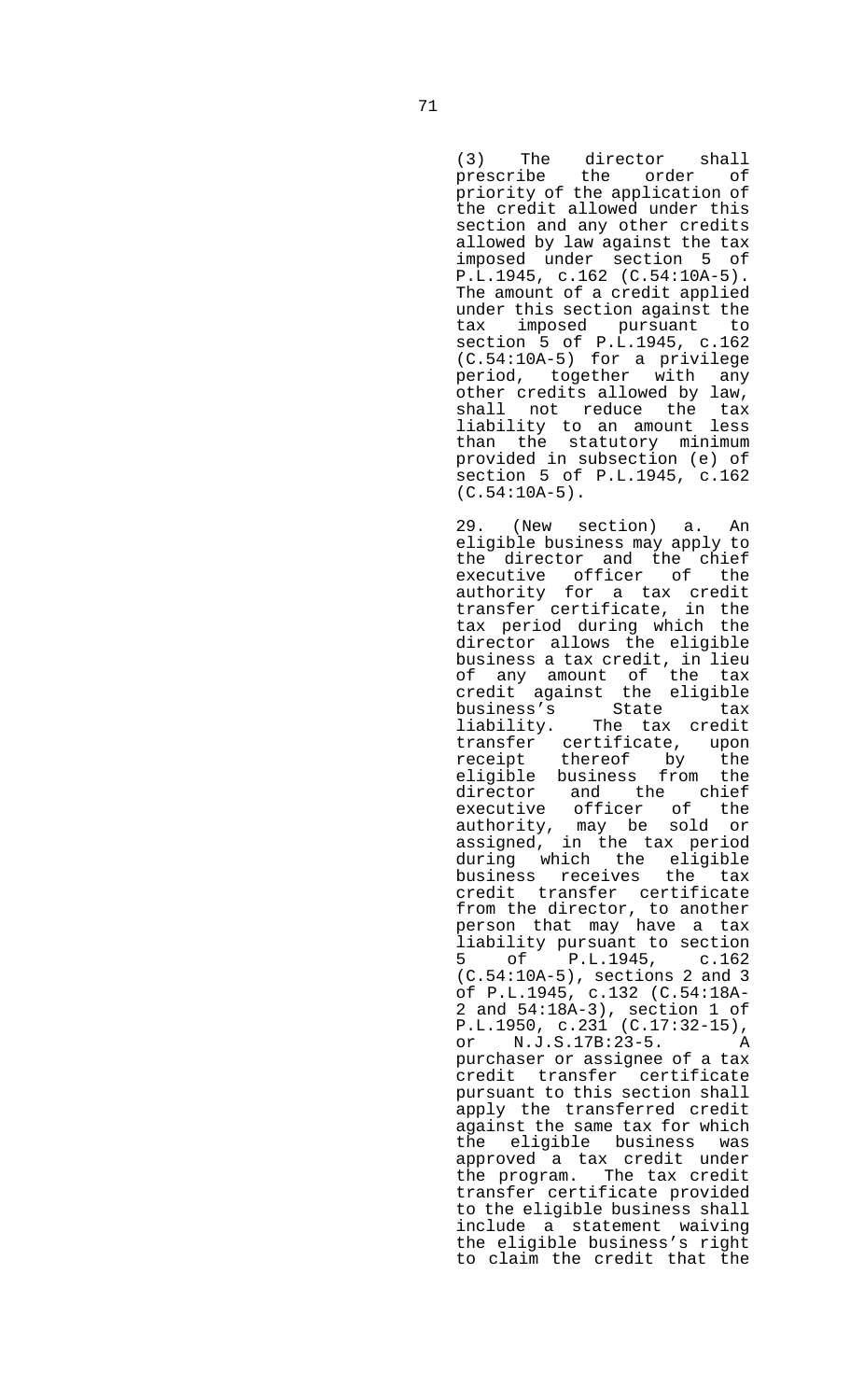(3) The director shall prescribe the order of priority of the application of the credit allowed under this section and any other credits allowed by law against the tax imposed under section 5 of P.L.1945, c.162 (C.54:10A-5). The amount of a credit applied under this section against the tax imposed pursuant to section 5 of P.L.1945, c.162 (C.54:10A-5) for a privilege period, together with any other credits allowed by law, shall not reduce the tax liability to an amount less than the statutory minimum provided in subsection (e) of section 5 of P.L.1945, c.162 (C.54:10A-5).

29. (New section) a. An eligible business may apply to the director and the chief executive officer of the authority for a tax credit transfer certificate, in the tax period during which the director allows the eligible business a tax credit, in lieu of any amount of the tax credit against the eligible business's State tax liability. The tax credit transfer certificate, upon receipt thereof by the eligible business from the director and the chief executive officer of the authority, may be sold or assigned, in the tax period during which the eligible business receives the tax credit transfer certificate from the director, to another person that may have a tax liability pursuant to section 5 of P.L.1945, c.162 (C.54:10A-5), sections 2 and 3 of P.L.1945, c.132 (C.54:18A-2 and 54:18A-3), section 1 of P.L.1950, c.231 (C.17:32-15), or N.J.S.17B:23-5. A purchaser or assignee of a tax credit transfer certificate pursuant to this section shall apply the transferred credit against the same tax for which the eligible business was approved a tax credit under the program. The tax credit transfer certificate provided to the eligible business shall include a statement waiving the eligible business's right to claim the credit that the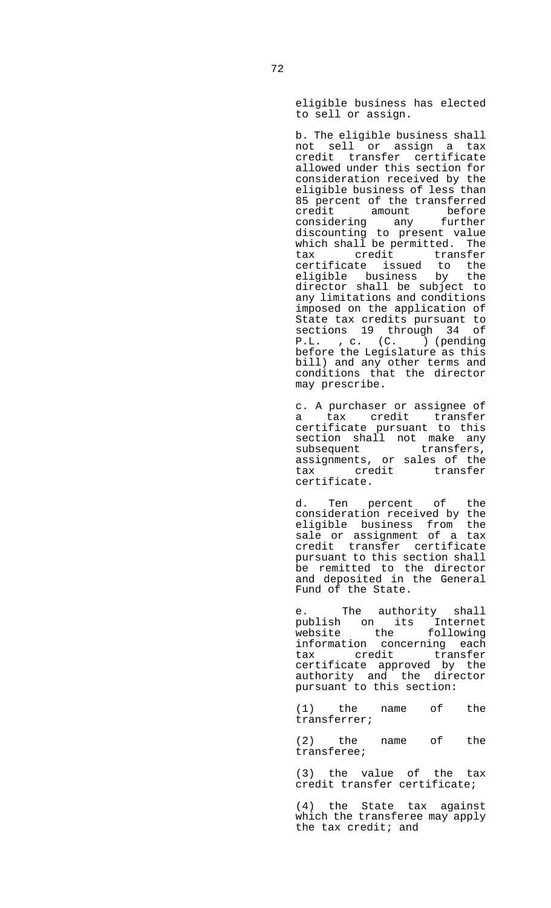eligible business has elected to sell or assign.

b. The eligible business shall not sell or assign a tax credit transfer certificate allowed under this section for consideration received by the eligible business of less than 85 percent of the transferred credit amount before considering any further discounting to present value which shall be permitted. The tax credit transfer certificate issued to the eligible business by the director shall be subject to any limitations and conditions imposed on the application of State tax credits pursuant to sections 19 through 34 of P.L. , c. (C. ) (pending before the Legislature as this bill) and any other terms and conditions that the director may prescribe.

c. A purchaser or assignee of a tax credit transfer certificate pursuant to this section shall not make any subsequent transfers, assignments, or sales of the tax credit transfer certificate.

d. Ten percent of the consideration received by the eligible business from the sale or assignment of a tax credit transfer certificate pursuant to this section shall be remitted to the director and deposited in the General Fund of the State.

e. The authority shall publish on its Internet website the following information concerning each tax credit transfer certificate approved by the authority and the director pursuant to this section:

(1) the name of the transferrer;

(2) the name of the transferee;

(3) the value of the tax credit transfer certificate;

(4) the State tax against which the transferee may apply the tax credit; and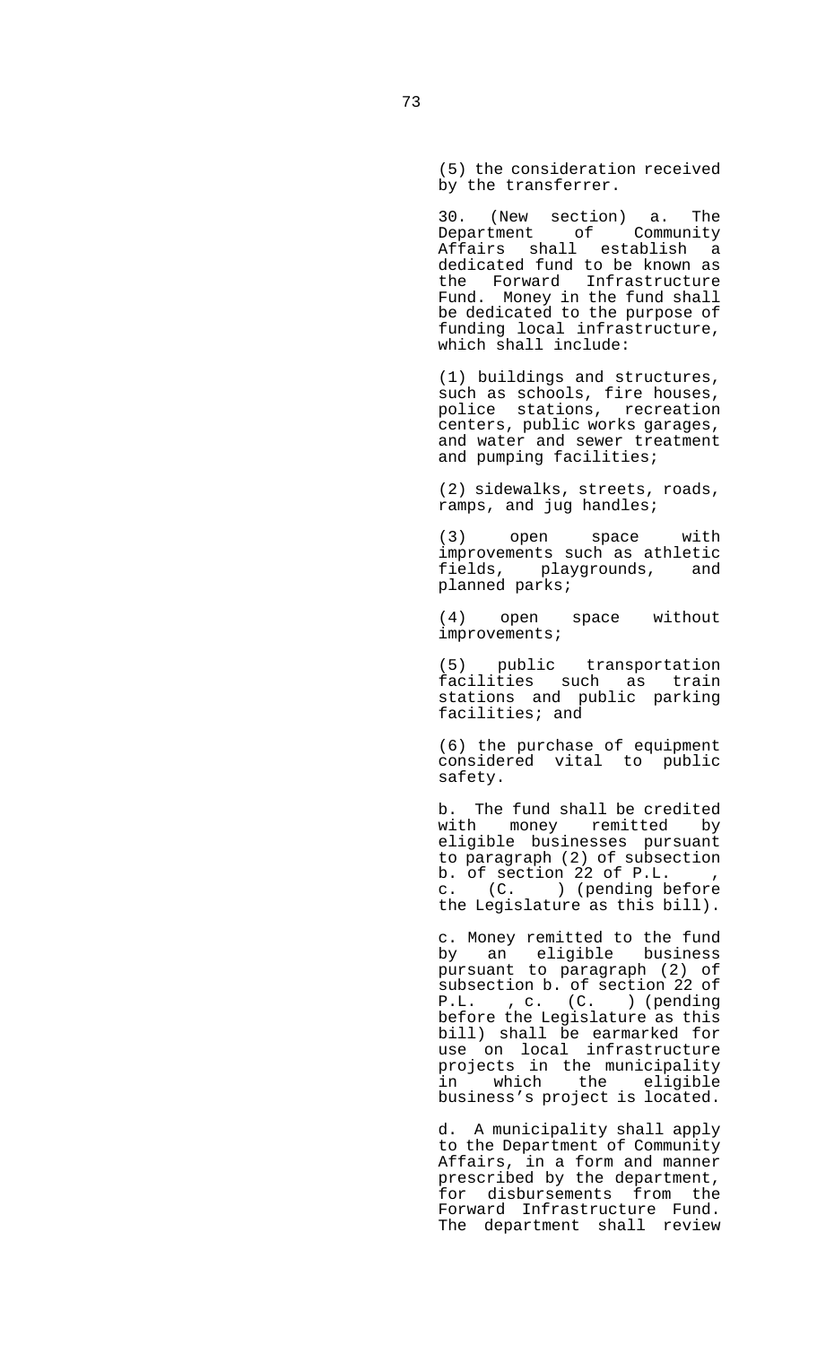(5) the consideration received by the transferrer.

30. (New section) a. The Department of Community Affairs shall establish a dedicated fund to be known as the Forward Infrastructure Fund. Money in the fund shall be dedicated to the purpose of funding local infrastructure, which shall include:

(1) buildings and structures, such as schools, fire houses, police stations, recreation centers, public works garages, and water and sewer treatment and pumping facilities;

(2) sidewalks, streets, roads, ramps, and jug handles;

(3) open space with improvements such as athletic fields, playgrounds, and planned parks;

(4) open space without improvements;

(5) public transportation facilities such as train stations and public parking facilities; and

(6) the purchase of equipment considered vital to public safety.

b. The fund shall be credited with money remitted by eligible businesses pursuant to paragraph (2) of subsection b. of section 22 of P.L. , c. (C. ) (pending before the Legislature as this bill).

c. Money remitted to the fund by an eligible business pursuant to paragraph (2) of subsection b. of section 22 of P.L. , c. (C. ) (pending before the Legislature as this bill) shall be earmarked for use on local infrastructure projects in the municipality in which the eligible business's project is located.

d. A municipality shall apply to the Department of Community Affairs, in a form and manner prescribed by the department, for disbursements from the Forward Infrastructure Fund. The department shall review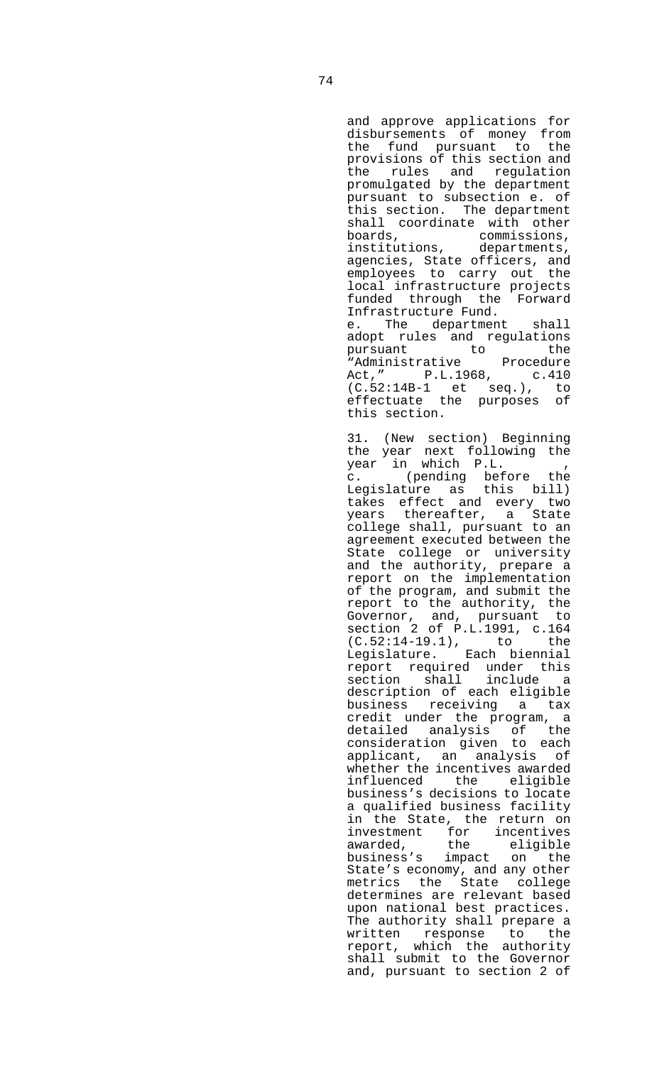and approve applications for disbursements of money from the fund pursuant to the provisions of this section and the rules and regulation promulgated by the department pursuant to subsection e. of this section. The department shall coordinate with other boards, commissions, institutions, departments, agencies, State officers, and employees to carry out the local infrastructure projects funded through the Forward Infrastructure Fund.

e. The department shall adopt rules and regulations pursuant to the "Administrative Procedure Act," P.L.1968, c.410 (C.52:14B-1 et seq.), to effectuate the purposes of this section.

31. (New section) Beginning the year next following the year in which P.L. , c. (pending before the Legislature as this bill) takes effect and every two years thereafter, a State college shall, pursuant to an agreement executed between the State college or university and the authority, prepare a report on the implementation of the program, and submit the report to the authority, the Governor, and, pursuant to section 2 of P.L.1991, c.164 (C.52:14-19.1), to the Legislature. Each biennial report required under this section shall include a description of each eligible business receiving a tax credit under the program, a detailed analysis of the consideration given to each applicant, an analysis of whether the incentives awarded influenced the eligible business's decisions to locate a qualified business facility in the State, the return on investment for incentives awarded, the eligible business's impact on the State's economy, and any other metrics the State college determines are relevant based upon national best practices. The authority shall prepare a written response to the report, which the authority shall submit to the Governor and, pursuant to section 2 of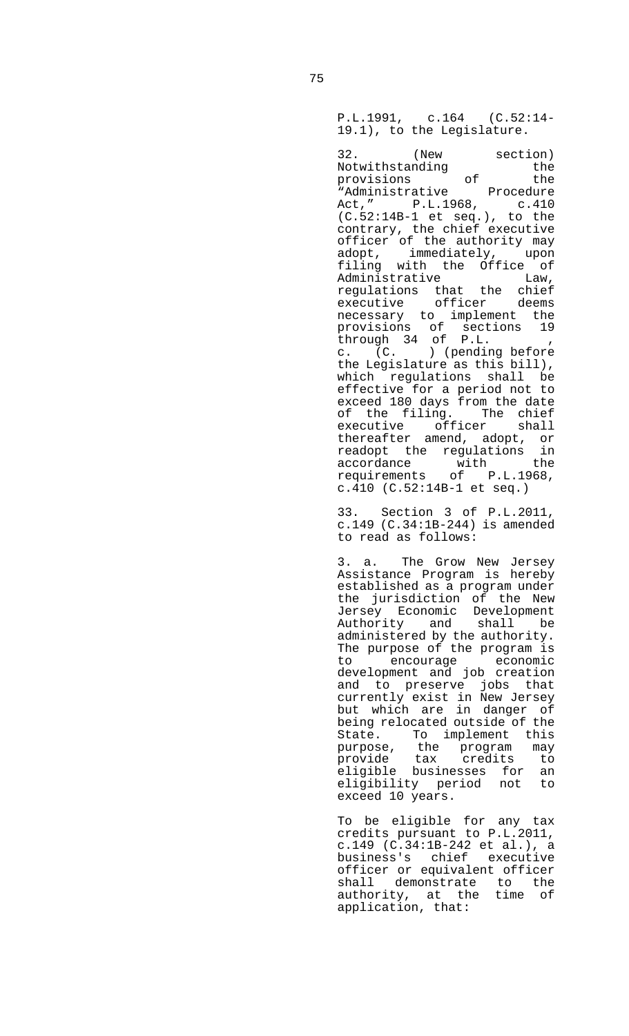P.L.1991, c.164 (C.52:14-19.1), to the Legislature.

32. (New section) Notwithstanding the provisions of the "Administrative Procedure Act," P.L.1968, c.410 (C.52:14B-1 et seq.), to the contrary, the chief executive officer of the authority may adopt, immediately, upon filing with the Office of Administrative Law, regulations that the chief executive officer deems necessary to implement the provisions of sections 19 through 34 of P.L. , c. (C. ) (pending before the Legislature as this bill), which regulations shall be effective for a period not to exceed 180 days from the date of the filing. The chief executive officer shall thereafter amend, adopt, or readopt the regulations in accordance with the requirements of P.L.1968, c.410 (C.52:14B-1 et seq.)

33. Section 3 of P.L.2011, c.149 (C.34:1B-244) is amended to read as follows:

3. a. The Grow New Jersey Assistance Program is hereby established as a program under the jurisdiction of the New Jersey Economic Development Authority and shall be administered by the authority. The purpose of the program is to encourage economic development and job creation and to preserve jobs that currently exist in New Jersey but which are in danger of being relocated outside of the State. To implement this purpose, the program may provide tax credits to eligible businesses for an eligibility period not to exceed 10 years.

To be eligible for any tax credits pursuant to P.L.2011, c.149 (C.34:1B-242 et al.), a business's chief executive officer or equivalent officer shall demonstrate to the authority, at the time of application, that: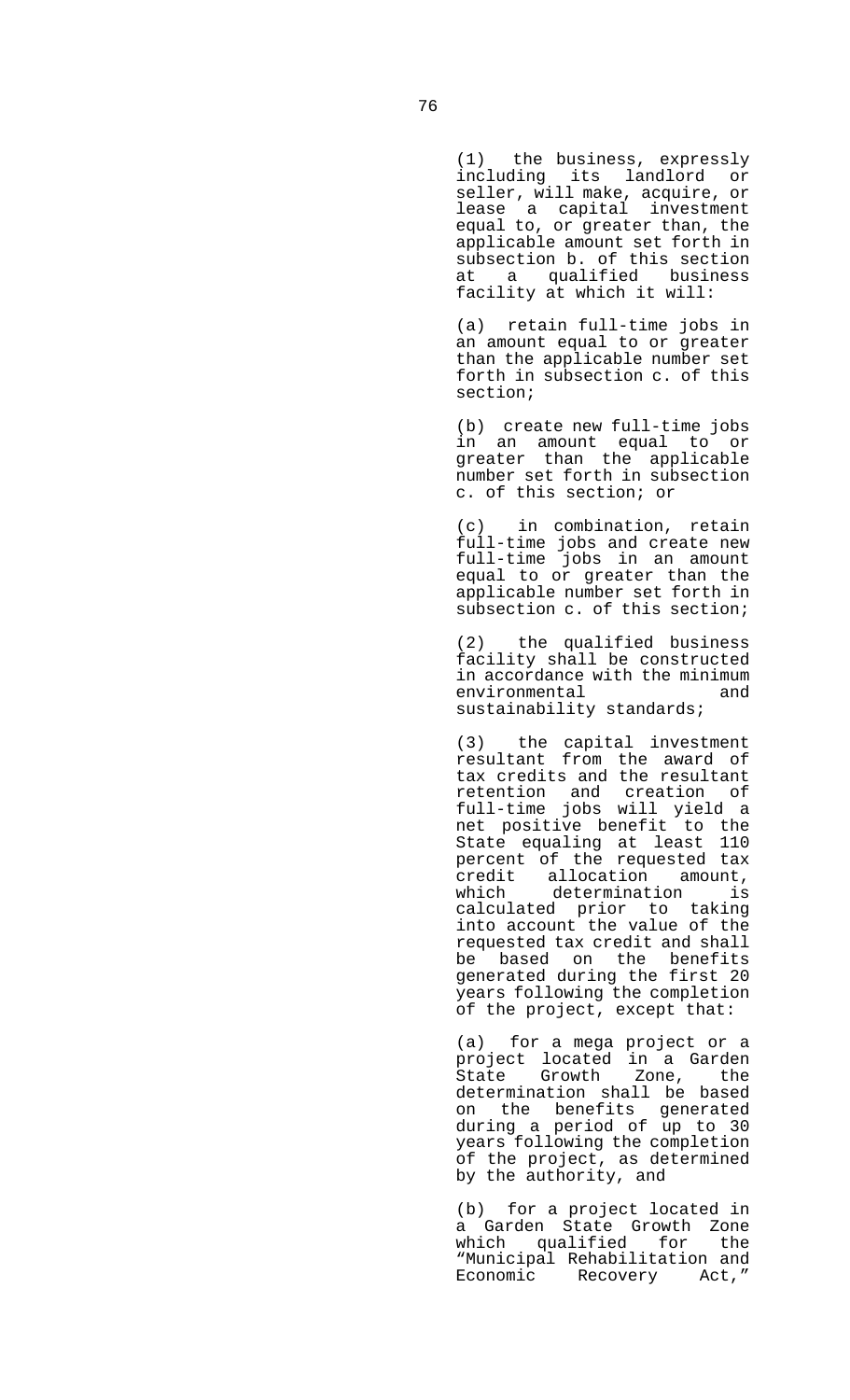(1) the business, expressly including its landlord or seller, will make, acquire, or lease a capital investment equal to, or greater than, the applicable amount set forth in subsection b. of this section at a qualified business facility at which it will:

(a) retain full-time jobs in an amount equal to or greater than the applicable number set forth in subsection c. of this section;

(b) create new full-time jobs in an amount equal to or greater than the applicable number set forth in subsection c. of this section; or

(c) in combination, retain full-time jobs and create new full-time jobs in an amount equal to or greater than the applicable number set forth in subsection c. of this section;

(2) the qualified business facility shall be constructed in accordance with the minimum environmental and sustainability standards;

(3) the capital investment resultant from the award of tax credits and the resultant retention and creation of full-time jobs will yield a net positive benefit to the State equaling at least 110 percent of the requested tax credit allocation amount, which determination is calculated prior to taking into account the value of the requested tax credit and shall be based on the benefits generated during the first 20 years following the completion of the project, except that:

(a) for a mega project or a project located in a Garden State Growth Zone, the determination shall be based on the benefits generated during a period of up to 30 years following the completion of the project, as determined by the authority, and

(b) for a project located in a Garden State Growth Zone which qualified for the "Municipal Rehabilitation and Economic Recovery Act,"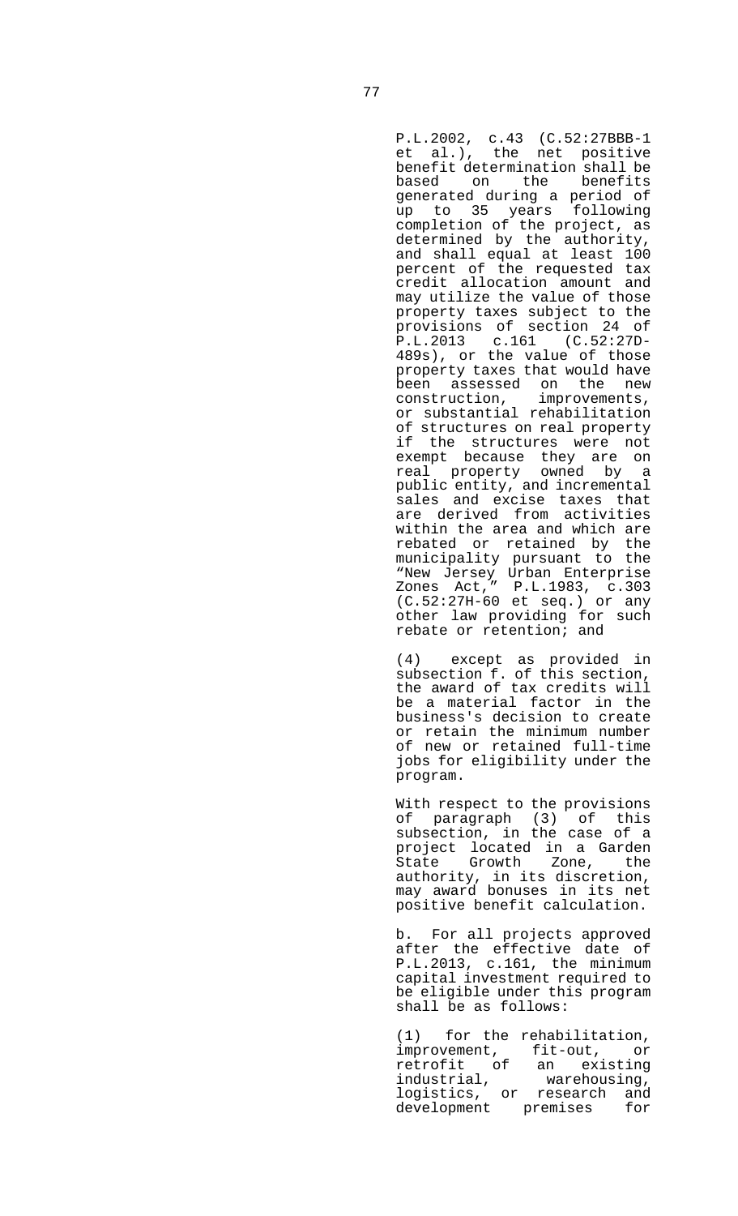P.L.2002, c.43 (C.52:27BBB-1 et al.), the net positive benefit determination shall be based on the benefits generated during a period of up to 35 years following completion of the project, as determined by the authority, and shall equal at least 100 percent of the requested tax credit allocation amount and may utilize the value of those property taxes subject to the provisions of section 24 of P.L.2013 c.161 (C.52:27D-489s), or the value of those property taxes that would have been assessed on the new construction, improvements, or substantial rehabilitation of structures on real property if the structures were not exempt because they are on real property owned by a public entity, and incremental sales and excise taxes that are derived from activities within the area and which are rebated or retained by the municipality pursuant to the "New Jersey Urban Enterprise Zones Act," P.L.1983, c.303 (C.52:27H-60 et seq.) or any other law providing for such rebate or retention; and

(4) except as provided in subsection f. of this section, the award of tax credits will be a material factor in the business's decision to create or retain the minimum number of new or retained full-time jobs for eligibility under the program.

With respect to the provisions of paragraph (3) of this subsection, in the case of a project located in a Garden State Growth Zone, the authority, in its discretion, may award bonuses in its net positive benefit calculation.

b. For all projects approved after the effective date of P.L.2013, c.161, the minimum capital investment required to be eligible under this program shall be as follows:

(1) for the rehabilitation, improvement, fit-out, or retrofit of an existing industrial, warehousing, logistics, or research and development premises for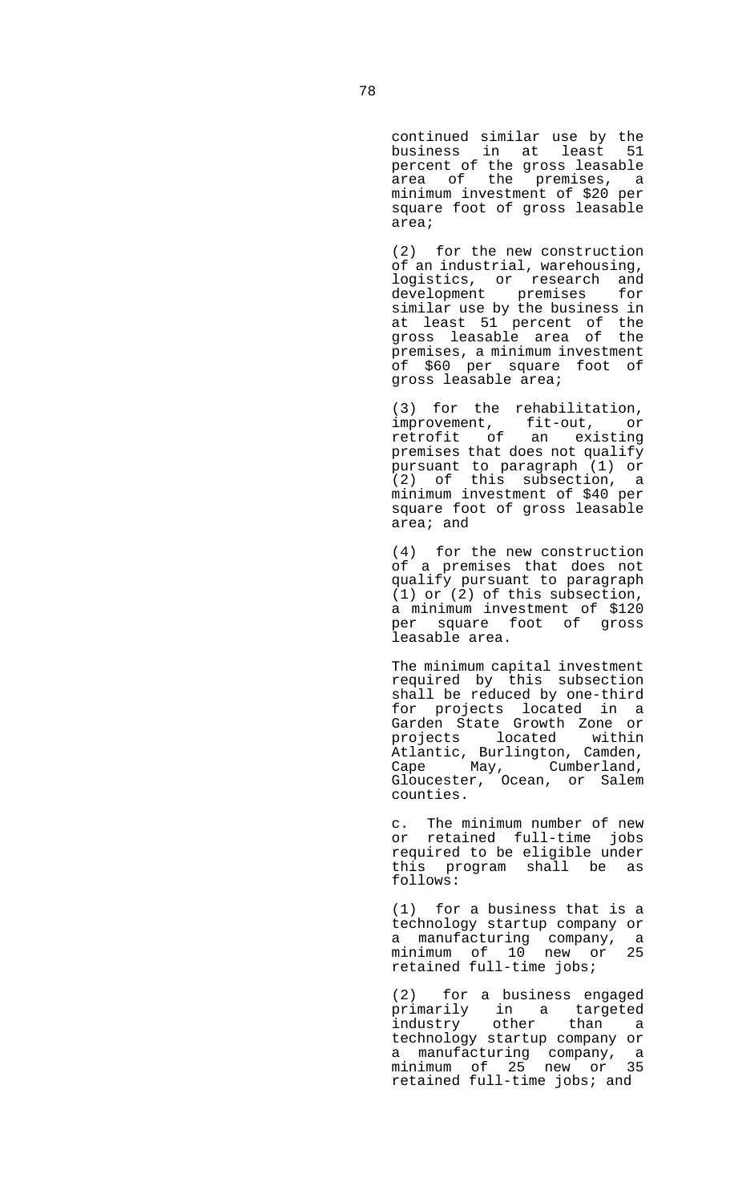continued similar use by the business in at least 51 percent of the gross leasable area of the premises, a minimum investment of $20 per square foot of gross leasable area;

(2) for the new construction of an industrial, warehousing, logistics, or research and development premises for similar use by the business in at least 51 percent of the gross leasable area of the premises, a minimum investment of $60 per square foot of gross leasable area;

(3) for the rehabilitation, improvement, fit-out, or retrofit of an existing premises that does not qualify pursuant to paragraph (1) or (2) of this subsection, a minimum investment of $40 per square foot of gross leasable area; and

(4) for the new construction of a premises that does not qualify pursuant to paragraph (1) or (2) of this subsection, a minimum investment of $120 per square foot of gross leasable area.

The minimum capital investment required by this subsection shall be reduced by one-third for projects located in a Garden State Growth Zone or projects located within Atlantic, Burlington, Camden, Cape May, Cumberland, Gloucester, Ocean, or Salem counties.

c. The minimum number of new or retained full-time jobs required to be eligible under this program shall be as follows:

(1) for a business that is a technology startup company or a manufacturing company, a minimum of 10 new or 25 retained full-time jobs;

(2) for a business engaged primarily in a targeted industry other than a technology startup company or a manufacturing company, a minimum of 25 new or 35 retained full-time jobs; and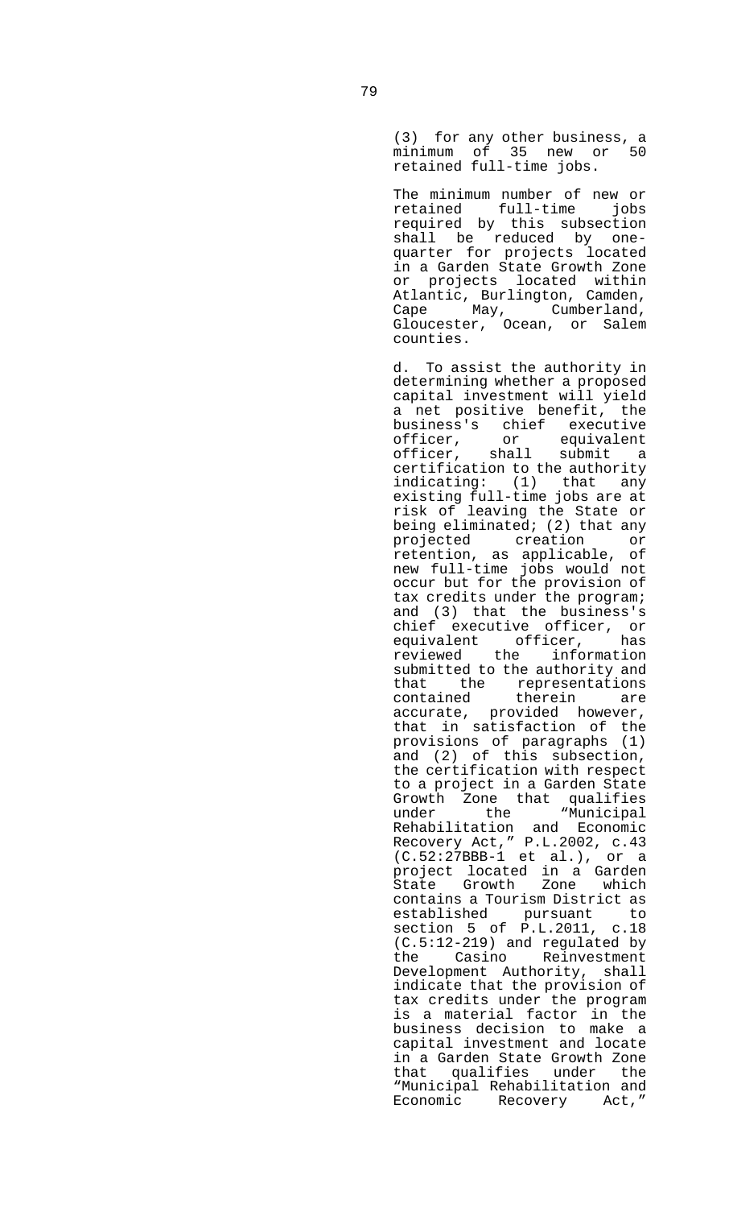(3) for any other business, a minimum of 35 new or 50 retained full-time jobs.

The minimum number of new or retained full-time jobs required by this subsection shall be reduced by one-quarter for projects located in a Garden State Growth Zone or projects located within Atlantic, Burlington, Camden, Cape May, Cumberland, Gloucester, Ocean, or Salem counties.

d. To assist the authority in determining whether a proposed capital investment will yield a net positive benefit, the business's chief executive officer, or equivalent officer, shall submit a certification to the authority indicating: (1) that any existing full-time jobs are at risk of leaving the State or being eliminated; (2) that any projected creation or retention, as applicable, of new full-time jobs would not occur but for the provision of tax credits under the program; and (3) that the business's chief executive officer, or equivalent officer, has reviewed the information submitted to the authority and that the representations contained therein are accurate, provided however, that in satisfaction of the provisions of paragraphs (1) and (2) of this subsection, the certification with respect to a project in a Garden State Growth Zone that qualifies under the "Municipal Rehabilitation and Economic Recovery Act," P.L.2002, c.43 (C.52:27BBB-1 et al.), or a project located in a Garden State Growth Zone which contains a Tourism District as established pursuant to section 5 of P.L.2011, c.18 (C.5:12-219) and regulated by the Casino Reinvestment Development Authority, shall indicate that the provision of tax credits under the program is a material factor in the business decision to make a capital investment and locate in a Garden State Growth Zone that qualifies under the "Municipal Rehabilitation and Economic Recovery Act,"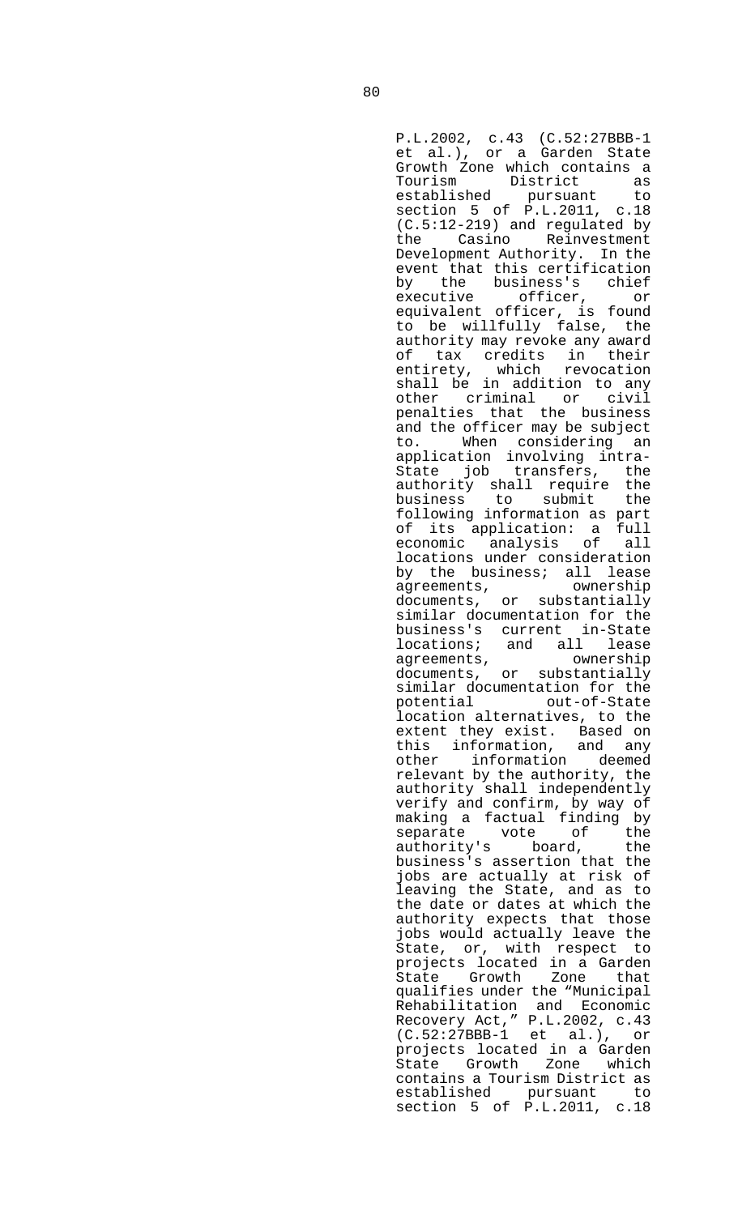P.L.2002, c.43 (C.52:27BBB-1 et al.), or a Garden State Growth Zone which contains a Tourism District as established pursuant to section 5 of P.L.2011, c.18 (C.5:12-219) and regulated by the Casino Reinvestment Development Authority. In the event that this certification by the business's chief executive officer, or equivalent officer, is found to be willfully false, the authority may revoke any award of tax credits in their entirety, which revocation shall be in addition to any other criminal or civil penalties that the business and the officer may be subject to. When considering an application involving intra-State job transfers, the authority shall require the business to submit the following information as part of its application: a full economic analysis of all locations under consideration by the business; all lease agreements, ownership documents, or substantially similar documentation for the business's current in-State locations; and all lease agreements, ownership documents, or substantially similar documentation for the potential out-of-State location alternatives, to the extent they exist. Based on this information, and any other information deemed relevant by the authority, the authority shall independently verify and confirm, by way of making a factual finding by separate vote of the authority's board, the business's assertion that the jobs are actually at risk of leaving the State, and as to the date or dates at which the authority expects that those jobs would actually leave the State, or, with respect to projects located in a Garden State Growth Zone that qualifies under the "Municipal Rehabilitation and Economic Recovery Act," P.L.2002, c.43 (C.52:27BBB-1 et al.), or projects located in a Garden State Growth Zone which contains a Tourism District as established pursuant to section 5 of P.L.2011, c.18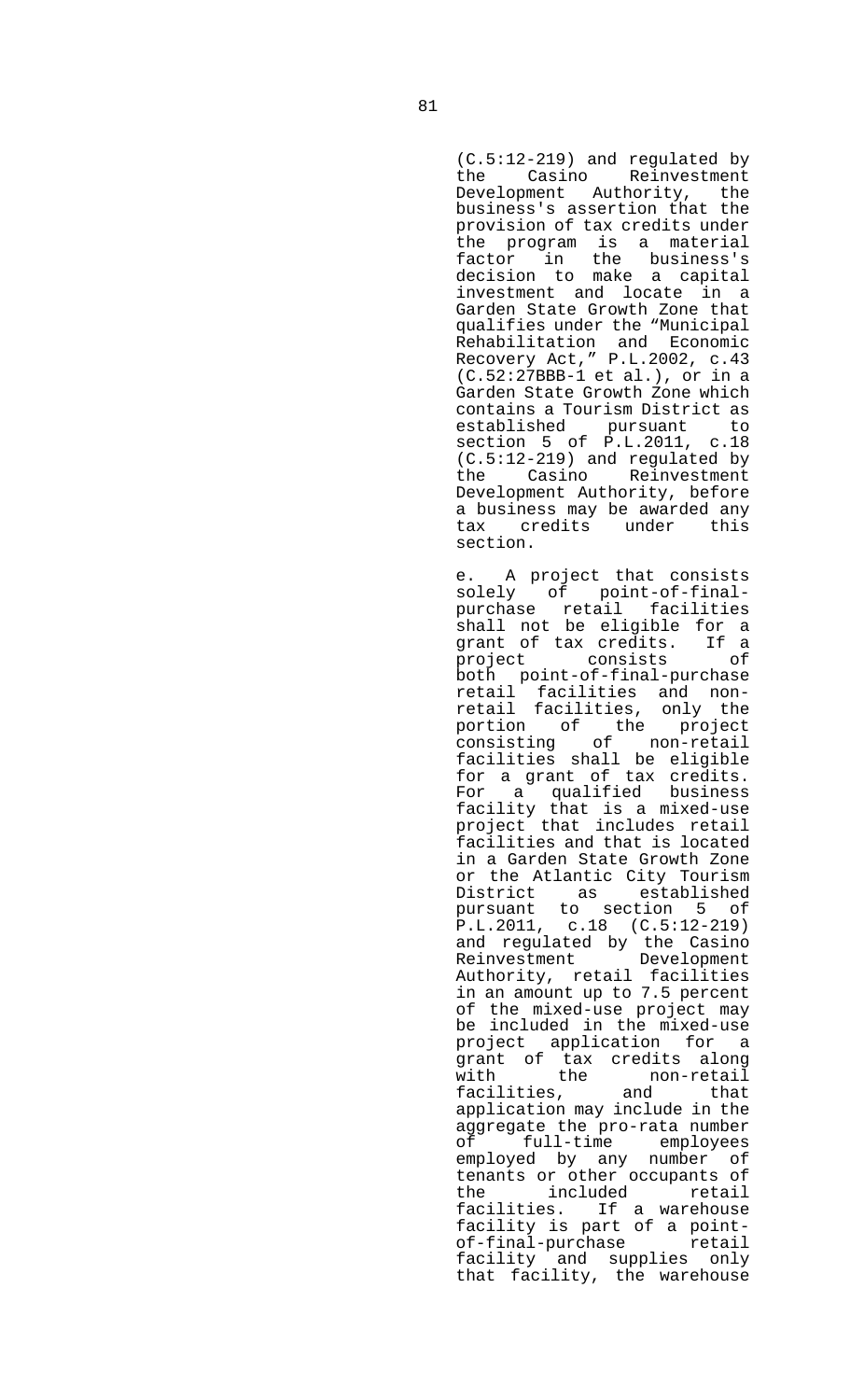(C.5:12-219) and regulated by the Casino Reinvestment Development Authority, the business's assertion that the provision of tax credits under the program is a material factor in the business's decision to make a capital investment and locate in a Garden State Growth Zone that qualifies under the "Municipal Rehabilitation and Economic Recovery Act," P.L.2002, c.43 (C.52:27BBB-1 et al.), or in a Garden State Growth Zone which contains a Tourism District as established pursuant to section 5 of P.L.2011, c.18 (C.5:12-219) and regulated by the Casino Reinvestment Development Authority, before a business may be awarded any tax credits under this section.

e. A project that consists solely of point-of-final-purchase retail facilities shall not be eligible for a grant of tax credits. If a project consists of both point-of-final-purchase retail facilities and non-retail facilities, only the portion of the project consisting of non-retail facilities shall be eligible for a grant of tax credits. For a qualified business facility that is a mixed-use project that includes retail facilities and that is located in a Garden State Growth Zone or the Atlantic City Tourism District as established pursuant to section 5 of P.L.2011, c.18 (C.5:12-219) and regulated by the Casino Reinvestment Development Authority, retail facilities in an amount up to 7.5 percent of the mixed-use project may be included in the mixed-use project application for a grant of tax credits along with the non-retail facilities, and that application may include in the aggregate the pro-rata number of full-time employees employed by any number of tenants or other occupants of the included retail facilities. If a warehouse facility is part of a point-of-final-purchase retail facility and supplies only that facility, the warehouse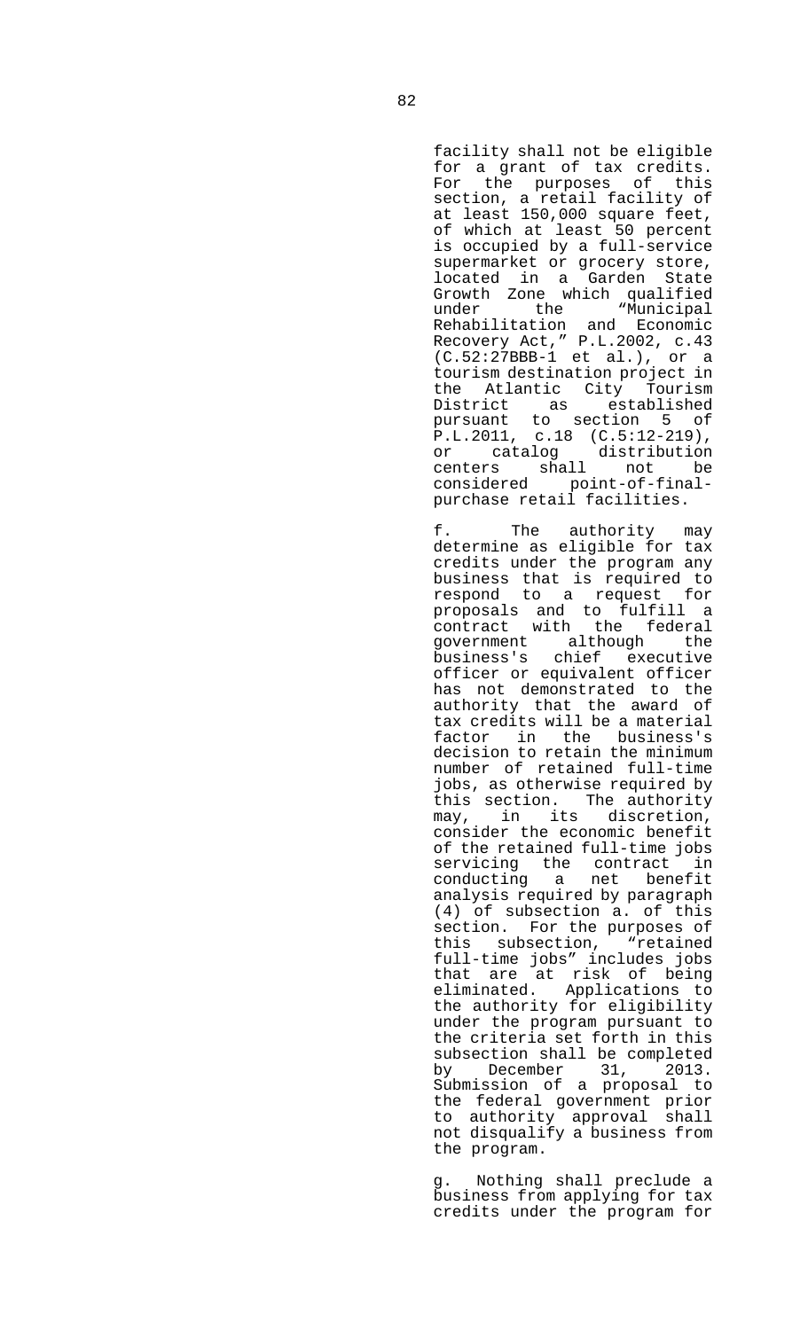facility shall not be eligible for a grant of tax credits. For the purposes of this section, a retail facility of at least 150,000 square feet, of which at least 50 percent is occupied by a full-service supermarket or grocery store, located in a Garden State Growth Zone which qualified under the "Municipal Rehabilitation and Economic Recovery Act," P.L.2002, c.43 (C.52:27BBB-1 et al.), or a tourism destination project in the Atlantic City Tourism District as established pursuant to section 5 of P.L.2011, c.18 (C.5:12-219), or catalog distribution centers shall not be considered point-of-final-purchase retail facilities.

f. The authority may determine as eligible for tax credits under the program any business that is required to respond to a request for proposals and to fulfill a contract with the federal government although the business's chief executive officer or equivalent officer has not demonstrated to the authority that the award of tax credits will be a material factor in the business's decision to retain the minimum number of retained full-time jobs, as otherwise required by this section. The authority may, in its discretion, consider the economic benefit of the retained full-time jobs servicing the contract in conducting a net benefit analysis required by paragraph (4) of subsection a. of this section. For the purposes of this subsection, "retained full-time jobs" includes jobs that are at risk of being eliminated. Applications to the authority for eligibility under the program pursuant to the criteria set forth in this subsection shall be completed by December 31, 2013. Submission of a proposal to the federal government prior to authority approval shall not disqualify a business from the program.

g. Nothing shall preclude a business from applying for tax credits under the program for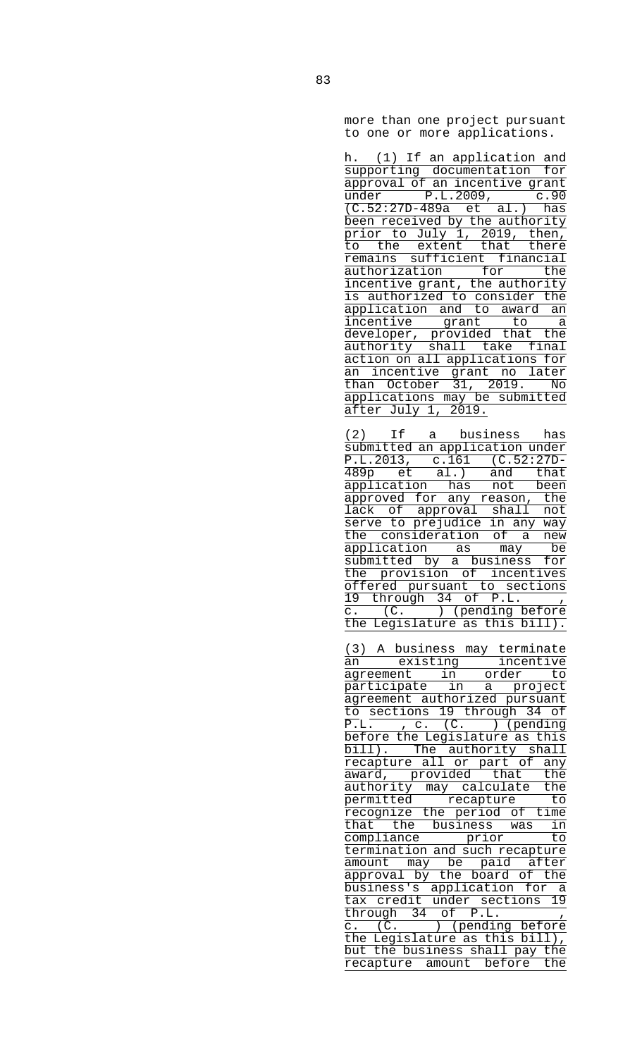more than one project pursuant to one or more applications.

h. (1) If an application and supporting documentation for approval of an incentive grant under P.L.2009, c.90 (C.52:27D-489a et al.) has been received by the authority prior to July 1, 2019, then, to the extent that there remains sufficient financial authorization for the incentive grant, the authority is authorized to consider the application and to award an incentive grant to a developer, provided that the authority shall take final action on all applications for an incentive grant no later than October 31, 2019. No applications may be submitted after July 1, 2019.

(2) If a business has submitted an application under P.L.2013, c.161 (C.52:27D-489p et al.) and that application has not been approved for any reason, the lack of approval shall not serve to prejudice in any way the consideration of a new application as may be submitted by a business for the provision of incentives offered pursuant to sections 19 through 34 of P.L. , c. (C. ) (pending before the Legislature as this bill).

(3) A business may terminate an existing incentive agreement in order to participate in a project agreement authorized pursuant to sections 19 through 34 of P.L. , c. (C. ) (pending before the Legislature as this bill). The authority shall recapture all or part of any award, provided that the authority may calculate the permitted recapture to recognize the period of time that the business was in compliance prior to termination and such recapture amount may be paid after approval by the board of the business's application for a tax credit under sections 19 through 34 of P.L. , c. (C. ) (pending before the Legislature as this bill), but the business shall pay the recapture amount before the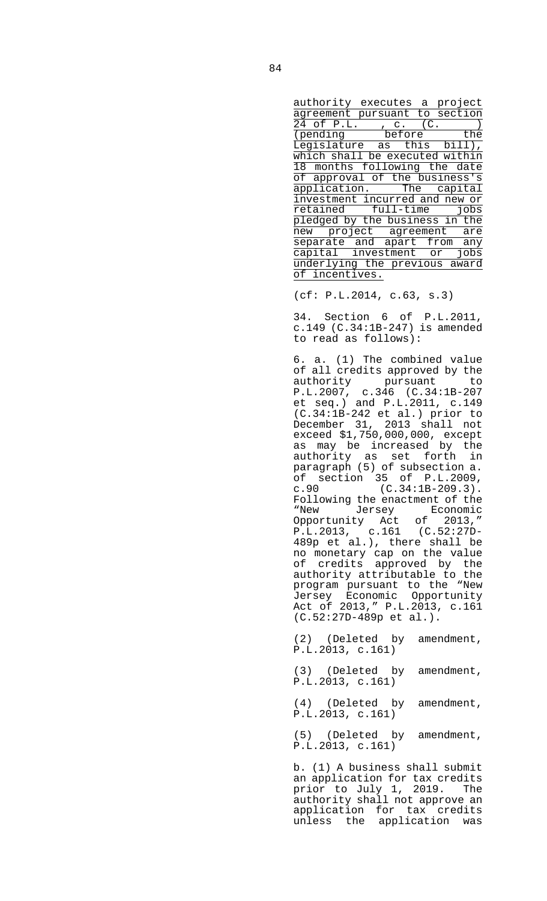authority executes a project agreement pursuant to section 24 of P.L. , c. (C. ) (pending before the Legislature as this bill), which shall be executed within 18 months following the date of approval of the business's application. The capital investment incurred and new or retained full-time jobs pledged by the business in the new project agreement are separate and apart from any capital investment or jobs underlying the previous award of incentives.

(cf: P.L.2014, c.63, s.3)

34. Section 6 of P.L.2011, c.149 (C.34:1B-247) is amended to read as follows):

6. a. (1) The combined value of all credits approved by the authority pursuant to P.L.2007, c.346 (C.34:1B-207 et seq.) and P.L.2011, c.149 (C.34:1B-242 et al.) prior to December 31, 2013 shall not exceed $1,750,000,000, except as may be increased by the authority as set forth in paragraph (5) of subsection a. of section 35 of P.L.2009, c.90 (C.34:1B-209.3). Following the enactment of the "New Jersey Economic Opportunity Act of 2013," P.L.2013, c.161 (C.52:27D-489p et al.), there shall be no monetary cap on the value of credits approved by the authority attributable to the program pursuant to the "New Jersey Economic Opportunity Act of 2013," P.L.2013, c.161 (C.52:27D-489p et al.).

(2) (Deleted by amendment, P.L.2013, c.161)

(3) (Deleted by amendment, P.L.2013, c.161)

(4) (Deleted by amendment, P.L.2013, c.161)

(5) (Deleted by amendment, P.L.2013, c.161)

b. (1) A business shall submit an application for tax credits prior to July 1, 2019. The authority shall not approve an application for tax credits unless the application was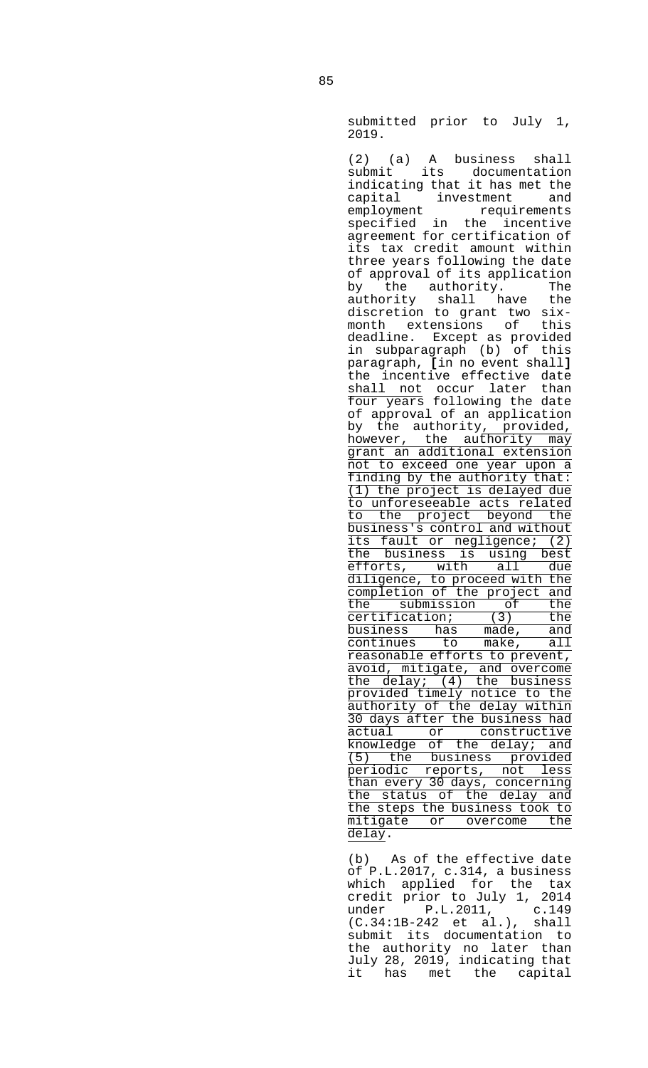submitted prior to July 1, 2019.

(2) (a) A business shall submit its documentation indicating that it has met the capital investment and employment requirements specified in the incentive agreement for certification of its tax credit amount within three years following the date of approval of its application by the authority. The authority shall have the discretion to grant two six-month extensions of this deadline. Except as provided in subparagraph (b) of this paragraph, [in no event shall] the incentive effective date shall not occur later than four years following the date of approval of an application by the authority, provided, however, the authority may grant an additional extension not to exceed one year upon a finding by the authority that: (1) the project is delayed due to unforeseeable acts related to the project beyond the business's control and without its fault or negligence; (2) the business is using best efforts, with all due diligence, to proceed with the completion of the project and the submission of the certification; (3) the business has made, and continues to make, all reasonable efforts to prevent, avoid, mitigate, and overcome the delay; (4) the business provided timely notice to the authority of the delay within 30 days after the business had actual or constructive knowledge of the delay; and (5) the business provided periodic reports, not less than every 30 days, concerning the status of the delay and the steps the business took to mitigate or overcome the delay.

(b) As of the effective date of P.L.2017, c.314, a business which applied for the tax credit prior to July 1, 2014 under P.L.2011, c.149 (C.34:1B-242 et al.), shall submit its documentation to the authority no later than July 28, 2019, indicating that it has met the capital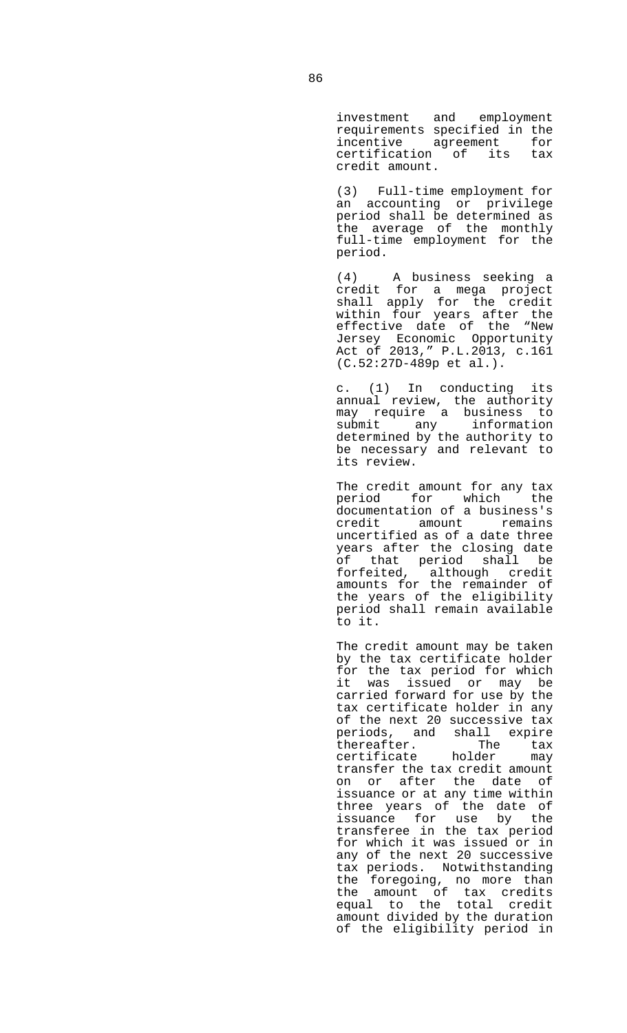investment and employment requirements specified in the incentive agreement for certification of its tax credit amount.

(3) Full-time employment for an accounting or privilege period shall be determined as the average of the monthly full-time employment for the period.

(4) A business seeking a credit for a mega project shall apply for the credit within four years after the effective date of the "New Jersey Economic Opportunity Act of 2013," P.L.2013, c.161 (C.52:27D-489p et al.).

c. (1) In conducting its annual review, the authority may require a business to submit any information determined by the authority to be necessary and relevant to its review.

The credit amount for any tax period for which the documentation of a business's credit amount remains uncertified as of a date three years after the closing date of that period shall be forfeited, although credit amounts for the remainder of the years of the eligibility period shall remain available to it.

The credit amount may be taken by the tax certificate holder for the tax period for which it was issued or may be carried forward for use by the tax certificate holder in any of the next 20 successive tax periods, and shall expire thereafter. The tax certificate holder may transfer the tax credit amount on or after the date of issuance or at any time within three years of the date of issuance for use by the transferee in the tax period for which it was issued or in any of the next 20 successive tax periods. Notwithstanding the foregoing, no more than the amount of tax credits equal to the total credit amount divided by the duration of the eligibility period in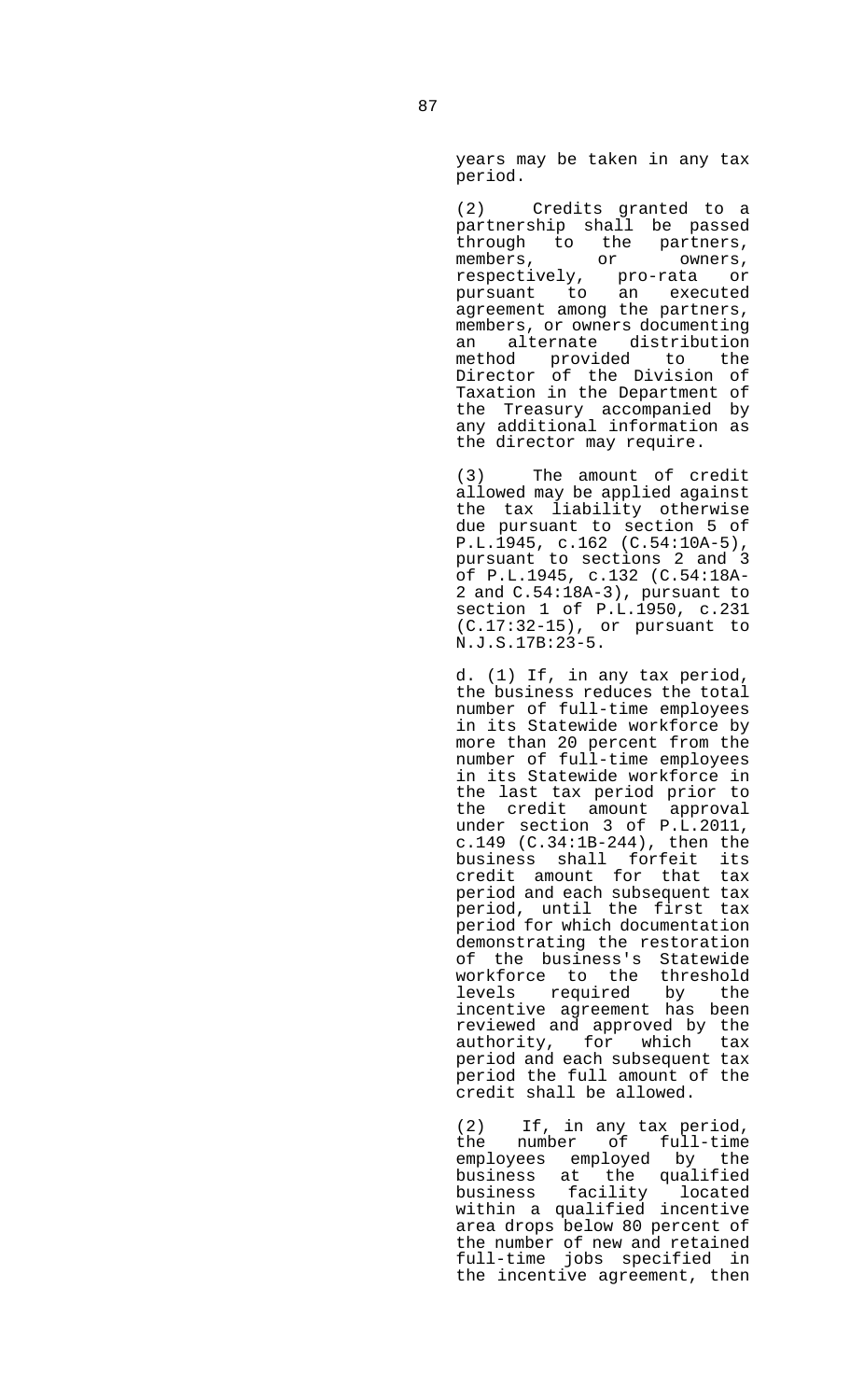years may be taken in any tax period.

(2) Credits granted to a partnership shall be passed through to the partners, members, or owners, respectively, pro-rata or pursuant to an executed agreement among the partners, members, or owners documenting an alternate distribution method provided to the Director of the Division of Taxation in the Department of the Treasury accompanied by any additional information as the director may require.

(3) The amount of credit allowed may be applied against the tax liability otherwise due pursuant to section 5 of P.L.1945, c.162 (C.54:10A-5), pursuant to sections 2 and 3 of P.L.1945, c.132 (C.54:18A-2 and C.54:18A-3), pursuant to section 1 of P.L.1950, c.231 (C.17:32-15), or pursuant to N.J.S.17B:23-5.

d. (1) If, in any tax period, the business reduces the total number of full-time employees in its Statewide workforce by more than 20 percent from the number of full-time employees in its Statewide workforce in the last tax period prior to the credit amount approval under section 3 of P.L.2011, c.149 (C.34:1B-244), then the business shall forfeit its credit amount for that tax period and each subsequent tax period, until the first tax period for which documentation demonstrating the restoration of the business's Statewide workforce to the threshold levels required by the incentive agreement has been reviewed and approved by the authority, for which tax period and each subsequent tax period the full amount of the credit shall be allowed.

(2) If, in any tax period, the number of full-time employees employed by the business at the qualified business facility located within a qualified incentive area drops below 80 percent of the number of new and retained full-time jobs specified in the incentive agreement, then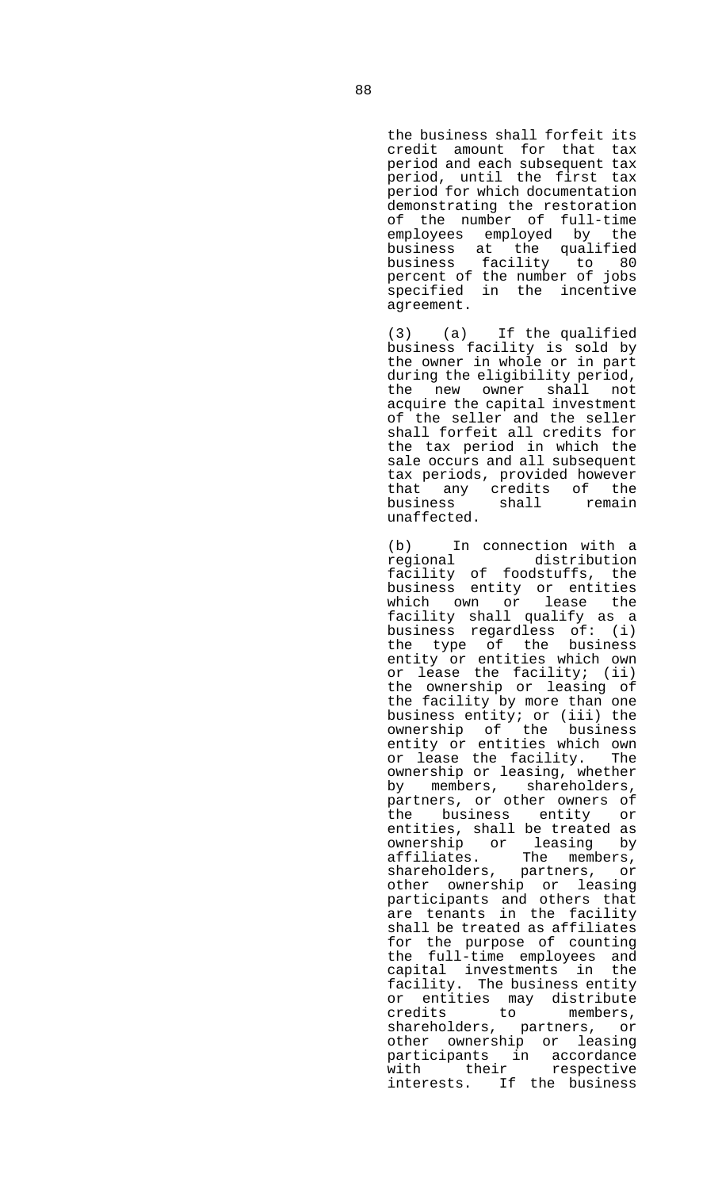the business shall forfeit its credit amount for that tax period and each subsequent tax period, until the first tax period for which documentation demonstrating the restoration of the number of full-time employees employed by the business at the qualified business facility to 80 percent of the number of jobs specified in the incentive agreement.

(3) (a) If the qualified business facility is sold by the owner in whole or in part during the eligibility period, the new owner shall not acquire the capital investment of the seller and the seller shall forfeit all credits for the tax period in which the sale occurs and all subsequent tax periods, provided however that any credits of the business shall remain unaffected.

(b) In connection with a regional distribution facility of foodstuffs, the business entity or entities which own or lease the facility shall qualify as a business regardless of: (i) the type of the business entity or entities which own or lease the facility; (ii) the ownership or leasing of the facility by more than one business entity; or (iii) the ownership of the business entity or entities which own or lease the facility. The ownership or leasing, whether by members, shareholders, partners, or other owners of the business entity or entities, shall be treated as ownership or leasing by affiliates. The members, shareholders, partners, or other ownership or leasing participants and others that are tenants in the facility shall be treated as affiliates for the purpose of counting the full-time employees and capital investments in the facility. The business entity or entities may distribute credits to members, shareholders, partners, or other ownership or leasing participants in accordance with their respective interests. If the business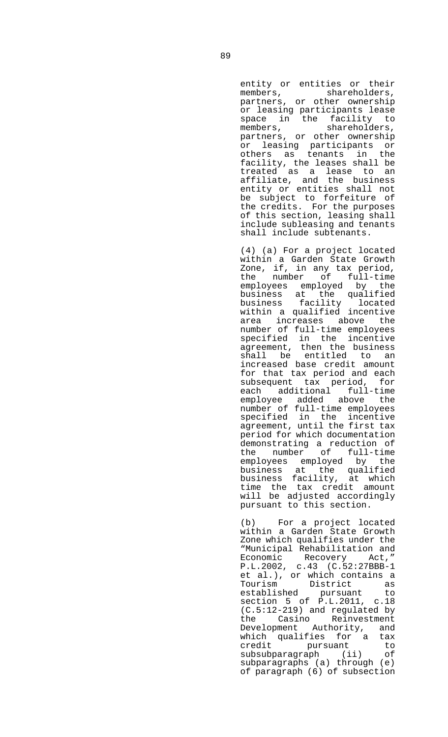entity or entities or their members, shareholders, partners, or other ownership or leasing participants lease space in the facility to members, shareholders, partners, or other ownership or leasing participants or others as tenants in the facility, the leases shall be treated as a lease to an affiliate, and the business entity or entities shall not be subject to forfeiture of the credits. For the purposes of this section, leasing shall include subleasing and tenants shall include subtenants.

(4) (a) For a project located within a Garden State Growth Zone, if, in any tax period, the number of full-time employees employed by the business at the qualified business facility located within a qualified incentive area increases above the number of full-time employees specified in the incentive agreement, then the business shall be entitled to an increased base credit amount for that tax period and each subsequent tax period, for each additional full-time employee added above the number of full-time employees specified in the incentive agreement, until the first tax period for which documentation demonstrating a reduction of the number of full-time employees employed by the business at the qualified business facility, at which time the tax credit amount will be adjusted accordingly pursuant to this section.

(b) For a project located within a Garden State Growth Zone which qualifies under the "Municipal Rehabilitation and Economic Recovery Act," P.L.2002, c.43 (C.52:27BBB-1 et al.), or which contains a Tourism District as established pursuant to section 5 of P.L.2011, c.18 (C.5:12-219) and regulated by the Casino Reinvestment Development Authority, and which qualifies for a tax credit pursuant to subsubparagraph (ii) of subparagraphs (a) through (e) of paragraph (6) of subsection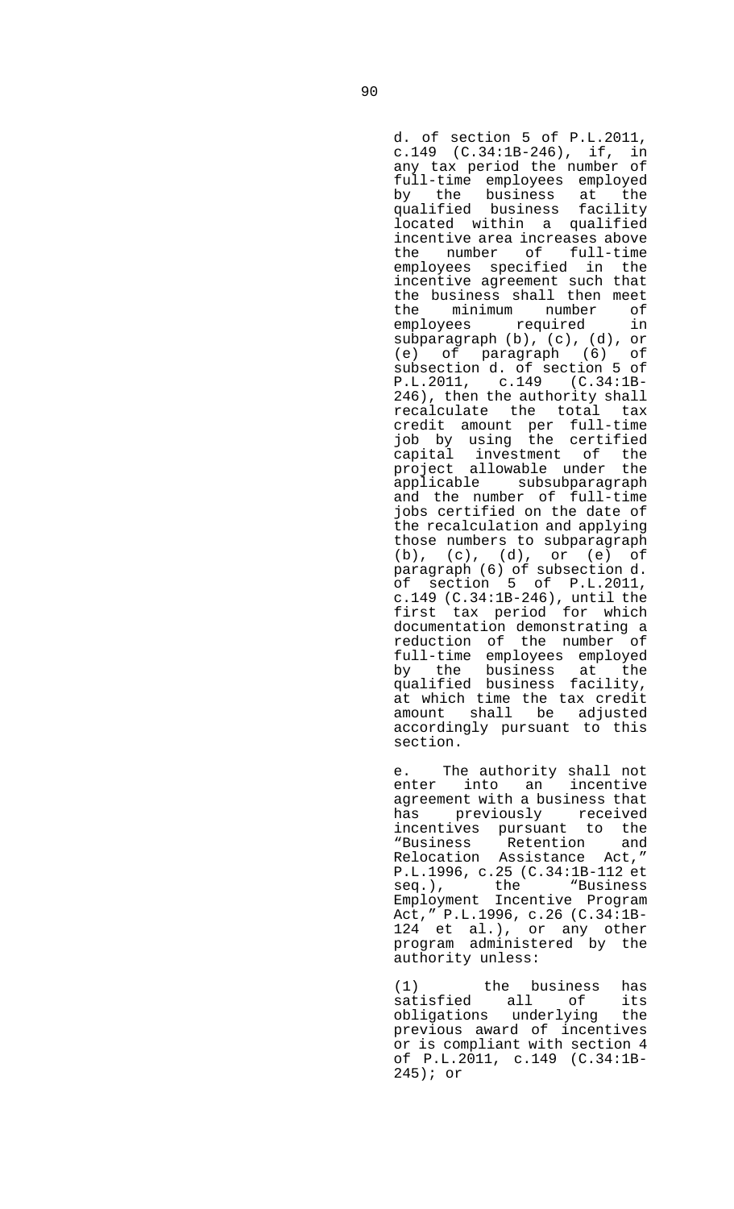d. of section 5 of P.L.2011, c.149 (C.34:1B-246), if, in any tax period the number of full-time employees employed by the business at the qualified business facility located within a qualified incentive area increases above the number of full-time employees specified in the incentive agreement such that the business shall then meet the minimum number of employees required in subparagraph (b), (c), (d), or (e) of paragraph (6) of subsection d. of section 5 of P.L.2011, c.149 (C.34:1B-246), then the authority shall recalculate the total tax credit amount per full-time job by using the certified capital investment of the project allowable under the applicable subsubparagraph and the number of full-time jobs certified on the date of the recalculation and applying those numbers to subparagraph (b), (c), (d), or (e) of paragraph (6) of subsection d. of section 5 of P.L.2011, c.149 (C.34:1B-246), until the first tax period for which documentation demonstrating a reduction of the number of full-time employees employed by the business at the qualified business facility, at which time the tax credit amount shall be adjusted accordingly pursuant to this section.

e. The authority shall not enter into an incentive agreement with a business that has previously received incentives pursuant to the "Business Retention and Relocation Assistance Act," P.L.1996, c.25 (C.34:1B-112 et seq.), the "Business Employment Incentive Program Act," P.L.1996, c.26 (C.34:1B-124 et al.), or any other program administered by the authority unless:

(1) the business has satisfied all of its obligations underlying the previous award of incentives or is compliant with section 4 of P.L.2011, c.149 (C.34:1B-245); or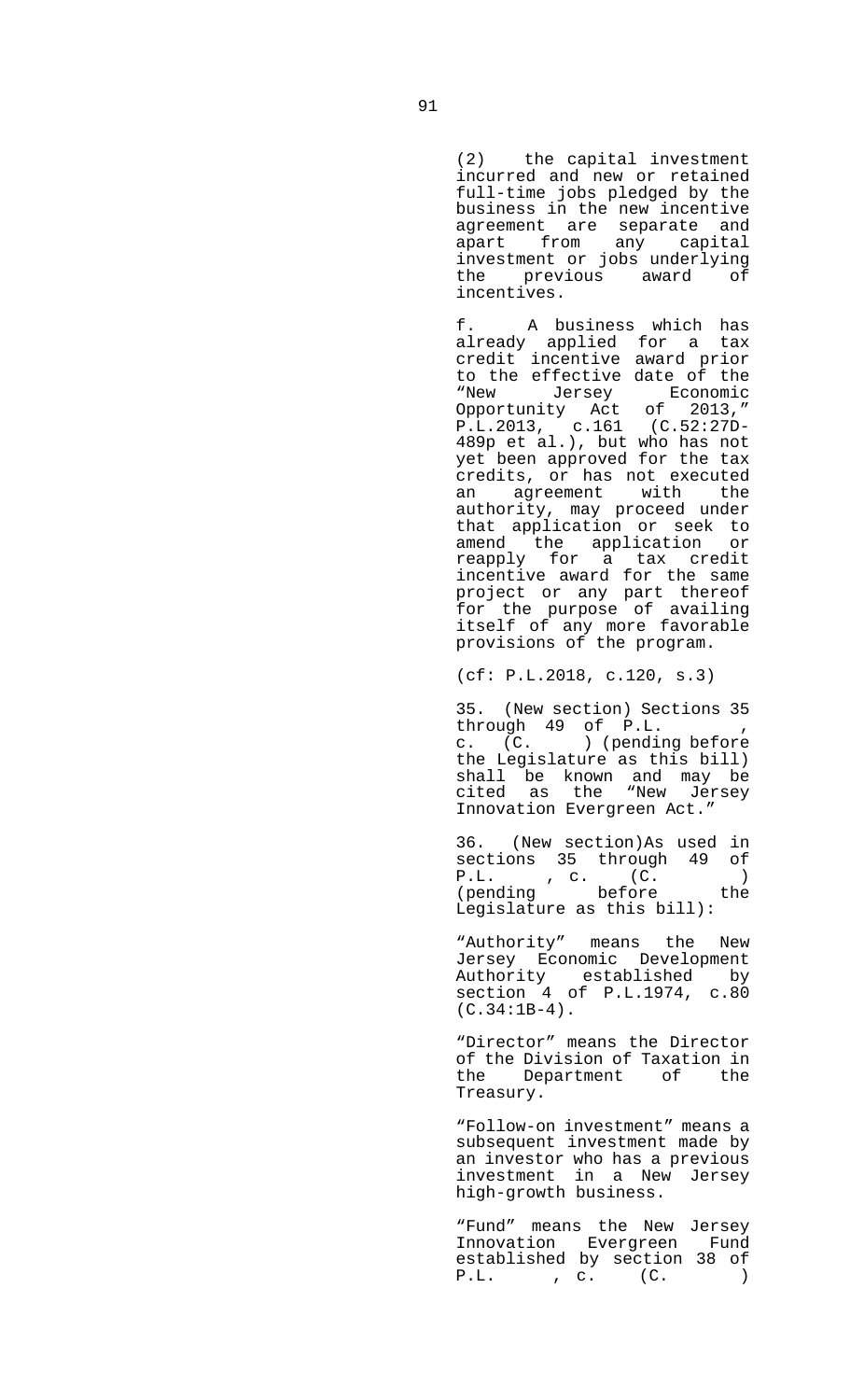(2) the capital investment incurred and new or retained full-time jobs pledged by the business in the new incentive agreement are separate and apart from any capital investment or jobs underlying the previous award of incentives.

f. A business which has already applied for a tax credit incentive award prior to the effective date of the "New Jersey Economic Opportunity Act of 2013," P.L.2013, c.161 (C.52:27D-489p et al.), but who has not yet been approved for the tax credits, or has not executed an agreement with the authority, may proceed under that application or seek to amend the application or reapply for a tax credit incentive award for the same project or any part thereof for the purpose of availing itself of any more favorable provisions of the program.

(cf: P.L.2018, c.120, s.3)

35. (New section) Sections 35 through 49 of P.L. , c. (C. ) (pending before the Legislature as this bill) shall be known and may be cited as the "New Jersey Innovation Evergreen Act."

36. (New section)As used in sections 35 through 49 of P.L. , c. (C. ) (pending before the Legislature as this bill):

"Authority" means the New Jersey Economic Development Authority established by section 4 of P.L.1974, c.80 (C.34:1B-4).

"Director" means the Director of the Division of Taxation in the Department of the Treasury.

"Follow-on investment" means a subsequent investment made by an investor who has a previous investment in a New Jersey high-growth business.

"Fund" means the New Jersey Innovation Evergreen Fund established by section 38 of P.L. , c. (C. )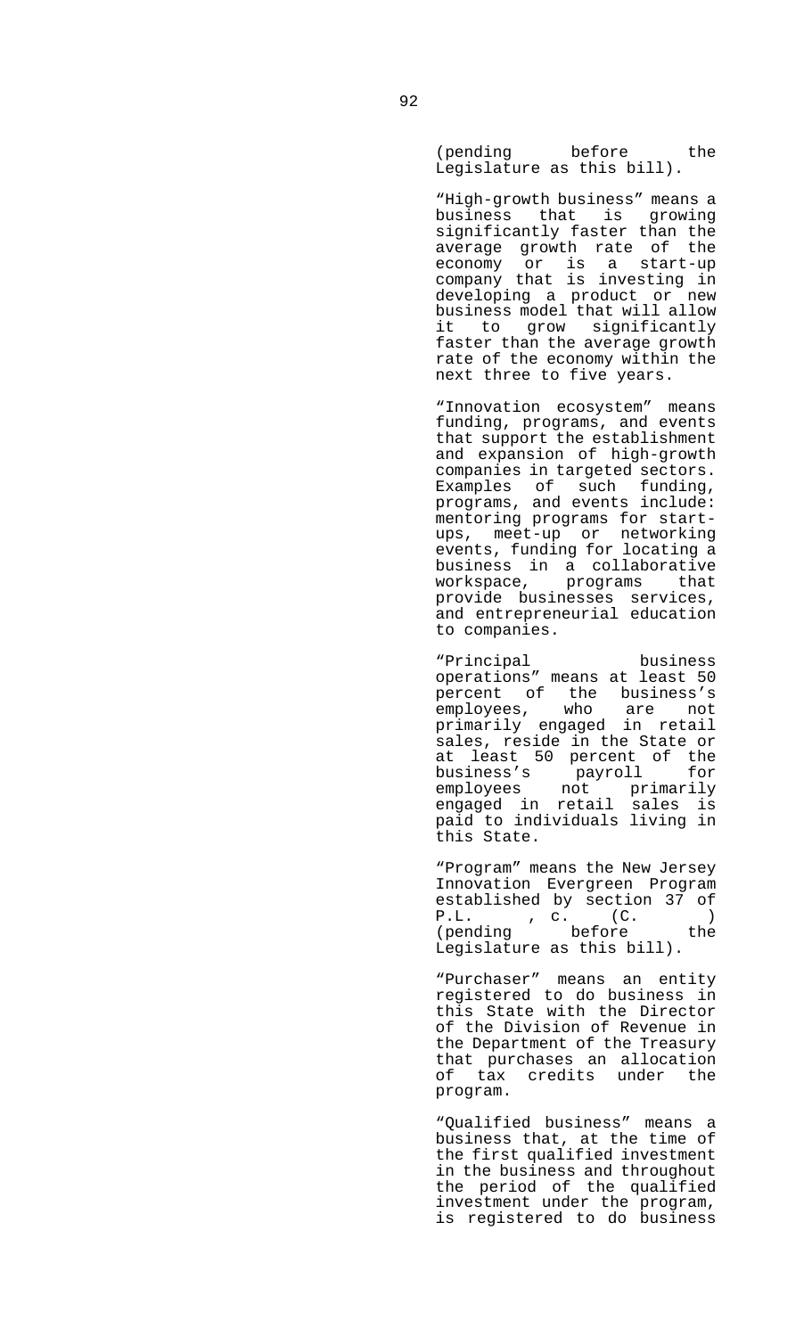(pending before the Legislature as this bill).

"High-growth business" means a business that is growing significantly faster than the average growth rate of the economy or is a start-up company that is investing in developing a product or new business model that will allow it to grow significantly faster than the average growth rate of the economy within the next three to five years.

"Innovation ecosystem" means funding, programs, and events that support the establishment and expansion of high-growth companies in targeted sectors. Examples of such funding, programs, and events include: mentoring programs for start-ups, meet-up or networking events, funding for locating a business in a collaborative workspace, programs that provide businesses services, and entrepreneurial education to companies.

"Principal business operations" means at least 50 percent of the business's employees, who are not primarily engaged in retail sales, reside in the State or at least 50 percent of the business's payroll for employees not primarily engaged in retail sales is paid to individuals living in this State.

"Program" means the New Jersey Innovation Evergreen Program established by section 37 of P.L. , c. (C. ) (pending before the Legislature as this bill).

"Purchaser" means an entity registered to do business in this State with the Director of the Division of Revenue in the Department of the Treasury that purchases an allocation of tax credits under the program.

"Qualified business" means a business that, at the time of the first qualified investment in the business and throughout the period of the qualified investment under the program, is registered to do business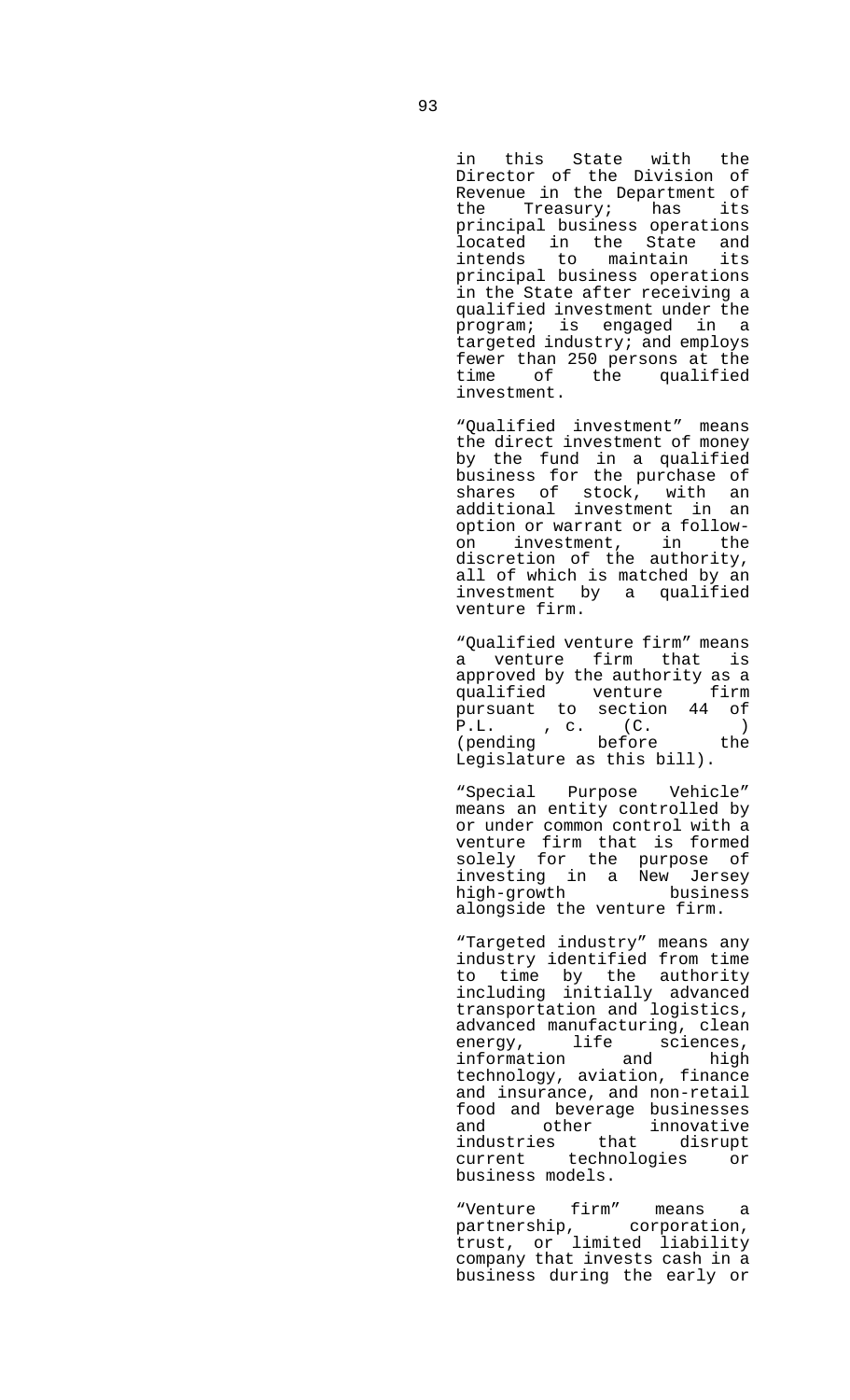in this State with the Director of the Division of Revenue in the Department of the Treasury; has its principal business operations located in the State and intends to maintain its principal business operations in the State after receiving a qualified investment under the program; is engaged in a targeted industry; and employs fewer than 250 persons at the time of the qualified investment.

"Qualified investment" means the direct investment of money by the fund in a qualified business for the purchase of shares of stock, with an additional investment in an option or warrant or a follow-on investment, in the discretion of the authority, all of which is matched by an investment by a qualified venture firm.

"Qualified venture firm" means a venture firm that is approved by the authority as a qualified venture firm pursuant to section 44 of P.L. , c. (C. ) (pending before the Legislature as this bill).

"Special Purpose Vehicle" means an entity controlled by or under common control with a venture firm that is formed solely for the purpose of investing in a New Jersey high-growth business alongside the venture firm.

"Targeted industry" means any industry identified from time to time by the authority including initially advanced transportation and logistics, advanced manufacturing, clean energy, life sciences, information and high technology, aviation, finance and insurance, and non-retail food and beverage businesses and other innovative industries that disrupt current technologies or business models.

"Venture firm" means a partnership, corporation, trust, or limited liability company that invests cash in a business during the early or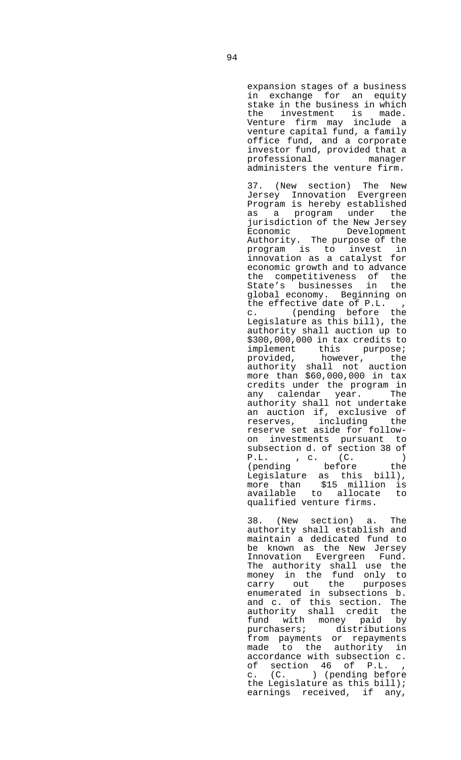expansion stages of a business in exchange for an equity stake in the business in which the investment is made. Venture firm may include a venture capital fund, a family office fund, and a corporate investor fund, provided that a professional manager administers the venture firm.

37. (New section) The New Jersey Innovation Evergreen Program is hereby established as a program under the jurisdiction of the New Jersey Economic Development Authority. The purpose of the program is to invest in innovation as a catalyst for economic growth and to advance the competitiveness of the State's businesses in the global economy. Beginning on the effective date of P.L. , c. (pending before the Legislature as this bill), the authority shall auction up to $300,000,000 in tax credits to implement this purpose; provided, however, the authority shall not auction more than $60,000,000 in tax credits under the program in any calendar year. The authority shall not undertake an auction if, exclusive of reserves, including the reserve set aside for follow-on investments pursuant to subsection d. of section 38 of P.L. , c. (C. ) (pending before the Legislature as this bill), more than $15 million is available to allocate to qualified venture firms.

38. (New section) a. The authority shall establish and maintain a dedicated fund to be known as the New Jersey Innovation Evergreen Fund. The authority shall use the money in the fund only to carry out the purposes enumerated in subsections b. and c. of this section. The authority shall credit the fund with money paid by purchasers; distributions from payments or repayments made to the authority in accordance with subsection c. of section 46 of P.L. , c. (C. ) (pending before the Legislature as this bill); earnings received, if any,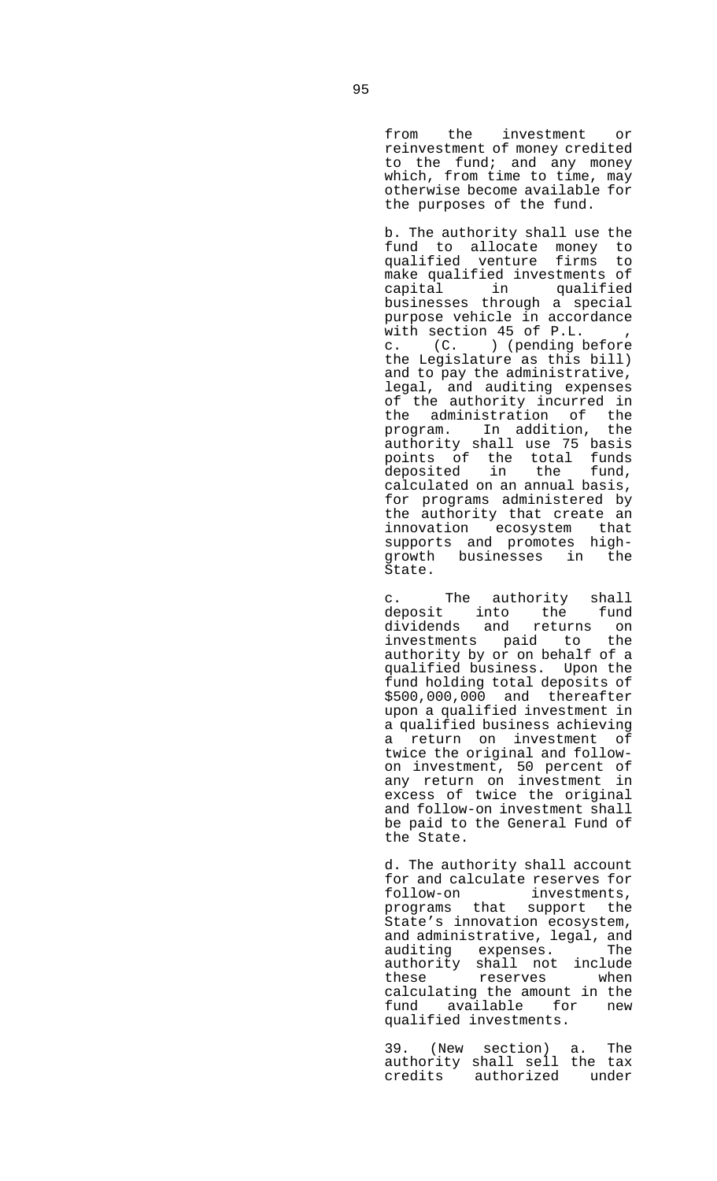from the investment or reinvestment of money credited to the fund; and any money which, from time to time, may otherwise become available for the purposes of the fund.

b. The authority shall use the fund to allocate money to qualified venture firms to make qualified investments of capital in qualified businesses through a special purpose vehicle in accordance with section 45 of P.L. , c. (C. ) (pending before the Legislature as this bill) and to pay the administrative, legal, and auditing expenses of the authority incurred in the administration of the program. In addition, the authority shall use 75 basis points of the total funds deposited in the fund, calculated on an annual basis, for programs administered by the authority that create an innovation ecosystem that supports and promotes high-growth businesses in the State.

c. The authority shall deposit into the fund dividends and returns on investments paid to the authority by or on behalf of a qualified business. Upon the fund holding total deposits of $500,000,000 and thereafter upon a qualified investment in a qualified business achieving a return on investment of twice the original and follow-on investment, 50 percent of any return on investment in excess of twice the original and follow-on investment shall be paid to the General Fund of the State.

d. The authority shall account for and calculate reserves for follow-on investments, programs that support the State's innovation ecosystem, and administrative, legal, and auditing expenses. The authority shall not include these reserves when calculating the amount in the fund available for new qualified investments.

39. (New section) a. The authority shall sell the tax credits authorized under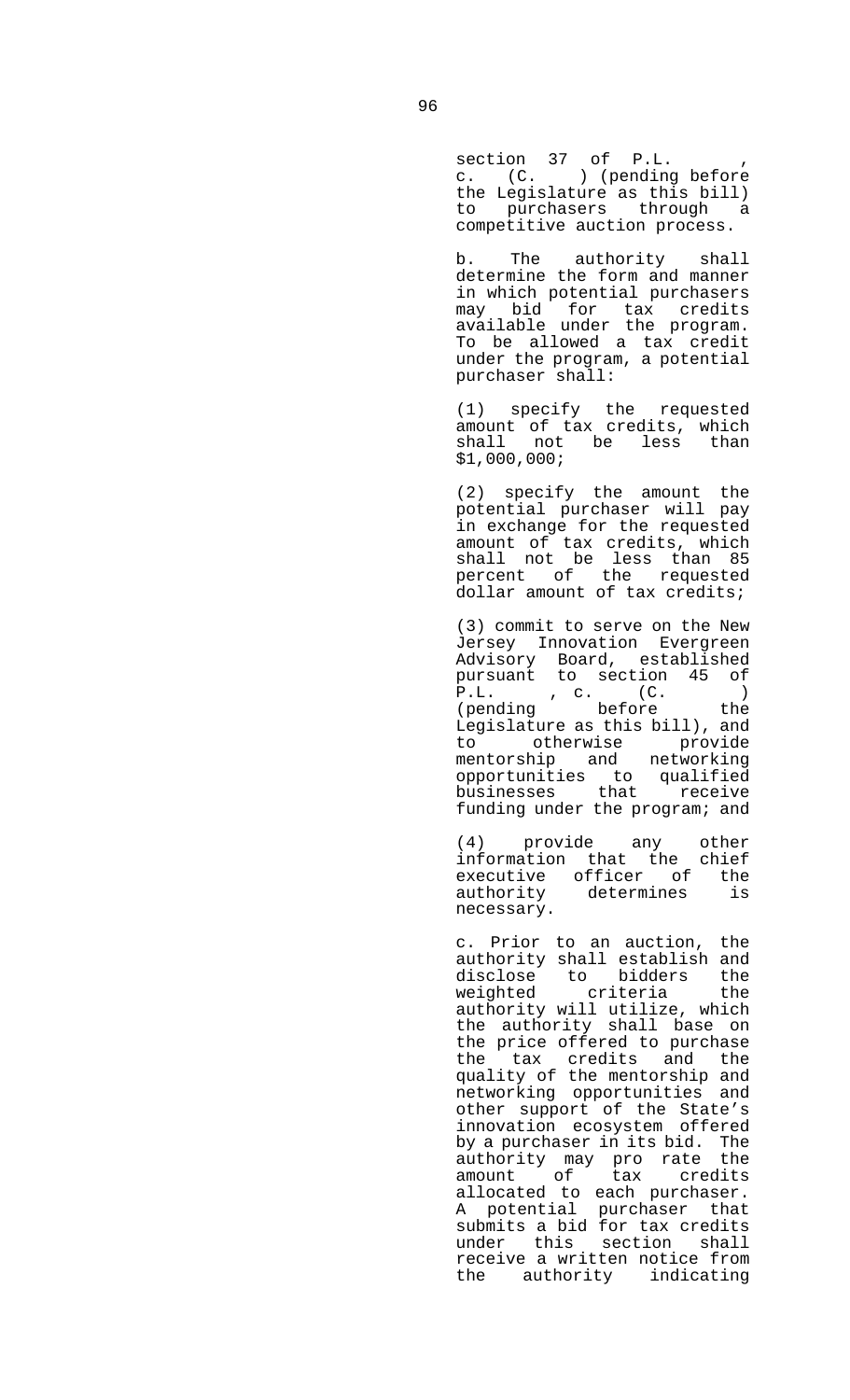section 37 of P.L. , c. (C. ) (pending before the Legislature as this bill) to purchasers through a competitive auction process.

b. The authority shall determine the form and manner in which potential purchasers may bid for tax credits available under the program. To be allowed a tax credit under the program, a potential purchaser shall:

(1) specify the requested amount of tax credits, which shall not be less than $1,000,000;

(2) specify the amount the potential purchaser will pay in exchange for the requested amount of tax credits, which shall not be less than 85 percent of the requested dollar amount of tax credits;

(3) commit to serve on the New Jersey Innovation Evergreen Advisory Board, established pursuant to section 45 of P.L. , c. (C. ) (pending before the Legislature as this bill), and to otherwise provide mentorship and networking opportunities to qualified businesses that receive funding under the program; and

(4) provide any other information that the chief executive officer of the authority determines is necessary.

c. Prior to an auction, the authority shall establish and disclose to bidders the weighted criteria the authority will utilize, which the authority shall base on the price offered to purchase the tax credits and the quality of the mentorship and networking opportunities and other support of the State's innovation ecosystem offered by a purchaser in its bid. The authority may pro rate the amount of tax credits allocated to each purchaser. A potential purchaser that submits a bid for tax credits under this section shall receive a written notice from the authority indicating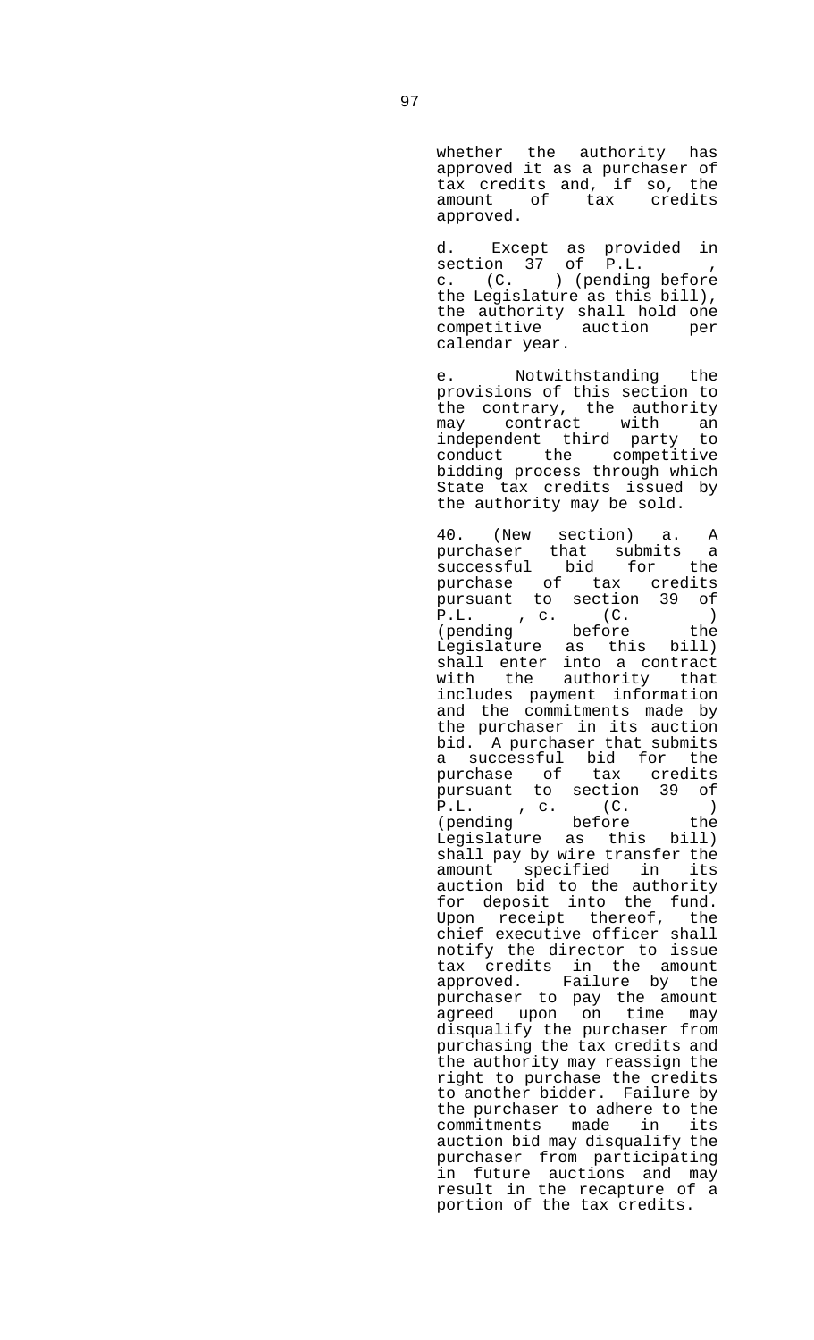whether the authority has approved it as a purchaser of tax credits and, if so, the amount of tax credits approved.

d. Except as provided in section 37 of P.L. , c. (C. ) (pending before the Legislature as this bill), the authority shall hold one competitive auction per calendar year.

e. Notwithstanding the provisions of this section to the contrary, the authority may contract with an independent third party to conduct the competitive bidding process through which State tax credits issued by the authority may be sold.

40. (New section) a. A purchaser that submits a successful bid for the purchase of tax credits pursuant to section 39 of P.L. , c. (C. ) (pending before the Legislature as this bill) shall enter into a contract with the authority that includes payment information and the commitments made by the purchaser in its auction bid. A purchaser that submits a successful bid for the purchase of tax credits pursuant to section 39 of P.L. , c. (C. ) (pending before the Legislature as this bill) shall pay by wire transfer the amount specified in its auction bid to the authority for deposit into the fund. Upon receipt thereof, the chief executive officer shall notify the director to issue tax credits in the amount approved. Failure by the purchaser to pay the amount agreed upon on time may disqualify the purchaser from purchasing the tax credits and the authority may reassign the right to purchase the credits to another bidder. Failure by the purchaser to adhere to the commitments made in its auction bid may disqualify the purchaser from participating in future auctions and may result in the recapture of a portion of the tax credits.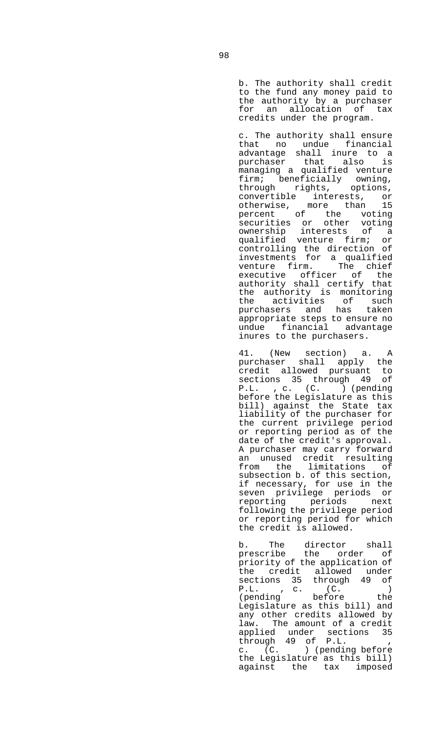b. The authority shall credit to the fund any money paid to the authority by a purchaser for an allocation of tax credits under the program.

c. The authority shall ensure that no undue financial advantage shall inure to a purchaser that also is managing a qualified venture firm; beneficially owning, through rights, options, convertible interests, or otherwise, more than 15 percent of the voting securities or other voting ownership interests of a qualified venture firm; or controlling the direction of investments for a qualified venture firm. The chief executive officer of the authority shall certify that the authority is monitoring the activities of such purchasers and has taken appropriate steps to ensure no undue financial advantage inures to the purchasers.

41. (New section) a. A purchaser shall apply the credit allowed pursuant to sections 35 through 49 of P.L. , c. (C. ) (pending before the Legislature as this bill) against the State tax liability of the purchaser for the current privilege period or reporting period as of the date of the credit's approval. A purchaser may carry forward an unused credit resulting from the limitations of subsection b. of this section, if necessary, for use in the seven privilege periods or reporting periods next following the privilege period or reporting period for which the credit is allowed.

b. The director shall prescribe the order of priority of the application of the credit allowed under sections 35 through 49 of P.L. , c. (C. ) (pending before the Legislature as this bill) and any other credits allowed by law. The amount of a credit applied under sections 35 through 49 of P.L. , c. (C. ) (pending before the Legislature as this bill) against the tax imposed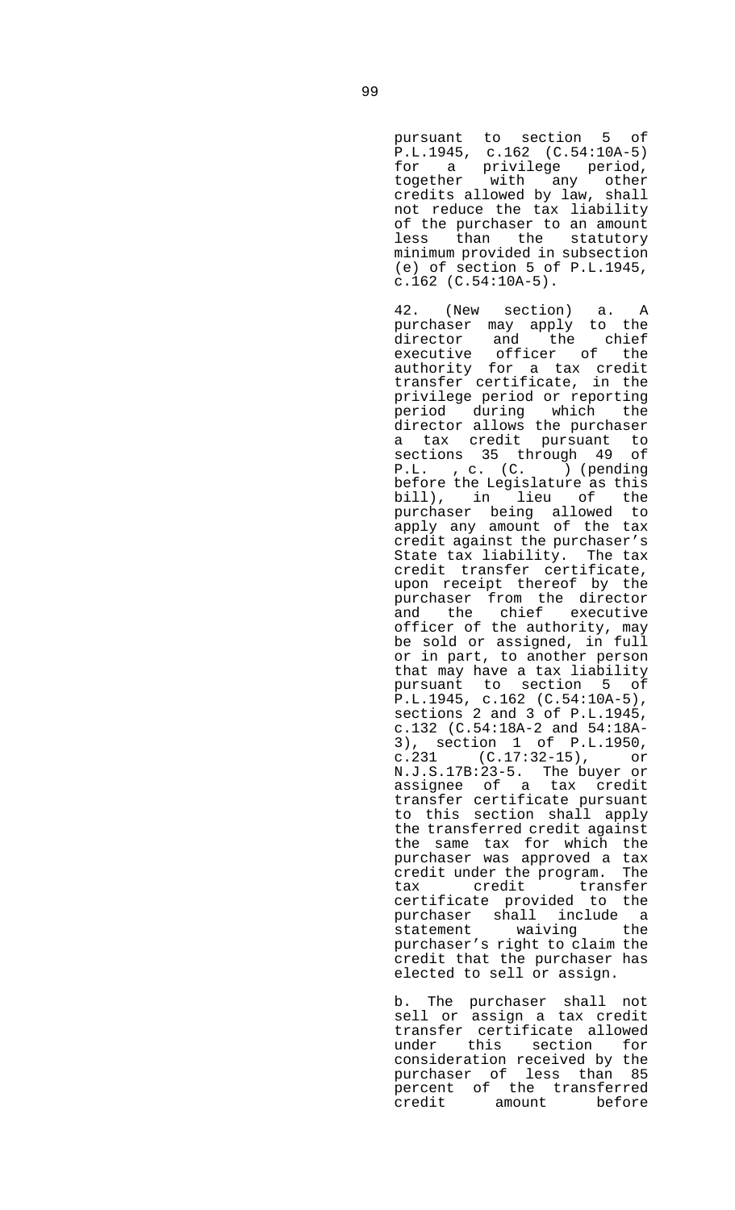pursuant to section 5 of P.L.1945, c.162 (C.54:10A-5) for a privilege period, together with any other credits allowed by law, shall not reduce the tax liability of the purchaser to an amount less than the statutory minimum provided in subsection (e) of section 5 of P.L.1945, c.162 (C.54:10A-5).

42. (New section) a. A purchaser may apply to the director and the chief executive officer of the authority for a tax credit transfer certificate, in the privilege period or reporting period during which the director allows the purchaser a tax credit pursuant to sections 35 through 49 of P.L. , c. (C. ) (pending before the Legislature as this bill), in lieu of the purchaser being allowed to apply any amount of the tax credit against the purchaser's State tax liability. The tax credit transfer certificate, upon receipt thereof by the purchaser from the director and the chief executive officer of the authority, may be sold or assigned, in full or in part, to another person that may have a tax liability pursuant to section 5 of P.L.1945, c.162 (C.54:10A-5), sections 2 and 3 of P.L.1945, c.132 (C.54:18A-2 and 54:18A-3), section 1 of P.L.1950, c.231 (C.17:32-15), or N.J.S.17B:23-5. The buyer or assignee of a tax credit transfer certificate pursuant to this section shall apply the transferred credit against the same tax for which the purchaser was approved a tax credit under the program. The tax credit transfer certificate provided to the purchaser shall include a statement waiving the purchaser's right to claim the credit that the purchaser has elected to sell or assign.

b. The purchaser shall not sell or assign a tax credit transfer certificate allowed under this section for consideration received by the purchaser of less than 85 percent of the transferred credit amount before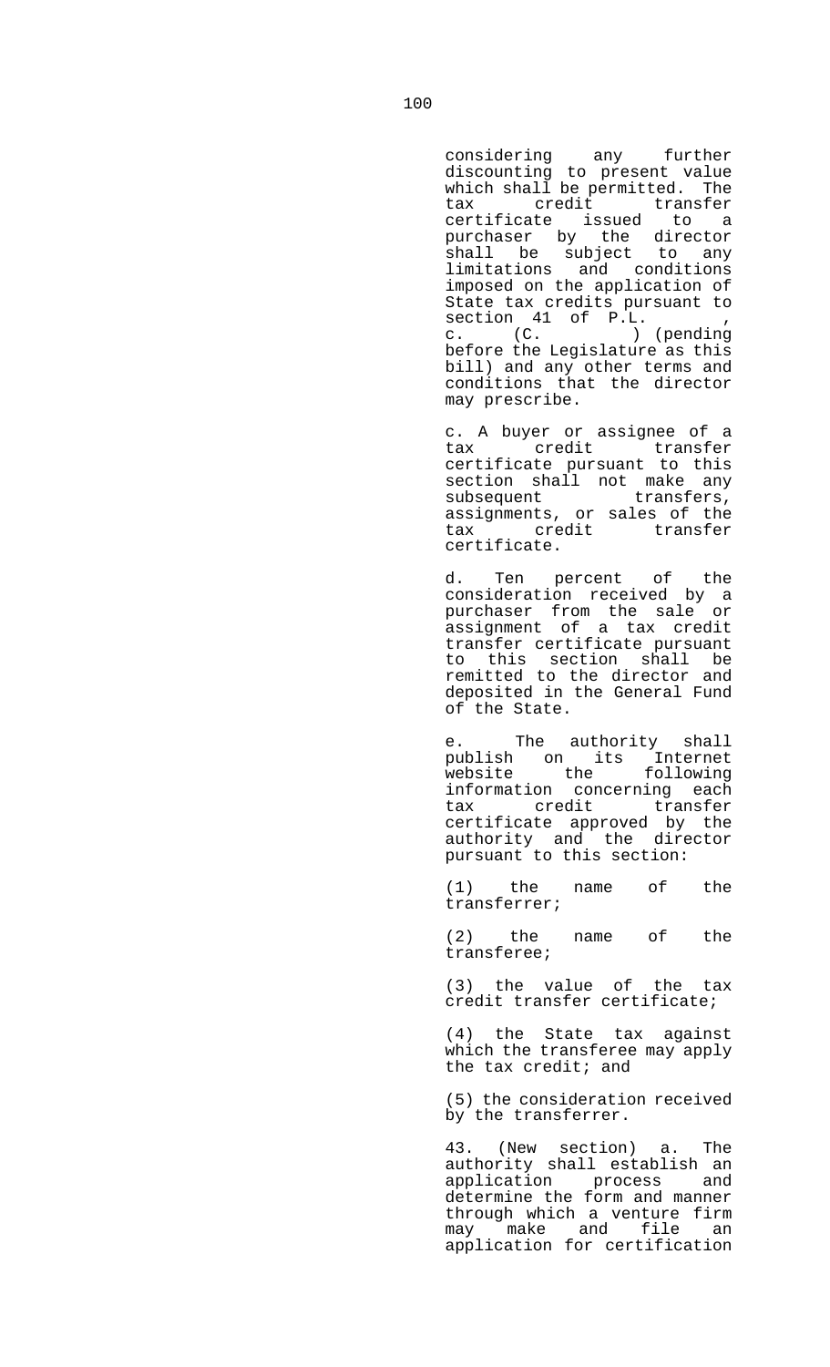considering any further discounting to present value which shall be permitted. The tax credit transfer certificate issued to a purchaser by the director shall be subject to any limitations and conditions imposed on the application of State tax credits pursuant to section 41 of P.L. , c. (C. ) (pending before the Legislature as this bill) and any other terms and conditions that the director may prescribe.

c. A buyer or assignee of a tax credit transfer certificate pursuant to this section shall not make any subsequent transfers, assignments, or sales of the tax credit transfer certificate.

d. Ten percent of the consideration received by a purchaser from the sale or assignment of a tax credit transfer certificate pursuant to this section shall be remitted to the director and deposited in the General Fund of the State.

e. The authority shall publish on its Internet website the following information concerning each tax credit transfer certificate approved by the authority and the director pursuant to this section:

(1) the name of the transferrer;

(2) the name of the transferee;

(3) the value of the tax credit transfer certificate;

(4) the State tax against which the transferee may apply the tax credit; and

(5) the consideration received by the transferrer.

43. (New section) a. The authority shall establish an application process and determine the form and manner through which a venture firm may make and file an application for certification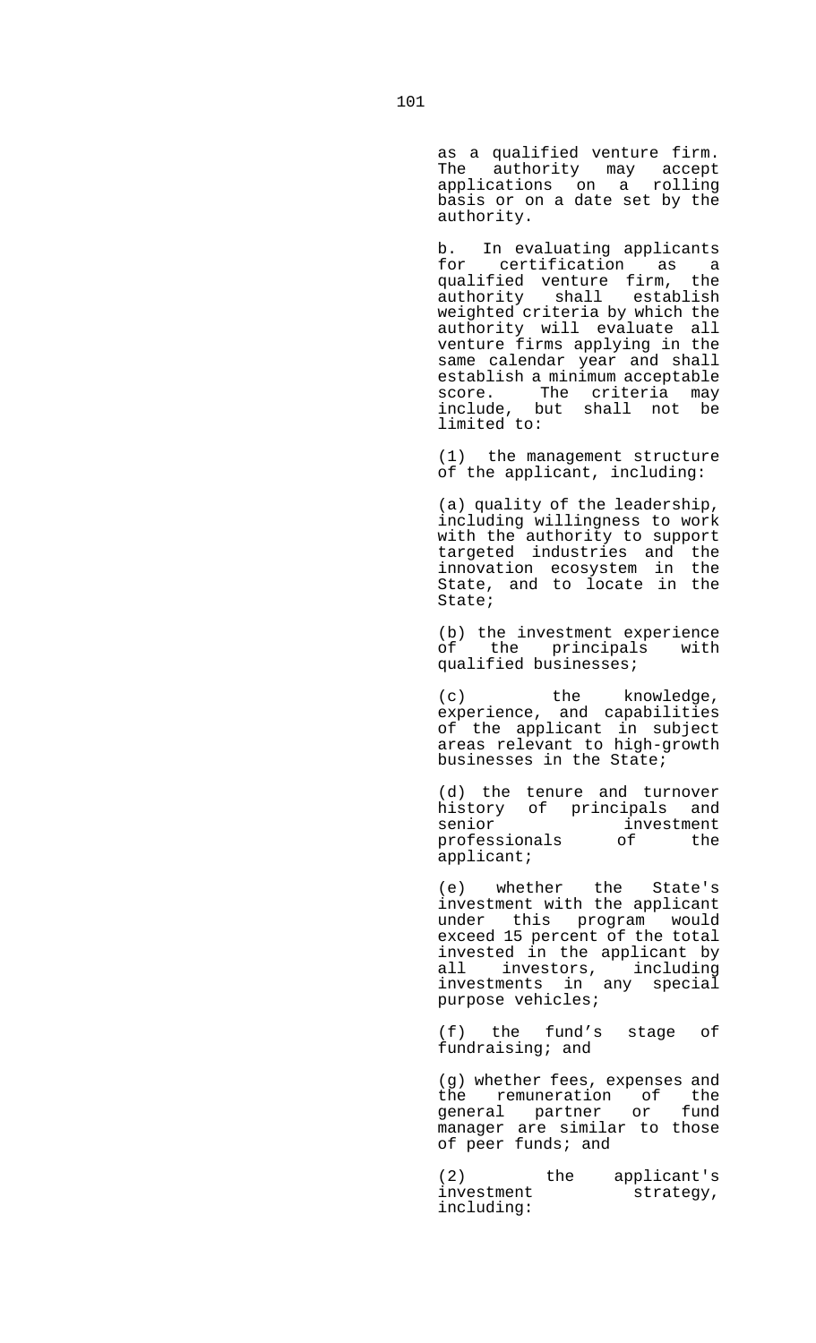as a qualified venture firm. The authority may accept applications on a rolling basis or on a date set by the authority.

b. In evaluating applicants for certification as a qualified venture firm, the authority shall establish weighted criteria by which the authority will evaluate all venture firms applying in the same calendar year and shall establish a minimum acceptable score. The criteria may include, but shall not be limited to:

(1) the management structure of the applicant, including:

(a) quality of the leadership, including willingness to work with the authority to support targeted industries and the innovation ecosystem in the State, and to locate in the State;

(b) the investment experience of the principals with qualified businesses;

(c) the knowledge, experience, and capabilities of the applicant in subject areas relevant to high-growth businesses in the State;

(d) the tenure and turnover history of principals and senior investment professionals of the applicant;

(e) whether the State's investment with the applicant under this program would exceed 15 percent of the total invested in the applicant by all investors, including investments in any special purpose vehicles;

(f) the fund's stage of fundraising; and

(g) whether fees, expenses and the remuneration of the general partner or fund manager are similar to those of peer funds; and

(2) the applicant's investment strategy, including: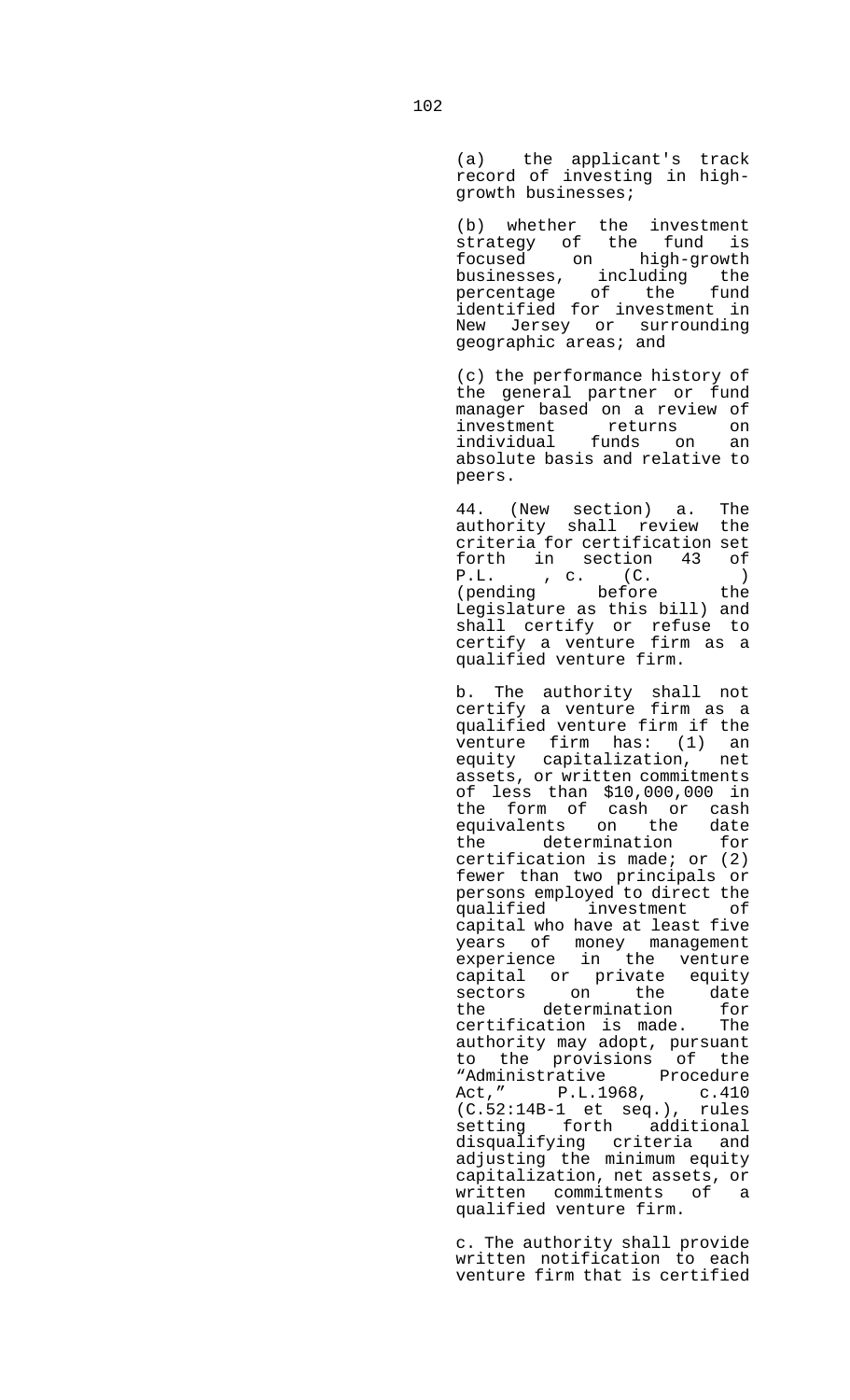(a) the applicant's track record of investing in high-growth businesses;

(b) whether the investment strategy of the fund is focused on high-growth businesses, including the percentage of the fund identified for investment in New Jersey or surrounding geographic areas; and

(c) the performance history of the general partner or fund manager based on a review of investment returns on individual funds on an absolute basis and relative to peers.

44. (New section) a. The authority shall review the criteria for certification set forth in section 43 of P.L. , c. (C. ) (pending before the Legislature as this bill) and shall certify or refuse to certify a venture firm as a qualified venture firm.

b. The authority shall not certify a venture firm as a qualified venture firm if the venture firm has: (1) an equity capitalization, net assets, or written commitments of less than $10,000,000 in the form of cash or cash equivalents on the date the determination for certification is made; or (2) fewer than two principals or persons employed to direct the qualified investment of capital who have at least five years of money management experience in the venture capital or private equity sectors on the date the determination for certification is made. The authority may adopt, pursuant to the provisions of the "Administrative Procedure Act," P.L.1968, c.410 (C.52:14B-1 et seq.), rules setting forth additional disqualifying criteria and adjusting the minimum equity capitalization, net assets, or written commitments of a qualified venture firm.

c. The authority shall provide written notification to each venture firm that is certified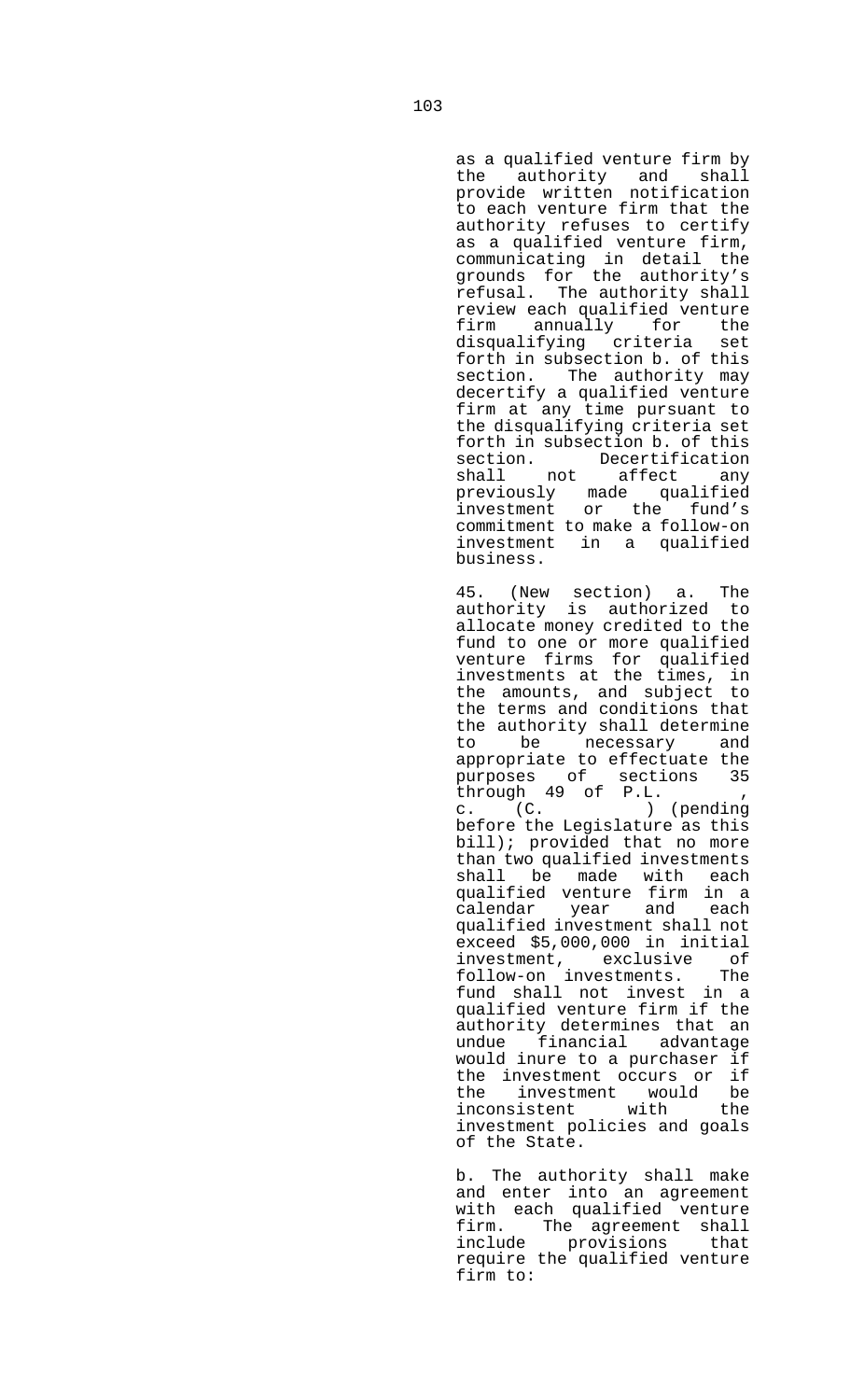as a qualified venture firm by the authority and shall provide written notification to each venture firm that the authority refuses to certify as a qualified venture firm, communicating in detail the grounds for the authority's refusal. The authority shall review each qualified venture firm annually for the disqualifying criteria set forth in subsection b. of this section. The authority may decertify a qualified venture firm at any time pursuant to the disqualifying criteria set forth in subsection b. of this section. Decertification shall not affect any previously made qualified investment or the fund's commitment to make a follow-on investment in a qualified business.

45. (New section) a. The authority is authorized to allocate money credited to the fund to one or more qualified venture firms for qualified investments at the times, in the amounts, and subject to the terms and conditions that the authority shall determine to be necessary and appropriate to effectuate the purposes of sections 35 through 49 of P.L. , c. (C. ) (pending before the Legislature as this bill); provided that no more than two qualified investments shall be made with each qualified venture firm in a calendar year and each qualified investment shall not exceed $5,000,000 in initial investment, exclusive of follow-on investments. The fund shall not invest in a qualified venture firm if the authority determines that an undue financial advantage would inure to a purchaser if the investment occurs or if the investment would be inconsistent with the investment policies and goals of the State.

b. The authority shall make and enter into an agreement with each qualified venture firm. The agreement shall include provisions that require the qualified venture firm to: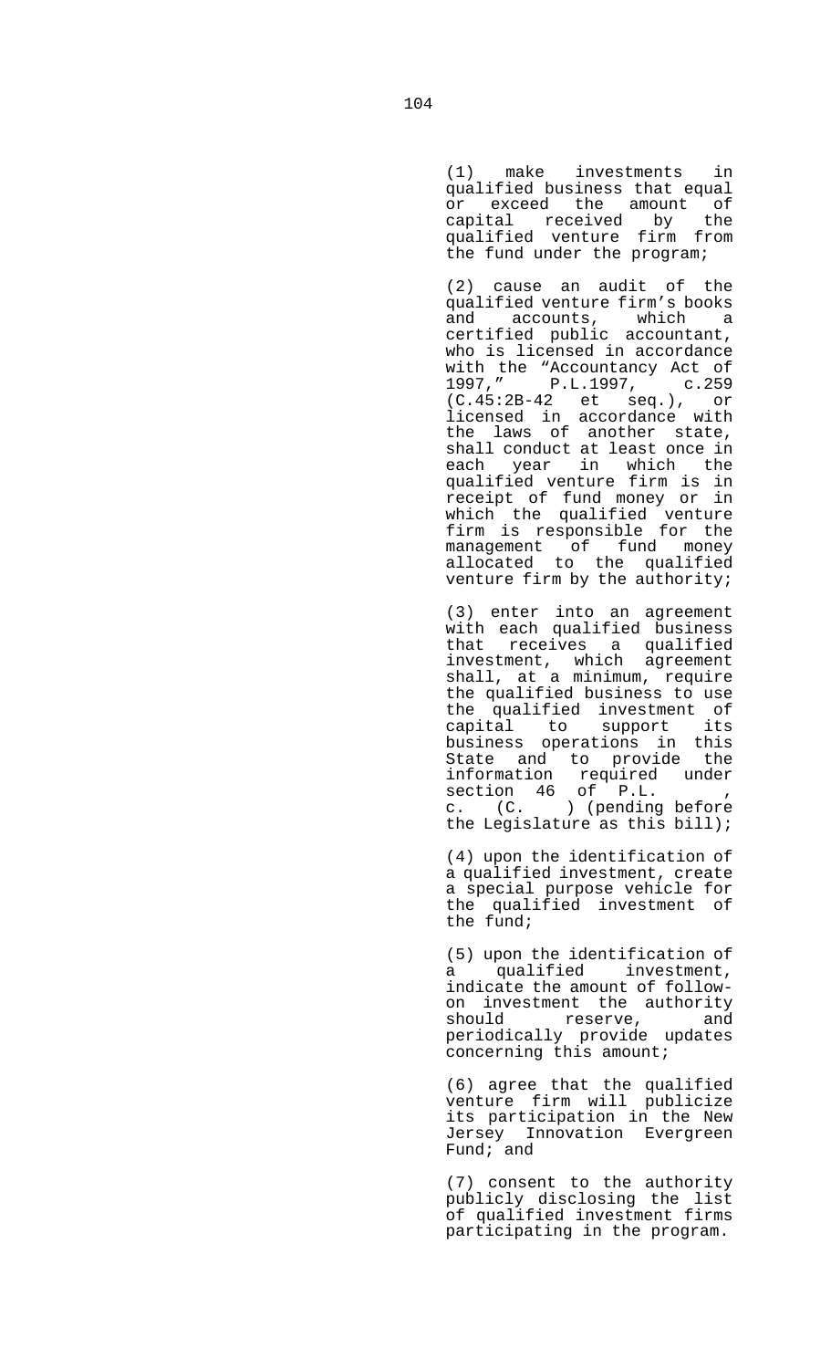(1) make investments in qualified business that equal or exceed the amount of capital received by the qualified venture firm from the fund under the program;

(2) cause an audit of the qualified venture firm's books and accounts, which a certified public accountant, who is licensed in accordance with the "Accountancy Act of 1997," P.L.1997, c.259 (C.45:2B-42 et seq.), or licensed in accordance with the laws of another state, shall conduct at least once in each year in which the qualified venture firm is in receipt of fund money or in which the qualified venture firm is responsible for the management of fund money allocated to the qualified venture firm by the authority;

(3) enter into an agreement with each qualified business that receives a qualified investment, which agreement shall, at a minimum, require the qualified business to use the qualified investment of capital to support its business operations in this State and to provide the information required under section 46 of P.L. , c. (C. ) (pending before the Legislature as this bill);

(4) upon the identification of a qualified investment, create a special purpose vehicle for the qualified investment of the fund;

(5) upon the identification of a qualified investment, indicate the amount of follow-on investment the authority should reserve, and periodically provide updates concerning this amount;

(6) agree that the qualified venture firm will publicize its participation in the New Jersey Innovation Evergreen Fund; and

(7) consent to the authority publicly disclosing the list of qualified investment firms participating in the program.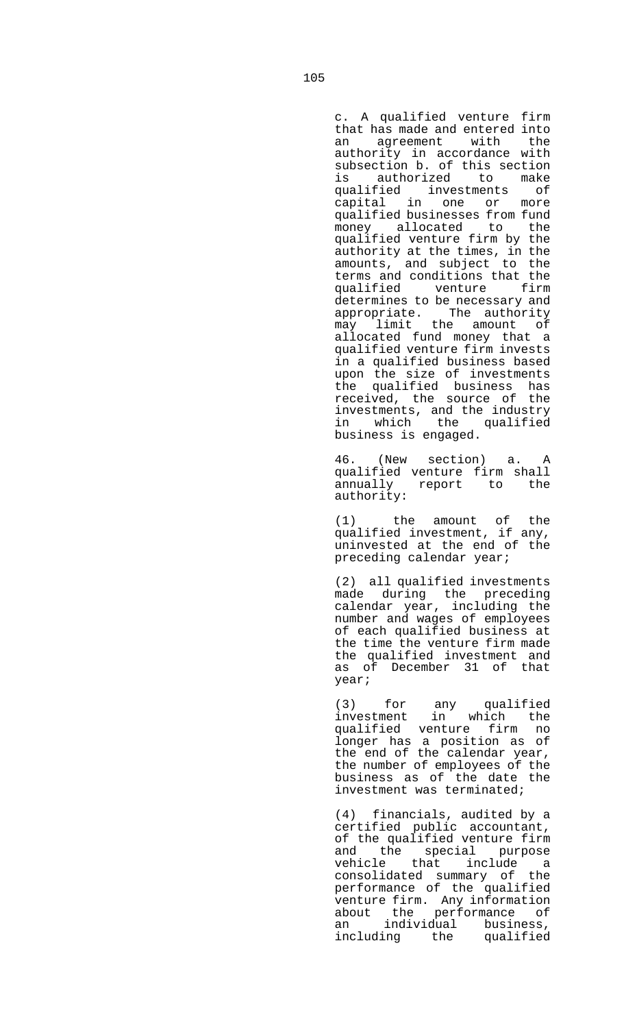c. A qualified venture firm that has made and entered into an agreement with the authority in accordance with subsection b. of this section is authorized to make qualified investments of capital in one or more qualified businesses from fund money allocated to the qualified venture firm by the authority at the times, in the amounts, and subject to the terms and conditions that the qualified venture firm determines to be necessary and appropriate. The authority may limit the amount of allocated fund money that a qualified venture firm invests in a qualified business based upon the size of investments the qualified business has received, the source of the investments, and the industry in which the qualified business is engaged.

46. (New section) a. A qualified venture firm shall annually report to the authority:

(1) the amount of the qualified investment, if any, uninvested at the end of the preceding calendar year;

(2) all qualified investments made during the preceding calendar year, including the number and wages of employees of each qualified business at the time the venture firm made the qualified investment and as of December 31 of that year;

(3) for any qualified investment in which the qualified venture firm no longer has a position as of the end of the calendar year, the number of employees of the business as of the date the investment was terminated;

(4) financials, audited by a certified public accountant, of the qualified venture firm and the special purpose vehicle that include a consolidated summary of the performance of the qualified venture firm. Any information about the performance of an individual business, including the qualified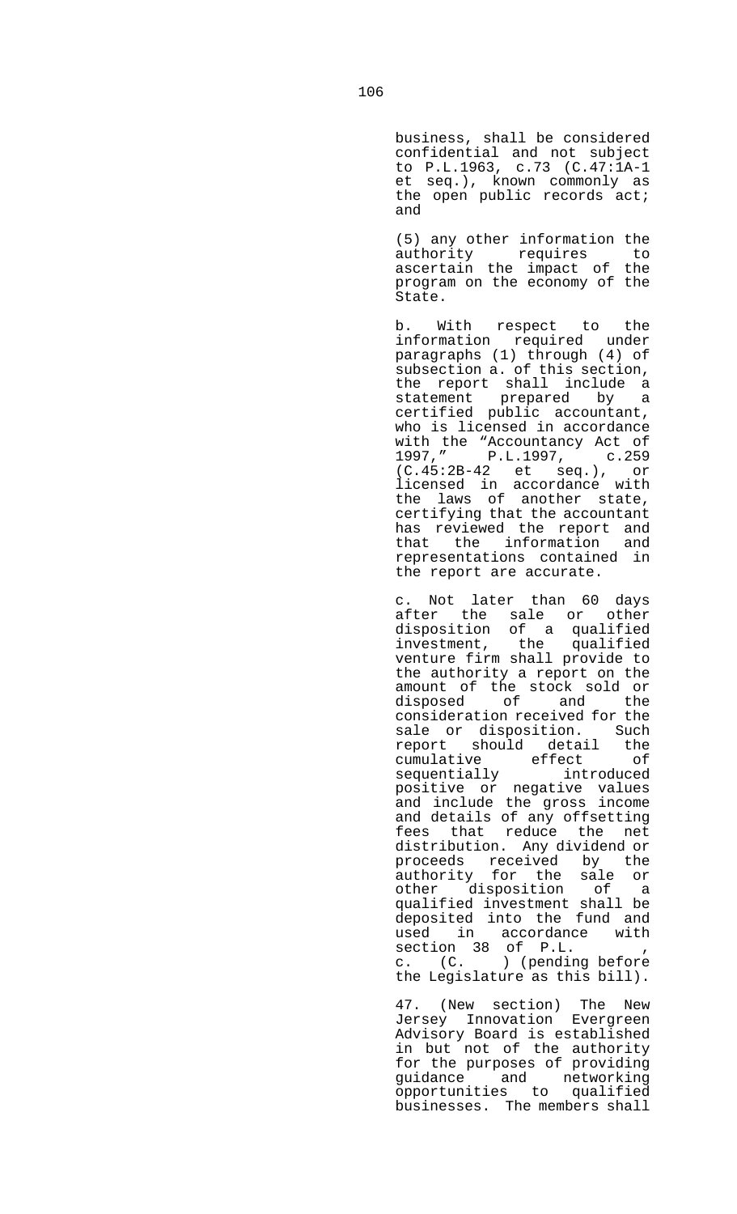business, shall be considered confidential and not subject to P.L.1963, c.73 (C.47:1A-1 et seq.), known commonly as the open public records act; and

(5) any other information the authority requires to ascertain the impact of the program on the economy of the State.

b. With respect to the information required under paragraphs (1) through (4) of subsection a. of this section, the report shall include a statement prepared by a certified public accountant, who is licensed in accordance with the "Accountancy Act of 1997," P.L.1997, c.259 (C.45:2B-42 et seq.), or licensed in accordance with the laws of another state, certifying that the accountant has reviewed the report and that the information and representations contained in the report are accurate.

c. Not later than 60 days after the sale or other disposition of a qualified investment, the qualified venture firm shall provide to the authority a report on the amount of the stock sold or disposed of and the consideration received for the sale or disposition. Such report should detail the cumulative effect of sequentially introduced positive or negative values and include the gross income and details of any offsetting fees that reduce the net distribution. Any dividend or proceeds received by the authority for the sale or other disposition of a qualified investment shall be deposited into the fund and used in accordance with section 38 of P.L. , c. (C. ) (pending before the Legislature as this bill).

47. (New section) The New Jersey Innovation Evergreen Advisory Board is established in but not of the authority for the purposes of providing guidance and networking opportunities to qualified businesses. The members shall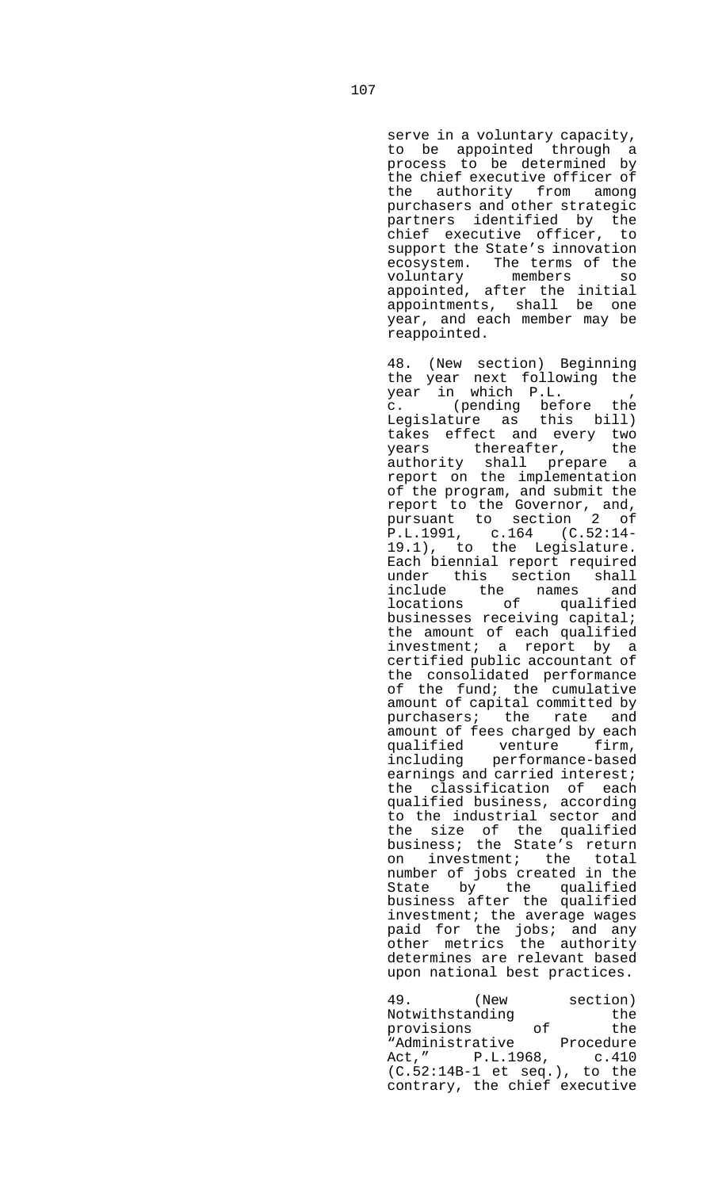serve in a voluntary capacity, to be appointed through a process to be determined by the chief executive officer of the authority from among purchasers and other strategic partners identified by the chief executive officer, to support the State's innovation ecosystem. The terms of the voluntary members so appointed, after the initial appointments, shall be one year, and each member may be reappointed.

48. (New section) Beginning the year next following the year in which P.L. , c. (pending before the Legislature as this bill) takes effect and every two years thereafter, the authority shall prepare a report on the implementation of the program, and submit the report to the Governor, and, pursuant to section 2 of P.L.1991, c.164 (C.52:14-19.1), to the Legislature. Each biennial report required under this section shall include the names and locations of qualified businesses receiving capital; the amount of each qualified investment; a report by a certified public accountant of the consolidated performance of the fund; the cumulative amount of capital committed by purchasers; the rate and amount of fees charged by each qualified venture firm, including performance-based earnings and carried interest; the classification of each qualified business, according to the industrial sector and the size of the qualified business; the State's return on investment; the total number of jobs created in the State by the qualified business after the qualified investment; the average wages paid for the jobs; and any other metrics the authority determines are relevant based upon national best practices.

49. (New section) Notwithstanding the provisions of the "Administrative Procedure Act," P.L.1968, c.410 (C.52:14B-1 et seq.), to the contrary, the chief executive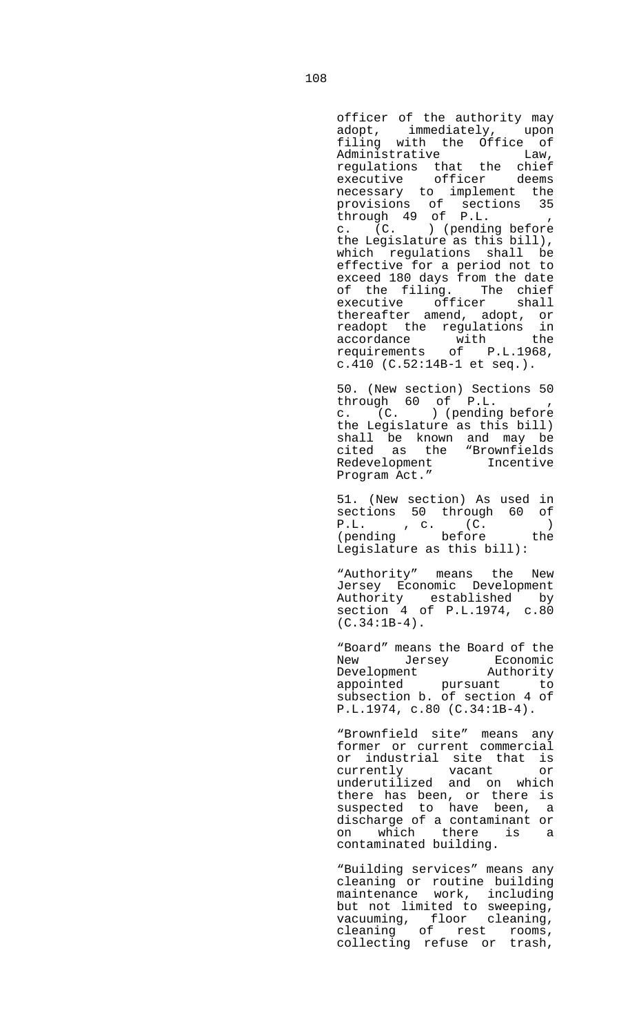officer of the authority may adopt, immediately, upon filing with the Office of Administrative Law, regulations that the chief executive officer deems necessary to implement the provisions of sections 35 through 49 of P.L. , c. (C. ) (pending before the Legislature as this bill), which regulations shall be effective for a period not to exceed 180 days from the date of the filing. The chief executive officer shall thereafter amend, adopt, or readopt the regulations in accordance with the requirements of P.L.1968, c.410 (C.52:14B-1 et seq.).

50. (New section) Sections 50 through 60 of P.L. , c. (C. ) (pending before the Legislature as this bill) shall be known and may be cited as the "Brownfields Redevelopment Incentive Program Act."

51. (New section) As used in sections 50 through 60 of P.L. , c. (C. ) (pending before the Legislature as this bill):

"Authority" means the New Jersey Economic Development Authority established by section 4 of P.L.1974, c.80 (C.34:1B-4).

"Board" means the Board of the New Jersey Economic Development Authority appointed pursuant to subsection b. of section 4 of P.L.1974, c.80 (C.34:1B-4).

"Brownfield site" means any former or current commercial or industrial site that is currently vacant or underutilized and on which there has been, or there is suspected to have been, a discharge of a contaminant or on which there is a contaminated building.

"Building services" means any cleaning or routine building maintenance work, including but not limited to sweeping, vacuuming, floor cleaning, cleaning of rest rooms, collecting refuse or trash,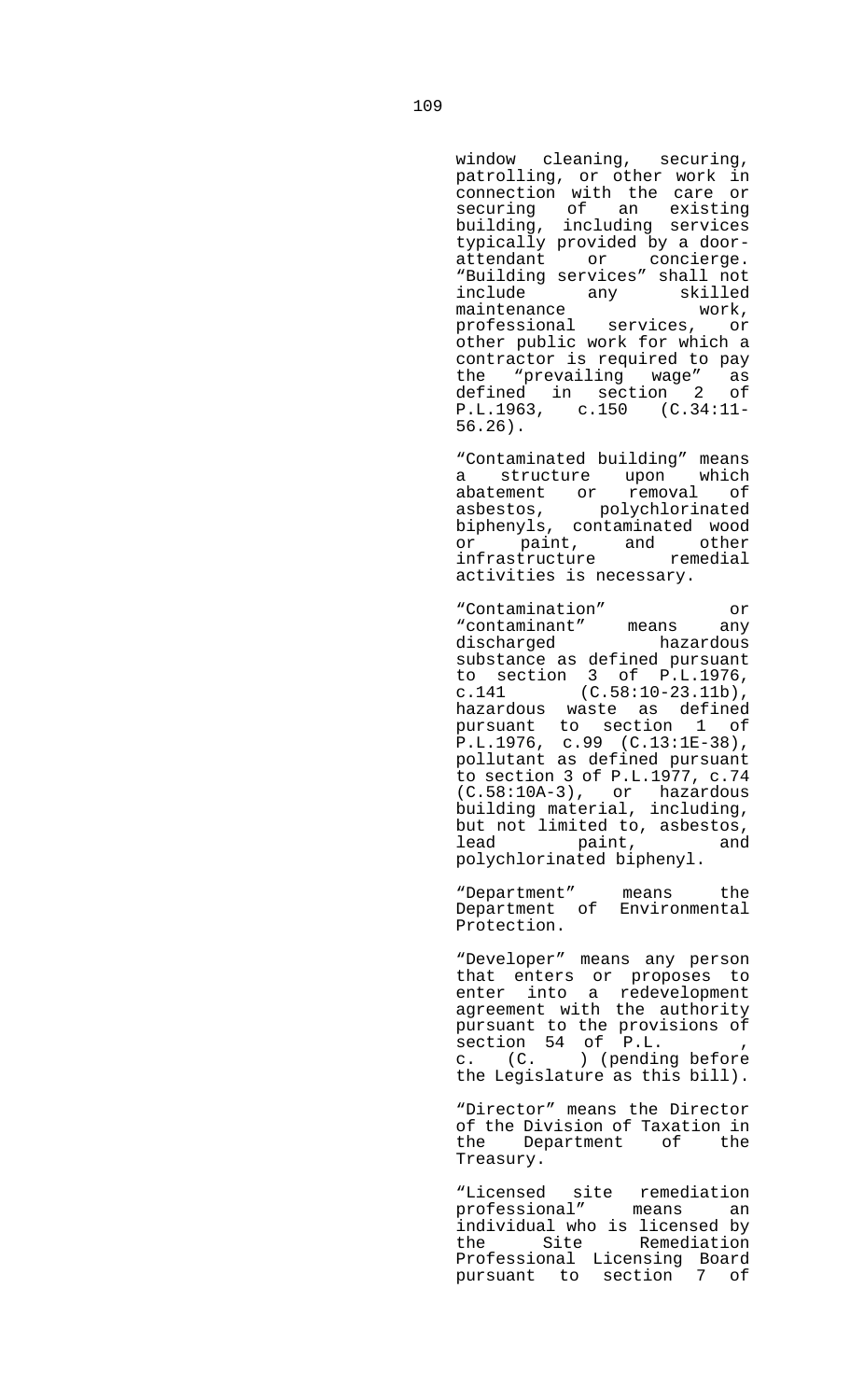window cleaning, securing, patrolling, or other work in connection with the care or securing of an existing building, including services typically provided by a door-attendant or concierge. "Building services" shall not include any skilled maintenance work, professional services, or other public work for which a contractor is required to pay the "prevailing wage" as defined in section 2 of P.L.1963, c.150 (C.34:11-56.26).

"Contaminated building" means a structure upon which abatement or removal of asbestos, polychlorinated biphenyls, contaminated wood or paint, and other infrastructure remedial activities is necessary.

"Contamination" or "contaminant" means any discharged hazardous substance as defined pursuant to section 3 of P.L.1976, c.141 (C.58:10-23.11b), hazardous waste as defined pursuant to section 1 of P.L.1976, c.99 (C.13:1E-38), pollutant as defined pursuant to section 3 of P.L.1977, c.74 (C.58:10A-3), or hazardous building material, including, but not limited to, asbestos, lead paint, and polychlorinated biphenyl.

"Department" means the Department of Environmental Protection.

"Developer" means any person that enters or proposes to enter into a redevelopment agreement with the authority pursuant to the provisions of section 54 of P.L. , c. (C. ) (pending before the Legislature as this bill).

"Director" means the Director of the Division of Taxation in the Department of the Treasury.

"Licensed site remediation professional" means an individual who is licensed by the Site Remediation Professional Licensing Board pursuant to section 7 of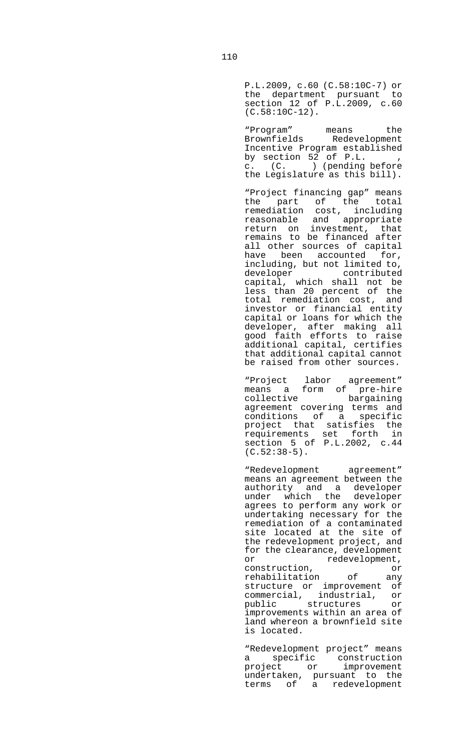P.L.2009, c.60 (C.58:10C-7) or the department pursuant to section 12 of P.L.2009, c.60 (C.58:10C-12).

"Program" means the Brownfields Redevelopment Incentive Program established by section 52 of P.L. , c. (C. ) (pending before the Legislature as this bill).

"Project financing gap" means the part of the total remediation cost, including reasonable and appropriate return on investment, that remains to be financed after all other sources of capital have been accounted for, including, but not limited to, developer contributed capital, which shall not be less than 20 percent of the total remediation cost, and investor or financial entity capital or loans for which the developer, after making all good faith efforts to raise additional capital, certifies that additional capital cannot be raised from other sources.

"Project labor agreement" means a form of pre-hire collective bargaining agreement covering terms and conditions of a specific project that satisfies the requirements set forth in section 5 of P.L.2002, c.44 (C.52:38-5).

"Redevelopment agreement" means an agreement between the authority and a developer under which the developer agrees to perform any work or undertaking necessary for the remediation of a contaminated site located at the site of the redevelopment project, and for the clearance, development or redevelopment, construction, or rehabilitation of any structure or improvement of commercial, industrial, or public structures or improvements within an area of land whereon a brownfield site is located.

"Redevelopment project" means a specific construction project or improvement undertaken, pursuant to the terms of a redevelopment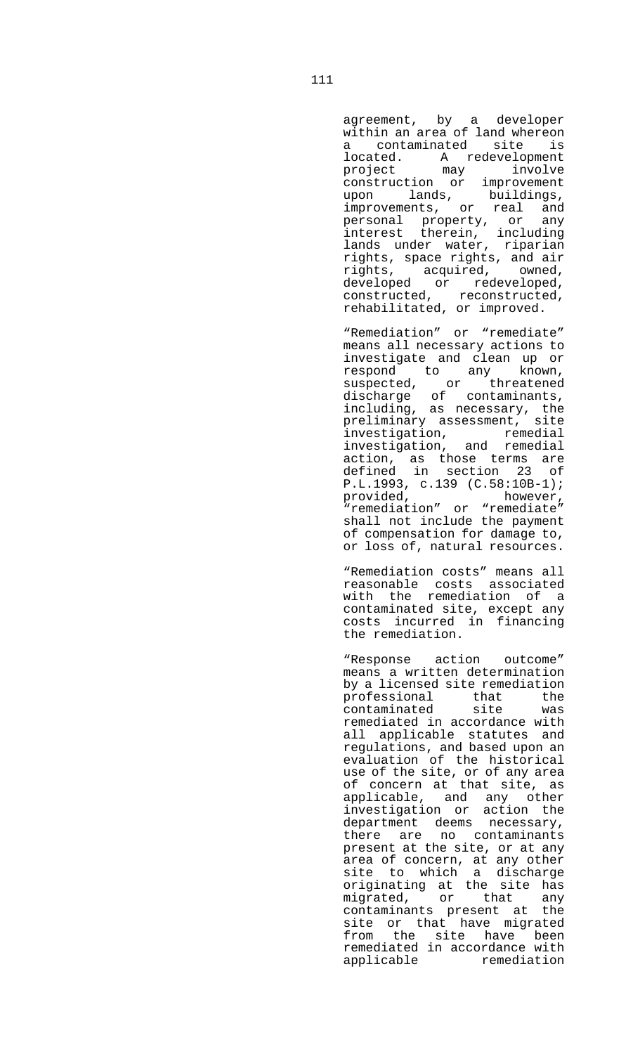agreement, by a developer within an area of land whereon a contaminated site is located. A redevelopment project may involve construction or improvement upon lands, buildings, improvements, or real and personal property, or any interest therein, including lands under water, riparian rights, space rights, and air rights, acquired, owned, developed or redeveloped, constructed, reconstructed, rehabilitated, or improved.

"Remediation" or "remediate" means all necessary actions to investigate and clean up or respond to any known, suspected, or threatened discharge of contaminants, including, as necessary, the preliminary assessment, site investigation, remedial investigation, and remedial action, as those terms are defined in section 23 of P.L.1993, c.139 (C.58:10B-1); provided, however, "remediation" or "remediate" shall not include the payment of compensation for damage to, or loss of, natural resources.

"Remediation costs" means all reasonable costs associated with the remediation of a contaminated site, except any costs incurred in financing the remediation.

"Response action outcome" means a written determination by a licensed site remediation professional that the contaminated site was remediated in accordance with all applicable statutes and regulations, and based upon an evaluation of the historical use of the site, or of any area of concern at that site, as applicable, and any other investigation or action the department deems necessary, there are no contaminants present at the site, or at any area of concern, at any other site to which a discharge originating at the site has migrated, or that any contaminants present at the site or that have migrated from the site have been remediated in accordance with applicable remediation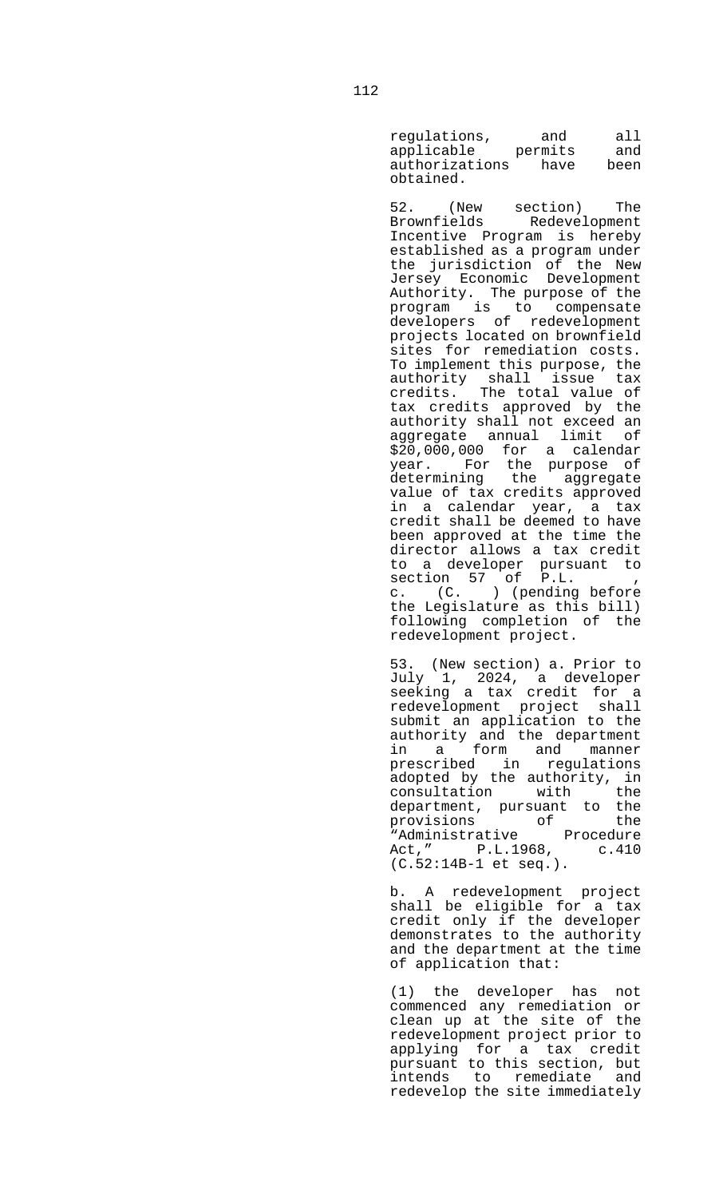regulations, and all applicable permits and authorizations have been obtained.

52. (New section) The Brownfields Redevelopment Incentive Program is hereby established as a program under the jurisdiction of the New Jersey Economic Development Authority. The purpose of the program is to compensate developers of redevelopment projects located on brownfield sites for remediation costs. To implement this purpose, the authority shall issue tax credits. The total value of tax credits approved by the authority shall not exceed an aggregate annual limit of $20,000,000 for a calendar year. For the purpose of determining the aggregate value of tax credits approved in a calendar year, a tax credit shall be deemed to have been approved at the time the director allows a tax credit to a developer pursuant to section 57 of P.L. , c. (C. ) (pending before the Legislature as this bill) following completion of the redevelopment project.

53. (New section) a. Prior to July 1, 2024, a developer seeking a tax credit for a redevelopment project shall submit an application to the authority and the department in a form and manner prescribed in regulations adopted by the authority, in consultation with the department, pursuant to the provisions of the "Administrative Procedure Act," P.L.1968, c.410 (C.52:14B-1 et seq.).

b. A redevelopment project shall be eligible for a tax credit only if the developer demonstrates to the authority and the department at the time of application that:

(1) the developer has not commenced any remediation or clean up at the site of the redevelopment project prior to applying for a tax credit pursuant to this section, but intends to remediate and redevelop the site immediately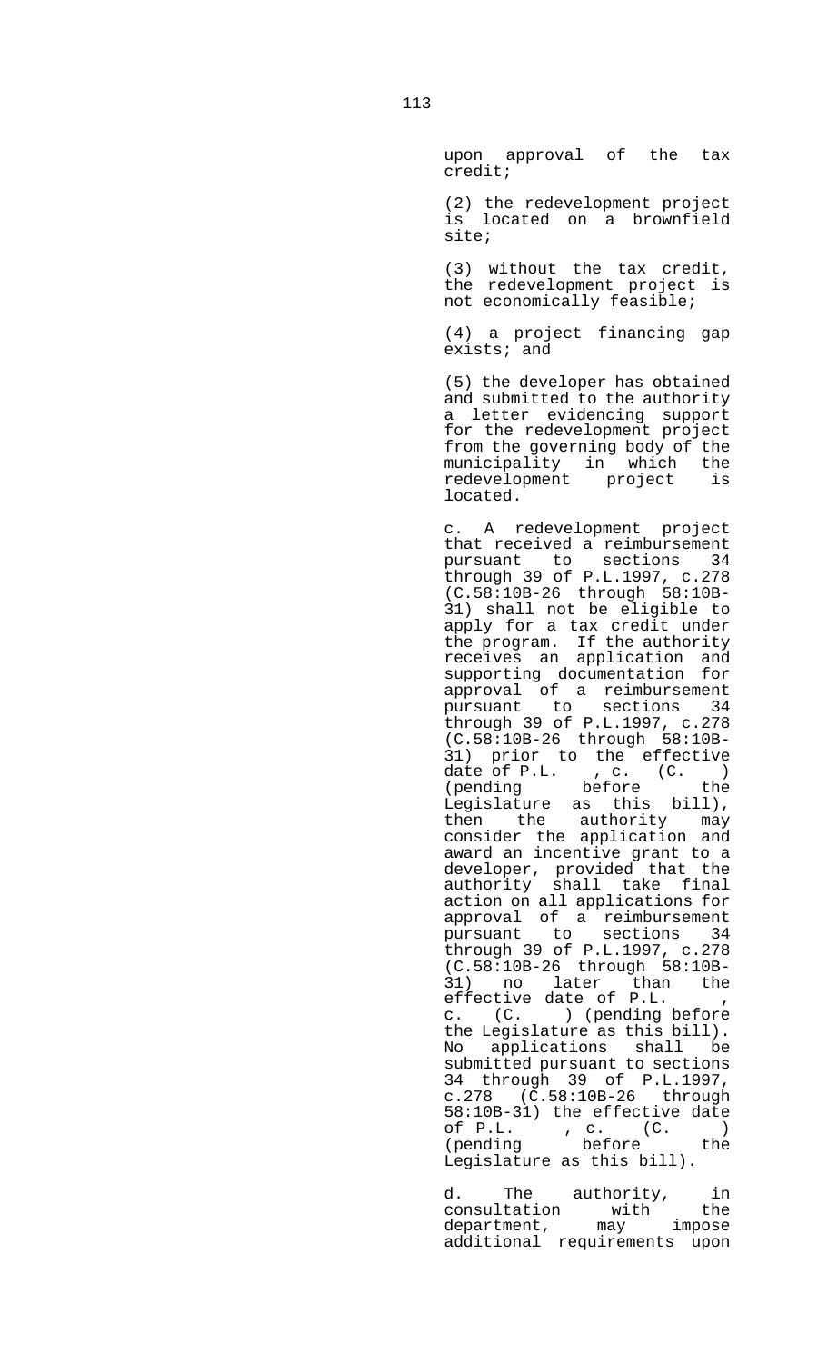upon approval of the tax credit;

(2) the redevelopment project is located on a brownfield site;

(3) without the tax credit, the redevelopment project is not economically feasible;

(4) a project financing gap exists; and

(5) the developer has obtained and submitted to the authority a letter evidencing support for the redevelopment project from the governing body of the municipality in which the redevelopment project is located.

c. A redevelopment project that received a reimbursement pursuant to sections 34 through 39 of P.L.1997, c.278 (C.58:10B-26 through 58:10B-31) shall not be eligible to apply for a tax credit under the program. If the authority receives an application and supporting documentation for approval of a reimbursement pursuant to sections 34 through 39 of P.L.1997, c.278 (C.58:10B-26 through 58:10B-31) prior to the effective date of P.L. , c. (C. ) (pending before the Legislature as this bill), then the authority may consider the application and award an incentive grant to a developer, provided that the authority shall take final action on all applications for approval of a reimbursement pursuant to sections 34 through 39 of P.L.1997, c.278 (C.58:10B-26 through 58:10B-31) no later than the effective date of P.L. , c. (C. ) (pending before the Legislature as this bill). No applications shall be submitted pursuant to sections 34 through 39 of P.L.1997, c.278 (C.58:10B-26 through 58:10B-31) the effective date of P.L. , c. (C. ) (pending before the Legislature as this bill).

d. The authority, in consultation with the department, may impose additional requirements upon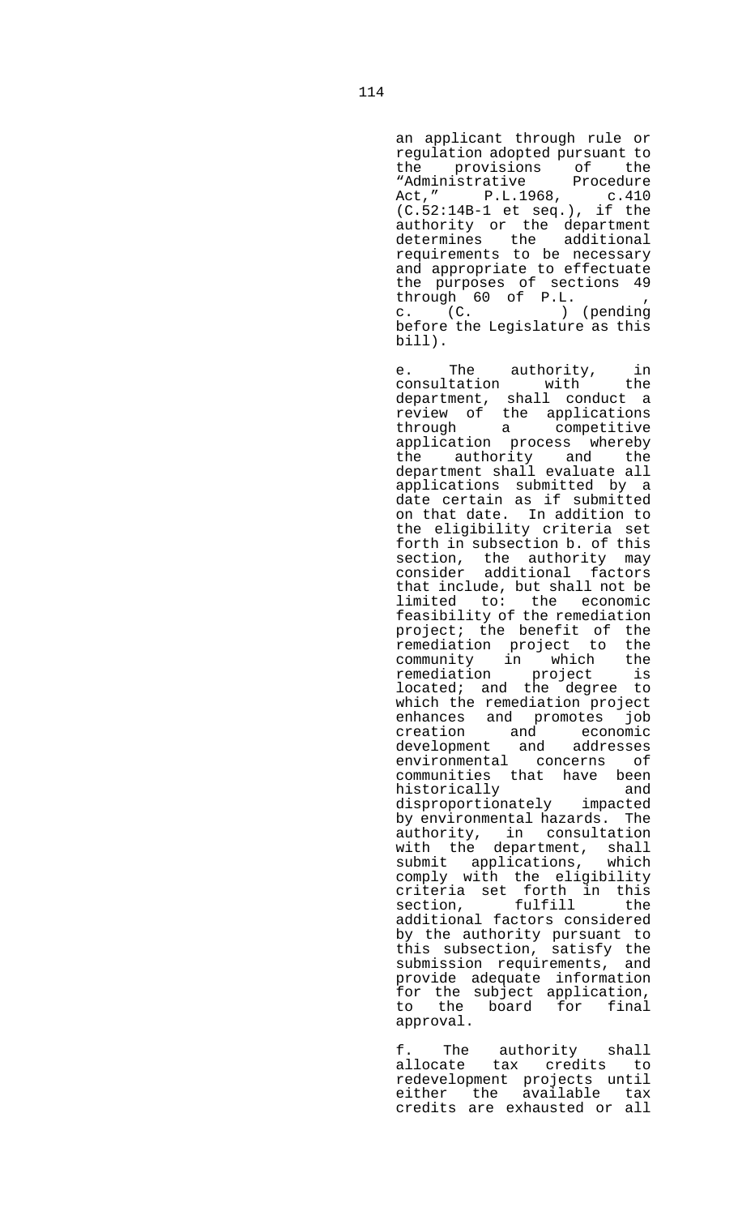an applicant through rule or regulation adopted pursuant to the provisions of the "Administrative Procedure Act," P.L.1968, c.410 (C.52:14B-1 et seq.), if the authority or the department determines the additional requirements to be necessary and appropriate to effectuate the purposes of sections 49 through 60 of P.L. , c. (C. ) (pending before the Legislature as this bill).

e. The authority, in consultation with the department, shall conduct a review of the applications through a competitive application process whereby the authority and the department shall evaluate all applications submitted by a date certain as if submitted on that date. In addition to the eligibility criteria set forth in subsection b. of this section, the authority may consider additional factors that include, but shall not be limited to: the economic feasibility of the remediation project; the benefit of the remediation project to the community in which the remediation project is located; and the degree to which the remediation project enhances and promotes job creation and economic development and addresses environmental concerns of communities that have been historically and disproportionately impacted by environmental hazards. The authority, in consultation with the department, shall submit applications, which comply with the eligibility criteria set forth in this section, fulfill the additional factors considered by the authority pursuant to this subsection, satisfy the submission requirements, and provide adequate information for the subject application, to the board for final approval.

f. The authority shall allocate tax credits to redevelopment projects until either the available tax credits are exhausted or all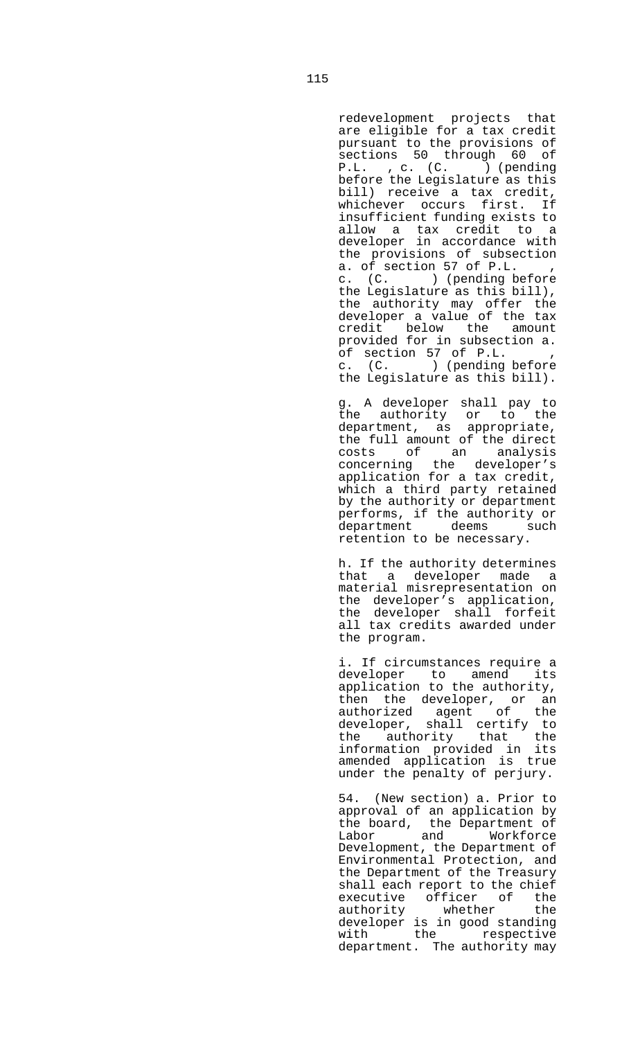redevelopment projects that are eligible for a tax credit pursuant to the provisions of sections 50 through 60 of P.L. , c. (C. ) (pending before the Legislature as this bill) receive a tax credit, whichever occurs first. If insufficient funding exists to allow a tax credit to a developer in accordance with the provisions of subsection a. of section 57 of P.L. , c. (C. ) (pending before the Legislature as this bill), the authority may offer the developer a value of the tax credit below the amount provided for in subsection a. of section 57 of P.L. , c. (C. ) (pending before the Legislature as this bill).

g. A developer shall pay to the authority or to the department, as appropriate, the full amount of the direct costs of an analysis concerning the developer's application for a tax credit, which a third party retained by the authority or department performs, if the authority or department deems such retention to be necessary.

h. If the authority determines that a developer made a material misrepresentation on the developer's application, the developer shall forfeit all tax credits awarded under the program.

i. If circumstances require a developer to amend its application to the authority, then the developer, or an authorized agent of the developer, shall certify to the authority that the information provided in its amended application is true under the penalty of perjury.

54. (New section) a. Prior to approval of an application by the board, the Department of Labor and Workforce Development, the Department of Environmental Protection, and the Department of the Treasury shall each report to the chief executive officer of the authority whether the developer is in good standing with the respective department. The authority may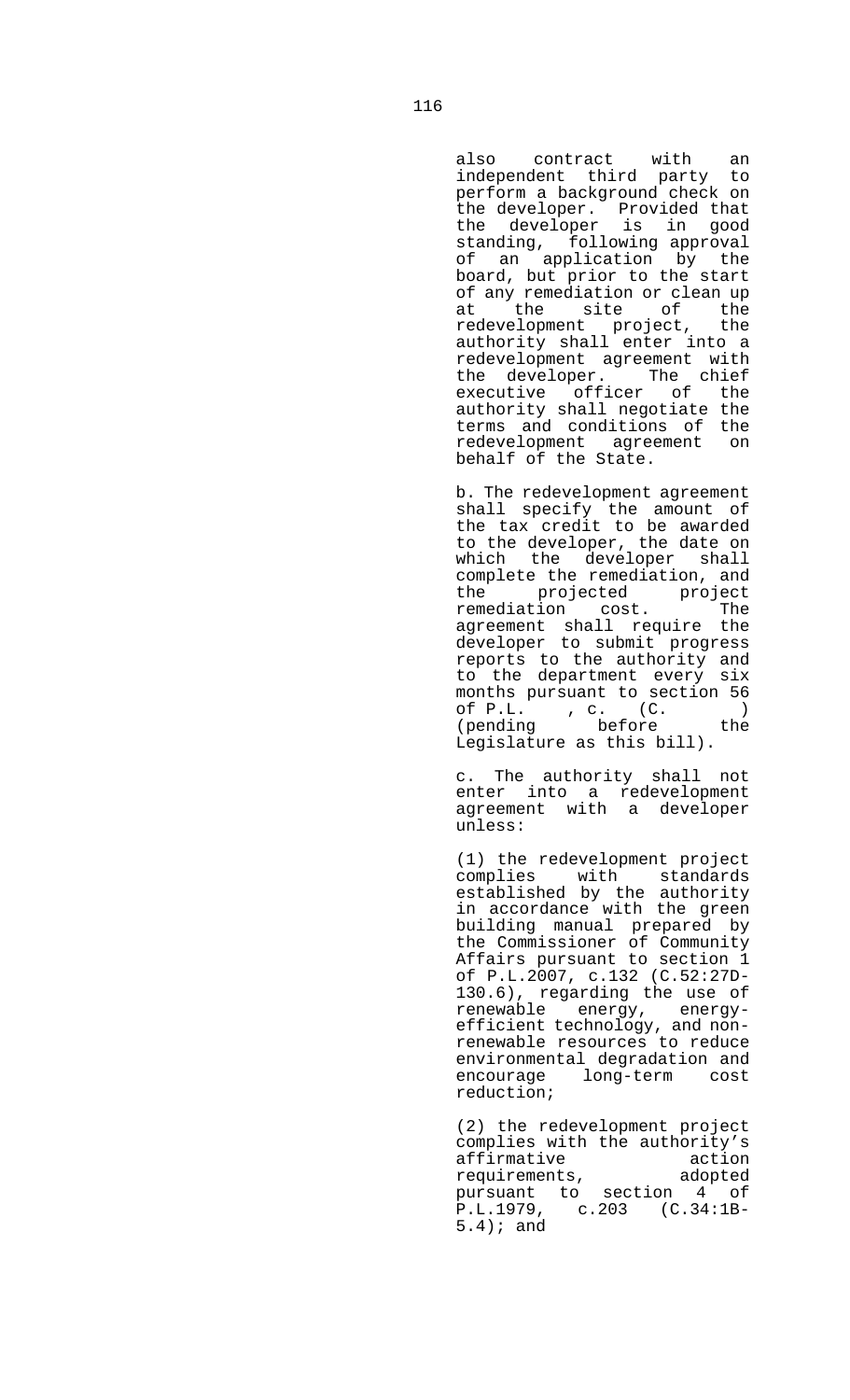also contract with an independent third party to perform a background check on the developer. Provided that the developer is in good standing, following approval of an application by the board, but prior to the start of any remediation or clean up at the site of the redevelopment project, the authority shall enter into a redevelopment agreement with the developer. The chief executive officer of the authority shall negotiate the terms and conditions of the redevelopment agreement on behalf of the State.

b. The redevelopment agreement shall specify the amount of the tax credit to be awarded to the developer, the date on which the developer shall complete the remediation, and the projected project remediation cost. The agreement shall require the developer to submit progress reports to the authority and to the department every six months pursuant to section 56 of P.L. , c. (C. ) (pending before the Legislature as this bill).

c. The authority shall not enter into a redevelopment agreement with a developer unless:

(1) the redevelopment project complies with standards established by the authority in accordance with the green building manual prepared by the Commissioner of Community Affairs pursuant to section 1 of P.L.2007, c.132 (C.52:27D-130.6), regarding the use of renewable energy, energy-efficient technology, and non-renewable resources to reduce environmental degradation and encourage long-term cost reduction;

(2) the redevelopment project complies with the authority's affirmative action requirements, adopted pursuant to section 4 of P.L.1979, c.203 (C.34:1B-5.4); and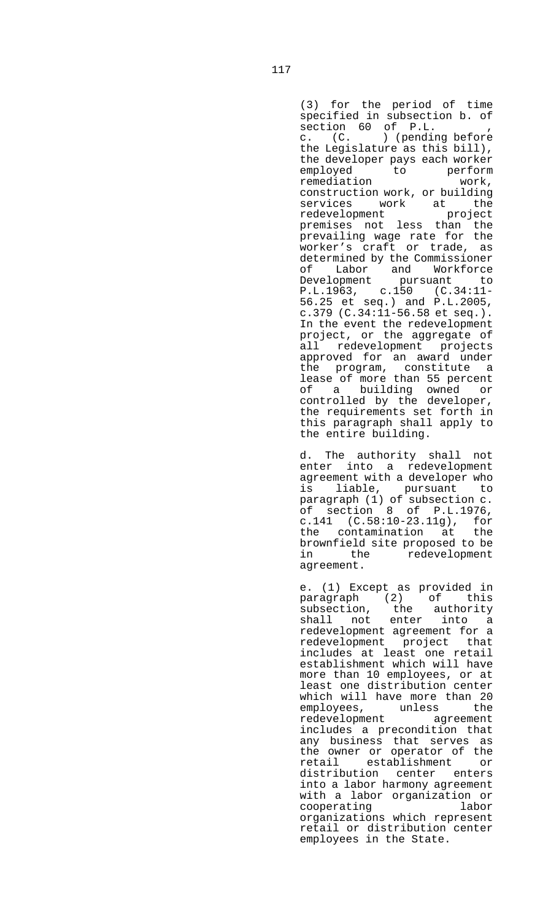(3) for the period of time specified in subsection b. of section 60 of P.L. , c. (C. ) (pending before the Legislature as this bill), the developer pays each worker employed to perform remediation work, construction work, or building services work at the redevelopment project premises not less than the prevailing wage rate for the worker's craft or trade, as determined by the Commissioner of Labor and Workforce Development pursuant to P.L.1963, c.150 (C.34:11-56.25 et seq.) and P.L.2005, c.379 (C.34:11-56.58 et seq.). In the event the redevelopment project, or the aggregate of all redevelopment projects approved for an award under the program, constitute a lease of more than 55 percent of a building owned or controlled by the developer, the requirements set forth in this paragraph shall apply to the entire building.

d. The authority shall not enter into a redevelopment agreement with a developer who is liable, pursuant to paragraph (1) of subsection c. of section 8 of P.L.1976, c.141 (C.58:10-23.11g), for the contamination at the brownfield site proposed to be in the redevelopment agreement.

e. (1) Except as provided in paragraph (2) of this subsection, the authority shall not enter into a redevelopment agreement for a redevelopment project that includes at least one retail establishment which will have more than 10 employees, or at least one distribution center which will have more than 20 employees, unless the redevelopment agreement includes a precondition that any business that serves as the owner or operator of the retail establishment or distribution center enters into a labor harmony agreement with a labor organization or cooperating labor organizations which represent retail or distribution center employees in the State.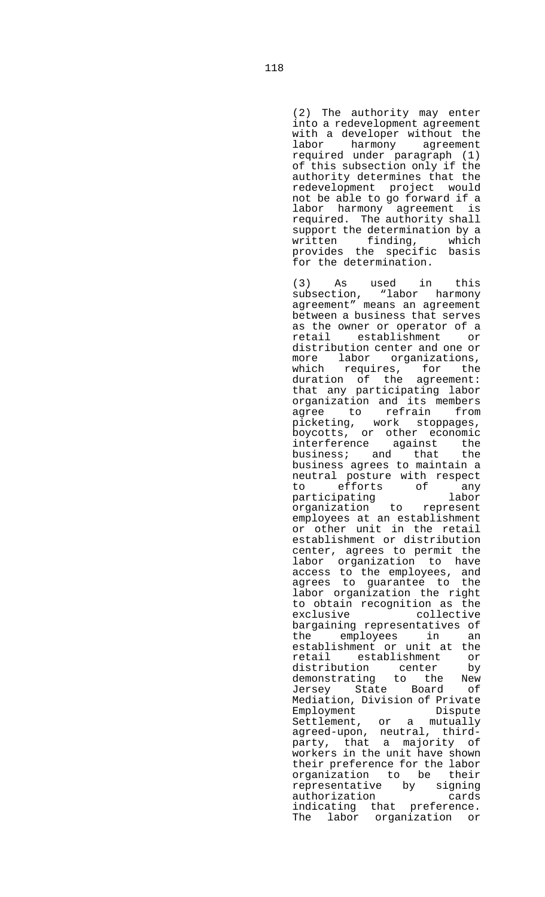(2) The authority may enter into a redevelopment agreement with a developer without the labor harmony agreement required under paragraph (1) of this subsection only if the authority determines that the redevelopment project would not be able to go forward if a labor harmony agreement is required. The authority shall support the determination by a written finding, which provides the specific basis for the determination.

(3) As used in this subsection, "labor harmony agreement" means an agreement between a business that serves as the owner or operator of a retail establishment or distribution center and one or more labor organizations, which requires, for the duration of the agreement: that any participating labor organization and its members agree to refrain from picketing, work stoppages, boycotts, or other economic interference against the business; and that the business agrees to maintain a neutral posture with respect to efforts of any participating labor organization to represent employees at an establishment or other unit in the retail establishment or distribution center, agrees to permit the labor organization to have access to the employees, and agrees to guarantee to the labor organization the right to obtain recognition as the exclusive collective bargaining representatives of the employees in an establishment or unit at the retail establishment or distribution center by demonstrating to the New Jersey State Board of Mediation, Division of Private Employment Dispute Settlement, or a mutually agreed-upon, neutral, third-party, that a majority of workers in the unit have shown their preference for the labor organization to be their representative by signing authorization cards indicating that preference. The labor organization or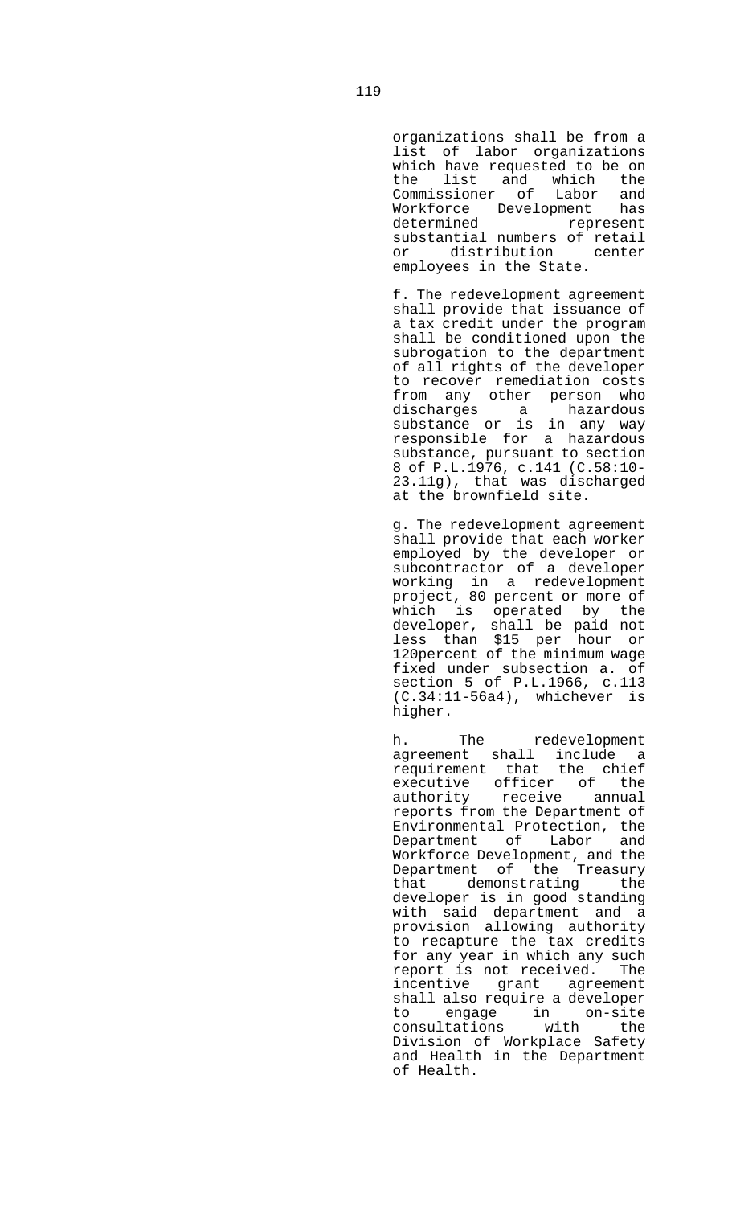organizations shall be from a list of labor organizations which have requested to be on the list and which the Commissioner of Labor and Workforce Development has determined represent substantial numbers of retail or distribution center employees in the State.

f. The redevelopment agreement shall provide that issuance of a tax credit under the program shall be conditioned upon the subrogation to the department of all rights of the developer to recover remediation costs from any other person who discharges a hazardous substance or is in any way responsible for a hazardous substance, pursuant to section 8 of P.L.1976, c.141 (C.58:10-23.11g), that was discharged at the brownfield site.

g. The redevelopment agreement shall provide that each worker employed by the developer or subcontractor of a developer working in a redevelopment project, 80 percent or more of which is operated by the developer, shall be paid not less than $15 per hour or 120percent of the minimum wage fixed under subsection a. of section 5 of P.L.1966, c.113 (C.34:11-56a4), whichever is higher.

h. The redevelopment agreement shall include a requirement that the chief executive officer of the authority receive annual reports from the Department of Environmental Protection, the Department of Labor and Workforce Development, and the Department of the Treasury that demonstrating the developer is in good standing with said department and a provision allowing authority to recapture the tax credits for any year in which any such report is not received. The incentive grant agreement shall also require a developer to engage in on-site consultations with the Division of Workplace Safety and Health in the Department of Health.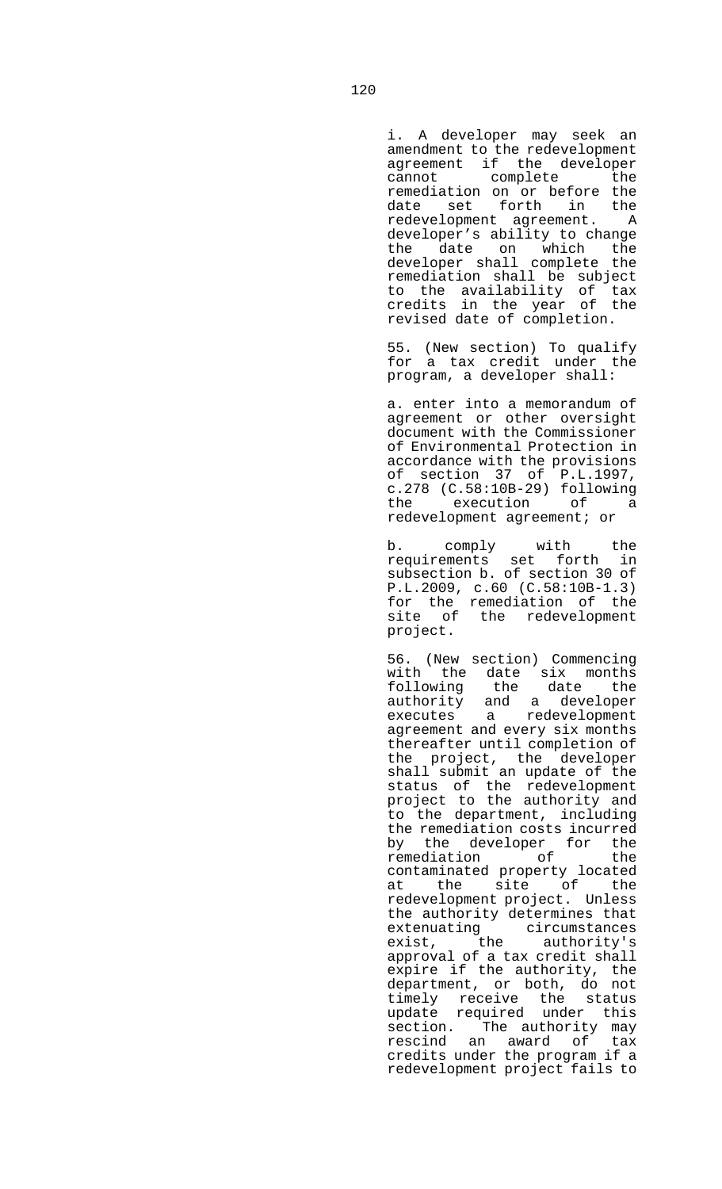i. A developer may seek an amendment to the redevelopment agreement if the developer cannot complete the remediation on or before the date set forth in the redevelopment agreement. A developer's ability to change the date on which the developer shall complete the remediation shall be subject to the availability of tax credits in the year of the revised date of completion.

55. (New section) To qualify for a tax credit under the program, a developer shall:

a. enter into a memorandum of agreement or other oversight document with the Commissioner of Environmental Protection in accordance with the provisions of section 37 of P.L.1997, c.278 (C.58:10B-29) following the execution of a redevelopment agreement; or

b. comply with the requirements set forth in subsection b. of section 30 of P.L.2009, c.60 (C.58:10B-1.3) for the remediation of the site of the redevelopment project.

56. (New section) Commencing with the date six months following the date the authority and a developer executes a redevelopment agreement and every six months thereafter until completion of the project, the developer shall submit an update of the status of the redevelopment project to the authority and to the department, including the remediation costs incurred by the developer for the remediation of the contaminated property located at the site of the redevelopment project. Unless the authority determines that extenuating circumstances exist, the authority's approval of a tax credit shall expire if the authority, the department, or both, do not timely receive the status update required under this section. The authority may rescind an award of tax credits under the program if a redevelopment project fails to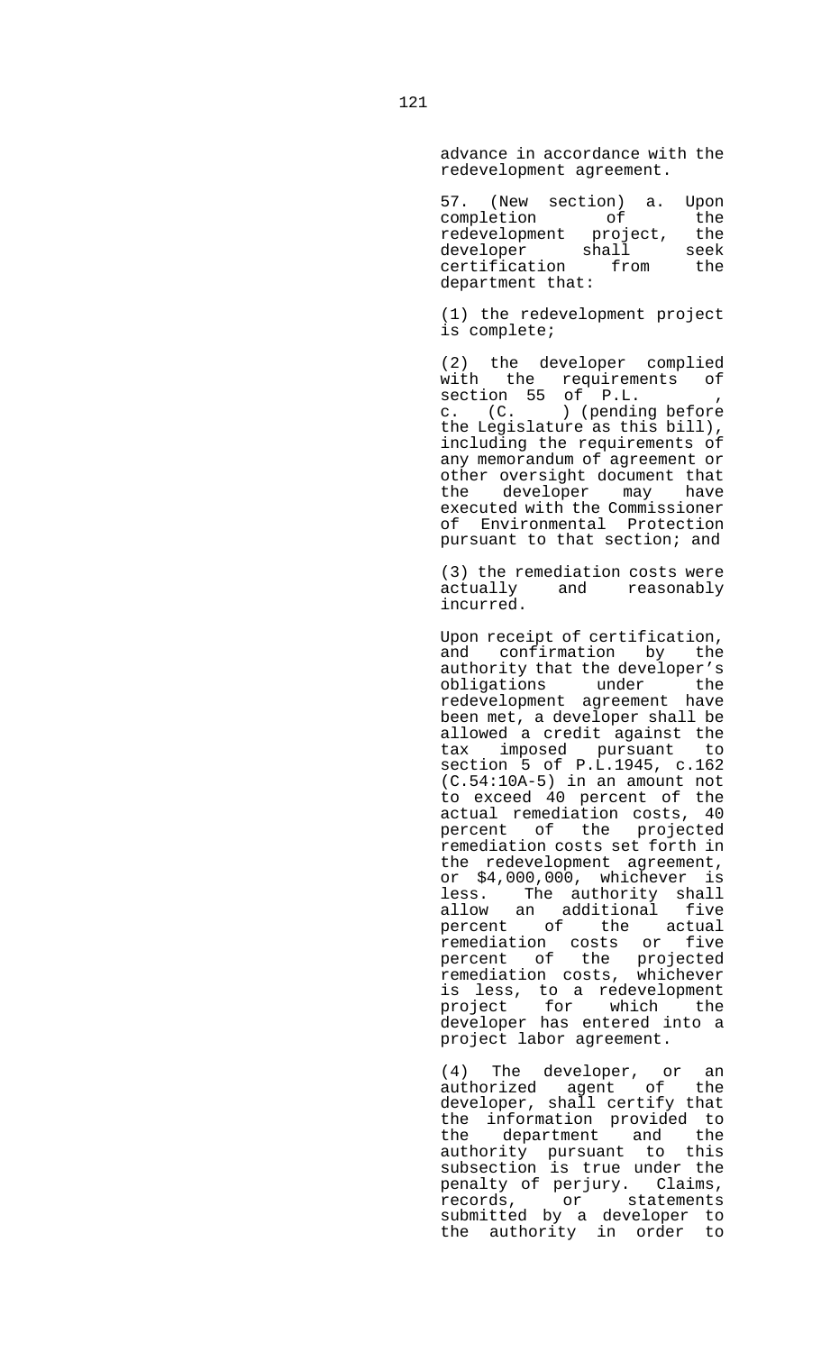advance in accordance with the redevelopment agreement.

57. (New section) a. Upon completion of the redevelopment project, the developer shall seek certification from the department that:

(1) the redevelopment project is complete;

(2) the developer complied with the requirements of section 55 of P.L. , c. (C. ) (pending before the Legislature as this bill), including the requirements of any memorandum of agreement or other oversight document that the developer may have executed with the Commissioner of Environmental Protection pursuant to that section; and

(3) the remediation costs were actually and reasonably incurred.

Upon receipt of certification, and confirmation by the authority that the developer's obligations under the redevelopment agreement have been met, a developer shall be allowed a credit against the tax imposed pursuant to section 5 of P.L.1945, c.162 (C.54:10A-5) in an amount not to exceed 40 percent of the actual remediation costs, 40 percent of the projected remediation costs set forth in the redevelopment agreement, or $4,000,000, whichever is less. The authority shall allow an additional five percent of the actual remediation costs or five percent of the projected remediation costs, whichever is less, to a redevelopment project for which the developer has entered into a project labor agreement.

(4) The developer, or an authorized agent of the developer, shall certify that the information provided to the department and the authority pursuant to this subsection is true under the penalty of perjury. Claims, records, or statements submitted by a developer to the authority in order to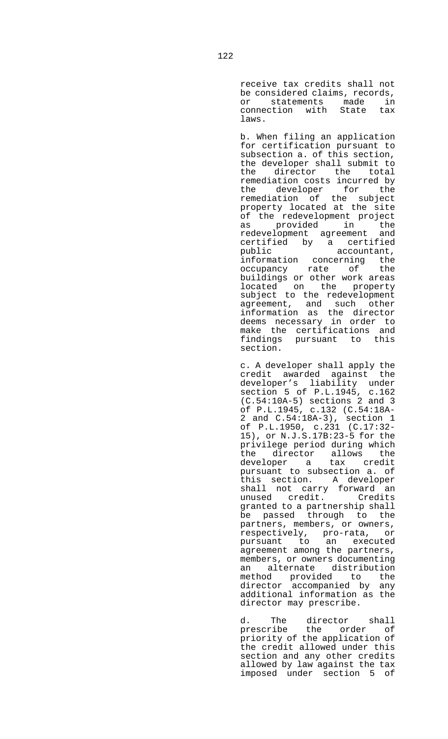receive tax credits shall not be considered claims, records, or statements made in connection with State tax laws.

b. When filing an application for certification pursuant to subsection a. of this section, the developer shall submit to the director the total remediation costs incurred by the developer for the remediation of the subject property located at the site of the redevelopment project as provided in the redevelopment agreement and certified by a certified public accountant, information concerning the occupancy rate of the buildings or other work areas located on the property subject to the redevelopment agreement, and such other information as the director deems necessary in order to make the certifications and findings pursuant to this section.

c. A developer shall apply the credit awarded against the developer's liability under section 5 of P.L.1945, c.162 (C.54:10A-5) sections 2 and 3 of P.L.1945, c.132 (C.54:18A-2 and C.54:18A-3), section 1 of P.L.1950, c.231 (C.17:32-15), or N.J.S.17B:23-5 for the privilege period during which the director allows the developer a tax credit pursuant to subsection a. of this section. A developer shall not carry forward an unused credit. Credits granted to a partnership shall be passed through to the partners, members, or owners, respectively, pro-rata, or pursuant to an executed agreement among the partners, members, or owners documenting an alternate distribution method provided to the director accompanied by any additional information as the director may prescribe.

d. The director shall prescribe the order of priority of the application of the credit allowed under this section and any other credits allowed by law against the tax imposed under section 5 of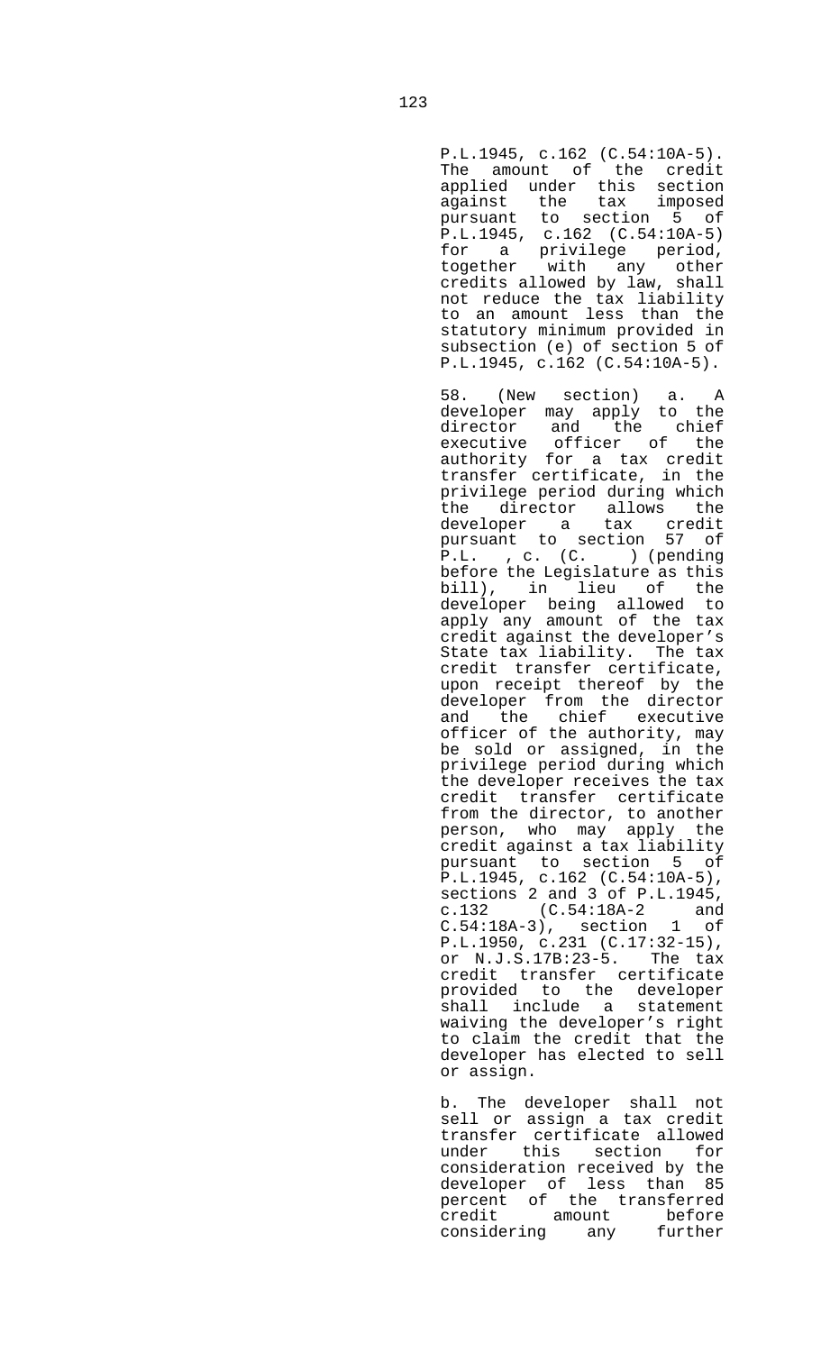P.L.1945, c.162 (C.54:10A-5). The amount of the credit applied under this section against the tax imposed pursuant to section 5 of P.L.1945, c.162 (C.54:10A-5) for a privilege period, together with any other credits allowed by law, shall not reduce the tax liability to an amount less than the statutory minimum provided in subsection (e) of section 5 of P.L.1945, c.162 (C.54:10A-5).

58. (New section) a. A developer may apply to the director and the chief executive officer of the authority for a tax credit transfer certificate, in the privilege period during which the director allows the developer a tax credit pursuant to section 57 of P.L. , c. (C. ) (pending before the Legislature as this bill), in lieu of the developer being allowed to apply any amount of the tax credit against the developer's State tax liability. The tax credit transfer certificate, upon receipt thereof by the developer from the director and the chief executive officer of the authority, may be sold or assigned, in the privilege period during which the developer receives the tax credit transfer certificate from the director, to another person, who may apply the credit against a tax liability pursuant to section 5 of P.L.1945, c.162 (C.54:10A-5), sections 2 and 3 of P.L.1945, c.132 (C.54:18A-2 and C.54:18A-3), section 1 of P.L.1950, c.231 (C.17:32-15), or N.J.S.17B:23-5. The tax credit transfer certificate provided to the developer shall include a statement waiving the developer's right to claim the credit that the developer has elected to sell or assign.

b. The developer shall not sell or assign a tax credit transfer certificate allowed under this section for consideration received by the developer of less than 85 percent of the transferred credit amount before considering any further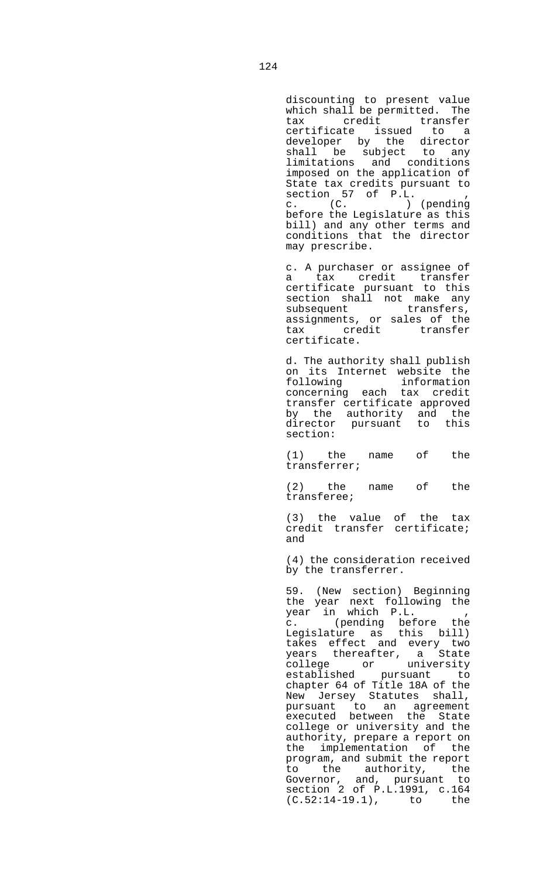discounting to present value which shall be permitted. The tax credit transfer certificate issued to a developer by the director shall be subject to any limitations and conditions imposed on the application of State tax credits pursuant to section 57 of P.L. , c. (C. ) (pending before the Legislature as this bill) and any other terms and conditions that the director may prescribe.

c. A purchaser or assignee of a tax credit transfer certificate pursuant to this section shall not make any subsequent transfers, assignments, or sales of the tax credit transfer certificate.

d. The authority shall publish on its Internet website the following information concerning each tax credit transfer certificate approved by the authority and the director pursuant to this section:

(1) the name of the transferrer;

(2) the name of the transferee;

(3) the value of the tax credit transfer certificate; and

(4) the consideration received by the transferrer.

59. (New section) Beginning the year next following the year in which P.L. , c. (pending before the Legislature as this bill) takes effect and every two years thereafter, a State college or university established pursuant to chapter 64 of Title 18A of the New Jersey Statutes shall, pursuant to an agreement executed between the State college or university and the authority, prepare a report on the implementation of the program, and submit the report to the authority, the Governor, and, pursuant to section 2 of P.L.1991, c.164 (C.52:14-19.1), to the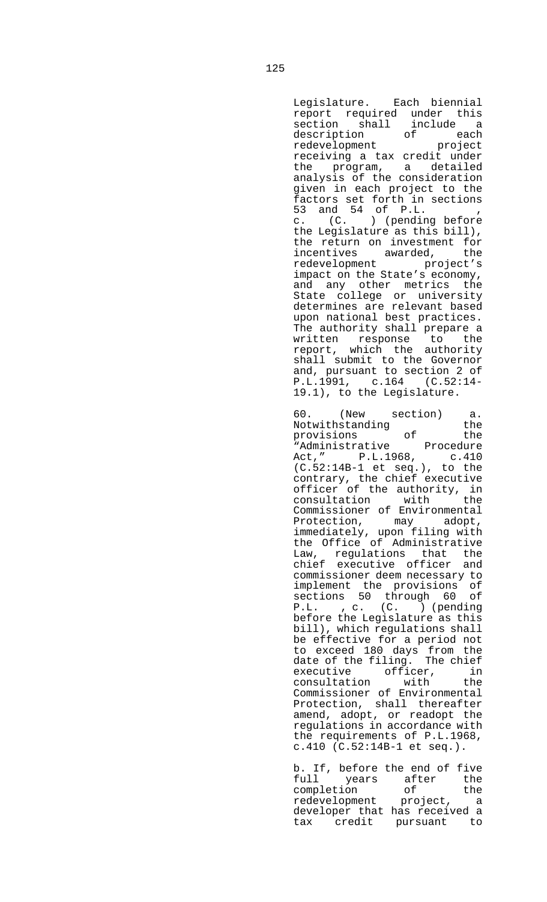Legislature. Each biennial report required under this section shall include a description of each redevelopment project receiving a tax credit under the program, a detailed analysis of the consideration given in each project to the factors set forth in sections 53 and 54 of P.L. , c. (C. ) (pending before the Legislature as this bill), the return on investment for incentives awarded, the redevelopment project's impact on the State's economy, and any other metrics the State college or university determines are relevant based upon national best practices. The authority shall prepare a written response to the report, which the authority shall submit to the Governor and, pursuant to section 2 of P.L.1991, c.164 (C.52:14-19.1), to the Legislature.

60. (New section) a. Notwithstanding the provisions of the "Administrative Procedure Act," P.L.1968, c.410 (C.52:14B-1 et seq.), to the contrary, the chief executive officer of the authority, in consultation with the Commissioner of Environmental Protection, may adopt, immediately, upon filing with the Office of Administrative Law, regulations that the chief executive officer and commissioner deem necessary to implement the provisions of sections 50 through 60 of P.L. , c. (C. ) (pending before the Legislature as this bill), which regulations shall be effective for a period not to exceed 180 days from the date of the filing. The chief executive officer, in consultation with the Commissioner of Environmental Protection, shall thereafter amend, adopt, or readopt the regulations in accordance with the requirements of P.L.1968, c.410 (C.52:14B-1 et seq.).

b. If, before the end of five full years after the completion of the redevelopment project, a developer that has received a tax credit pursuant to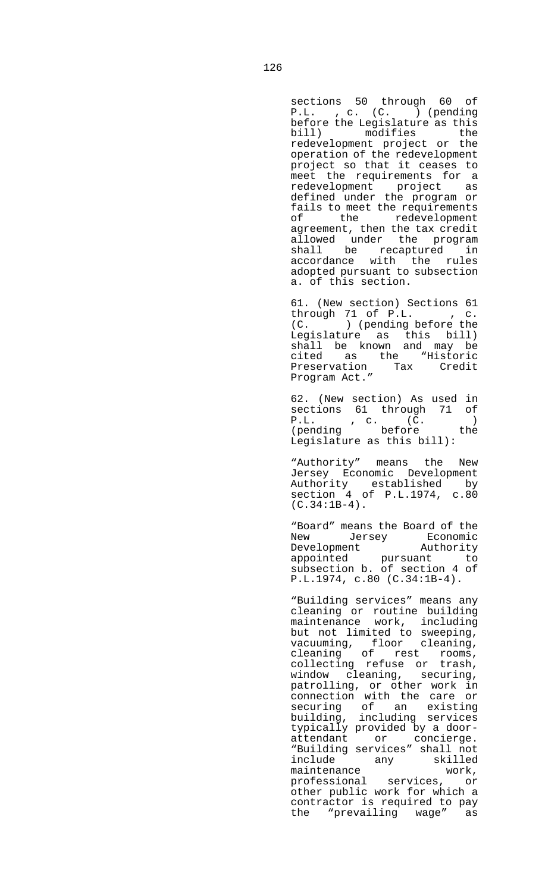sections 50 through 60 of P.L. , c. (C. ) (pending before the Legislature as this bill) modifies the redevelopment project or the operation of the redevelopment project so that it ceases to meet the requirements for a redevelopment project as defined under the program or fails to meet the requirements of the redevelopment agreement, then the tax credit allowed under the program shall be recaptured in accordance with the rules adopted pursuant to subsection a. of this section.

61. (New section) Sections 61 through 71 of P.L. , c. (C. ) (pending before the Legislature as this bill) shall be known and may be cited as the "Historic Preservation Tax Credit Program Act."

62. (New section) As used in sections 61 through 71 of P.L. , c. (C. ) (pending before the Legislature as this bill):

"Authority" means the New Jersey Economic Development Authority established by section 4 of P.L.1974, c.80 (C.34:1B-4).

"Board" means the Board of the New Jersey Economic Development Authority appointed pursuant to subsection b. of section 4 of P.L.1974, c.80 (C.34:1B-4).

"Building services" means any cleaning or routine building maintenance work, including but not limited to sweeping, vacuuming, floor cleaning, cleaning of rest rooms, collecting refuse or trash, window cleaning, securing, patrolling, or other work in connection with the care or securing of an existing building, including services typically provided by a door-attendant or concierge. "Building services" shall not include any skilled maintenance work, professional services, or other public work for which a contractor is required to pay the "prevailing wage" as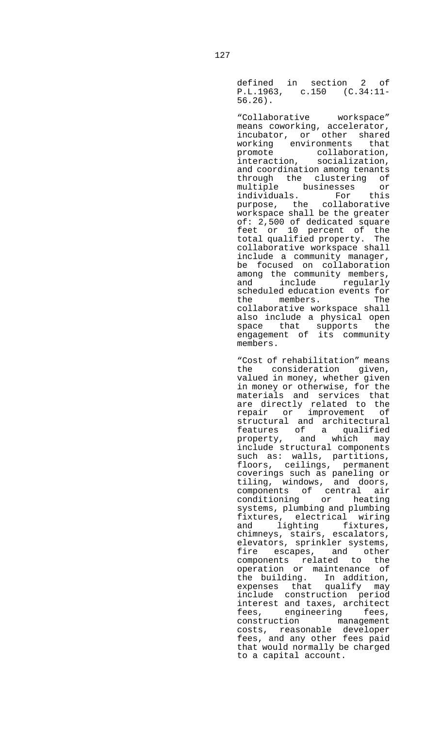defined in section 2 of P.L.1963, c.150 (C.34:11-56.26).

"Collaborative workspace" means coworking, accelerator, incubator, or other shared working environments that promote collaboration, interaction, socialization, and coordination among tenants through the clustering of multiple businesses or individuals. For this purpose, the collaborative workspace shall be the greater of: 2,500 of dedicated square feet or 10 percent of the total qualified property. The collaborative workspace shall include a community manager, be focused on collaboration among the community members, and include regularly scheduled education events for the members. The collaborative workspace shall also include a physical open space that supports the engagement of its community members.

"Cost of rehabilitation" means the consideration given, valued in money, whether given in money or otherwise, for the materials and services that are directly related to the repair or improvement of structural and architectural features of a qualified property, and which may include structural components such as: walls, partitions, floors, ceilings, permanent coverings such as paneling or tiling, windows, and doors, components of central air conditioning or heating systems, plumbing and plumbing fixtures, electrical wiring and lighting fixtures, chimneys, stairs, escalators, elevators, sprinkler systems, fire escapes, and other components related to the operation or maintenance of the building. In addition, expenses that qualify may include construction period interest and taxes, architect fees, engineering fees, construction management costs, reasonable developer fees, and any other fees paid that would normally be charged to a capital account.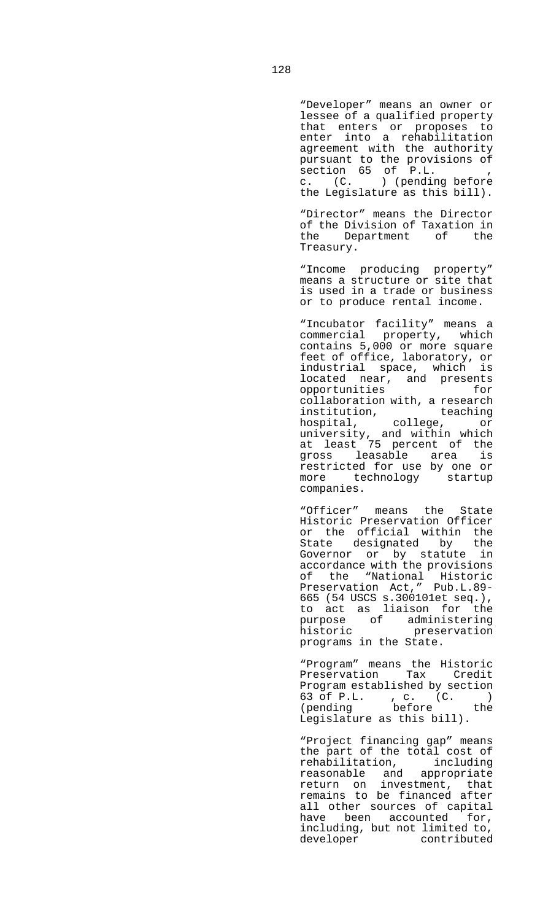"Developer" means an owner or lessee of a qualified property that enters or proposes to enter into a rehabilitation agreement with the authority pursuant to the provisions of section 65 of P.L. , c. (C. ) (pending before the Legislature as this bill).

"Director" means the Director of the Division of Taxation in the Department of the Treasury.

"Income producing property" means a structure or site that is used in a trade or business or to produce rental income.

"Incubator facility" means a commercial property, which contains 5,000 or more square feet of office, laboratory, or industrial space, which is located near, and presents opportunities for collaboration with, a research institution, teaching hospital, college, or university, and within which at least 75 percent of the gross leasable area is restricted for use by one or more technology startup companies.

"Officer" means the State Historic Preservation Officer or the official within the State designated by the Governor or by statute in accordance with the provisions of the "National Historic Preservation Act," Pub.L.89-665 (54 USCS s.300101et seq.), to act as liaison for the purpose of administering historic preservation programs in the State.

"Program" means the Historic Preservation Tax Credit Program established by section 63 of P.L. , c. (C. ) (pending before the Legislature as this bill).

"Project financing gap" means the part of the total cost of rehabilitation, including reasonable and appropriate return on investment, that remains to be financed after all other sources of capital have been accounted for, including, but not limited to, developer contributed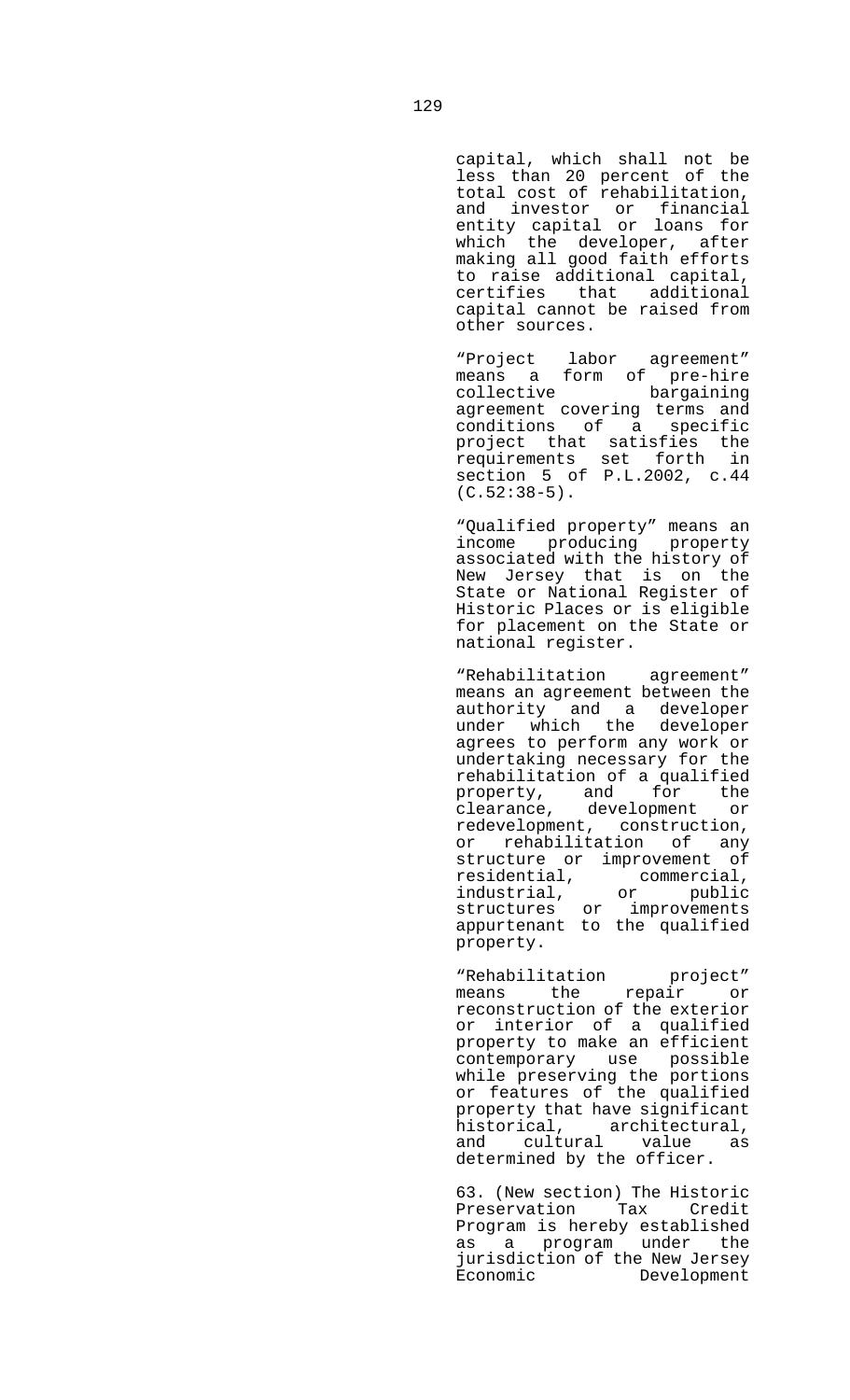capital, which shall not be less than 20 percent of the total cost of rehabilitation, and investor or financial entity capital or loans for which the developer, after making all good faith efforts to raise additional capital, certifies that additional capital cannot be raised from other sources.

"Project labor agreement" means a form of pre-hire collective bargaining agreement covering terms and conditions of a specific project that satisfies the requirements set forth in section 5 of P.L.2002, c.44 (C.52:38-5).

"Qualified property" means an income producing property associated with the history of New Jersey that is on the State or National Register of Historic Places or is eligible for placement on the State or national register.

"Rehabilitation agreement" means an agreement between the authority and a developer under which the developer agrees to perform any work or undertaking necessary for the rehabilitation of a qualified property, and for the clearance, development or redevelopment, construction, or rehabilitation of any structure or improvement of residential, commercial, industrial, or public structures or improvements appurtenant to the qualified property.

"Rehabilitation project" means the repair or reconstruction of the exterior or interior of a qualified property to make an efficient contemporary use possible while preserving the portions or features of the qualified property that have significant historical, architectural, and cultural value as determined by the officer.

63. (New section) The Historic Preservation Tax Credit Program is hereby established as a program under the jurisdiction of the New Jersey Economic Development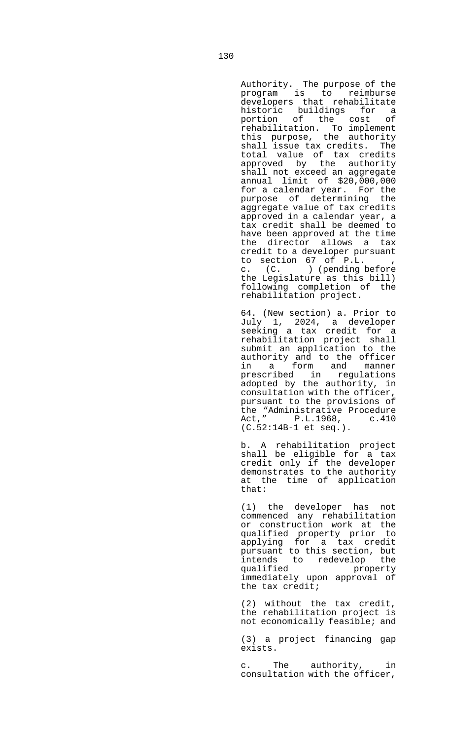Authority. The purpose of the program is to reimburse developers that rehabilitate historic buildings for a portion of the cost of rehabilitation. To implement this purpose, the authority shall issue tax credits. The total value of tax credits approved by the authority shall not exceed an aggregate annual limit of $20,000,000 for a calendar year. For the purpose of determining the aggregate value of tax credits approved in a calendar year, a tax credit shall be deemed to have been approved at the time the director allows a tax credit to a developer pursuant to section 67 of P.L. , c. (C. ) (pending before the Legislature as this bill) following completion of the rehabilitation project.

64. (New section) a. Prior to July 1, 2024, a developer seeking a tax credit for a rehabilitation project shall submit an application to the authority and to the officer in a form and manner prescribed in regulations adopted by the authority, in consultation with the officer, pursuant to the provisions of the "Administrative Procedure Act," P.L.1968, c.410 (C.52:14B-1 et seq.).

b. A rehabilitation project shall be eligible for a tax credit only if the developer demonstrates to the authority at the time of application that:

(1) the developer has not commenced any rehabilitation or construction work at the qualified property prior to applying for a tax credit pursuant to this section, but intends to redevelop the qualified property immediately upon approval of the tax credit;

(2) without the tax credit, the rehabilitation project is not economically feasible; and

(3) a project financing gap exists.

c. The authority, in consultation with the officer,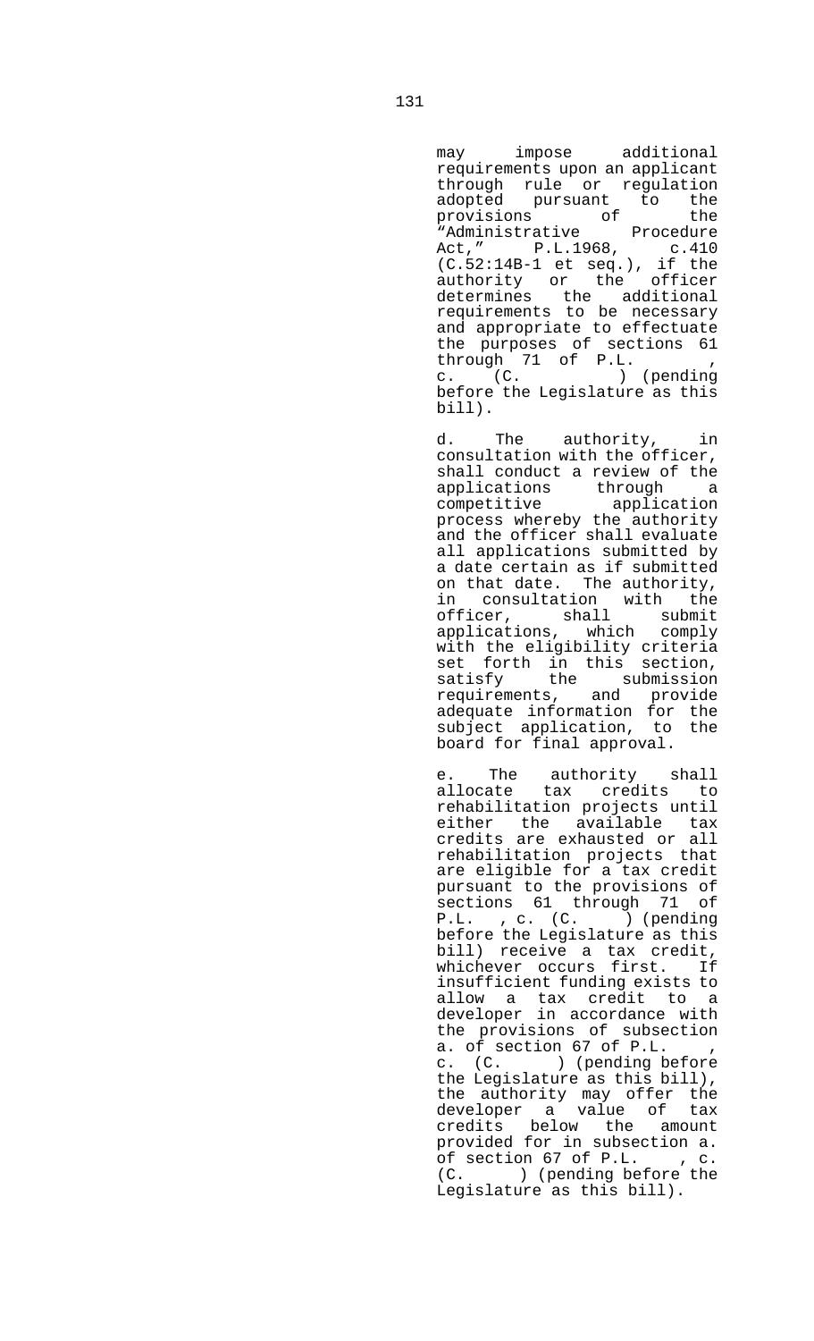may impose additional requirements upon an applicant through rule or regulation adopted pursuant to the provisions of the "Administrative Procedure Act," P.L.1968, c.410 (C.52:14B-1 et seq.), if the authority or the officer determines the additional requirements to be necessary and appropriate to effectuate the purposes of sections 61 through 71 of P.L. , c. (C. ) (pending before the Legislature as this bill).

d. The authority, in consultation with the officer, shall conduct a review of the applications through a competitive application process whereby the authority and the officer shall evaluate all applications submitted by a date certain as if submitted on that date. The authority, in consultation with the officer, shall submit applications, which comply with the eligibility criteria set forth in this section, satisfy the submission requirements, and provide adequate information for the subject application, to the board for final approval.

e. The authority shall allocate tax credits to rehabilitation projects until either the available tax credits are exhausted or all rehabilitation projects that are eligible for a tax credit pursuant to the provisions of sections 61 through 71 of P.L. , c. (C. ) (pending before the Legislature as this bill) receive a tax credit, whichever occurs first. If insufficient funding exists to allow a tax credit to a developer in accordance with the provisions of subsection a. of section 67 of P.L. , c. (C. ) (pending before the Legislature as this bill), the authority may offer the developer a value of tax credits below the amount provided for in subsection a. of section 67 of P.L. , c. (C. ) (pending before the Legislature as this bill).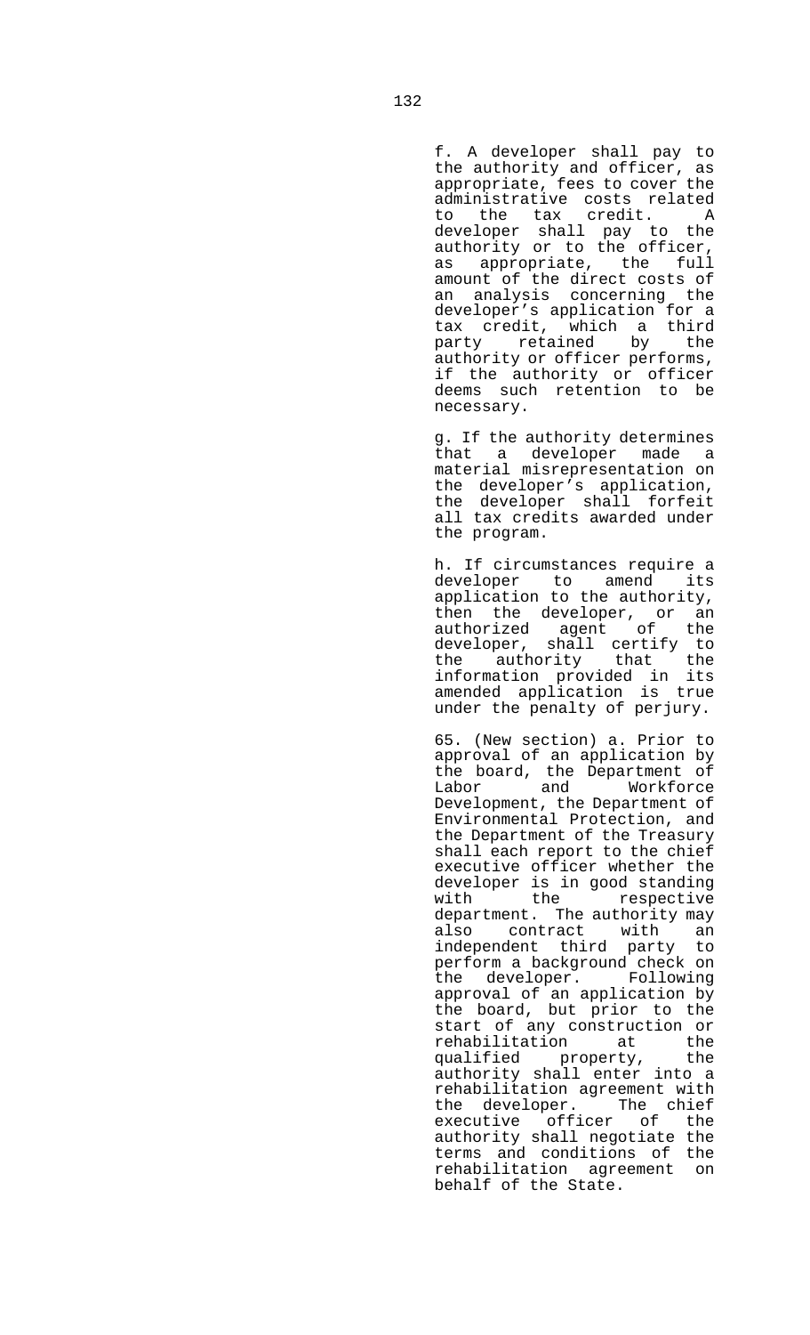f. A developer shall pay to the authority and officer, as appropriate, fees to cover the administrative costs related to the tax credit. A developer shall pay to the authority or to the officer, as appropriate, the full amount of the direct costs of an analysis concerning the developer's application for a tax credit, which a third party retained by the authority or officer performs, if the authority or officer deems such retention to be necessary.

g. If the authority determines that a developer made a material misrepresentation on the developer's application, the developer shall forfeit all tax credits awarded under the program.

h. If circumstances require a developer to amend its application to the authority, then the developer, or an authorized agent of the developer, shall certify to the authority that the information provided in its amended application is true under the penalty of perjury.

65. (New section) a. Prior to approval of an application by the board, the Department of Labor and Workforce Development, the Department of Environmental Protection, and the Department of the Treasury shall each report to the chief executive officer whether the developer is in good standing with the respective department. The authority may also contract with an independent third party to perform a background check on the developer. Following approval of an application by the board, but prior to the start of any construction or rehabilitation at the qualified property, the authority shall enter into a rehabilitation agreement with the developer. The chief executive officer of the authority shall negotiate the terms and conditions of the rehabilitation agreement on behalf of the State.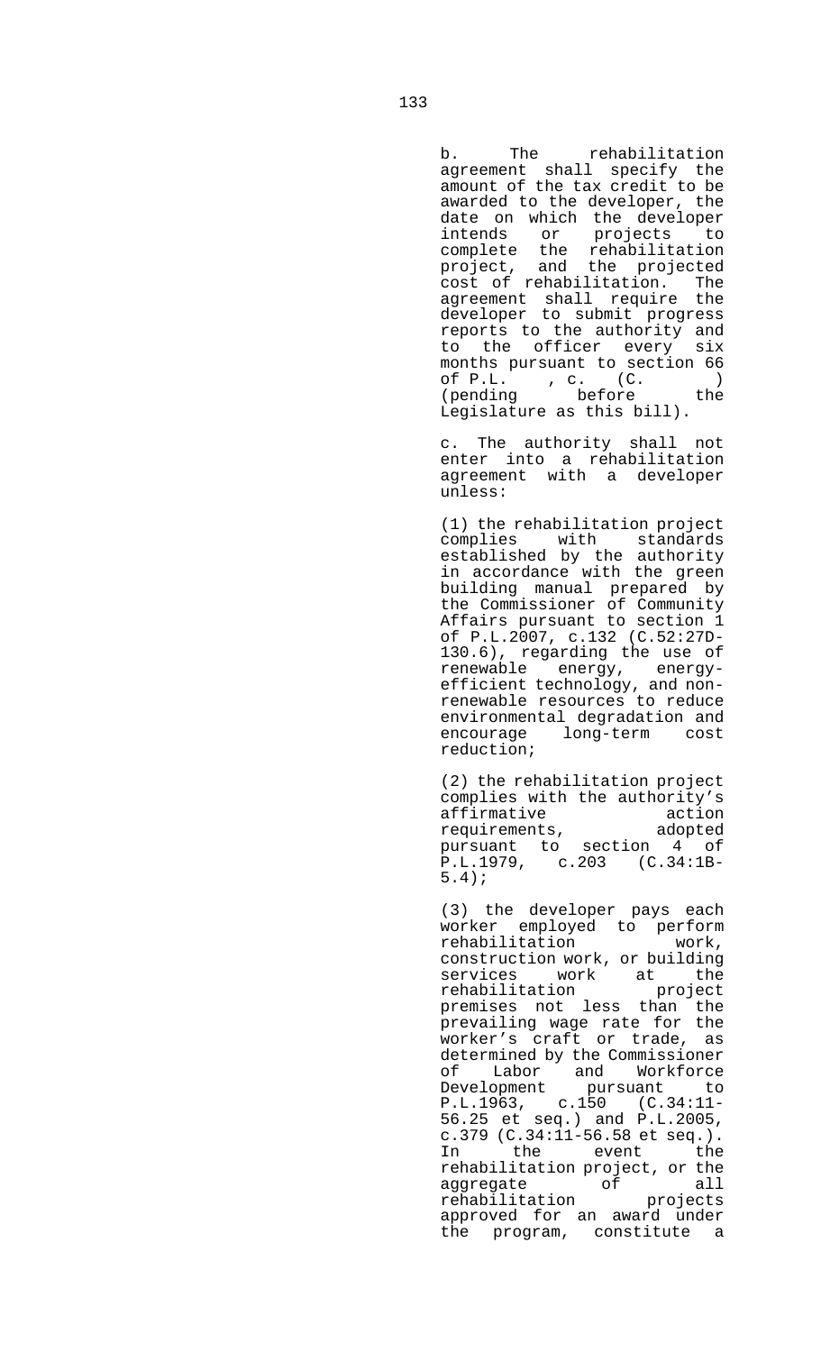b. The rehabilitation agreement shall specify the amount of the tax credit to be awarded to the developer, the date on which the developer intends or projects to complete the rehabilitation project, and the projected cost of rehabilitation. The agreement shall require the developer to submit progress reports to the authority and to the officer every six months pursuant to section 66 of P.L. , c. (C. ) (pending before the Legislature as this bill).

c. The authority shall not enter into a rehabilitation agreement with a developer unless:

(1) the rehabilitation project complies with standards established by the authority in accordance with the green building manual prepared by the Commissioner of Community Affairs pursuant to section 1 of P.L.2007, c.132 (C.52:27D-130.6), regarding the use of renewable energy, energy-efficient technology, and non-renewable resources to reduce environmental degradation and encourage long-term cost reduction;

(2) the rehabilitation project complies with the authority's affirmative action requirements, adopted pursuant to section 4 of P.L.1979, c.203 (C.34:1B-5.4);

(3) the developer pays each worker employed to perform rehabilitation work, construction work, or building services work at the rehabilitation project premises not less than the prevailing wage rate for the worker's craft or trade, as determined by the Commissioner of Labor and Workforce Development pursuant to P.L.1963, c.150 (C.34:11-56.25 et seq.) and P.L.2005, c.379 (C.34:11-56.58 et seq.). In the event the rehabilitation project, or the aggregate of all rehabilitation projects approved for an award under the program, constitute a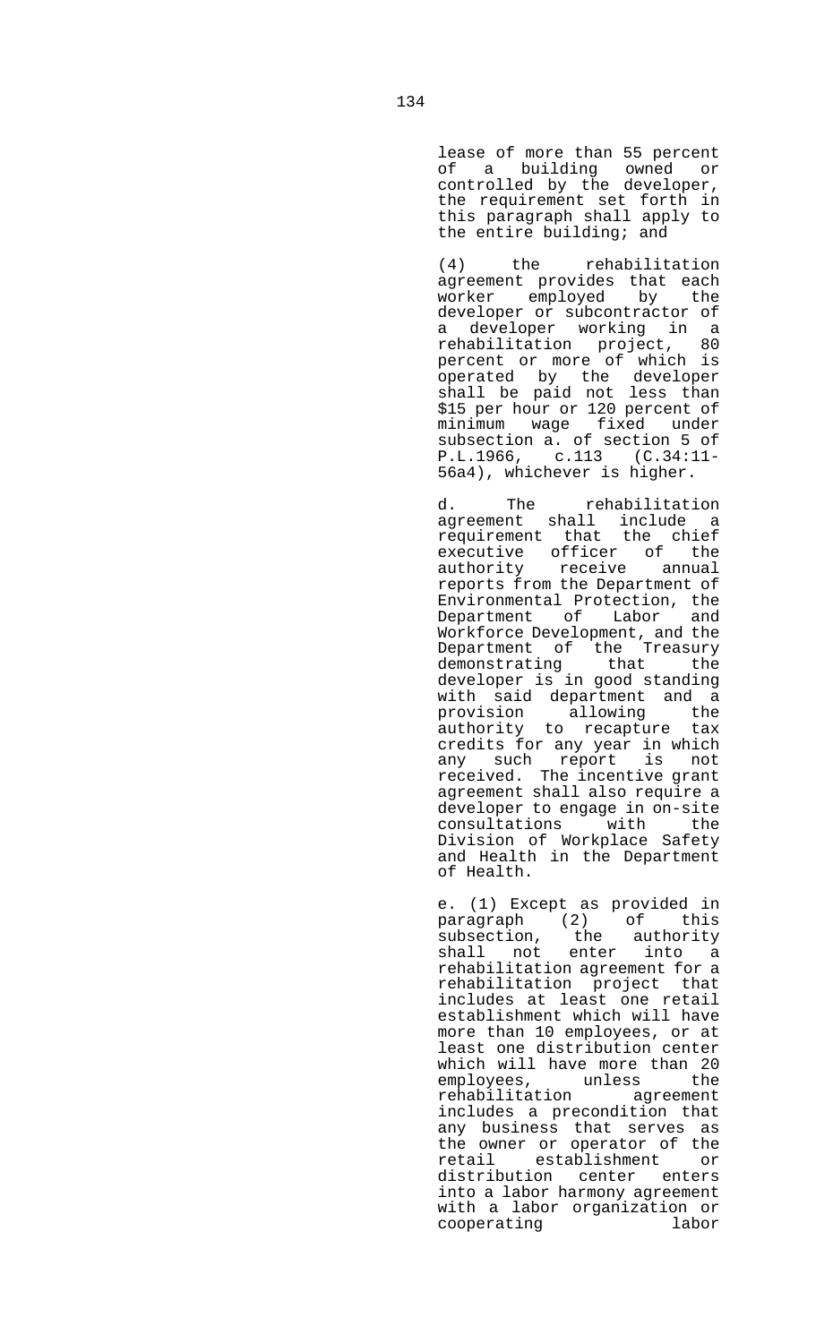lease of more than 55 percent of a building owned or controlled by the developer, the requirement set forth in this paragraph shall apply to the entire building; and

(4) the rehabilitation agreement provides that each worker employed by the developer or subcontractor of a developer working in a rehabilitation project, 80 percent or more of which is operated by the developer shall be paid not less than $15 per hour or 120 percent of minimum wage fixed under subsection a. of section 5 of P.L.1966, c.113 (C.34:11-56a4), whichever is higher.

d. The rehabilitation agreement shall include a requirement that the chief executive officer of the authority receive annual reports from the Department of Environmental Protection, the Department of Labor and Workforce Development, and the Department of the Treasury demonstrating that the developer is in good standing with said department and a provision allowing the authority to recapture tax credits for any year in which any such report is not received. The incentive grant agreement shall also require a developer to engage in on-site consultations with the Division of Workplace Safety and Health in the Department of Health.

e. (1) Except as provided in paragraph (2) of this subsection, the authority shall not enter into a rehabilitation agreement for a rehabilitation project that includes at least one retail establishment which will have more than 10 employees, or at least one distribution center which will have more than 20 employees, unless the rehabilitation agreement includes a precondition that any business that serves as the owner or operator of the retail establishment or distribution center enters into a labor harmony agreement with a labor organization or cooperating labor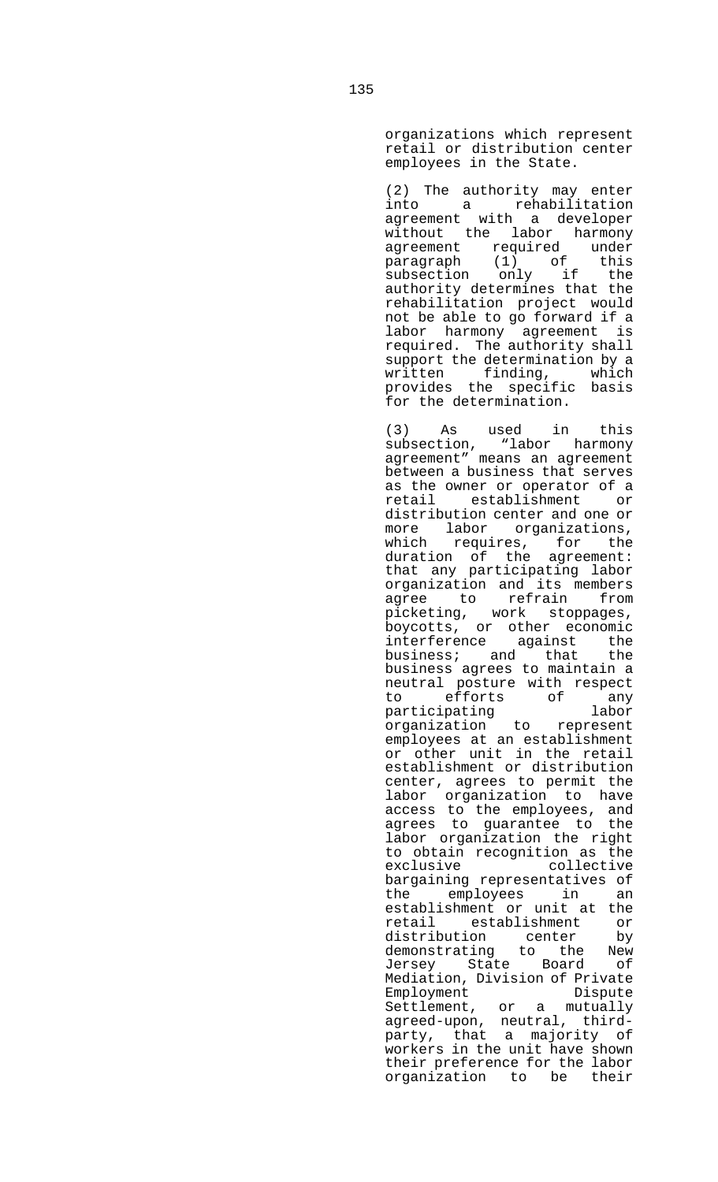organizations which represent retail or distribution center employees in the State.

(2) The authority may enter into a rehabilitation agreement with a developer without the labor harmony agreement required under paragraph (1) of this subsection only if the authority determines that the rehabilitation project would not be able to go forward if a labor harmony agreement is required. The authority shall support the determination by a written finding, which provides the specific basis for the determination.

(3) As used in this subsection, "labor harmony agreement" means an agreement between a business that serves as the owner or operator of a retail establishment or distribution center and one or more labor organizations, which requires, for the duration of the agreement: that any participating labor organization and its members agree to refrain from picketing, work stoppages, boycotts, or other economic interference against the business; and that the business agrees to maintain a neutral posture with respect to efforts of any participating labor organization to represent employees at an establishment or other unit in the retail establishment or distribution center, agrees to permit the labor organization to have access to the employees, and agrees to guarantee to the labor organization the right to obtain recognition as the exclusive collective bargaining representatives of the employees in an establishment or unit at the retail establishment or distribution center by demonstrating to the New Jersey State Board of Mediation, Division of Private Employment Dispute Settlement, or a mutually agreed-upon, neutral, third-party, that a majority of workers in the unit have shown their preference for the labor organization to be their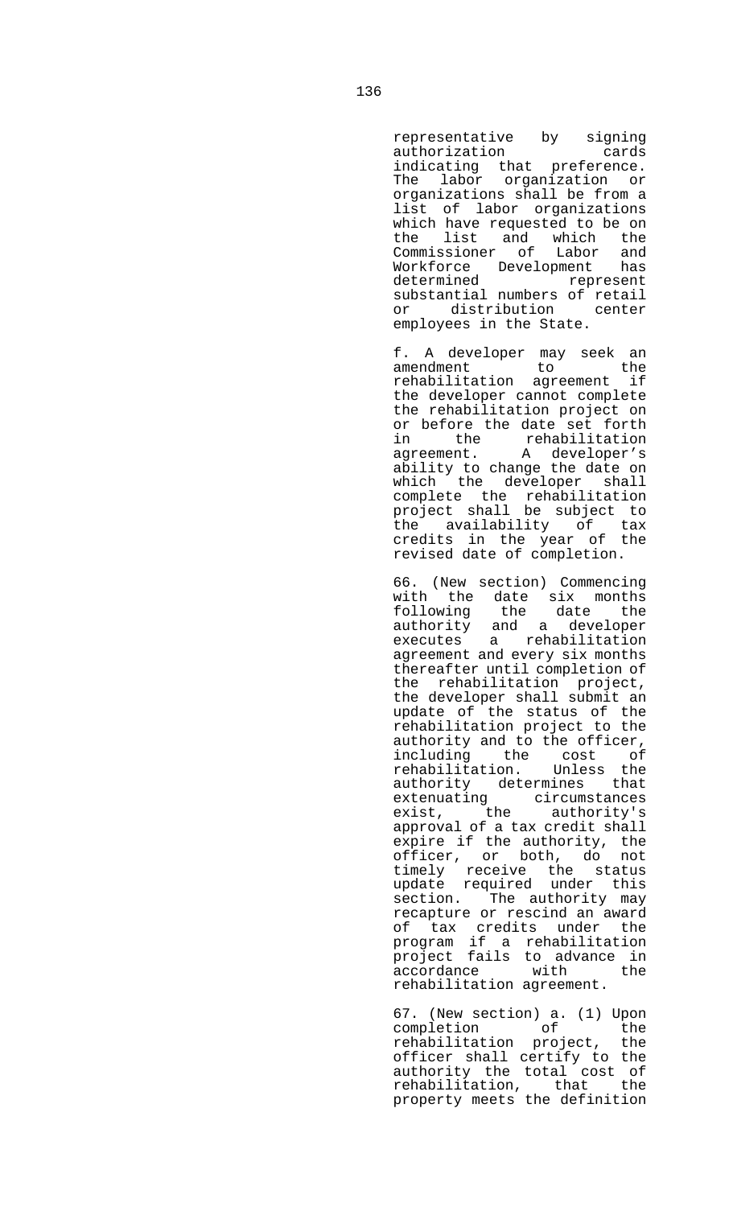representative by signing authorization cards indicating that preference. The labor organization or organizations shall be from a list of labor organizations which have requested to be on the list and which the Commissioner of Labor and Workforce Development has determined represent substantial numbers of retail or distribution center employees in the State.

f. A developer may seek an amendment to the rehabilitation agreement if the developer cannot complete the rehabilitation project on or before the date set forth in the rehabilitation agreement. A developer's ability to change the date on which the developer shall complete the rehabilitation project shall be subject to the availability of tax credits in the year of the revised date of completion.

66. (New section) Commencing with the date six months following the date the authority and a developer executes a rehabilitation agreement and every six months thereafter until completion of the rehabilitation project, the developer shall submit an update of the status of the rehabilitation project to the authority and to the officer, including the cost of rehabilitation. Unless the authority determines that extenuating circumstances exist, the authority's approval of a tax credit shall expire if the authority, the officer, or both, do not timely receive the status update required under this section. The authority may recapture or rescind an award of tax credits under the program if a rehabilitation project fails to advance in accordance with the rehabilitation agreement.

67. (New section) a. (1) Upon completion of the rehabilitation project, the officer shall certify to the authority the total cost of rehabilitation, that the property meets the definition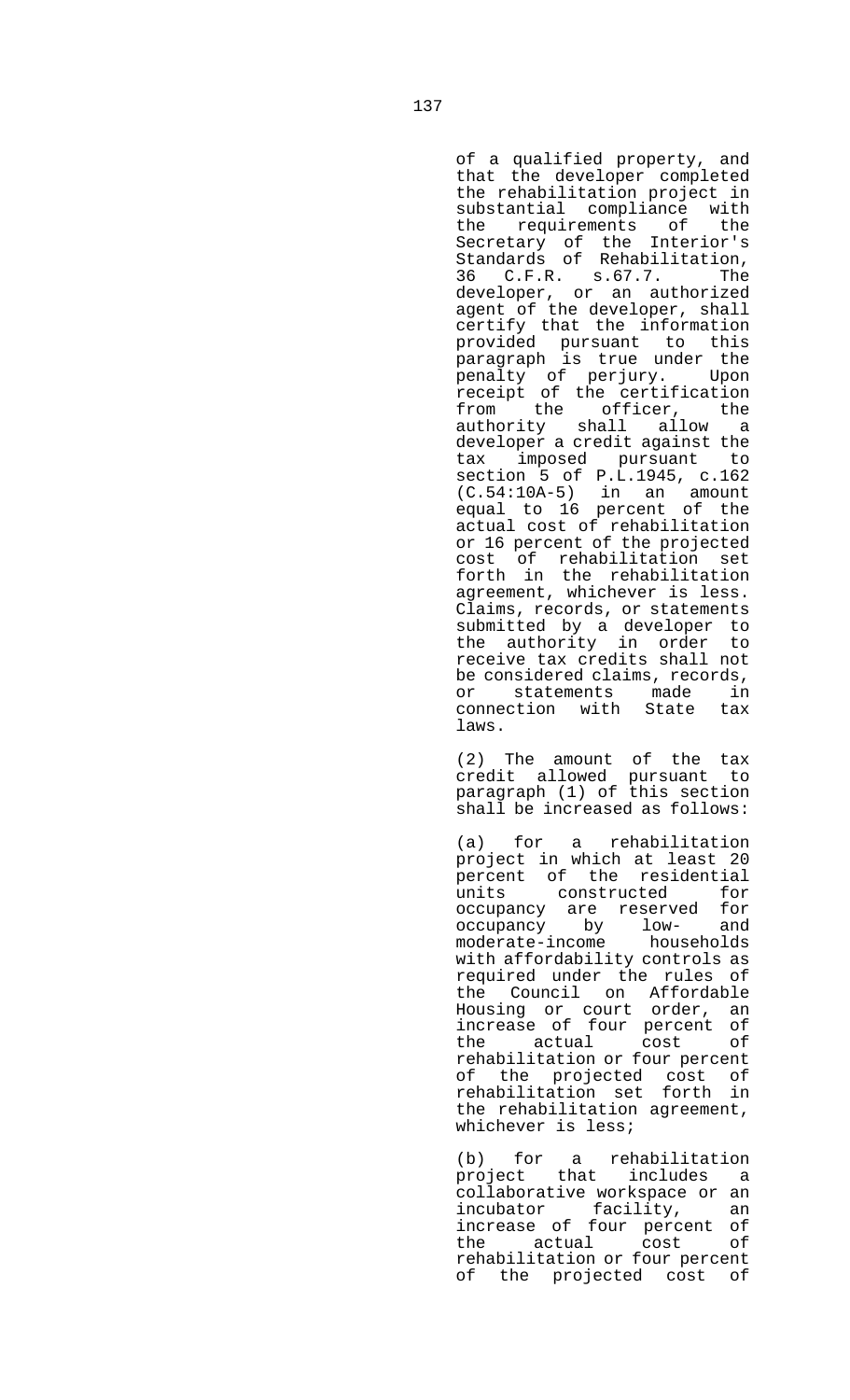of a qualified property, and that the developer completed the rehabilitation project in substantial compliance with the requirements of the Secretary of the Interior's Standards of Rehabilitation, 36 C.F.R. s.67.7. The developer, or an authorized agent of the developer, shall certify that the information provided pursuant to this paragraph is true under the penalty of perjury. Upon receipt of the certification from the officer, the authority shall allow a developer a credit against the tax imposed pursuant to section 5 of P.L.1945, c.162 (C.54:10A-5) in an amount equal to 16 percent of the actual cost of rehabilitation or 16 percent of the projected cost of rehabilitation set forth in the rehabilitation agreement, whichever is less. Claims, records, or statements submitted by a developer to the authority in order to receive tax credits shall not be considered claims, records, or statements made in connection with State tax laws.

(2) The amount of the tax credit allowed pursuant to paragraph (1) of this section shall be increased as follows:

(a) for a rehabilitation project in which at least 20 percent of the residential units constructed for occupancy are reserved for occupancy by low- and moderate-income households with affordability controls as required under the rules of the Council on Affordable Housing or court order, an increase of four percent of the actual cost of rehabilitation or four percent of the projected cost of rehabilitation set forth in the rehabilitation agreement, whichever is less;

(b) for a rehabilitation project that includes a collaborative workspace or an incubator facility, an increase of four percent of the actual cost of rehabilitation or four percent of the projected cost of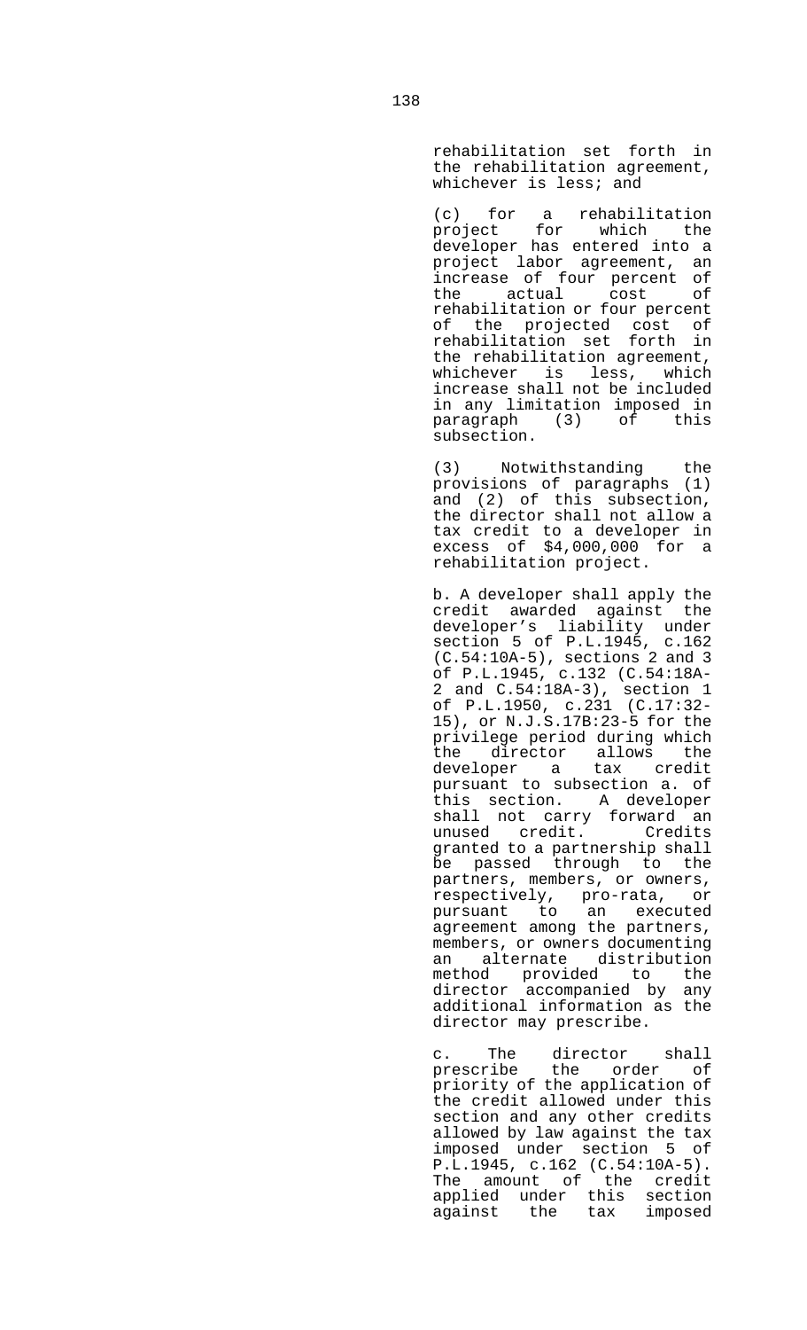rehabilitation set forth in the rehabilitation agreement, whichever is less; and

(c) for a rehabilitation project for which the developer has entered into a project labor agreement, an increase of four percent of the actual cost of rehabilitation or four percent of the projected cost of rehabilitation set forth in the rehabilitation agreement, whichever is less, which increase shall not be included in any limitation imposed in paragraph (3) of this subsection.

(3) Notwithstanding the provisions of paragraphs (1) and (2) of this subsection, the director shall not allow a tax credit to a developer in excess of $4,000,000 for a rehabilitation project.

b. A developer shall apply the credit awarded against the developer's liability under section 5 of P.L.1945, c.162 (C.54:10A-5), sections 2 and 3 of P.L.1945, c.132 (C.54:18A-2 and C.54:18A-3), section 1 of P.L.1950, c.231 (C.17:32-15), or N.J.S.17B:23-5 for the privilege period during which the director allows the developer a tax credit pursuant to subsection a. of this section. A developer shall not carry forward an unused credit. Credits granted to a partnership shall be passed through to the partners, members, or owners, respectively, pro-rata, or pursuant to an executed agreement among the partners, members, or owners documenting an alternate distribution method provided to the director accompanied by any additional information as the director may prescribe.

c. The director shall prescribe the order of priority of the application of the credit allowed under this section and any other credits allowed by law against the tax imposed under section 5 of P.L.1945, c.162 (C.54:10A-5). The amount of the credit applied under this section against the tax imposed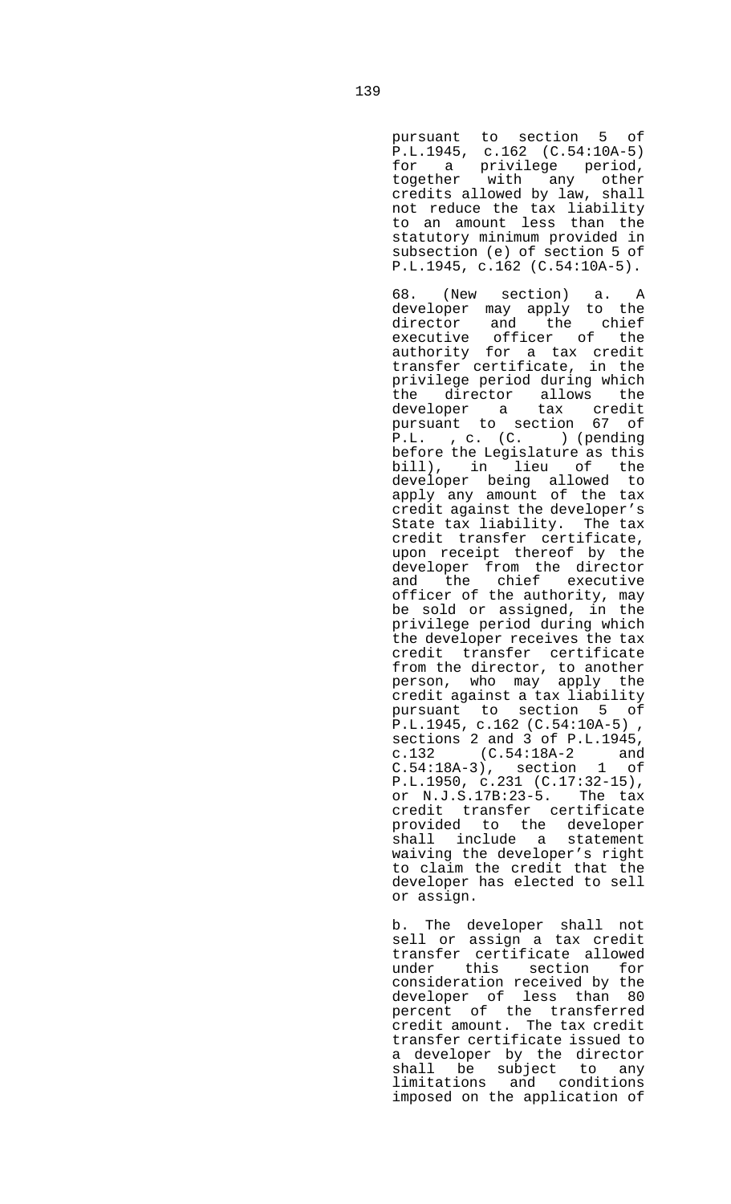pursuant to section 5 of P.L.1945, c.162 (C.54:10A-5) for a privilege period, together with any other credits allowed by law, shall not reduce the tax liability to an amount less than the statutory minimum provided in subsection (e) of section 5 of P.L.1945, c.162 (C.54:10A-5).

68. (New section) a. A developer may apply to the director and the chief executive officer of the authority for a tax credit transfer certificate, in the privilege period during which the director allows the developer a tax credit pursuant to section 67 of P.L. , c. (C. ) (pending before the Legislature as this bill), in lieu of the developer being allowed to apply any amount of the tax credit against the developer's State tax liability. The tax credit transfer certificate, upon receipt thereof by the developer from the director and the chief executive officer of the authority, may be sold or assigned, in the privilege period during which the developer receives the tax credit transfer certificate from the director, to another person, who may apply the credit against a tax liability pursuant to section 5 of P.L.1945, c.162 (C.54:10A-5) , sections 2 and 3 of P.L.1945, c.132 (C.54:18A-2 and C.54:18A-3), section 1 of P.L.1950, c.231 (C.17:32-15), or N.J.S.17B:23-5. The tax credit transfer certificate provided to the developer shall include a statement waiving the developer's right to claim the credit that the developer has elected to sell or assign.

b. The developer shall not sell or assign a tax credit transfer certificate allowed under this section for consideration received by the developer of less than 80 percent of the transferred credit amount. The tax credit transfer certificate issued to a developer by the director shall be subject to any limitations and conditions imposed on the application of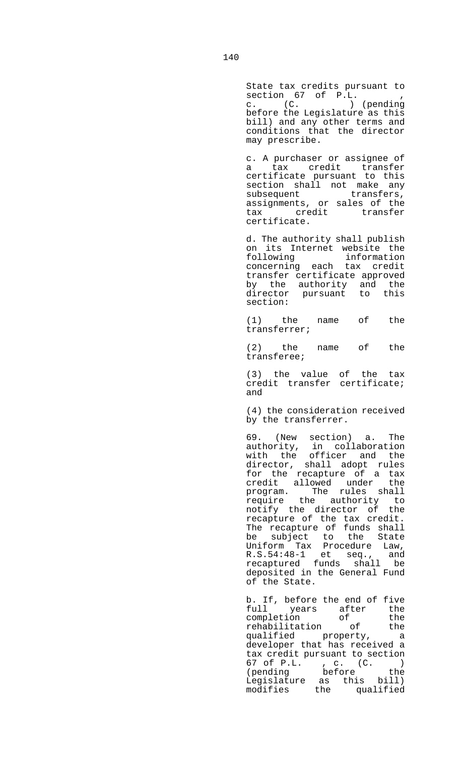State tax credits pursuant to section 67 of P.L. , c. (C. ) (pending before the Legislature as this bill) and any other terms and conditions that the director may prescribe.

c. A purchaser or assignee of a tax credit transfer certificate pursuant to this section shall not make any subsequent transfers, assignments, or sales of the tax credit transfer certificate.

d. The authority shall publish on its Internet website the following information concerning each tax credit transfer certificate approved by the authority and the director pursuant to this section:

(1) the name of the transferrer;

(2) the name of the transferee;

(3) the value of the tax credit transfer certificate; and

(4) the consideration received by the transferrer.

69. (New section) a. The authority, in collaboration with the officer and the director, shall adopt rules for the recapture of a tax credit allowed under the program. The rules shall require the authority to notify the director of the recapture of the tax credit. The recapture of funds shall be subject to the State Uniform Tax Procedure Law, R.S.54:48-1 et seq., and recaptured funds shall be deposited in the General Fund of the State.

b. If, before the end of five full years after completion of the rehabilitation of the qualified property, a developer that has received a tax credit pursuant to section 67 of P.L. , c. (C. ) (pending before the Legislature as this bill) modifies the qualified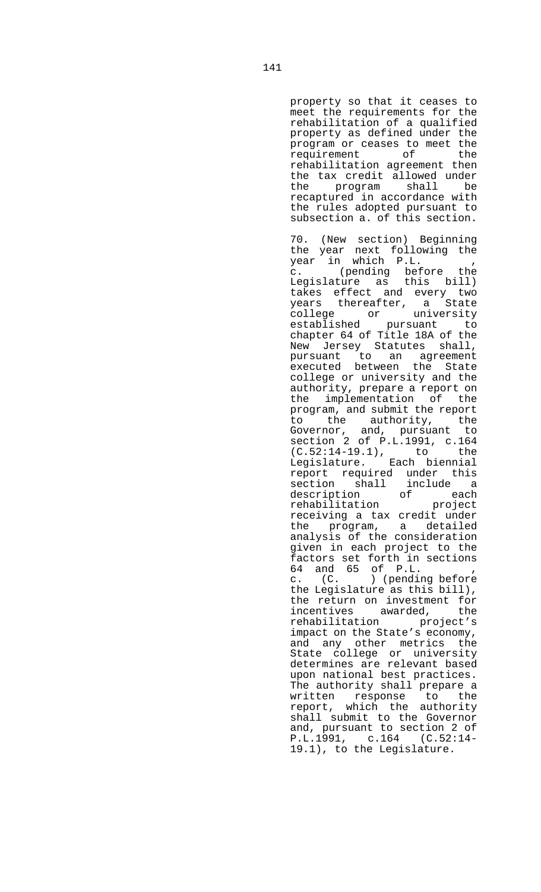property so that it ceases to meet the requirements for the rehabilitation of a qualified property as defined under the program or ceases to meet the requirement of the rehabilitation agreement then the tax credit allowed under the program shall be recaptured in accordance with the rules adopted pursuant to subsection a. of this section.

70. (New section) Beginning the year next following the year in which P.L. , c. (pending before the Legislature as this bill) takes effect and every two years thereafter, a State college or university established pursuant to chapter 64 of Title 18A of the New Jersey Statutes shall, pursuant to an agreement executed between the State college or university and the authority, prepare a report on the implementation of the program, and submit the report to the authority, the Governor, and, pursuant to section 2 of P.L.1991, c.164 (C.52:14-19.1), to the Legislature. Each biennial report required under this section shall include a description of each rehabilitation project receiving a tax credit under the program, a detailed analysis of the consideration given in each project to the factors set forth in sections 64 and 65 of P.L. , c. (C. ) (pending before the Legislature as this bill), the return on investment for incentives awarded, the rehabilitation project's impact on the State's economy, and any other metrics the State college or university determines are relevant based upon national best practices. The authority shall prepare a written response to the report, which the authority shall submit to the Governor and, pursuant to section 2 of P.L.1991, c.164 (C.52:14-19.1), to the Legislature.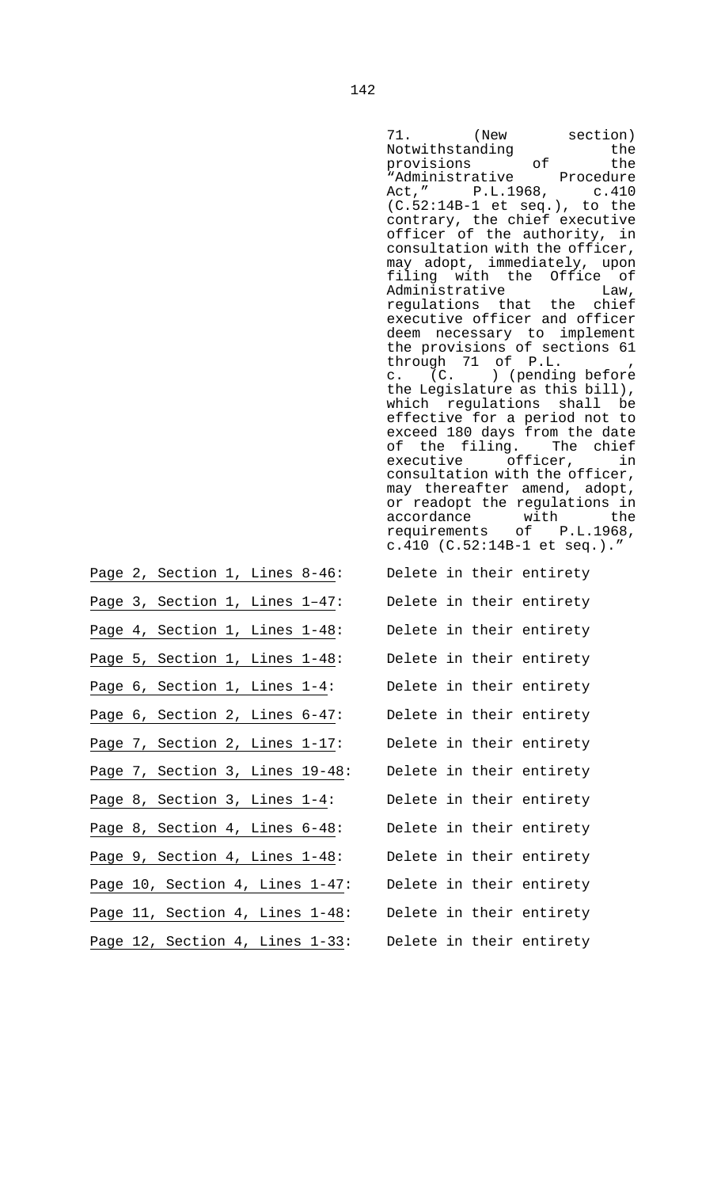71. (New section) Notwithstanding the provisions of the "Administrative Procedure Act," P.L.1968, c.410 (C.52:14B-1 et seq.), to the contrary, the chief executive officer of the authority, in consultation with the officer, may adopt, immediately, upon filing with the Office of Administrative Law, regulations that the chief executive officer and officer deem necessary to implement the provisions of sections 61 through 71 of P.L. , c. (C. ) (pending before the Legislature as this bill), which regulations shall be effective for a period not to exceed 180 days from the date of the filing. The chief executive officer, in consultation with the officer, may thereafter amend, adopt, or readopt the regulations in accordance with the requirements of P.L.1968, c.410 (C.52:14B-1 et seq.)."

| | |
|---|---|
| Page 2, Section 1, Lines 8-46: | Delete in their entirety |
| Page 3, Section 1, Lines 1–47: | Delete in their entirety |
| Page 4, Section 1, Lines 1-48: | Delete in their entirety |
| Page 5, Section 1, Lines 1-48: | Delete in their entirety |
| Page 6, Section 1, Lines 1-4: | Delete in their entirety |
| Page 6, Section 2, Lines 6-47: | Delete in their entirety |
| Page 7, Section 2, Lines 1-17: | Delete in their entirety |
| Page 7, Section 3, Lines 19-48: | Delete in their entirety |
| Page 8, Section 3, Lines 1-4: | Delete in their entirety |
| Page 8, Section 4, Lines 6-48: | Delete in their entirety |
| Page 9, Section 4, Lines 1-48: | Delete in their entirety |
| Page 10, Section 4, Lines 1-47: | Delete in their entirety |
| Page 11, Section 4, Lines 1-48: | Delete in their entirety |
| Page 12, Section 4, Lines 1-33: | Delete in their entirety |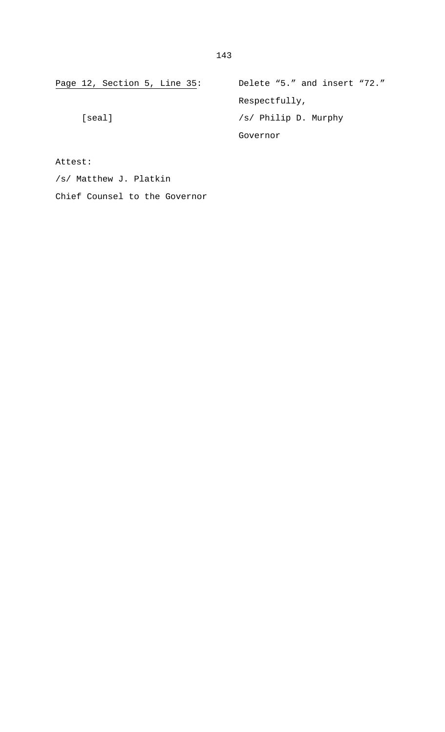Page 12, Section 5, Line 35: Delete “5.” and insert “72.”

Respectfully,

[seal]

/s/ Philip D. Murphy

Governor

Attest:

/s/ Matthew J. Platkin

Chief Counsel to the Governor